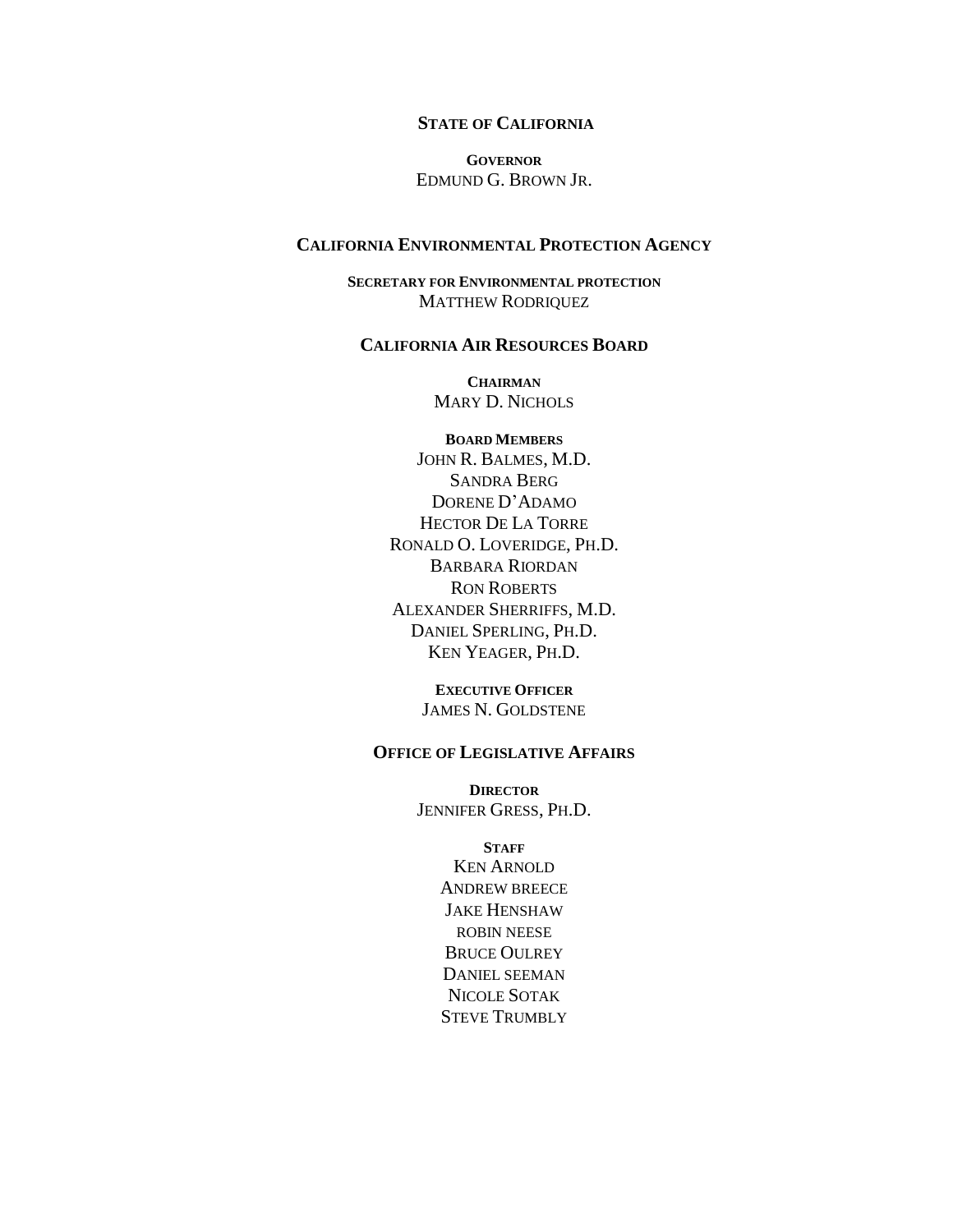**STATE OF CALIFORNIA**

**GOVERNOR**
EDMUND G. BROWN JR.

**CALIFORNIA ENVIRONMENTAL PROTECTION AGENCY**

**SECRETARY FOR ENVIRONMENTAL PROTECTION**
MATTHEW RODRIQUEZ

**CALIFORNIA AIR RESOURCES BOARD**

**CHAIRMAN**
MARY D. NICHOLS

**BOARD MEMBERS**
JOHN R. BALMES, M.D.
SANDRA BERG
DORENE D'ADAMO
HECTOR DE LA TORRE
RONALD O. LOVERIDGE, PH.D.
BARBARA RIORDAN
RON ROBERTS
ALEXANDER SHERRIFFS, M.D.
DANIEL SPERLING, PH.D.
KEN YEAGER, PH.D.

**EXECUTIVE OFFICER**
JAMES N. GOLDSTENE

**OFFICE OF LEGISLATIVE AFFAIRS**

**DIRECTOR**
JENNIFER GRESS, PH.D.

**STAFF**
KEN ARNOLD
ANDREW BREECE
JAKE HENSHAW
ROBIN NEESE
BRUCE OULREY
DANIEL SEEMAN
NICOLE SOTAK
STEVE TRUMBLY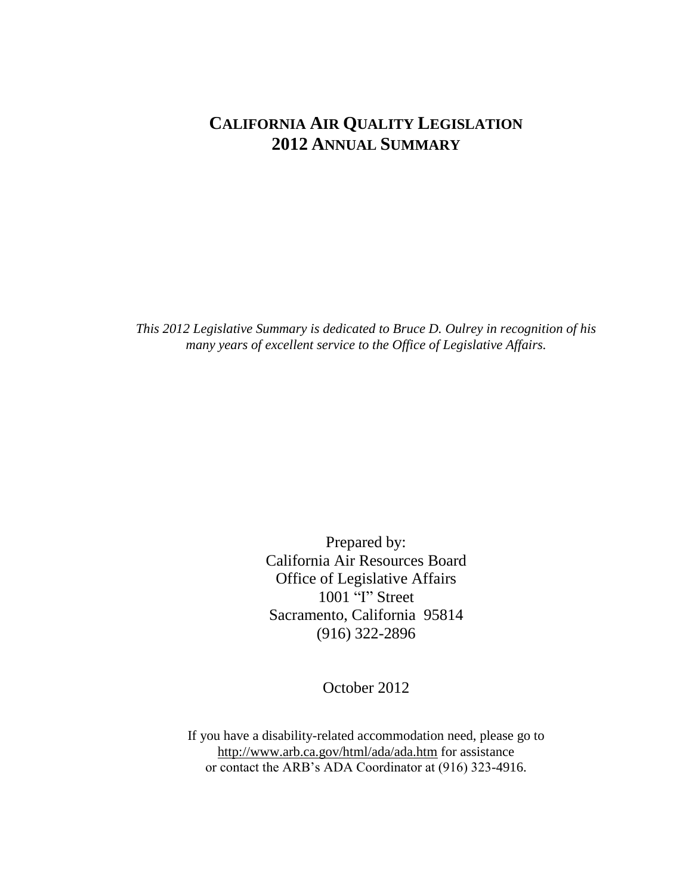# CALIFORNIA AIR QUALITY LEGISLATION
# 2012 ANNUAL SUMMARY

*This 2012 Legislative Summary is dedicated to Bruce D. Oulrey in recognition of his many years of excellent service to the Office of Legislative Affairs.*

Prepared by:
California Air Resources Board
Office of Legislative Affairs
1001 "I" Street
Sacramento, California 95814
(916) 322-2896

October 2012

If you have a disability-related accommodation need, please go to http://www.arb.ca.gov/html/ada/ada.htm for assistance or contact the ARB's ADA Coordinator at (916) 323-4916.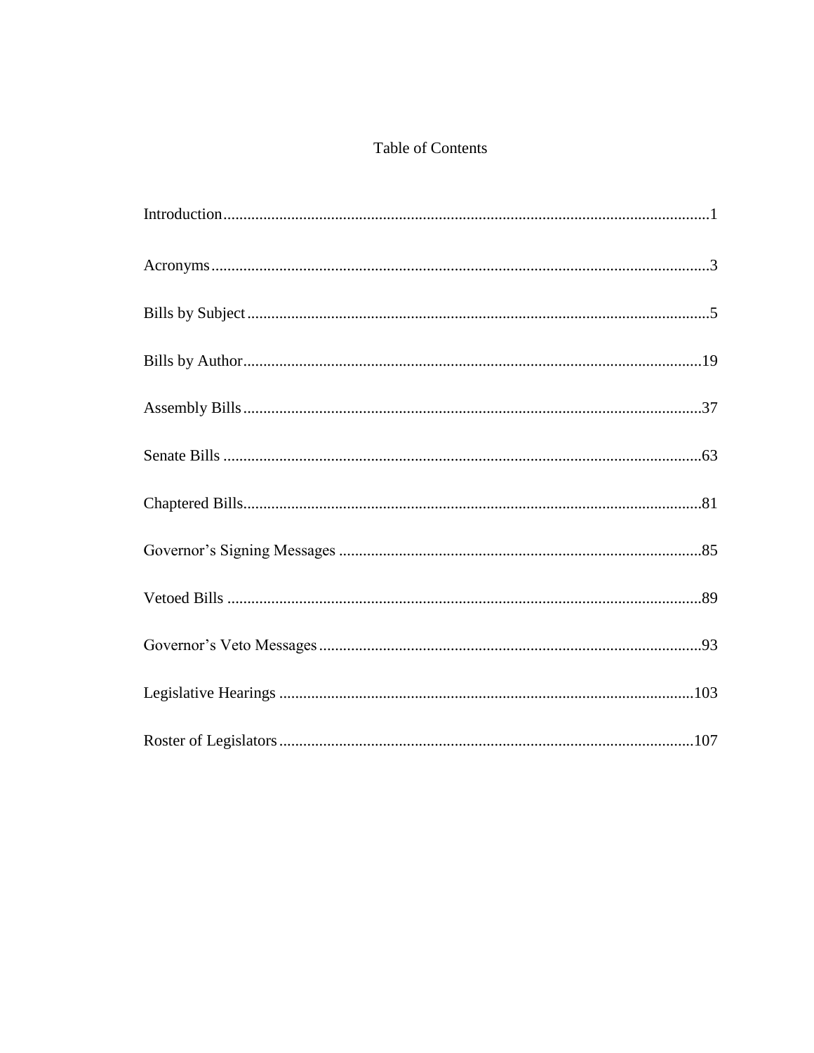# Table of Contents

| | |
|---|---|
| Introduction | 1 |
| Acronyms | 3 |
| Bills by Subject | 5 |
| Bills by Author | 19 |
| Assembly Bills | 37 |
| Senate Bills | 63 |
| Chaptered Bills | 81 |
| Governor's Signing Messages | 85 |
| Vetoed Bills | 89 |
| Governor's Veto Messages | 93 |
| Legislative Hearings | 103 |
| Roster of Legislators | 107 |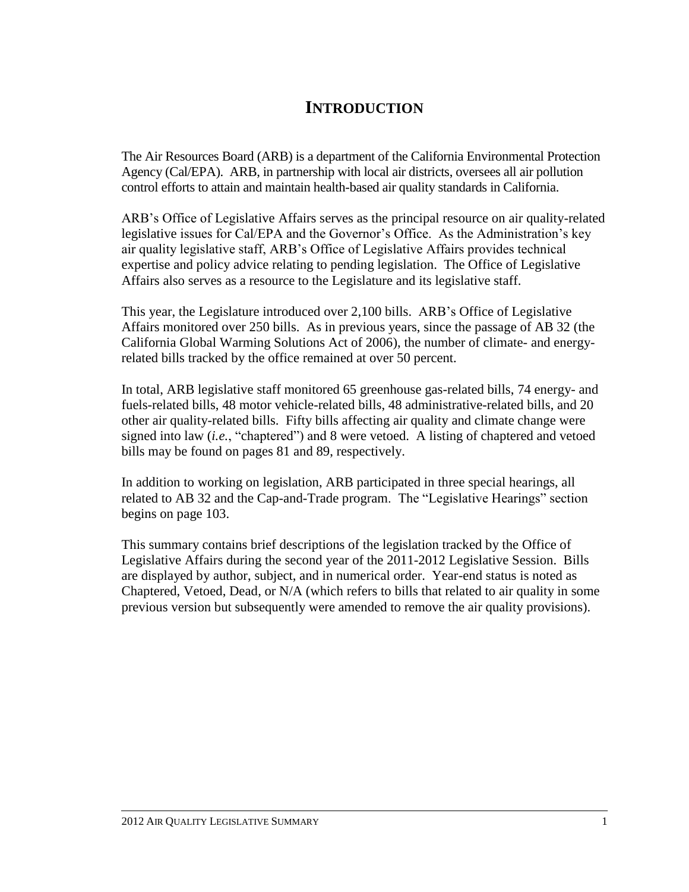# INTRODUCTION

The Air Resources Board (ARB) is a department of the California Environmental Protection Agency (Cal/EPA). ARB, in partnership with local air districts, oversees all air pollution control efforts to attain and maintain health-based air quality standards in California.

ARB's Office of Legislative Affairs serves as the principal resource on air quality-related legislative issues for Cal/EPA and the Governor's Office. As the Administration's key air quality legislative staff, ARB's Office of Legislative Affairs provides technical expertise and policy advice relating to pending legislation. The Office of Legislative Affairs also serves as a resource to the Legislature and its legislative staff.

This year, the Legislature introduced over 2,100 bills. ARB's Office of Legislative Affairs monitored over 250 bills. As in previous years, since the passage of AB 32 (the California Global Warming Solutions Act of 2006), the number of climate- and energy-related bills tracked by the office remained at over 50 percent.

In total, ARB legislative staff monitored 65 greenhouse gas-related bills, 74 energy- and fuels-related bills, 48 motor vehicle-related bills, 48 administrative-related bills, and 20 other air quality-related bills. Fifty bills affecting air quality and climate change were signed into law (*i.e.*, "chaptered") and 8 were vetoed. A listing of chaptered and vetoed bills may be found on pages 81 and 89, respectively.

In addition to working on legislation, ARB participated in three special hearings, all related to AB 32 and the Cap-and-Trade program. The "Legislative Hearings" section begins on page 103.

This summary contains brief descriptions of the legislation tracked by the Office of Legislative Affairs during the second year of the 2011-2012 Legislative Session. Bills are displayed by author, subject, and in numerical order. Year-end status is noted as Chaptered, Vetoed, Dead, or N/A (which refers to bills that related to air quality in some previous version but subsequently were amended to remove the air quality provisions).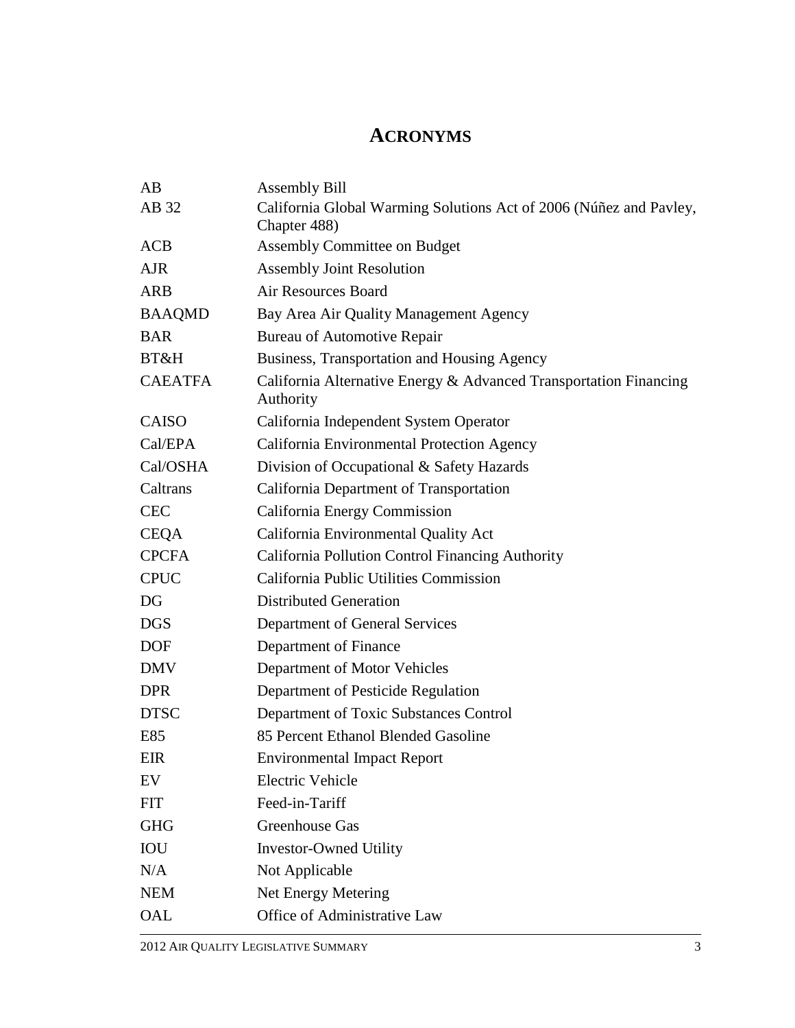# ACRONYMS

| | |
|---|---|
| AB | Assembly Bill |
| AB 32 | California Global Warming Solutions Act of 2006 (Núñez and Pavley, Chapter 488) |
| ACB | Assembly Committee on Budget |
| AJR | Assembly Joint Resolution |
| ARB | Air Resources Board |
| BAAQMD | Bay Area Air Quality Management Agency |
| BAR | Bureau of Automotive Repair |
| BT&H | Business, Transportation and Housing Agency |
| CAEATFA | California Alternative Energy & Advanced Transportation Financing Authority |
| CAISO | California Independent System Operator |
| Cal/EPA | California Environmental Protection Agency |
| Cal/OSHA | Division of Occupational & Safety Hazards |
| Caltrans | California Department of Transportation |
| CEC | California Energy Commission |
| CEQA | California Environmental Quality Act |
| CPCFA | California Pollution Control Financing Authority |
| CPUC | California Public Utilities Commission |
| DG | Distributed Generation |
| DGS | Department of General Services |
| DOF | Department of Finance |
| DMV | Department of Motor Vehicles |
| DPR | Department of Pesticide Regulation |
| DTSC | Department of Toxic Substances Control |
| E85 | 85 Percent Ethanol Blended Gasoline |
| EIR | Environmental Impact Report |
| EV | Electric Vehicle |
| FIT | Feed-in-Tariff |
| GHG | Greenhouse Gas |
| IOU | Investor-Owned Utility |
| N/A | Not Applicable |
| NEM | Net Energy Metering |
| OAL | Office of Administrative Law |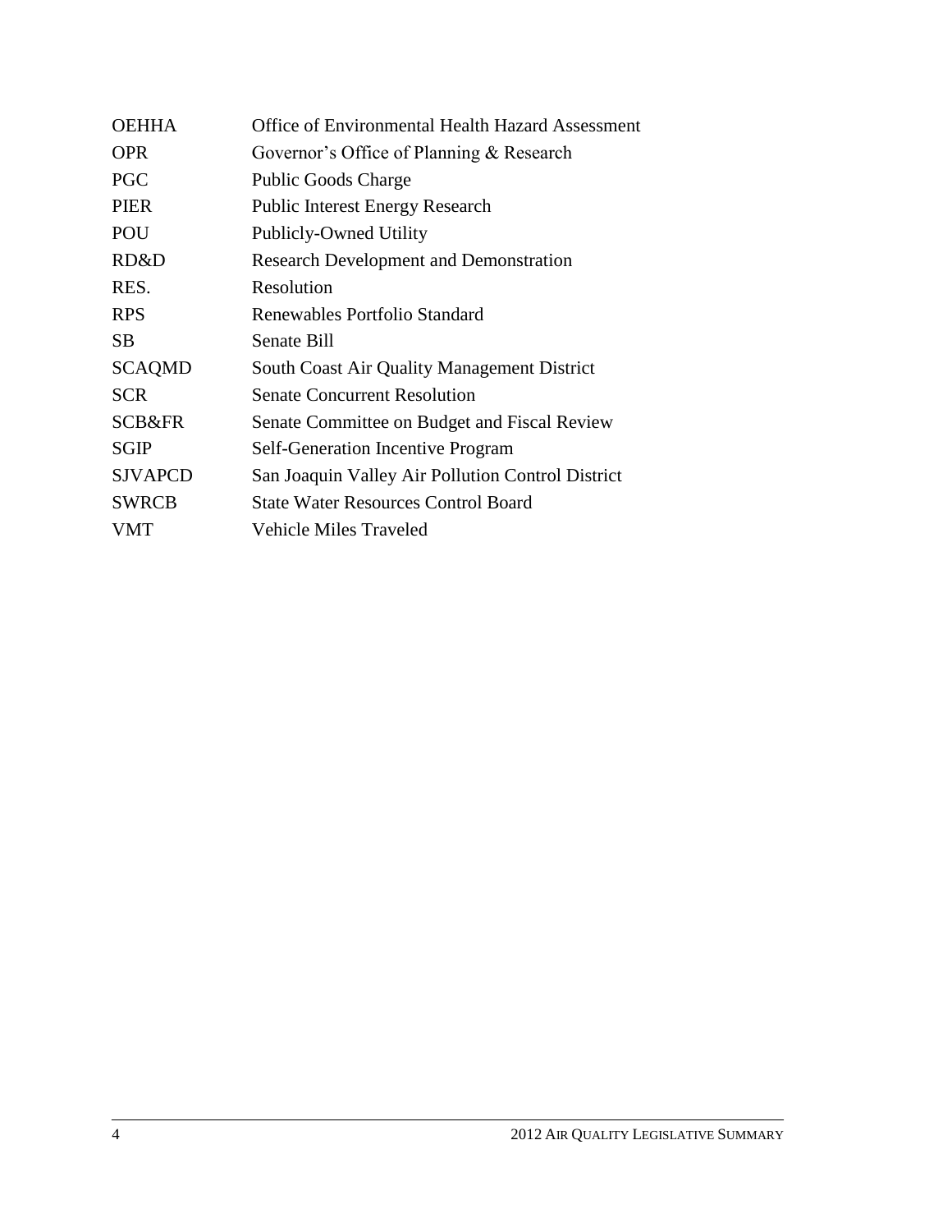| | |
|---|---|
| OEHHA | Office of Environmental Health Hazard Assessment |
| OPR | Governor's Office of Planning & Research |
| PGC | Public Goods Charge |
| PIER | Public Interest Energy Research |
| POU | Publicly-Owned Utility |
| RD&D | Research Development and Demonstration |
| RES. | Resolution |
| RPS | Renewables Portfolio Standard |
| SB | Senate Bill |
| SCAQMD | South Coast Air Quality Management District |
| SCR | Senate Concurrent Resolution |
| SCB&FR | Senate Committee on Budget and Fiscal Review |
| SGIP | Self-Generation Incentive Program |
| SJVAPCD | San Joaquin Valley Air Pollution Control District |
| SWRCB | State Water Resources Control Board |
| VMT | Vehicle Miles Traveled |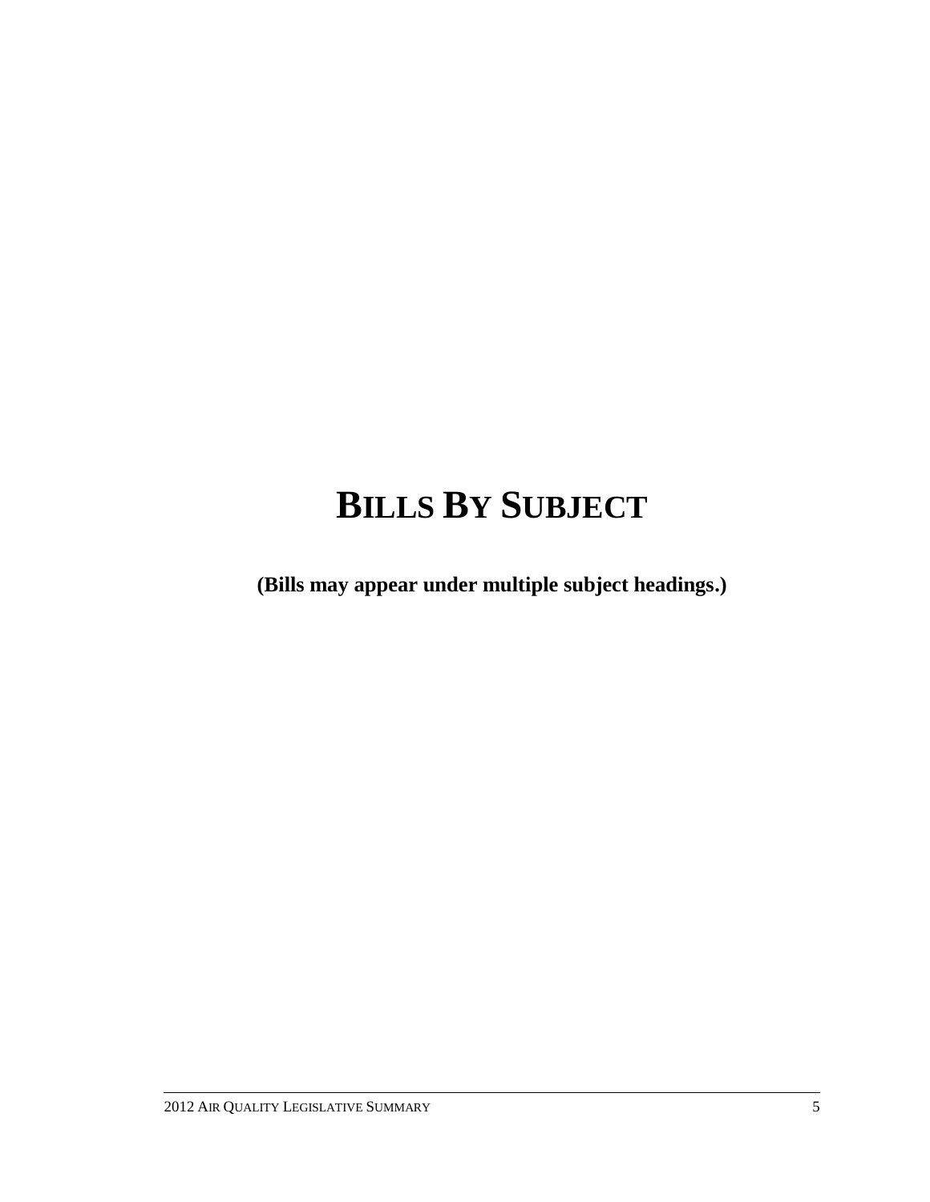# BILLS BY SUBJECT

**(Bills may appear under multiple subject headings.)**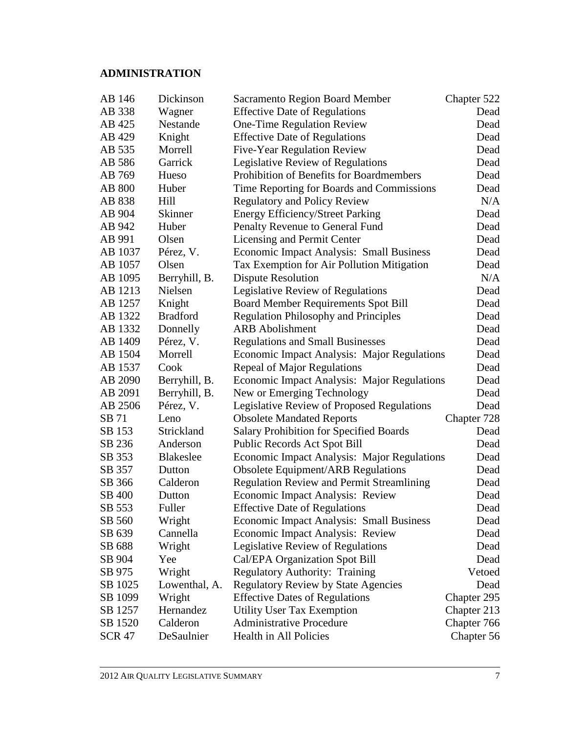## ADMINISTRATION

| | | | |
|---|---|---|---|
| AB 146 | Dickinson | Sacramento Region Board Member | Chapter 522 |
| AB 338 | Wagner | Effective Date of Regulations | Dead |
| AB 425 | Nestande | One-Time Regulation Review | Dead |
| AB 429 | Knight | Effective Date of Regulations | Dead |
| AB 535 | Morrell | Five-Year Regulation Review | Dead |
| AB 586 | Garrick | Legislative Review of Regulations | Dead |
| AB 769 | Hueso | Prohibition of Benefits for Boardmembers | Dead |
| AB 800 | Huber | Time Reporting for Boards and Commissions | Dead |
| AB 838 | Hill | Regulatory and Policy Review | N/A |
| AB 904 | Skinner | Energy Efficiency/Street Parking | Dead |
| AB 942 | Huber | Penalty Revenue to General Fund | Dead |
| AB 991 | Olsen | Licensing and Permit Center | Dead |
| AB 1037 | Pérez, V. | Economic Impact Analysis: Small Business | Dead |
| AB 1057 | Olsen | Tax Exemption for Air Pollution Mitigation | Dead |
| AB 1095 | Berryhill, B. | Dispute Resolution | N/A |
| AB 1213 | Nielsen | Legislative Review of Regulations | Dead |
| AB 1257 | Knight | Board Member Requirements Spot Bill | Dead |
| AB 1322 | Bradford | Regulation Philosophy and Principles | Dead |
| AB 1332 | Donnelly | ARB Abolishment | Dead |
| AB 1409 | Pérez, V. | Regulations and Small Businesses | Dead |
| AB 1504 | Morrell | Economic Impact Analysis: Major Regulations | Dead |
| AB 1537 | Cook | Repeal of Major Regulations | Dead |
| AB 2090 | Berryhill, B. | Economic Impact Analysis: Major Regulations | Dead |
| AB 2091 | Berryhill, B. | New or Emerging Technology | Dead |
| AB 2506 | Pérez, V. | Legislative Review of Proposed Regulations | Dead |
| SB 71 | Leno | Obsolete Mandated Reports | Chapter 728 |
| SB 153 | Strickland | Salary Prohibition for Specified Boards | Dead |
| SB 236 | Anderson | Public Records Act Spot Bill | Dead |
| SB 353 | Blakeslee | Economic Impact Analysis: Major Regulations | Dead |
| SB 357 | Dutton | Obsolete Equipment/ARB Regulations | Dead |
| SB 366 | Calderon | Regulation Review and Permit Streamlining | Dead |
| SB 400 | Dutton | Economic Impact Analysis: Review | Dead |
| SB 553 | Fuller | Effective Date of Regulations | Dead |
| SB 560 | Wright | Economic Impact Analysis: Small Business | Dead |
| SB 639 | Cannella | Economic Impact Analysis: Review | Dead |
| SB 688 | Wright | Legislative Review of Regulations | Dead |
| SB 904 | Yee | Cal/EPA Organization Spot Bill | Dead |
| SB 975 | Wright | Regulatory Authority: Training | Vetoed |
| SB 1025 | Lowenthal, A. | Regulatory Review by State Agencies | Dead |
| SB 1099 | Wright | Effective Dates of Regulations | Chapter 295 |
| SB 1257 | Hernandez | Utility User Tax Exemption | Chapter 213 |
| SB 1520 | Calderon | Administrative Procedure | Chapter 766 |
| SCR 47 | DeSaulnier | Health in All Policies | Chapter 56 |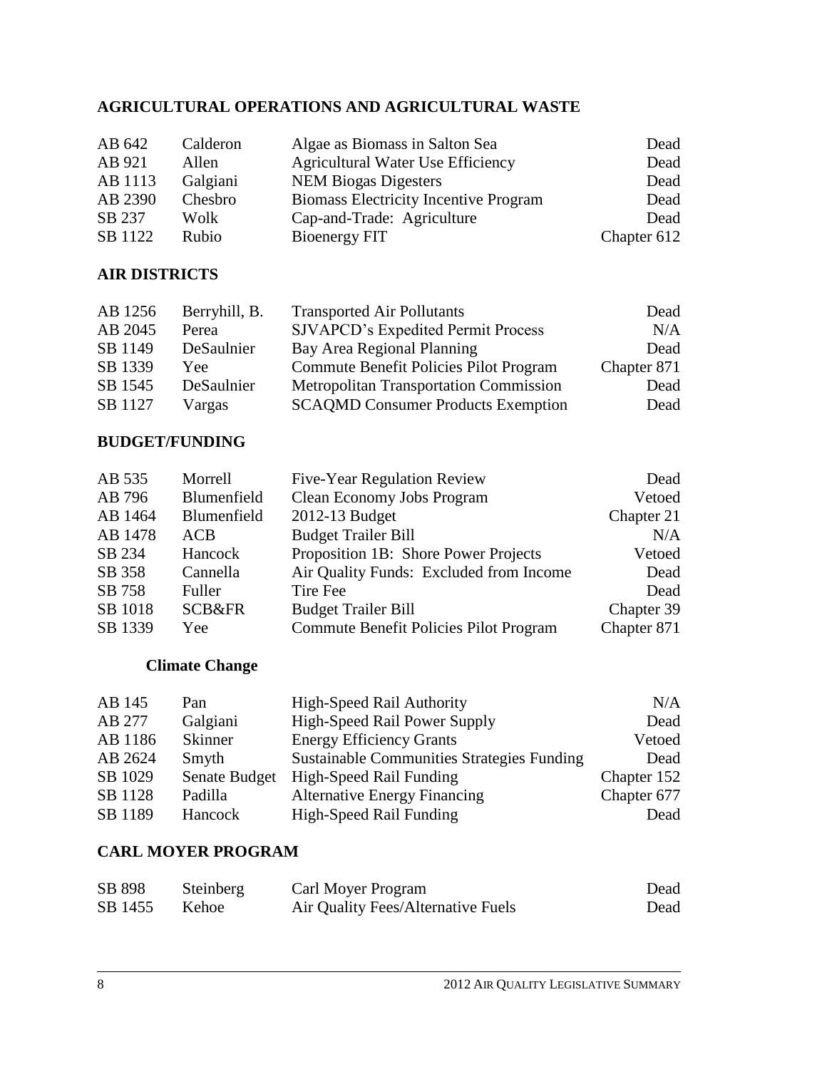## AGRICULTURAL OPERATIONS AND AGRICULTURAL WASTE

| | | | |
|---|---|---|---|
| AB 642 | Calderon | Algae as Biomass in Salton Sea | Dead |
| AB 921 | Allen | Agricultural Water Use Efficiency | Dead |
| AB 1113 | Galgiani | NEM Biogas Digesters | Dead |
| AB 2390 | Chesbro | Biomass Electricity Incentive Program | Dead |
| SB 237 | Wolk | Cap-and-Trade: Agriculture | Dead |
| SB 1122 | Rubio | Bioenergy FIT | Chapter 612 |

## AIR DISTRICTS

| | | | |
|---|---|---|---|
| AB 1256 | Berryhill, B. | Transported Air Pollutants | Dead |
| AB 2045 | Perea | SJVAPCD's Expedited Permit Process | N/A |
| SB 1149 | DeSaulnier | Bay Area Regional Planning | Dead |
| SB 1339 | Yee | Commute Benefit Policies Pilot Program | Chapter 871 |
| SB 1545 | DeSaulnier | Metropolitan Transportation Commission | Dead |
| SB 1127 | Vargas | SCAQMD Consumer Products Exemption | Dead |

## BUDGET/FUNDING

| | | | |
|---|---|---|---|
| AB 535 | Morrell | Five-Year Regulation Review | Dead |
| AB 796 | Blumenfield | Clean Economy Jobs Program | Vetoed |
| AB 1464 | Blumenfield | 2012-13 Budget | Chapter 21 |
| AB 1478 | ACB | Budget Trailer Bill | N/A |
| SB 234 | Hancock | Proposition 1B: Shore Power Projects | Vetoed |
| SB 358 | Cannella | Air Quality Funds: Excluded from Income | Dead |
| SB 758 | Fuller | Tire Fee | Dead |
| SB 1018 | SCB&FR | Budget Trailer Bill | Chapter 39 |
| SB 1339 | Yee | Commute Benefit Policies Pilot Program | Chapter 871 |

### Climate Change

| | | | |
|---|---|---|---|
| AB 145 | Pan | High-Speed Rail Authority | N/A |
| AB 277 | Galgiani | High-Speed Rail Power Supply | Dead |
| AB 1186 | Skinner | Energy Efficiency Grants | Vetoed |
| AB 2624 | Smyth | Sustainable Communities Strategies Funding | Dead |
| SB 1029 | Senate Budget | High-Speed Rail Funding | Chapter 152 |
| SB 1128 | Padilla | Alternative Energy Financing | Chapter 677 |
| SB 1189 | Hancock | High-Speed Rail Funding | Dead |

## CARL MOYER PROGRAM

| | | | |
|---|---|---|---|
| SB 898 | Steinberg | Carl Moyer Program | Dead |
| SB 1455 | Kehoe | Air Quality Fees/Alternative Fuels | Dead |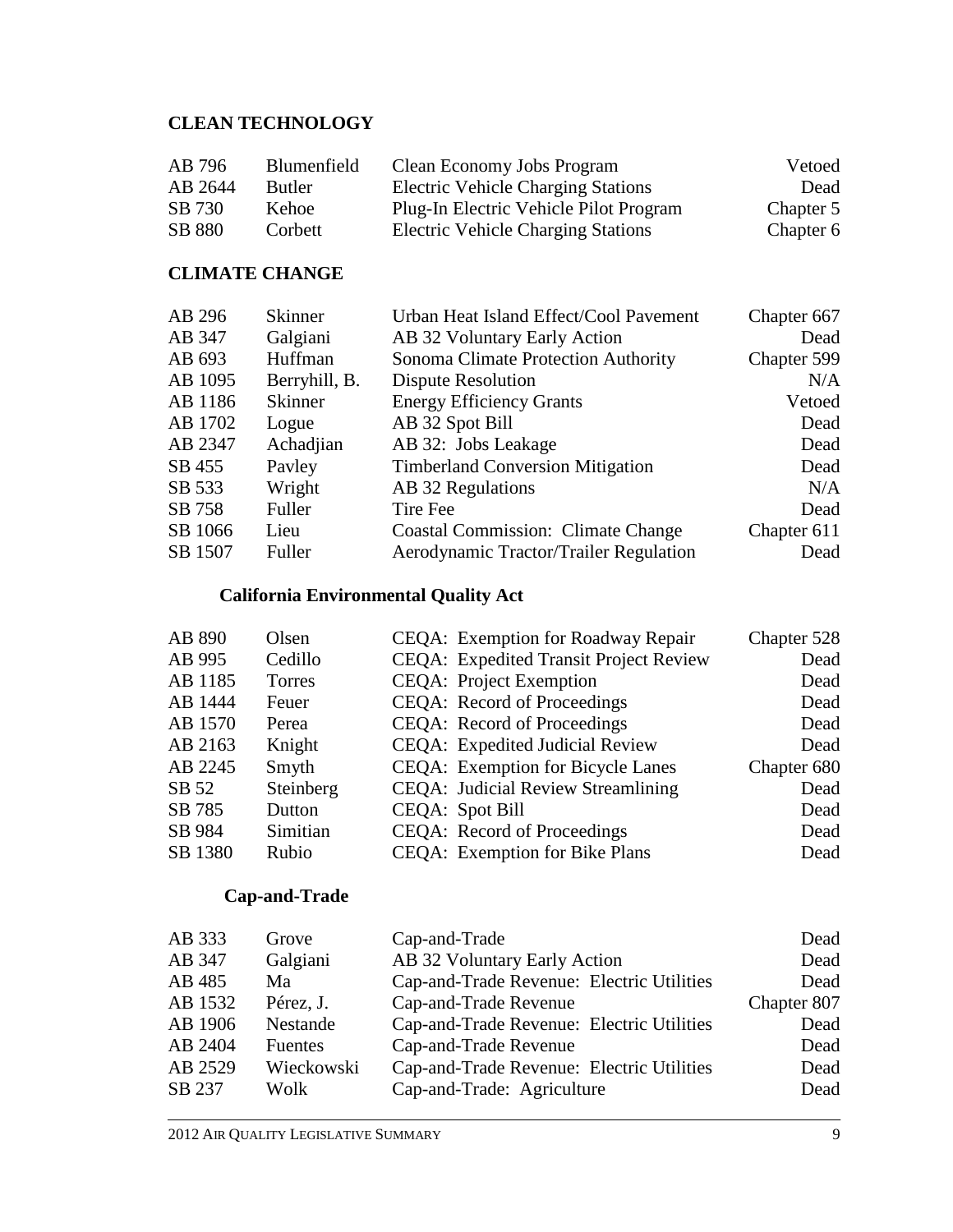## CLEAN TECHNOLOGY

| | | | |
|---|---|---|---|
| AB 796 | Blumenfield | Clean Economy Jobs Program | Vetoed |
| AB 2644 | Butler | Electric Vehicle Charging Stations | Dead |
| SB 730 | Kehoe | Plug-In Electric Vehicle Pilot Program | Chapter 5 |
| SB 880 | Corbett | Electric Vehicle Charging Stations | Chapter 6 |

## CLIMATE CHANGE

| | | | |
|---|---|---|---|
| AB 296 | Skinner | Urban Heat Island Effect/Cool Pavement | Chapter 667 |
| AB 347 | Galgiani | AB 32 Voluntary Early Action | Dead |
| AB 693 | Huffman | Sonoma Climate Protection Authority | Chapter 599 |
| AB 1095 | Berryhill, B. | Dispute Resolution | N/A |
| AB 1186 | Skinner | Energy Efficiency Grants | Vetoed |
| AB 1702 | Logue | AB 32 Spot Bill | Dead |
| AB 2347 | Achadjian | AB 32: Jobs Leakage | Dead |
| SB 455 | Pavley | Timberland Conversion Mitigation | Dead |
| SB 533 | Wright | AB 32 Regulations | N/A |
| SB 758 | Fuller | Tire Fee | Dead |
| SB 1066 | Lieu | Coastal Commission: Climate Change | Chapter 611 |
| SB 1507 | Fuller | Aerodynamic Tractor/Trailer Regulation | Dead |

### California Environmental Quality Act

| | | | |
|---|---|---|---|
| AB 890 | Olsen | CEQA: Exemption for Roadway Repair | Chapter 528 |
| AB 995 | Cedillo | CEQA: Expedited Transit Project Review | Dead |
| AB 1185 | Torres | CEQA: Project Exemption | Dead |
| AB 1444 | Feuer | CEQA: Record of Proceedings | Dead |
| AB 1570 | Perea | CEQA: Record of Proceedings | Dead |
| AB 2163 | Knight | CEQA: Expedited Judicial Review | Dead |
| AB 2245 | Smyth | CEQA: Exemption for Bicycle Lanes | Chapter 680 |
| SB 52 | Steinberg | CEQA: Judicial Review Streamlining | Dead |
| SB 785 | Dutton | CEQA: Spot Bill | Dead |
| SB 984 | Simitian | CEQA: Record of Proceedings | Dead |
| SB 1380 | Rubio | CEQA: Exemption for Bike Plans | Dead |

### Cap-and-Trade

| | | | |
|---|---|---|---|
| AB 333 | Grove | Cap-and-Trade | Dead |
| AB 347 | Galgiani | AB 32 Voluntary Early Action | Dead |
| AB 485 | Ma | Cap-and-Trade Revenue: Electric Utilities | Dead |
| AB 1532 | Pérez, J. | Cap-and-Trade Revenue | Chapter 807 |
| AB 1906 | Nestande | Cap-and-Trade Revenue: Electric Utilities | Dead |
| AB 2404 | Fuentes | Cap-and-Trade Revenue | Dead |
| AB 2529 | Wieckowski | Cap-and-Trade Revenue: Electric Utilities | Dead |
| SB 237 | Wolk | Cap-and-Trade: Agriculture | Dead |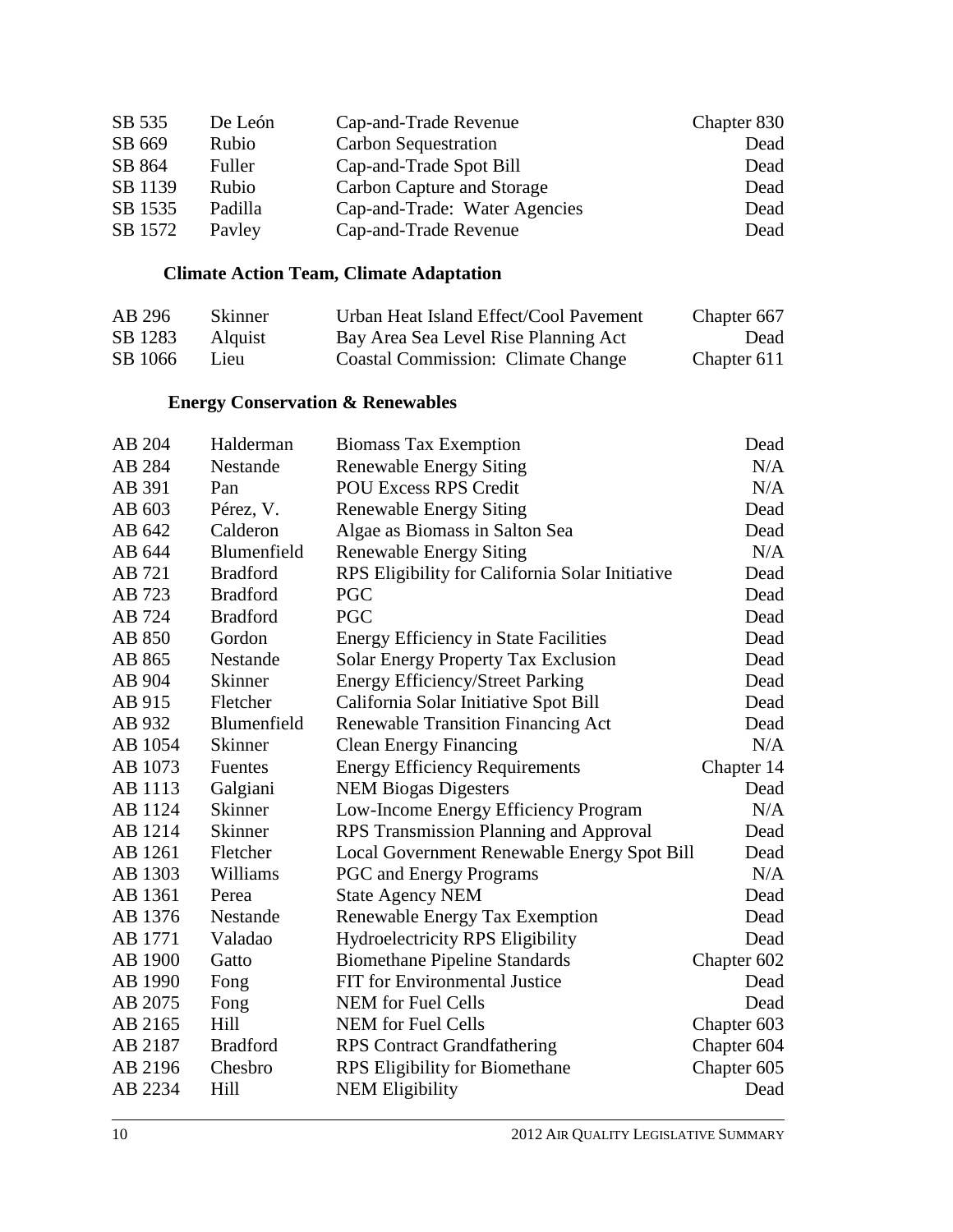| | | | |
|---|---|---|---|
| SB 535 | De León | Cap-and-Trade Revenue | Chapter 830 |
| SB 669 | Rubio | Carbon Sequestration | Dead |
| SB 864 | Fuller | Cap-and-Trade Spot Bill | Dead |
| SB 1139 | Rubio | Carbon Capture and Storage | Dead |
| SB 1535 | Padilla | Cap-and-Trade: Water Agencies | Dead |
| SB 1572 | Pavley | Cap-and-Trade Revenue | Dead |

### Climate Action Team, Climate Adaptation

| | | | |
|---|---|---|---|
| AB 296 | Skinner | Urban Heat Island Effect/Cool Pavement | Chapter 667 |
| SB 1283 | Alquist | Bay Area Sea Level Rise Planning Act | Dead |
| SB 1066 | Lieu | Coastal Commission: Climate Change | Chapter 611 |

### Energy Conservation & Renewables

| | | | |
|---|---|---|---|
| AB 204 | Halderman | Biomass Tax Exemption | Dead |
| AB 284 | Nestande | Renewable Energy Siting | N/A |
| AB 391 | Pan | POU Excess RPS Credit | N/A |
| AB 603 | Pérez, V. | Renewable Energy Siting | Dead |
| AB 642 | Calderon | Algae as Biomass in Salton Sea | Dead |
| AB 644 | Blumenfield | Renewable Energy Siting | N/A |
| AB 721 | Bradford | RPS Eligibility for California Solar Initiative | Dead |
| AB 723 | Bradford | PGC | Dead |
| AB 724 | Bradford | PGC | Dead |
| AB 850 | Gordon | Energy Efficiency in State Facilities | Dead |
| AB 865 | Nestande | Solar Energy Property Tax Exclusion | Dead |
| AB 904 | Skinner | Energy Efficiency/Street Parking | Dead |
| AB 915 | Fletcher | California Solar Initiative Spot Bill | Dead |
| AB 932 | Blumenfield | Renewable Transition Financing Act | Dead |
| AB 1054 | Skinner | Clean Energy Financing | N/A |
| AB 1073 | Fuentes | Energy Efficiency Requirements | Chapter 14 |
| AB 1113 | Galgiani | NEM Biogas Digesters | Dead |
| AB 1124 | Skinner | Low-Income Energy Efficiency Program | N/A |
| AB 1214 | Skinner | RPS Transmission Planning and Approval | Dead |
| AB 1261 | Fletcher | Local Government Renewable Energy Spot Bill | Dead |
| AB 1303 | Williams | PGC and Energy Programs | N/A |
| AB 1361 | Perea | State Agency NEM | Dead |
| AB 1376 | Nestande | Renewable Energy Tax Exemption | Dead |
| AB 1771 | Valadao | Hydroelectricity RPS Eligibility | Dead |
| AB 1900 | Gatto | Biomethane Pipeline Standards | Chapter 602 |
| AB 1990 | Fong | FIT for Environmental Justice | Dead |
| AB 2075 | Fong | NEM for Fuel Cells | Dead |
| AB 2165 | Hill | NEM for Fuel Cells | Chapter 603 |
| AB 2187 | Bradford | RPS Contract Grandfathering | Chapter 604 |
| AB 2196 | Chesbro | RPS Eligibility for Biomethane | Chapter 605 |
| AB 2234 | Hill | NEM Eligibility | Dead |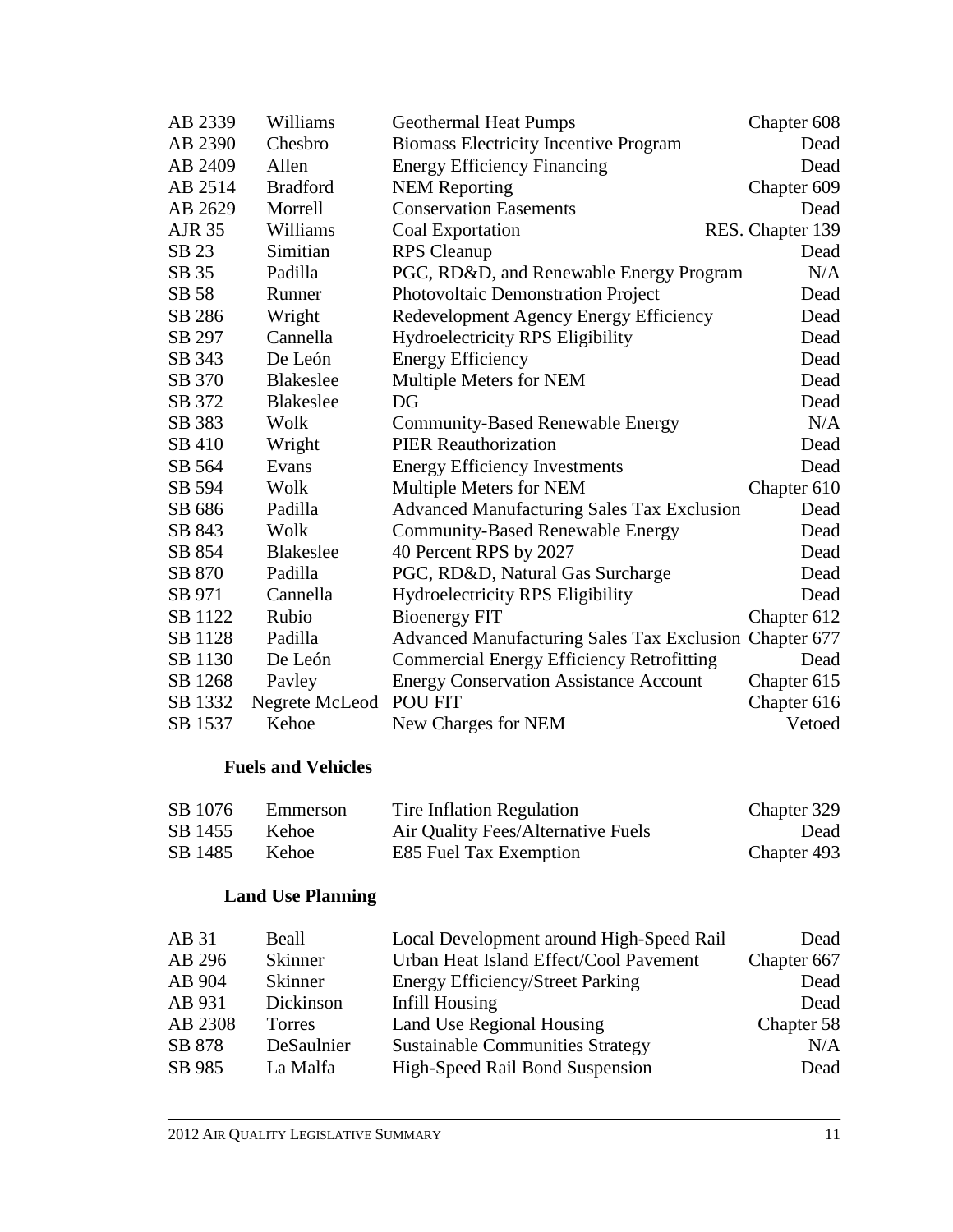| | | | |
|---|---|---|---|
| AB 2339 | Williams | Geothermal Heat Pumps | Chapter 608 |
| AB 2390 | Chesbro | Biomass Electricity Incentive Program | Dead |
| AB 2409 | Allen | Energy Efficiency Financing | Dead |
| AB 2514 | Bradford | NEM Reporting | Chapter 609 |
| AB 2629 | Morrell | Conservation Easements | Dead |
| AJR 35 | Williams | Coal Exportation | RES. Chapter 139 |
| SB 23 | Simitian | RPS Cleanup | Dead |
| SB 35 | Padilla | PGC, RD&D, and Renewable Energy Program | N/A |
| SB 58 | Runner | Photovoltaic Demonstration Project | Dead |
| SB 286 | Wright | Redevelopment Agency Energy Efficiency | Dead |
| SB 297 | Cannella | Hydroelectricity RPS Eligibility | Dead |
| SB 343 | De León | Energy Efficiency | Dead |
| SB 370 | Blakeslee | Multiple Meters for NEM | Dead |
| SB 372 | Blakeslee | DG | Dead |
| SB 383 | Wolk | Community-Based Renewable Energy | N/A |
| SB 410 | Wright | PIER Reauthorization | Dead |
| SB 564 | Evans | Energy Efficiency Investments | Dead |
| SB 594 | Wolk | Multiple Meters for NEM | Chapter 610 |
| SB 686 | Padilla | Advanced Manufacturing Sales Tax Exclusion | Dead |
| SB 843 | Wolk | Community-Based Renewable Energy | Dead |
| SB 854 | Blakeslee | 40 Percent RPS by 2027 | Dead |
| SB 870 | Padilla | PGC, RD&D, Natural Gas Surcharge | Dead |
| SB 971 | Cannella | Hydroelectricity RPS Eligibility | Dead |
| SB 1122 | Rubio | Bioenergy FIT | Chapter 612 |
| SB 1128 | Padilla | Advanced Manufacturing Sales Tax Exclusion | Chapter 677 |
| SB 1130 | De León | Commercial Energy Efficiency Retrofitting | Dead |
| SB 1268 | Pavley | Energy Conservation Assistance Account | Chapter 615 |
| SB 1332 | Negrete McLeod | POU FIT | Chapter 616 |
| SB 1537 | Kehoe | New Charges for NEM | Vetoed |

**Fuels and Vehicles**

| | | | |
|---|---|---|---|
| SB 1076 | Emmerson | Tire Inflation Regulation | Chapter 329 |
| SB 1455 | Kehoe | Air Quality Fees/Alternative Fuels | Dead |
| SB 1485 | Kehoe | E85 Fuel Tax Exemption | Chapter 493 |

**Land Use Planning**

| | | | |
|---|---|---|---|
| AB 31 | Beall | Local Development around High-Speed Rail | Dead |
| AB 296 | Skinner | Urban Heat Island Effect/Cool Pavement | Chapter 667 |
| AB 904 | Skinner | Energy Efficiency/Street Parking | Dead |
| AB 931 | Dickinson | Infill Housing | Dead |
| AB 2308 | Torres | Land Use Regional Housing | Chapter 58 |
| SB 878 | DeSaulnier | Sustainable Communities Strategy | N/A |
| SB 985 | La Malfa | High-Speed Rail Bond Suspension | Dead |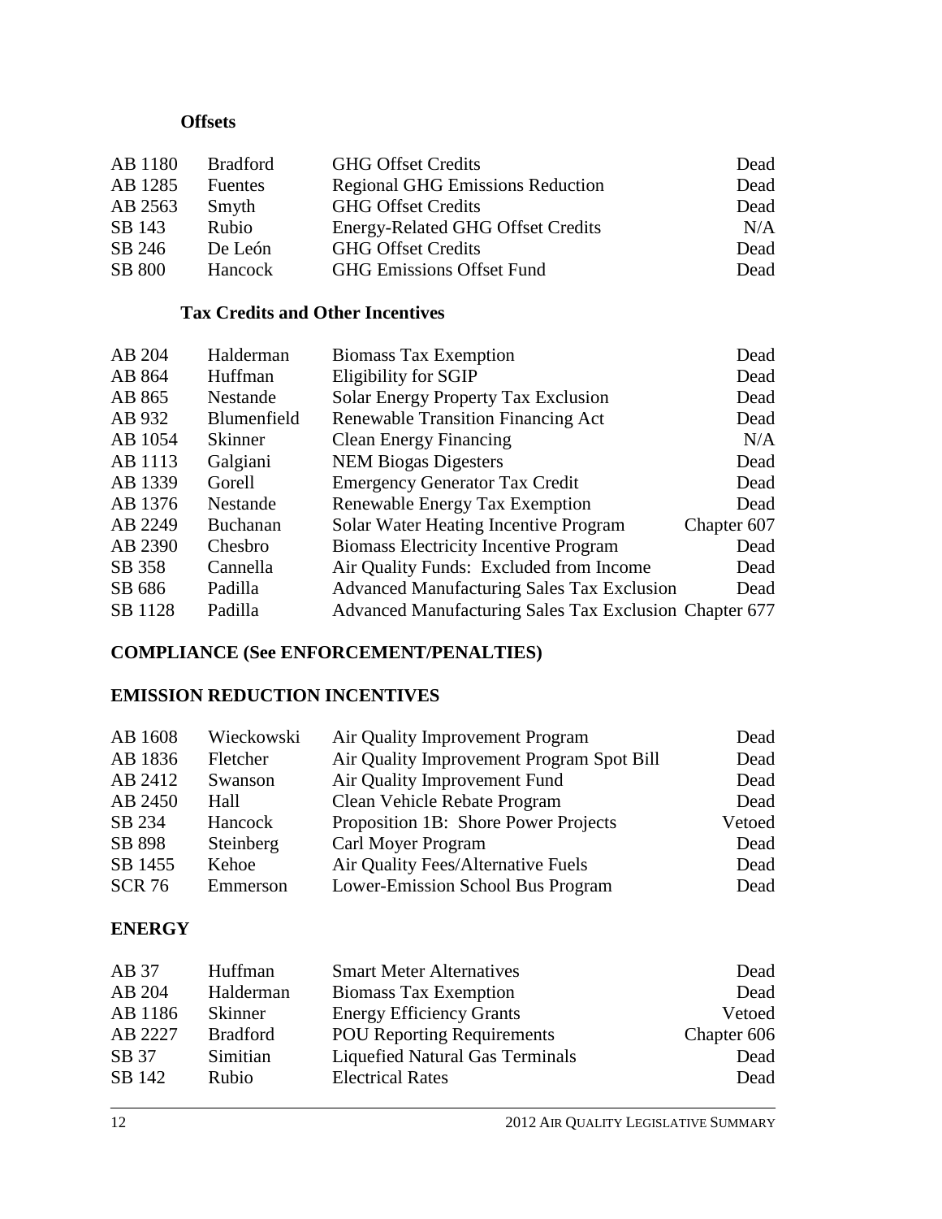### Offsets

| | | | |
|---|---|---|---|
| AB 1180 | Bradford | GHG Offset Credits | Dead |
| AB 1285 | Fuentes | Regional GHG Emissions Reduction | Dead |
| AB 2563 | Smyth | GHG Offset Credits | Dead |
| SB 143 | Rubio | Energy-Related GHG Offset Credits | N/A |
| SB 246 | De León | GHG Offset Credits | Dead |
| SB 800 | Hancock | GHG Emissions Offset Fund | Dead |

### Tax Credits and Other Incentives

| | | | |
|---|---|---|---|
| AB 204 | Halderman | Biomass Tax Exemption | Dead |
| AB 864 | Huffman | Eligibility for SGIP | Dead |
| AB 865 | Nestande | Solar Energy Property Tax Exclusion | Dead |
| AB 932 | Blumenfield | Renewable Transition Financing Act | Dead |
| AB 1054 | Skinner | Clean Energy Financing | N/A |
| AB 1113 | Galgiani | NEM Biogas Digesters | Dead |
| AB 1339 | Gorell | Emergency Generator Tax Credit | Dead |
| AB 1376 | Nestande | Renewable Energy Tax Exemption | Dead |
| AB 2249 | Buchanan | Solar Water Heating Incentive Program | Chapter 607 |
| AB 2390 | Chesbro | Biomass Electricity Incentive Program | Dead |
| SB 358 | Cannella | Air Quality Funds: Excluded from Income | Dead |
| SB 686 | Padilla | Advanced Manufacturing Sales Tax Exclusion | Dead |
| SB 1128 | Padilla | Advanced Manufacturing Sales Tax Exclusion | Chapter 677 |

## COMPLIANCE (See ENFORCEMENT/PENALTIES)

## EMISSION REDUCTION INCENTIVES

| | | | |
|---|---|---|---|
| AB 1608 | Wieckowski | Air Quality Improvement Program | Dead |
| AB 1836 | Fletcher | Air Quality Improvement Program Spot Bill | Dead |
| AB 2412 | Swanson | Air Quality Improvement Fund | Dead |
| AB 2450 | Hall | Clean Vehicle Rebate Program | Dead |
| SB 234 | Hancock | Proposition 1B: Shore Power Projects | Vetoed |
| SB 898 | Steinberg | Carl Moyer Program | Dead |
| SB 1455 | Kehoe | Air Quality Fees/Alternative Fuels | Dead |
| SCR 76 | Emmerson | Lower-Emission School Bus Program | Dead |

## ENERGY

| | | | |
|---|---|---|---|
| AB 37 | Huffman | Smart Meter Alternatives | Dead |
| AB 204 | Halderman | Biomass Tax Exemption | Dead |
| AB 1186 | Skinner | Energy Efficiency Grants | Vetoed |
| AB 2227 | Bradford | POU Reporting Requirements | Chapter 606 |
| SB 37 | Simitian | Liquefied Natural Gas Terminals | Dead |
| SB 142 | Rubio | Electrical Rates | Dead |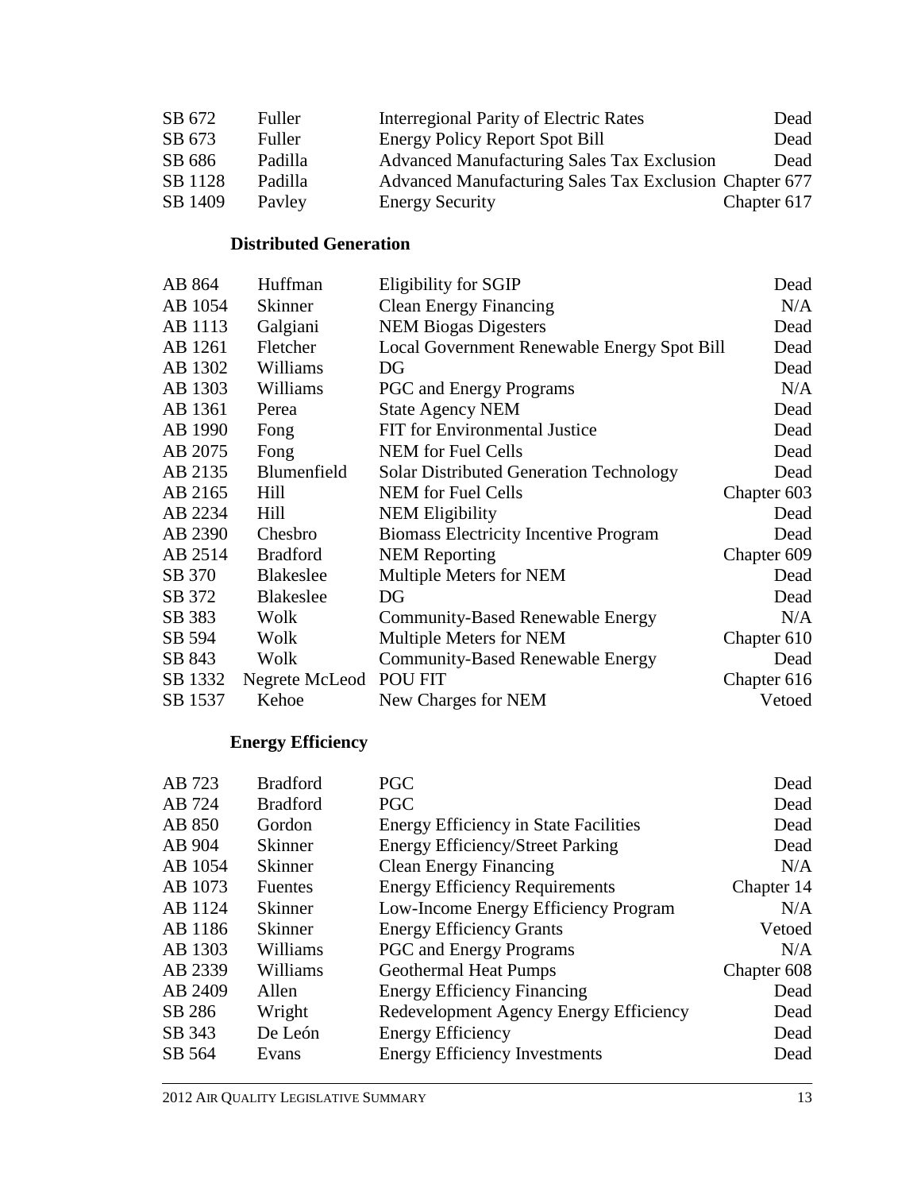| | | | |
|---|---|---|---|
| SB 672 | Fuller | Interregional Parity of Electric Rates | Dead |
| SB 673 | Fuller | Energy Policy Report Spot Bill | Dead |
| SB 686 | Padilla | Advanced Manufacturing Sales Tax Exclusion | Dead |
| SB 1128 | Padilla | Advanced Manufacturing Sales Tax Exclusion | Chapter 677 |
| SB 1409 | Pavley | Energy Security | Chapter 617 |

### Distributed Generation

| | | | |
|---|---|---|---|
| AB 864 | Huffman | Eligibility for SGIP | Dead |
| AB 1054 | Skinner | Clean Energy Financing | N/A |
| AB 1113 | Galgiani | NEM Biogas Digesters | Dead |
| AB 1261 | Fletcher | Local Government Renewable Energy Spot Bill | Dead |
| AB 1302 | Williams | DG | Dead |
| AB 1303 | Williams | PGC and Energy Programs | N/A |
| AB 1361 | Perea | State Agency NEM | Dead |
| AB 1990 | Fong | FIT for Environmental Justice | Dead |
| AB 2075 | Fong | NEM for Fuel Cells | Dead |
| AB 2135 | Blumenfield | Solar Distributed Generation Technology | Dead |
| AB 2165 | Hill | NEM for Fuel Cells | Chapter 603 |
| AB 2234 | Hill | NEM Eligibility | Dead |
| AB 2390 | Chesbro | Biomass Electricity Incentive Program | Dead |
| AB 2514 | Bradford | NEM Reporting | Chapter 609 |
| SB 370 | Blakeslee | Multiple Meters for NEM | Dead |
| SB 372 | Blakeslee | DG | Dead |
| SB 383 | Wolk | Community-Based Renewable Energy | N/A |
| SB 594 | Wolk | Multiple Meters for NEM | Chapter 610 |
| SB 843 | Wolk | Community-Based Renewable Energy | Dead |
| SB 1332 | Negrete McLeod | POU FIT | Chapter 616 |
| SB 1537 | Kehoe | New Charges for NEM | Vetoed |

### Energy Efficiency

| | | | |
|---|---|---|---|
| AB 723 | Bradford | PGC | Dead |
| AB 724 | Bradford | PGC | Dead |
| AB 850 | Gordon | Energy Efficiency in State Facilities | Dead |
| AB 904 | Skinner | Energy Efficiency/Street Parking | Dead |
| AB 1054 | Skinner | Clean Energy Financing | N/A |
| AB 1073 | Fuentes | Energy Efficiency Requirements | Chapter 14 |
| AB 1124 | Skinner | Low-Income Energy Efficiency Program | N/A |
| AB 1186 | Skinner | Energy Efficiency Grants | Vetoed |
| AB 1303 | Williams | PGC and Energy Programs | N/A |
| AB 2339 | Williams | Geothermal Heat Pumps | Chapter 608 |
| AB 2409 | Allen | Energy Efficiency Financing | Dead |
| SB 286 | Wright | Redevelopment Agency Energy Efficiency | Dead |
| SB 343 | De León | Energy Efficiency | Dead |
| SB 564 | Evans | Energy Efficiency Investments | Dead |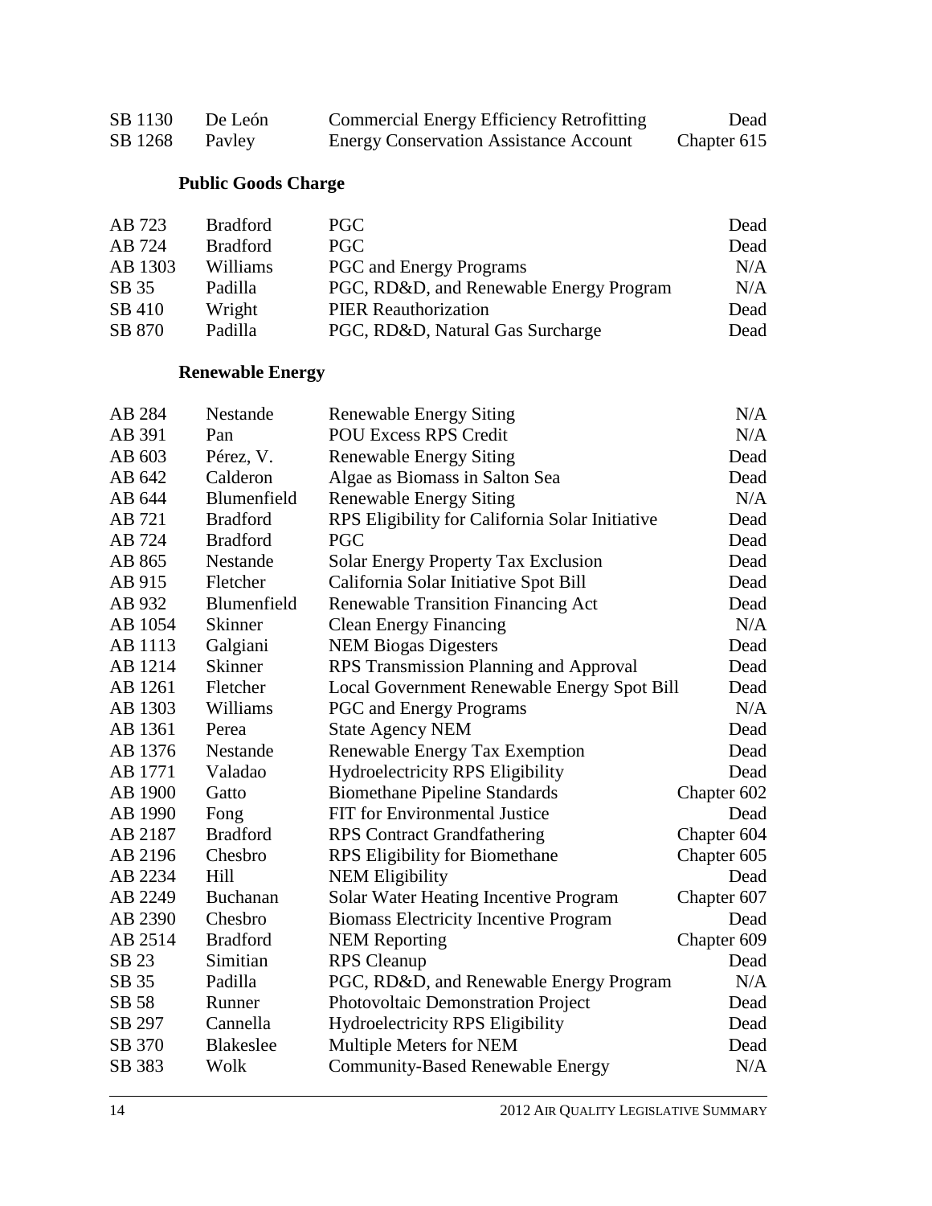| | | | |
|---|---|---|---|
| SB 1130 | De León | Commercial Energy Efficiency Retrofitting | Dead |
| SB 1268 | Pavley | Energy Conservation Assistance Account | Chapter 615 |

### Public Goods Charge

| | | | |
|---|---|---|---|
| AB 723 | Bradford | PGC | Dead |
| AB 724 | Bradford | PGC | Dead |
| AB 1303 | Williams | PGC and Energy Programs | N/A |
| SB 35 | Padilla | PGC, RD&D, and Renewable Energy Program | N/A |
| SB 410 | Wright | PIER Reauthorization | Dead |
| SB 870 | Padilla | PGC, RD&D, Natural Gas Surcharge | Dead |

### Renewable Energy

| | | | |
|---|---|---|---|
| AB 284 | Nestande | Renewable Energy Siting | N/A |
| AB 391 | Pan | POU Excess RPS Credit | N/A |
| AB 603 | Pérez, V. | Renewable Energy Siting | Dead |
| AB 642 | Calderon | Algae as Biomass in Salton Sea | Dead |
| AB 644 | Blumenfield | Renewable Energy Siting | N/A |
| AB 721 | Bradford | RPS Eligibility for California Solar Initiative | Dead |
| AB 724 | Bradford | PGC | Dead |
| AB 865 | Nestande | Solar Energy Property Tax Exclusion | Dead |
| AB 915 | Fletcher | California Solar Initiative Spot Bill | Dead |
| AB 932 | Blumenfield | Renewable Transition Financing Act | Dead |
| AB 1054 | Skinner | Clean Energy Financing | N/A |
| AB 1113 | Galgiani | NEM Biogas Digesters | Dead |
| AB 1214 | Skinner | RPS Transmission Planning and Approval | Dead |
| AB 1261 | Fletcher | Local Government Renewable Energy Spot Bill | Dead |
| AB 1303 | Williams | PGC and Energy Programs | N/A |
| AB 1361 | Perea | State Agency NEM | Dead |
| AB 1376 | Nestande | Renewable Energy Tax Exemption | Dead |
| AB 1771 | Valadao | Hydroelectricity RPS Eligibility | Dead |
| AB 1900 | Gatto | Biomethane Pipeline Standards | Chapter 602 |
| AB 1990 | Fong | FIT for Environmental Justice | Dead |
| AB 2187 | Bradford | RPS Contract Grandfathering | Chapter 604 |
| AB 2196 | Chesbro | RPS Eligibility for Biomethane | Chapter 605 |
| AB 2234 | Hill | NEM Eligibility | Dead |
| AB 2249 | Buchanan | Solar Water Heating Incentive Program | Chapter 607 |
| AB 2390 | Chesbro | Biomass Electricity Incentive Program | Dead |
| AB 2514 | Bradford | NEM Reporting | Chapter 609 |
| SB 23 | Simitian | RPS Cleanup | Dead |
| SB 35 | Padilla | PGC, RD&D, and Renewable Energy Program | N/A |
| SB 58 | Runner | Photovoltaic Demonstration Project | Dead |
| SB 297 | Cannella | Hydroelectricity RPS Eligibility | Dead |
| SB 370 | Blakeslee | Multiple Meters for NEM | Dead |
| SB 383 | Wolk | Community-Based Renewable Energy | N/A |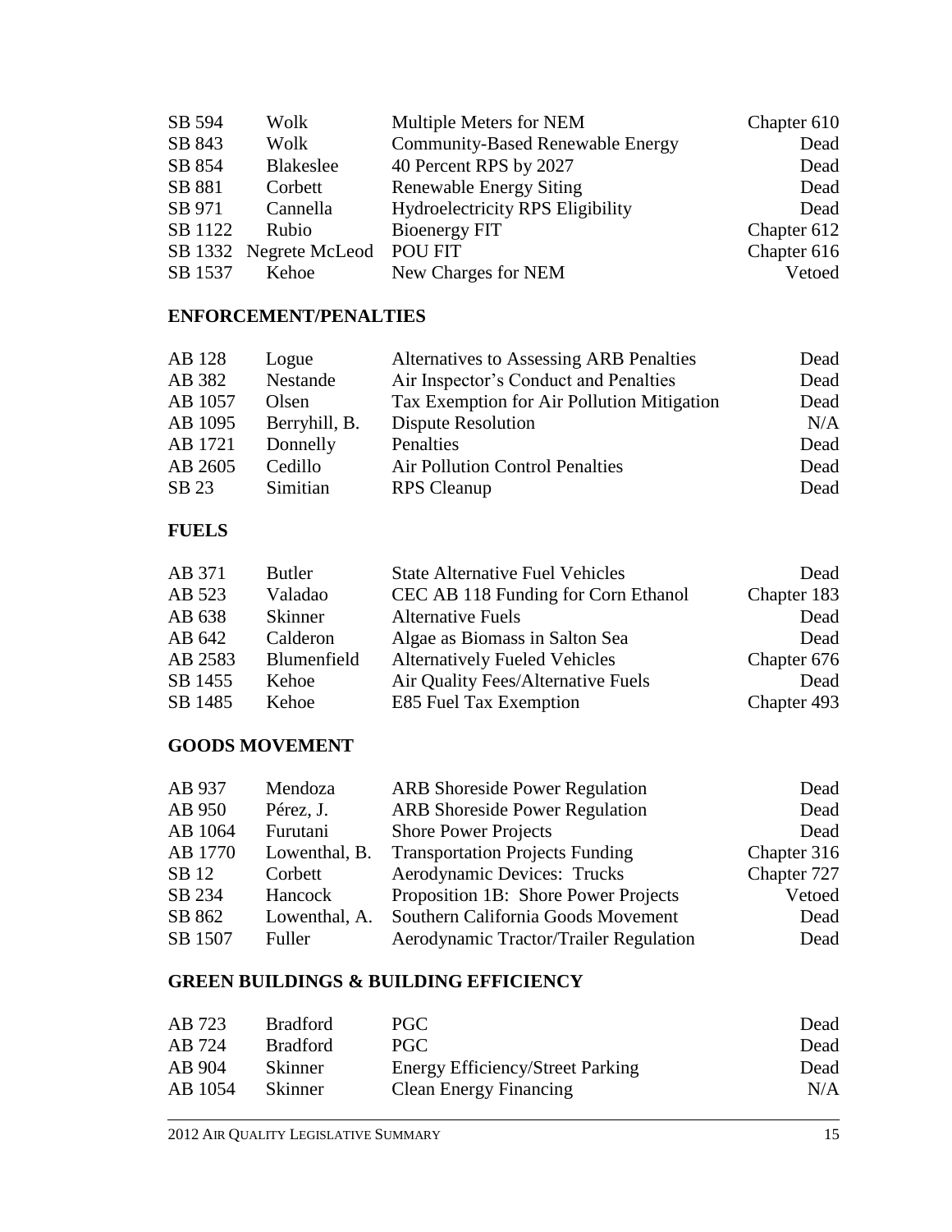| | | | |
|---|---|---|---|
| SB 594 | Wolk | Multiple Meters for NEM | Chapter 610 |
| SB 843 | Wolk | Community-Based Renewable Energy | Dead |
| SB 854 | Blakeslee | 40 Percent RPS by 2027 | Dead |
| SB 881 | Corbett | Renewable Energy Siting | Dead |
| SB 971 | Cannella | Hydroelectricity RPS Eligibility | Dead |
| SB 1122 | Rubio | Bioenergy FIT | Chapter 612 |
| SB 1332 | Negrete McLeod | POU FIT | Chapter 616 |
| SB 1537 | Kehoe | New Charges for NEM | Vetoed |

**ENFORCEMENT/PENALTIES**

| | | | |
|---|---|---|---|
| AB 128 | Logue | Alternatives to Assessing ARB Penalties | Dead |
| AB 382 | Nestande | Air Inspector's Conduct and Penalties | Dead |
| AB 1057 | Olsen | Tax Exemption for Air Pollution Mitigation | Dead |
| AB 1095 | Berryhill, B. | Dispute Resolution | N/A |
| AB 1721 | Donnelly | Penalties | Dead |
| AB 2605 | Cedillo | Air Pollution Control Penalties | Dead |
| SB 23 | Simitian | RPS Cleanup | Dead |

**FUELS**

| | | | |
|---|---|---|---|
| AB 371 | Butler | State Alternative Fuel Vehicles | Dead |
| AB 523 | Valadao | CEC AB 118 Funding for Corn Ethanol | Chapter 183 |
| AB 638 | Skinner | Alternative Fuels | Dead |
| AB 642 | Calderon | Algae as Biomass in Salton Sea | Dead |
| AB 2583 | Blumenfield | Alternatively Fueled Vehicles | Chapter 676 |
| SB 1455 | Kehoe | Air Quality Fees/Alternative Fuels | Dead |
| SB 1485 | Kehoe | E85 Fuel Tax Exemption | Chapter 493 |

**GOODS MOVEMENT**

| | | | |
|---|---|---|---|
| AB 937 | Mendoza | ARB Shoreside Power Regulation | Dead |
| AB 950 | Pérez, J. | ARB Shoreside Power Regulation | Dead |
| AB 1064 | Furutani | Shore Power Projects | Dead |
| AB 1770 | Lowenthal, B. | Transportation Projects Funding | Chapter 316 |
| SB 12 | Corbett | Aerodynamic Devices: Trucks | Chapter 727 |
| SB 234 | Hancock | Proposition 1B: Shore Power Projects | Vetoed |
| SB 862 | Lowenthal, A. | Southern California Goods Movement | Dead |
| SB 1507 | Fuller | Aerodynamic Tractor/Trailer Regulation | Dead |

**GREEN BUILDINGS & BUILDING EFFICIENCY**

| | | | |
|---|---|---|---|
| AB 723 | Bradford | PGC | Dead |
| AB 724 | Bradford | PGC | Dead |
| AB 904 | Skinner | Energy Efficiency/Street Parking | Dead |
| AB 1054 | Skinner | Clean Energy Financing | N/A |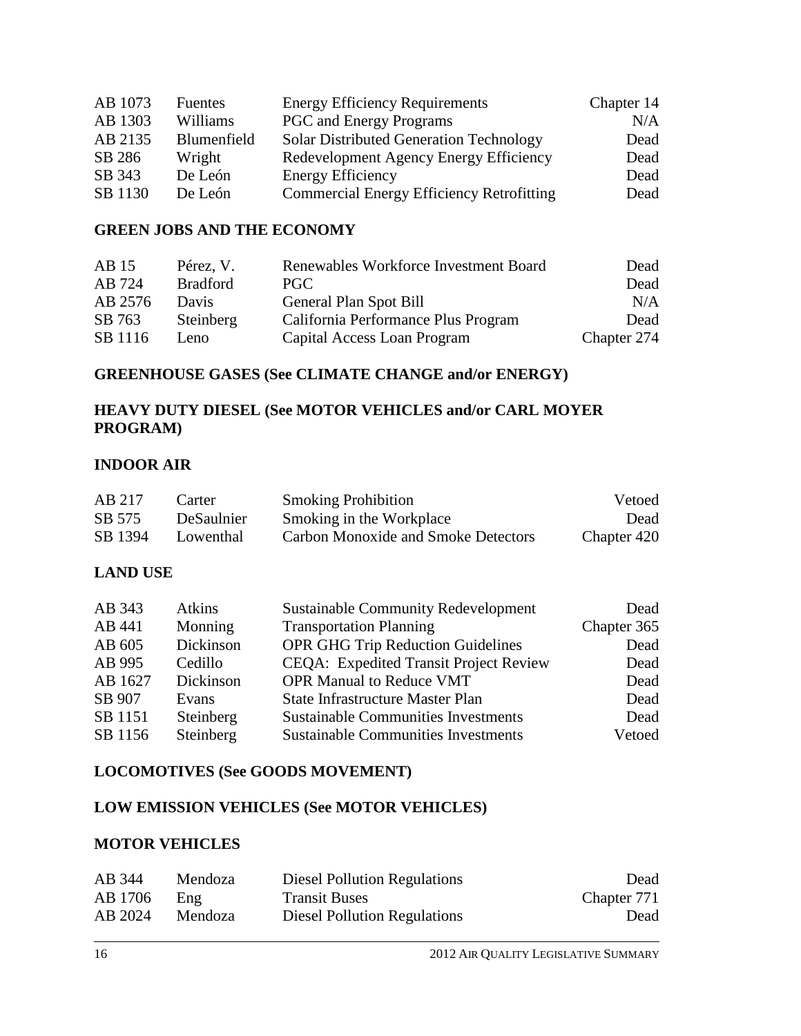| | | | |
|---|---|---|---|
| AB 1073 | Fuentes | Energy Efficiency Requirements | Chapter 14 |
| AB 1303 | Williams | PGC and Energy Programs | N/A |
| AB 2135 | Blumenfield | Solar Distributed Generation Technology | Dead |
| SB 286 | Wright | Redevelopment Agency Energy Efficiency | Dead |
| SB 343 | De León | Energy Efficiency | Dead |
| SB 1130 | De León | Commercial Energy Efficiency Retrofitting | Dead |

## GREEN JOBS AND THE ECONOMY

| | | | |
|---|---|---|---|
| AB 15 | Pérez, V. | Renewables Workforce Investment Board | Dead |
| AB 724 | Bradford | PGC | Dead |
| AB 2576 | Davis | General Plan Spot Bill | N/A |
| SB 763 | Steinberg | California Performance Plus Program | Dead |
| SB 1116 | Leno | Capital Access Loan Program | Chapter 274 |

## GREENHOUSE GASES (See CLIMATE CHANGE and/or ENERGY)

## HEAVY DUTY DIESEL (See MOTOR VEHICLES and/or CARL MOYER PROGRAM)

## INDOOR AIR

| | | | |
|---|---|---|---|
| AB 217 | Carter | Smoking Prohibition | Vetoed |
| SB 575 | DeSaulnier | Smoking in the Workplace | Dead |
| SB 1394 | Lowenthal | Carbon Monoxide and Smoke Detectors | Chapter 420 |

## LAND USE

| | | | |
|---|---|---|---|
| AB 343 | Atkins | Sustainable Community Redevelopment | Dead |
| AB 441 | Monning | Transportation Planning | Chapter 365 |
| AB 605 | Dickinson | OPR GHG Trip Reduction Guidelines | Dead |
| AB 995 | Cedillo | CEQA: Expedited Transit Project Review | Dead |
| AB 1627 | Dickinson | OPR Manual to Reduce VMT | Dead |
| SB 907 | Evans | State Infrastructure Master Plan | Dead |
| SB 1151 | Steinberg | Sustainable Communities Investments | Dead |
| SB 1156 | Steinberg | Sustainable Communities Investments | Vetoed |

## LOCOMOTIVES (See GOODS MOVEMENT)

## LOW EMISSION VEHICLES (See MOTOR VEHICLES)

## MOTOR VEHICLES

| | | | |
|---|---|---|---|
| AB 344 | Mendoza | Diesel Pollution Regulations | Dead |
| AB 1706 | Eng | Transit Buses | Chapter 771 |
| AB 2024 | Mendoza | Diesel Pollution Regulations | Dead |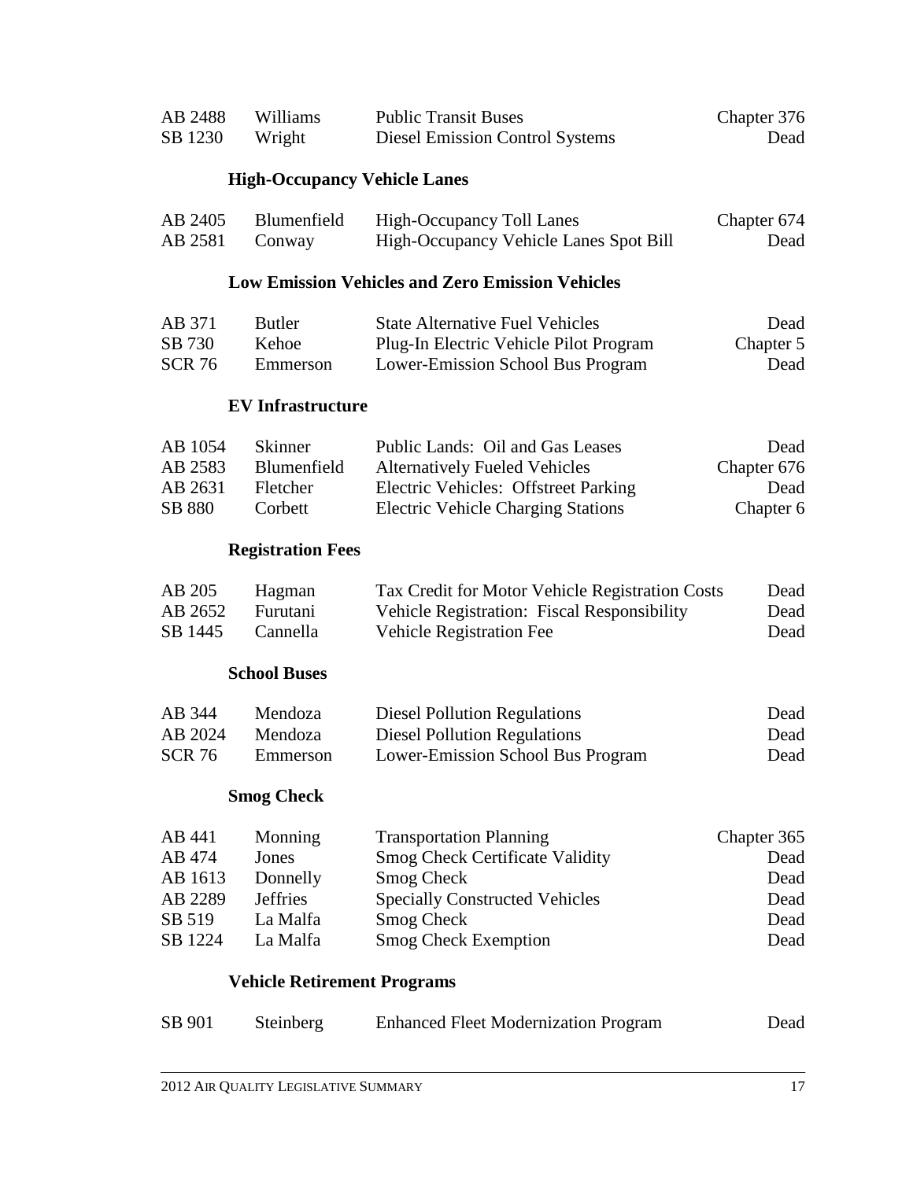| | | | |
|---|---|---|---|
| AB 2488 | Williams | Public Transit Buses | Chapter 376 |
| SB 1230 | Wright | Diesel Emission Control Systems | Dead |

### High-Occupancy Vehicle Lanes

| | | | |
|---|---|---|---|
| AB 2405 | Blumenfield | High-Occupancy Toll Lanes | Chapter 674 |
| AB 2581 | Conway | High-Occupancy Vehicle Lanes Spot Bill | Dead |

### Low Emission Vehicles and Zero Emission Vehicles

| | | | |
|---|---|---|---|
| AB 371 | Butler | State Alternative Fuel Vehicles | Dead |
| SB 730 | Kehoe | Plug-In Electric Vehicle Pilot Program | Chapter 5 |
| SCR 76 | Emmerson | Lower-Emission School Bus Program | Dead |

### EV Infrastructure

| | | | |
|---|---|---|---|
| AB 1054 | Skinner | Public Lands: Oil and Gas Leases | Dead |
| AB 2583 | Blumenfield | Alternatively Fueled Vehicles | Chapter 676 |
| AB 2631 | Fletcher | Electric Vehicles: Offstreet Parking | Dead |
| SB 880 | Corbett | Electric Vehicle Charging Stations | Chapter 6 |

### Registration Fees

| | | | |
|---|---|---|---|
| AB 205 | Hagman | Tax Credit for Motor Vehicle Registration Costs | Dead |
| AB 2652 | Furutani | Vehicle Registration: Fiscal Responsibility | Dead |
| SB 1445 | Cannella | Vehicle Registration Fee | Dead |

### School Buses

| | | | |
|---|---|---|---|
| AB 344 | Mendoza | Diesel Pollution Regulations | Dead |
| AB 2024 | Mendoza | Diesel Pollution Regulations | Dead |
| SCR 76 | Emmerson | Lower-Emission School Bus Program | Dead |

### Smog Check

| | | | |
|---|---|---|---|
| AB 441 | Monning | Transportation Planning | Chapter 365 |
| AB 474 | Jones | Smog Check Certificate Validity | Dead |
| AB 1613 | Donnelly | Smog Check | Dead |
| AB 2289 | Jeffries | Specially Constructed Vehicles | Dead |
| SB 519 | La Malfa | Smog Check | Dead |
| SB 1224 | La Malfa | Smog Check Exemption | Dead |

### Vehicle Retirement Programs

| | | | |
|---|---|---|---|
| SB 901 | Steinberg | Enhanced Fleet Modernization Program | Dead |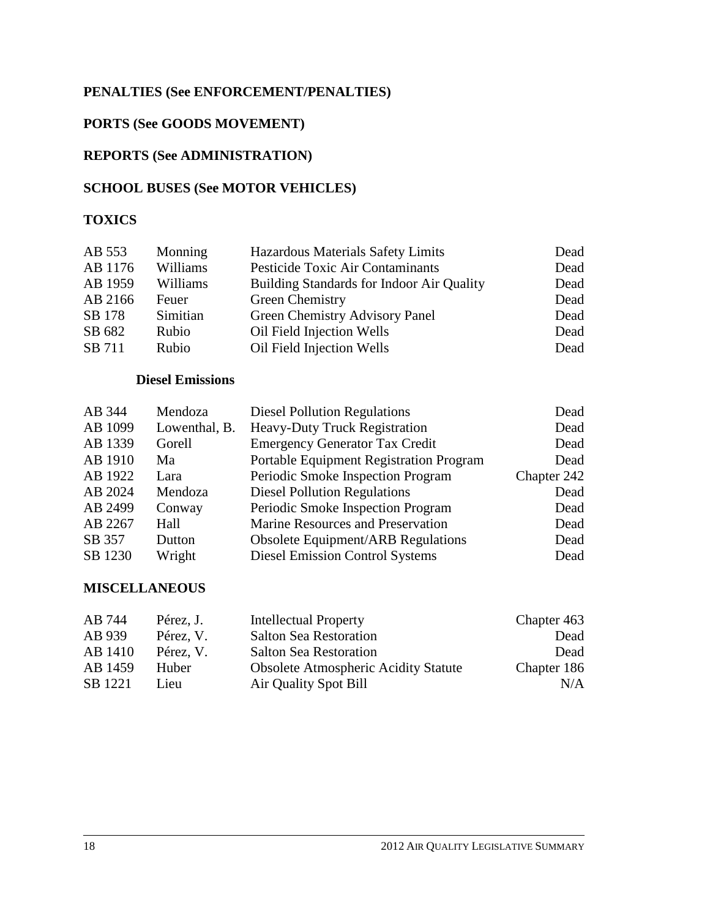**PENALTIES (See ENFORCEMENT/PENALTIES)**

**PORTS (See GOODS MOVEMENT)**

**REPORTS (See ADMINISTRATION)**

**SCHOOL BUSES (See MOTOR VEHICLES)**

**TOXICS**

| | | | |
|---|---|---|---|
| AB 553 | Monning | Hazardous Materials Safety Limits | Dead |
| AB 1176 | Williams | Pesticide Toxic Air Contaminants | Dead |
| AB 1959 | Williams | Building Standards for Indoor Air Quality | Dead |
| AB 2166 | Feuer | Green Chemistry | Dead |
| SB 178 | Simitian | Green Chemistry Advisory Panel | Dead |
| SB 682 | Rubio | Oil Field Injection Wells | Dead |
| SB 711 | Rubio | Oil Field Injection Wells | Dead |

**Diesel Emissions**

| | | | |
|---|---|---|---|
| AB 344 | Mendoza | Diesel Pollution Regulations | Dead |
| AB 1099 | Lowenthal, B. | Heavy-Duty Truck Registration | Dead |
| AB 1339 | Gorell | Emergency Generator Tax Credit | Dead |
| AB 1910 | Ma | Portable Equipment Registration Program | Dead |
| AB 1922 | Lara | Periodic Smoke Inspection Program | Chapter 242 |
| AB 2024 | Mendoza | Diesel Pollution Regulations | Dead |
| AB 2499 | Conway | Periodic Smoke Inspection Program | Dead |
| AB 2267 | Hall | Marine Resources and Preservation | Dead |
| SB 357 | Dutton | Obsolete Equipment/ARB Regulations | Dead |
| SB 1230 | Wright | Diesel Emission Control Systems | Dead |

**MISCELLANEOUS**

| | | | |
|---|---|---|---|
| AB 744 | Pérez, J. | Intellectual Property | Chapter 463 |
| AB 939 | Pérez, V. | Salton Sea Restoration | Dead |
| AB 1410 | Pérez, V. | Salton Sea Restoration | Dead |
| AB 1459 | Huber | Obsolete Atmospheric Acidity Statute | Chapter 186 |
| SB 1221 | Lieu | Air Quality Spot Bill | N/A |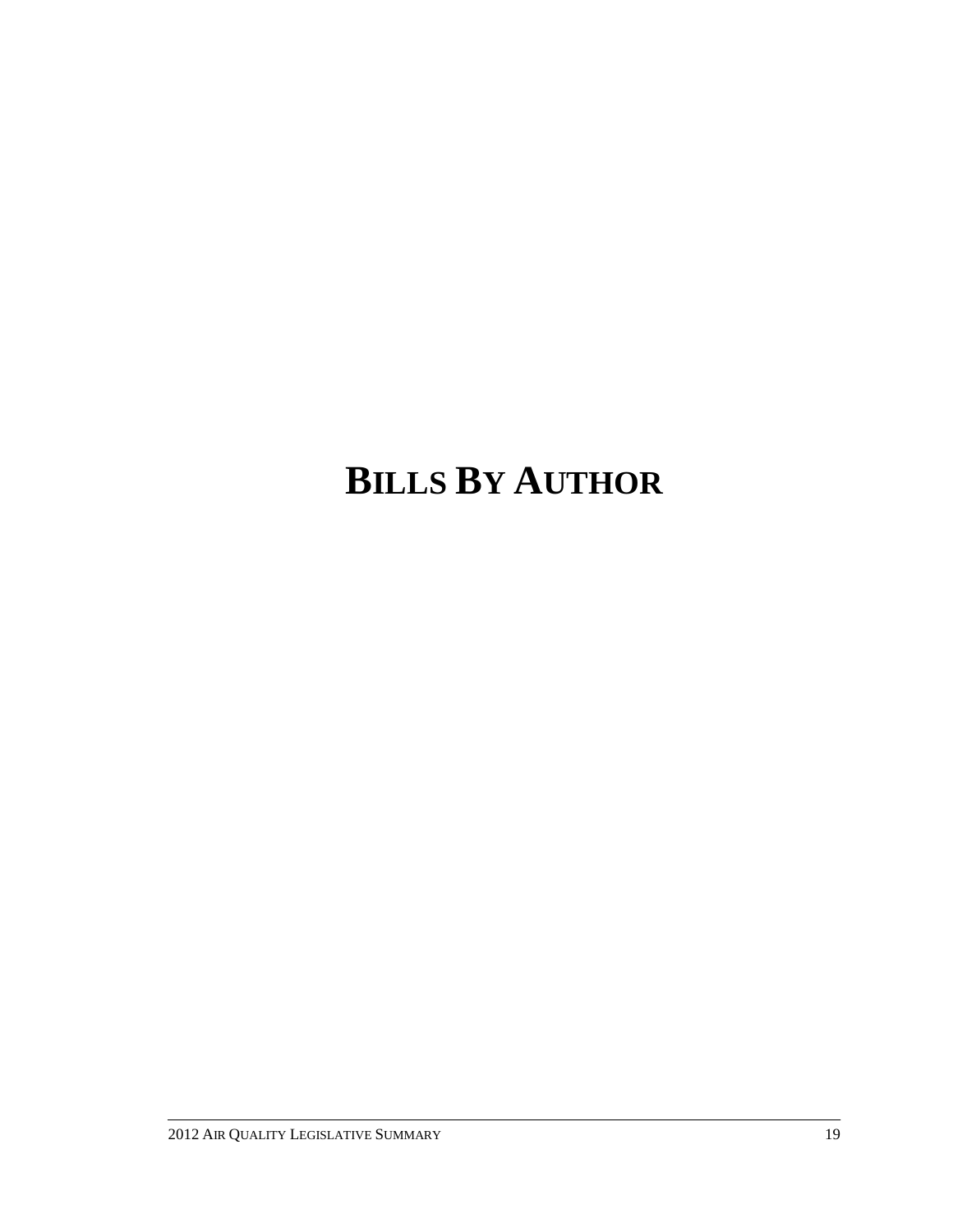# BILLS BY AUTHOR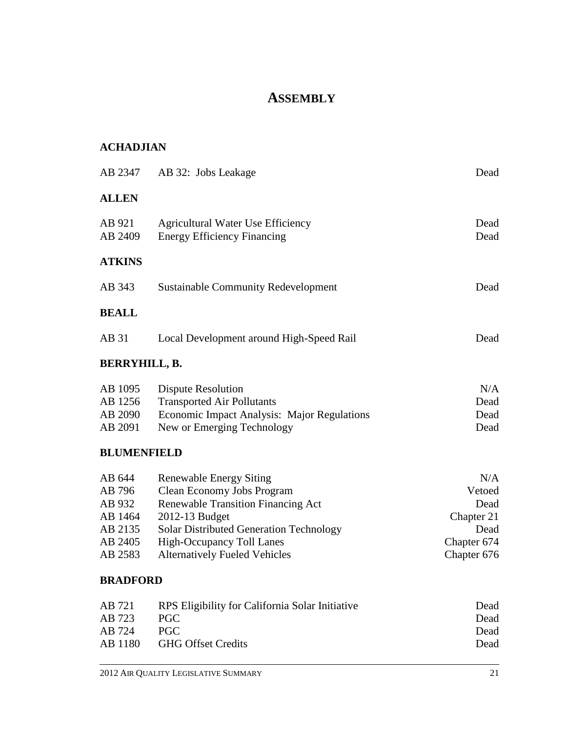# ASSEMBLY

## ACHADJIAN

| | | |
|---|---|---|
| AB 2347 | AB 32: Jobs Leakage | Dead |

## ALLEN

| | | |
|---|---|---|
| AB 921 | Agricultural Water Use Efficiency | Dead |
| AB 2409 | Energy Efficiency Financing | Dead |

## ATKINS

| | | |
|---|---|---|
| AB 343 | Sustainable Community Redevelopment | Dead |

## BEALL

| | | |
|---|---|---|
| AB 31 | Local Development around High-Speed Rail | Dead |

## BERRYHILL, B.

| | | |
|---|---|---|
| AB 1095 | Dispute Resolution | N/A |
| AB 1256 | Transported Air Pollutants | Dead |
| AB 2090 | Economic Impact Analysis: Major Regulations | Dead |
| AB 2091 | New or Emerging Technology | Dead |

## BLUMENFIELD

| | | |
|---|---|---|
| AB 644 | Renewable Energy Siting | N/A |
| AB 796 | Clean Economy Jobs Program | Vetoed |
| AB 932 | Renewable Transition Financing Act | Dead |
| AB 1464 | 2012-13 Budget | Chapter 21 |
| AB 2135 | Solar Distributed Generation Technology | Dead |
| AB 2405 | High-Occupancy Toll Lanes | Chapter 674 |
| AB 2583 | Alternatively Fueled Vehicles | Chapter 676 |

## BRADFORD

| | | |
|---|---|---|
| AB 721 | RPS Eligibility for California Solar Initiative | Dead |
| AB 723 | PGC | Dead |
| AB 724 | PGC | Dead |
| AB 1180 | GHG Offset Credits | Dead |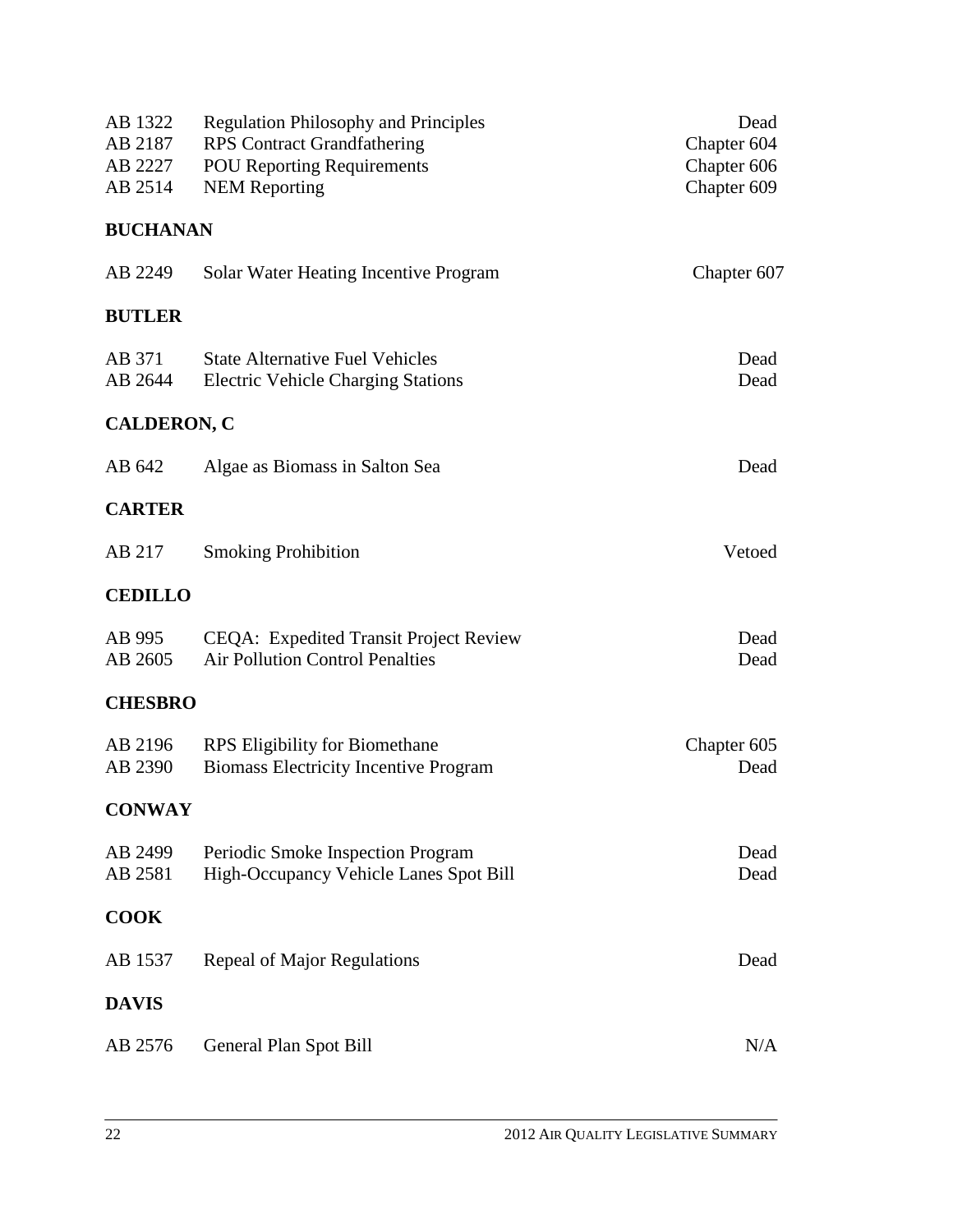| | | |
|---|---|---|
| AB 1322 | Regulation Philosophy and Principles | Dead |
| AB 2187 | RPS Contract Grandfathering | Chapter 604 |
| AB 2227 | POU Reporting Requirements | Chapter 606 |
| AB 2514 | NEM Reporting | Chapter 609 |

**BUCHANAN**

| | | |
|---|---|---|
| AB 2249 | Solar Water Heating Incentive Program | Chapter 607 |

**BUTLER**

| | | |
|---|---|---|
| AB 371 | State Alternative Fuel Vehicles | Dead |
| AB 2644 | Electric Vehicle Charging Stations | Dead |

**CALDERON, C**

| | | |
|---|---|---|
| AB 642 | Algae as Biomass in Salton Sea | Dead |

**CARTER**

| | | |
|---|---|---|
| AB 217 | Smoking Prohibition | Vetoed |

**CEDILLO**

| | | |
|---|---|---|
| AB 995 | CEQA: Expedited Transit Project Review | Dead |
| AB 2605 | Air Pollution Control Penalties | Dead |

**CHESBRO**

| | | |
|---|---|---|
| AB 2196 | RPS Eligibility for Biomethane | Chapter 605 |
| AB 2390 | Biomass Electricity Incentive Program | Dead |

**CONWAY**

| | | |
|---|---|---|
| AB 2499 | Periodic Smoke Inspection Program | Dead |
| AB 2581 | High-Occupancy Vehicle Lanes Spot Bill | Dead |

**COOK**

| | | |
|---|---|---|
| AB 1537 | Repeal of Major Regulations | Dead |

**DAVIS**

| | | |
|---|---|---|
| AB 2576 | General Plan Spot Bill | N/A |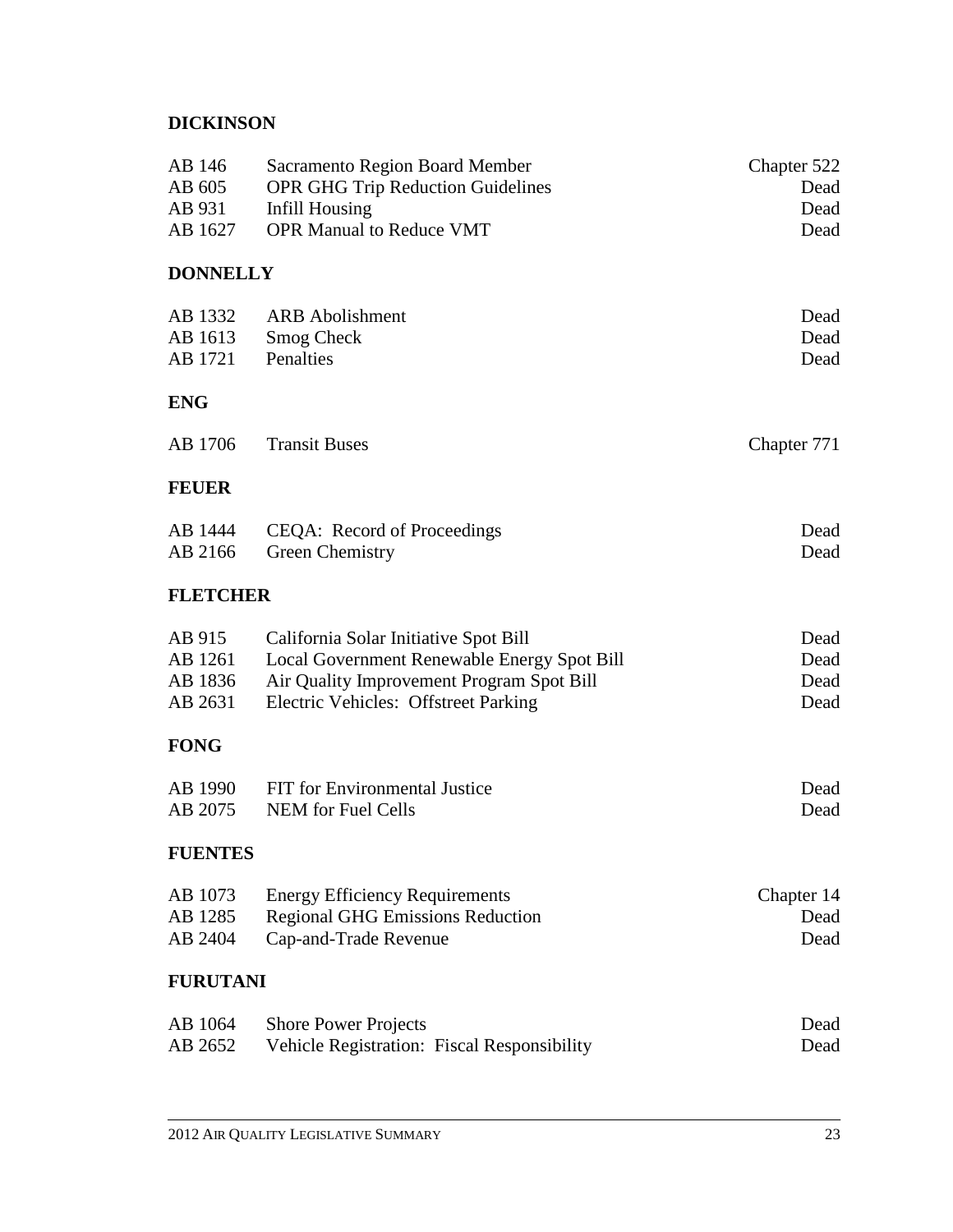**DICKINSON**

| | | |
|---|---|---|
| AB 146 | Sacramento Region Board Member | Chapter 522 |
| AB 605 | OPR GHG Trip Reduction Guidelines | Dead |
| AB 931 | Infill Housing | Dead |
| AB 1627 | OPR Manual to Reduce VMT | Dead |

**DONNELLY**

| | | |
|---|---|---|
| AB 1332 | ARB Abolishment | Dead |
| AB 1613 | Smog Check | Dead |
| AB 1721 | Penalties | Dead |

**ENG**

| | | |
|---|---|---|
| AB 1706 | Transit Buses | Chapter 771 |

**FEUER**

| | | |
|---|---|---|
| AB 1444 | CEQA: Record of Proceedings | Dead |
| AB 2166 | Green Chemistry | Dead |

**FLETCHER**

| | | |
|---|---|---|
| AB 915 | California Solar Initiative Spot Bill | Dead |
| AB 1261 | Local Government Renewable Energy Spot Bill | Dead |
| AB 1836 | Air Quality Improvement Program Spot Bill | Dead |
| AB 2631 | Electric Vehicles: Offstreet Parking | Dead |

**FONG**

| | | |
|---|---|---|
| AB 1990 | FIT for Environmental Justice | Dead |
| AB 2075 | NEM for Fuel Cells | Dead |

**FUENTES**

| | | |
|---|---|---|
| AB 1073 | Energy Efficiency Requirements | Chapter 14 |
| AB 1285 | Regional GHG Emissions Reduction | Dead |
| AB 2404 | Cap-and-Trade Revenue | Dead |

**FURUTANI**

| | | |
|---|---|---|
| AB 1064 | Shore Power Projects | Dead |
| AB 2652 | Vehicle Registration: Fiscal Responsibility | Dead |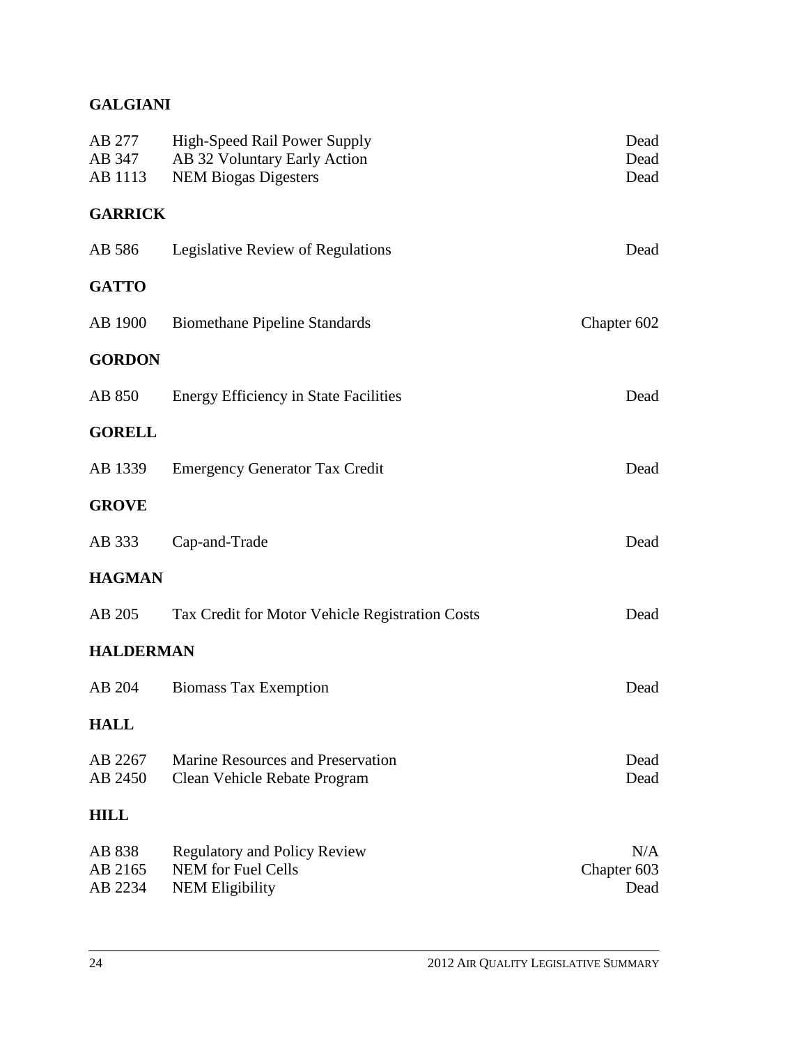**GALGIANI**

| | | |
|---|---|---|
| AB 277 | High-Speed Rail Power Supply | Dead |
| AB 347 | AB 32 Voluntary Early Action | Dead |
| AB 1113 | NEM Biogas Digesters | Dead |

**GARRICK**

| | | |
|---|---|---|
| AB 586 | Legislative Review of Regulations | Dead |

**GATTO**

| | | |
|---|---|---|
| AB 1900 | Biomethane Pipeline Standards | Chapter 602 |

**GORDON**

| | | |
|---|---|---|
| AB 850 | Energy Efficiency in State Facilities | Dead |

**GORELL**

| | | |
|---|---|---|
| AB 1339 | Emergency Generator Tax Credit | Dead |

**GROVE**

| | | |
|---|---|---|
| AB 333 | Cap-and-Trade | Dead |

**HAGMAN**

| | | |
|---|---|---|
| AB 205 | Tax Credit for Motor Vehicle Registration Costs | Dead |

**HALDERMAN**

| | | |
|---|---|---|
| AB 204 | Biomass Tax Exemption | Dead |

**HALL**

| | | |
|---|---|---|
| AB 2267 | Marine Resources and Preservation | Dead |
| AB 2450 | Clean Vehicle Rebate Program | Dead |

**HILL**

| | | |
|---|---|---|
| AB 838 | Regulatory and Policy Review | N/A |
| AB 2165 | NEM for Fuel Cells | Chapter 603 |
| AB 2234 | NEM Eligibility | Dead |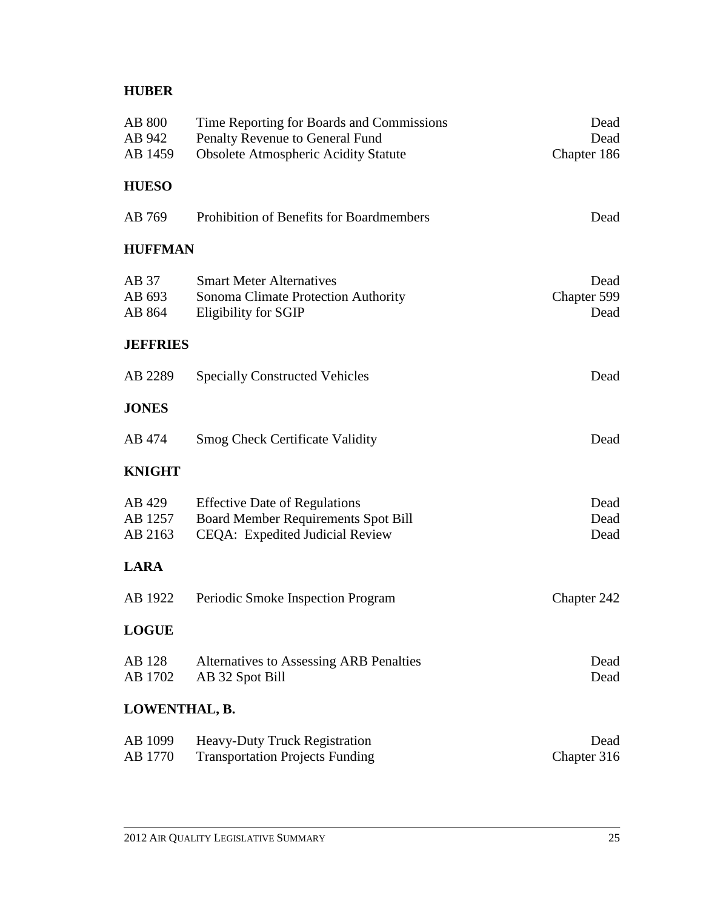**HUBER**

| | | |
|---|---|---|
| AB 800 | Time Reporting for Boards and Commissions | Dead |
| AB 942 | Penalty Revenue to General Fund | Dead |
| AB 1459 | Obsolete Atmospheric Acidity Statute | Chapter 186 |

**HUESO**

| | | |
|---|---|---|
| AB 769 | Prohibition of Benefits for Boardmembers | Dead |

**HUFFMAN**

| | | |
|---|---|---|
| AB 37 | Smart Meter Alternatives | Dead |
| AB 693 | Sonoma Climate Protection Authority | Chapter 599 |
| AB 864 | Eligibility for SGIP | Dead |

**JEFFRIES**

| | | |
|---|---|---|
| AB 2289 | Specially Constructed Vehicles | Dead |

**JONES**

| | | |
|---|---|---|
| AB 474 | Smog Check Certificate Validity | Dead |

**KNIGHT**

| | | |
|---|---|---|
| AB 429 | Effective Date of Regulations | Dead |
| AB 1257 | Board Member Requirements Spot Bill | Dead |
| AB 2163 | CEQA: Expedited Judicial Review | Dead |

**LARA**

| | | |
|---|---|---|
| AB 1922 | Periodic Smoke Inspection Program | Chapter 242 |

**LOGUE**

| | | |
|---|---|---|
| AB 128 | Alternatives to Assessing ARB Penalties | Dead |
| AB 1702 | AB 32 Spot Bill | Dead |

**LOWENTHAL, B.**

| | | |
|---|---|---|
| AB 1099 | Heavy-Duty Truck Registration | Dead |
| AB 1770 | Transportation Projects Funding | Chapter 316 |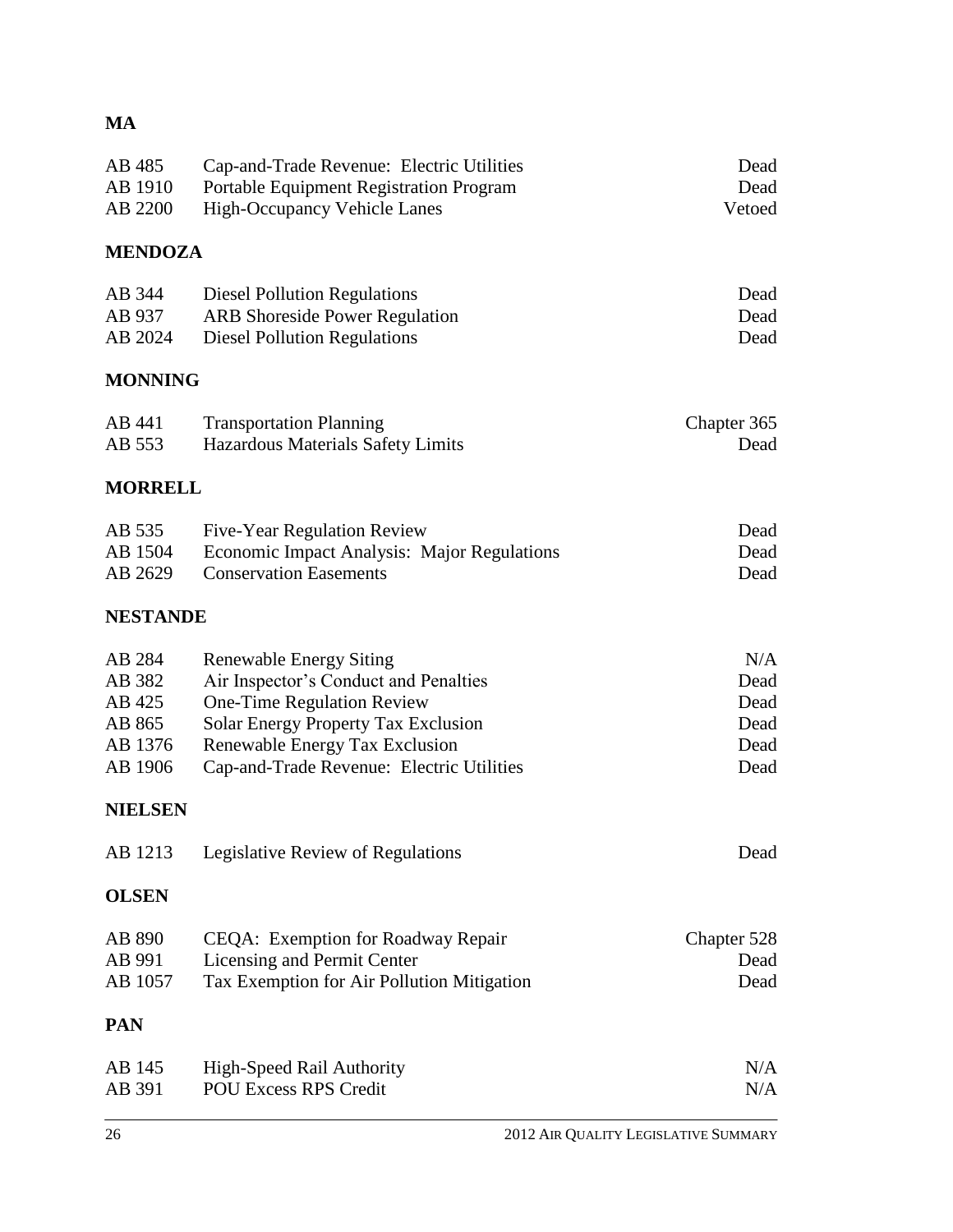## MA

| | | |
|---|---|---|
| AB 485 | Cap-and-Trade Revenue: Electric Utilities | Dead |
| AB 1910 | Portable Equipment Registration Program | Dead |
| AB 2200 | High-Occupancy Vehicle Lanes | Vetoed |

## MENDOZA

| | | |
|---|---|---|
| AB 344 | Diesel Pollution Regulations | Dead |
| AB 937 | ARB Shoreside Power Regulation | Dead |
| AB 2024 | Diesel Pollution Regulations | Dead |

## MONNING

| | | |
|---|---|---|
| AB 441 | Transportation Planning | Chapter 365 |
| AB 553 | Hazardous Materials Safety Limits | Dead |

## MORRELL

| | | |
|---|---|---|
| AB 535 | Five-Year Regulation Review | Dead |
| AB 1504 | Economic Impact Analysis: Major Regulations | Dead |
| AB 2629 | Conservation Easements | Dead |

## NESTANDE

| | | |
|---|---|---|
| AB 284 | Renewable Energy Siting | N/A |
| AB 382 | Air Inspector's Conduct and Penalties | Dead |
| AB 425 | One-Time Regulation Review | Dead |
| AB 865 | Solar Energy Property Tax Exclusion | Dead |
| AB 1376 | Renewable Energy Tax Exclusion | Dead |
| AB 1906 | Cap-and-Trade Revenue: Electric Utilities | Dead |

## NIELSEN

| | | |
|---|---|---|
| AB 1213 | Legislative Review of Regulations | Dead |

## OLSEN

| | | |
|---|---|---|
| AB 890 | CEQA: Exemption for Roadway Repair | Chapter 528 |
| AB 991 | Licensing and Permit Center | Dead |
| AB 1057 | Tax Exemption for Air Pollution Mitigation | Dead |

## PAN

| | | |
|---|---|---|
| AB 145 | High-Speed Rail Authority | N/A |
| AB 391 | POU Excess RPS Credit | N/A |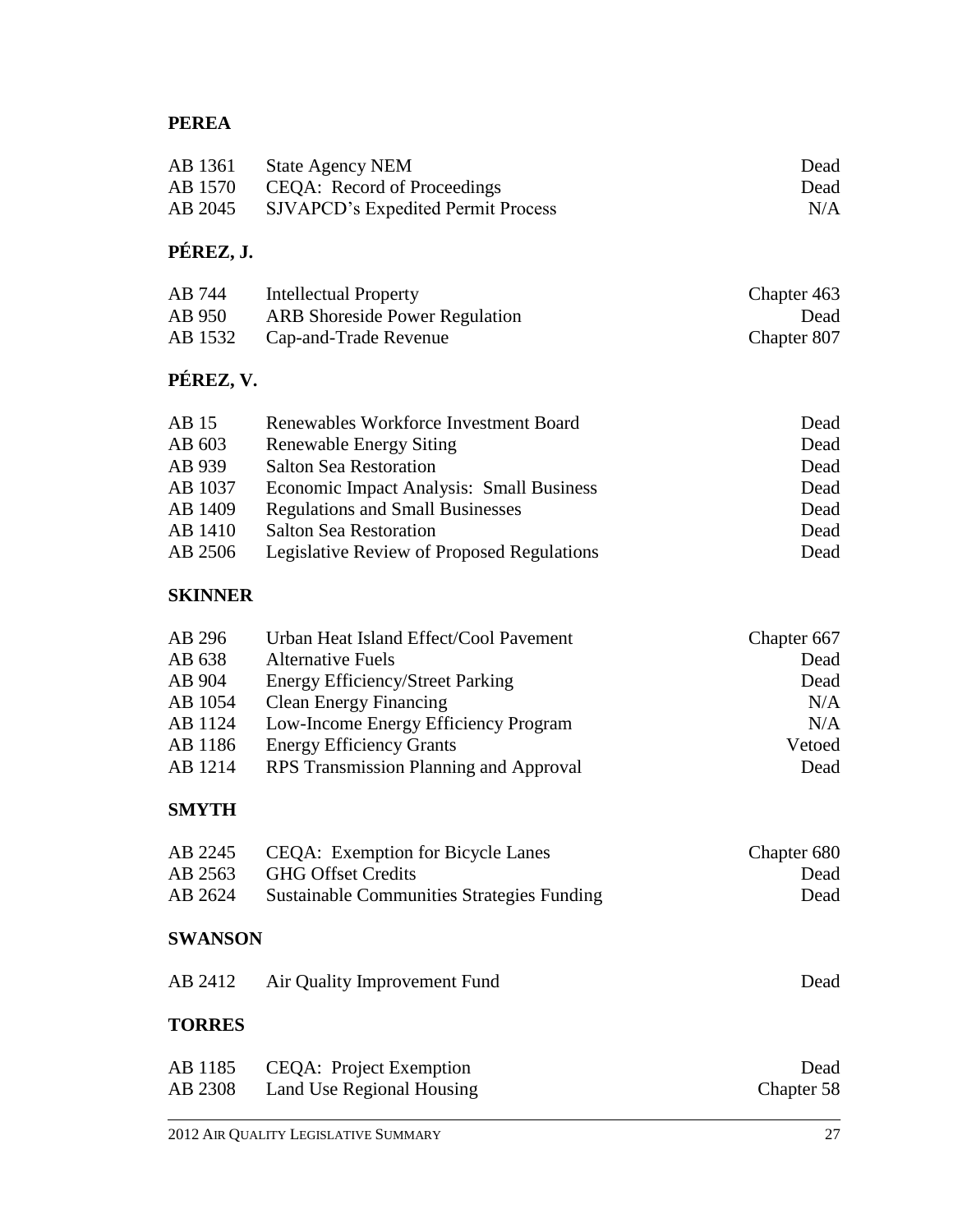**PEREA**

| | | |
|---|---|---|
| AB 1361 | State Agency NEM | Dead |
| AB 1570 | CEQA: Record of Proceedings | Dead |
| AB 2045 | SJVAPCD's Expedited Permit Process | N/A |

**PÉREZ, J.**

| | | |
|---|---|---|
| AB 744 | Intellectual Property | Chapter 463 |
| AB 950 | ARB Shoreside Power Regulation | Dead |
| AB 1532 | Cap-and-Trade Revenue | Chapter 807 |

**PÉREZ, V.**

| | | |
|---|---|---|
| AB 15 | Renewables Workforce Investment Board | Dead |
| AB 603 | Renewable Energy Siting | Dead |
| AB 939 | Salton Sea Restoration | Dead |
| AB 1037 | Economic Impact Analysis: Small Business | Dead |
| AB 1409 | Regulations and Small Businesses | Dead |
| AB 1410 | Salton Sea Restoration | Dead |
| AB 2506 | Legislative Review of Proposed Regulations | Dead |

**SKINNER**

| | | |
|---|---|---|
| AB 296 | Urban Heat Island Effect/Cool Pavement | Chapter 667 |
| AB 638 | Alternative Fuels | Dead |
| AB 904 | Energy Efficiency/Street Parking | Dead |
| AB 1054 | Clean Energy Financing | N/A |
| AB 1124 | Low-Income Energy Efficiency Program | N/A |
| AB 1186 | Energy Efficiency Grants | Vetoed |
| AB 1214 | RPS Transmission Planning and Approval | Dead |

**SMYTH**

| | | |
|---|---|---|
| AB 2245 | CEQA: Exemption for Bicycle Lanes | Chapter 680 |
| AB 2563 | GHG Offset Credits | Dead |
| AB 2624 | Sustainable Communities Strategies Funding | Dead |

**SWANSON**

| | | |
|---|---|---|
| AB 2412 | Air Quality Improvement Fund | Dead |

**TORRES**

| | | |
|---|---|---|
| AB 1185 | CEQA: Project Exemption | Dead |
| AB 2308 | Land Use Regional Housing | Chapter 58 |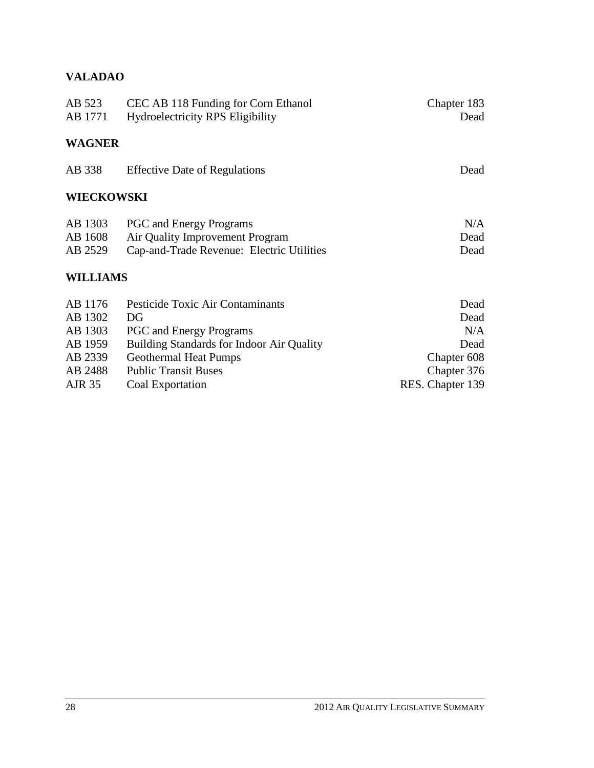**VALADAO**

| | | |
|---|---|---|
| AB 523 | CEC AB 118 Funding for Corn Ethanol | Chapter 183 |
| AB 1771 | Hydroelectricity RPS Eligibility | Dead |

**WAGNER**

| | | |
|---|---|---|
| AB 338 | Effective Date of Regulations | Dead |

**WIECKOWSKI**

| | | |
|---|---|---|
| AB 1303 | PGC and Energy Programs | N/A |
| AB 1608 | Air Quality Improvement Program | Dead |
| AB 2529 | Cap-and-Trade Revenue: Electric Utilities | Dead |

**WILLIAMS**

| | | |
|---|---|---|
| AB 1176 | Pesticide Toxic Air Contaminants | Dead |
| AB 1302 | DG | Dead |
| AB 1303 | PGC and Energy Programs | N/A |
| AB 1959 | Building Standards for Indoor Air Quality | Dead |
| AB 2339 | Geothermal Heat Pumps | Chapter 608 |
| AB 2488 | Public Transit Buses | Chapter 376 |
| AJR 35 | Coal Exportation | RES. Chapter 139 |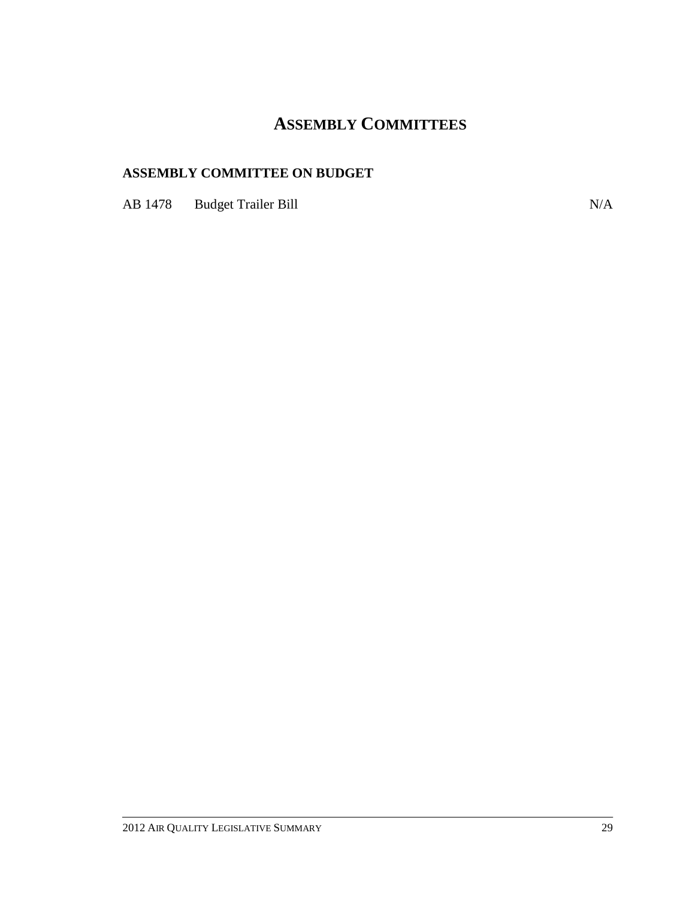# ASSEMBLY COMMITTEES

## ASSEMBLY COMMITTEE ON BUDGET

| | | |
|---|---|---|
| AB 1478 | Budget Trailer Bill | N/A |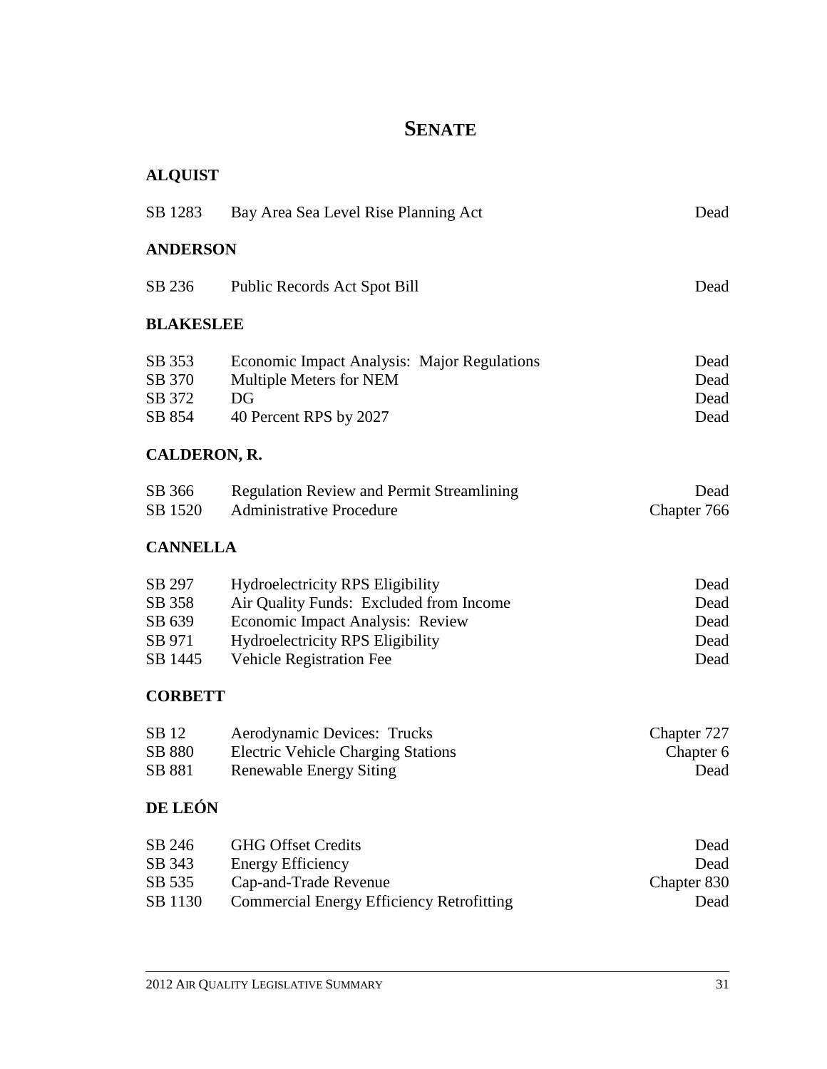# SENATE

## ALQUIST

| | | |
|---|---|---|
| SB 1283 | Bay Area Sea Level Rise Planning Act | Dead |

## ANDERSON

| | | |
|---|---|---|
| SB 236 | Public Records Act Spot Bill | Dead |

## BLAKESLEE

| | | |
|---|---|---|
| SB 353 | Economic Impact Analysis: Major Regulations | Dead |
| SB 370 | Multiple Meters for NEM | Dead |
| SB 372 | DG | Dead |
| SB 854 | 40 Percent RPS by 2027 | Dead |

## CALDERON, R.

| | | |
|---|---|---|
| SB 366 | Regulation Review and Permit Streamlining | Dead |
| SB 1520 | Administrative Procedure | Chapter 766 |

## CANNELLA

| | | |
|---|---|---|
| SB 297 | Hydroelectricity RPS Eligibility | Dead |
| SB 358 | Air Quality Funds: Excluded from Income | Dead |
| SB 639 | Economic Impact Analysis: Review | Dead |
| SB 971 | Hydroelectricity RPS Eligibility | Dead |
| SB 1445 | Vehicle Registration Fee | Dead |

## CORBETT

| | | |
|---|---|---|
| SB 12 | Aerodynamic Devices: Trucks | Chapter 727 |
| SB 880 | Electric Vehicle Charging Stations | Chapter 6 |
| SB 881 | Renewable Energy Siting | Dead |

## DE LEÓN

| | | |
|---|---|---|
| SB 246 | GHG Offset Credits | Dead |
| SB 343 | Energy Efficiency | Dead |
| SB 535 | Cap-and-Trade Revenue | Chapter 830 |
| SB 1130 | Commercial Energy Efficiency Retrofitting | Dead |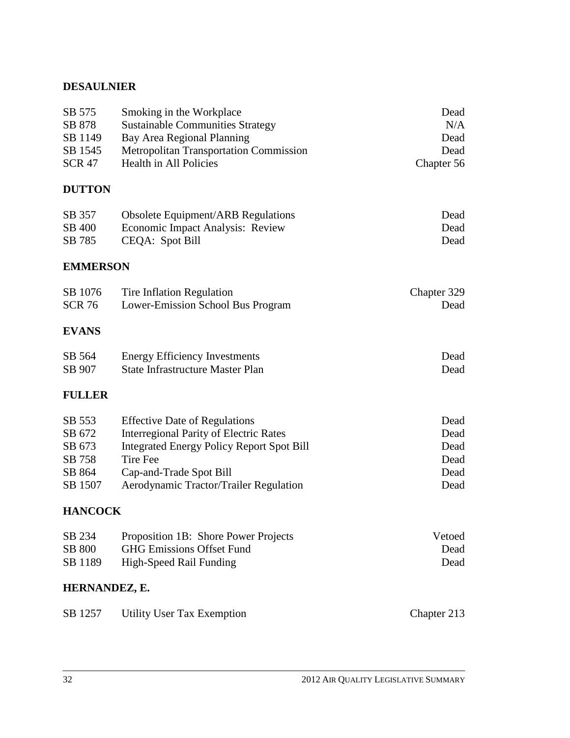**DESAULNIER**

| | | |
|---|---|---|
| SB 575 | Smoking in the Workplace | Dead |
| SB 878 | Sustainable Communities Strategy | N/A |
| SB 1149 | Bay Area Regional Planning | Dead |
| SB 1545 | Metropolitan Transportation Commission | Dead |
| SCR 47 | Health in All Policies | Chapter 56 |

**DUTTON**

| | | |
|---|---|---|
| SB 357 | Obsolete Equipment/ARB Regulations | Dead |
| SB 400 | Economic Impact Analysis: Review | Dead |
| SB 785 | CEQA: Spot Bill | Dead |

**EMMERSON**

| | | |
|---|---|---|
| SB 1076 | Tire Inflation Regulation | Chapter 329 |
| SCR 76 | Lower-Emission School Bus Program | Dead |

**EVANS**

| | | |
|---|---|---|
| SB 564 | Energy Efficiency Investments | Dead |
| SB 907 | State Infrastructure Master Plan | Dead |

**FULLER**

| | | |
|---|---|---|
| SB 553 | Effective Date of Regulations | Dead |
| SB 672 | Interregional Parity of Electric Rates | Dead |
| SB 673 | Integrated Energy Policy Report Spot Bill | Dead |
| SB 758 | Tire Fee | Dead |
| SB 864 | Cap-and-Trade Spot Bill | Dead |
| SB 1507 | Aerodynamic Tractor/Trailer Regulation | Dead |

**HANCOCK**

| | | |
|---|---|---|
| SB 234 | Proposition 1B: Shore Power Projects | Vetoed |
| SB 800 | GHG Emissions Offset Fund | Dead |
| SB 1189 | High-Speed Rail Funding | Dead |

**HERNANDEZ, E.**

| | | |
|---|---|---|
| SB 1257 | Utility User Tax Exemption | Chapter 213 |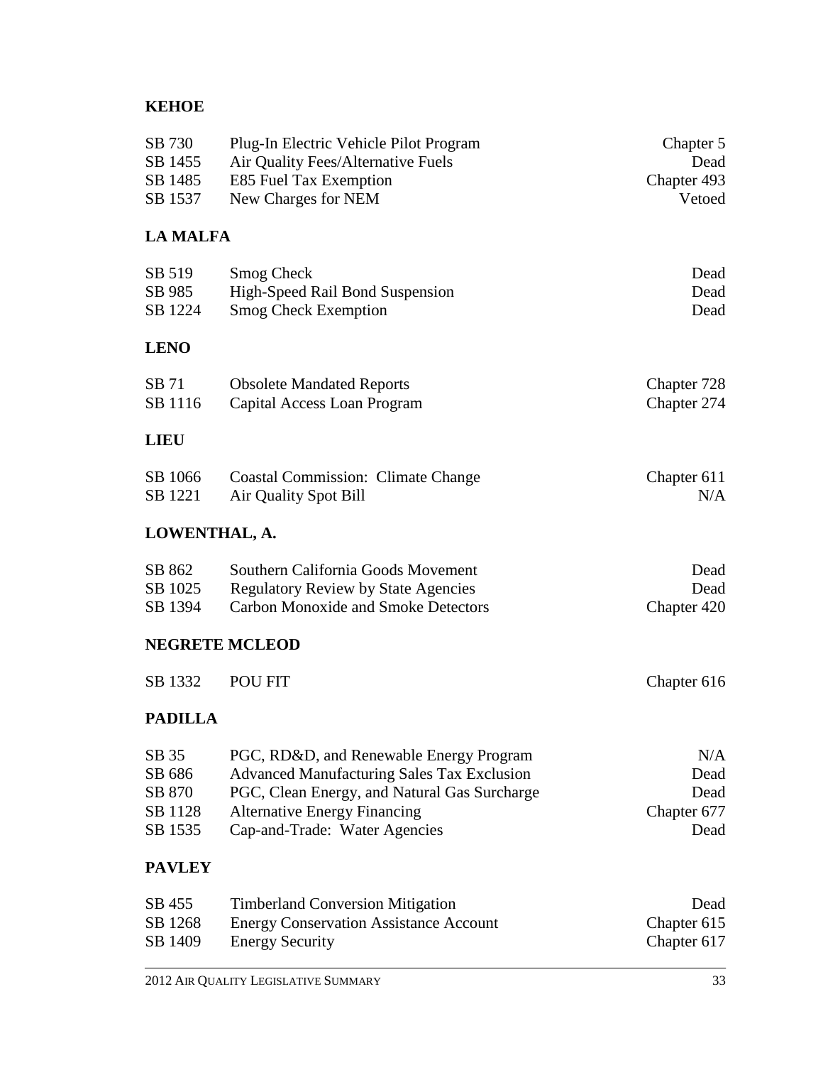**KEHOE**

| | | |
|---|---|---|
| SB 730 | Plug-In Electric Vehicle Pilot Program | Chapter 5 |
| SB 1455 | Air Quality Fees/Alternative Fuels | Dead |
| SB 1485 | E85 Fuel Tax Exemption | Chapter 493 |
| SB 1537 | New Charges for NEM | Vetoed |

**LA MALFA**

| | | |
|---|---|---|
| SB 519 | Smog Check | Dead |
| SB 985 | High-Speed Rail Bond Suspension | Dead |
| SB 1224 | Smog Check Exemption | Dead |

**LENO**

| | | |
|---|---|---|
| SB 71 | Obsolete Mandated Reports | Chapter 728 |
| SB 1116 | Capital Access Loan Program | Chapter 274 |

**LIEU**

| | | |
|---|---|---|
| SB 1066 | Coastal Commission: Climate Change | Chapter 611 |
| SB 1221 | Air Quality Spot Bill | N/A |

**LOWENTHAL, A.**

| | | |
|---|---|---|
| SB 862 | Southern California Goods Movement | Dead |
| SB 1025 | Regulatory Review by State Agencies | Dead |
| SB 1394 | Carbon Monoxide and Smoke Detectors | Chapter 420 |

**NEGRETE MCLEOD**

| | | |
|---|---|---|
| SB 1332 | POU FIT | Chapter 616 |

**PADILLA**

| | | |
|---|---|---|
| SB 35 | PGC, RD&D, and Renewable Energy Program | N/A |
| SB 686 | Advanced Manufacturing Sales Tax Exclusion | Dead |
| SB 870 | PGC, Clean Energy, and Natural Gas Surcharge | Dead |
| SB 1128 | Alternative Energy Financing | Chapter 677 |
| SB 1535 | Cap-and-Trade: Water Agencies | Dead |

**PAVLEY**

| | | |
|---|---|---|
| SB 455 | Timberland Conversion Mitigation | Dead |
| SB 1268 | Energy Conservation Assistance Account | Chapter 615 |
| SB 1409 | Energy Security | Chapter 617 |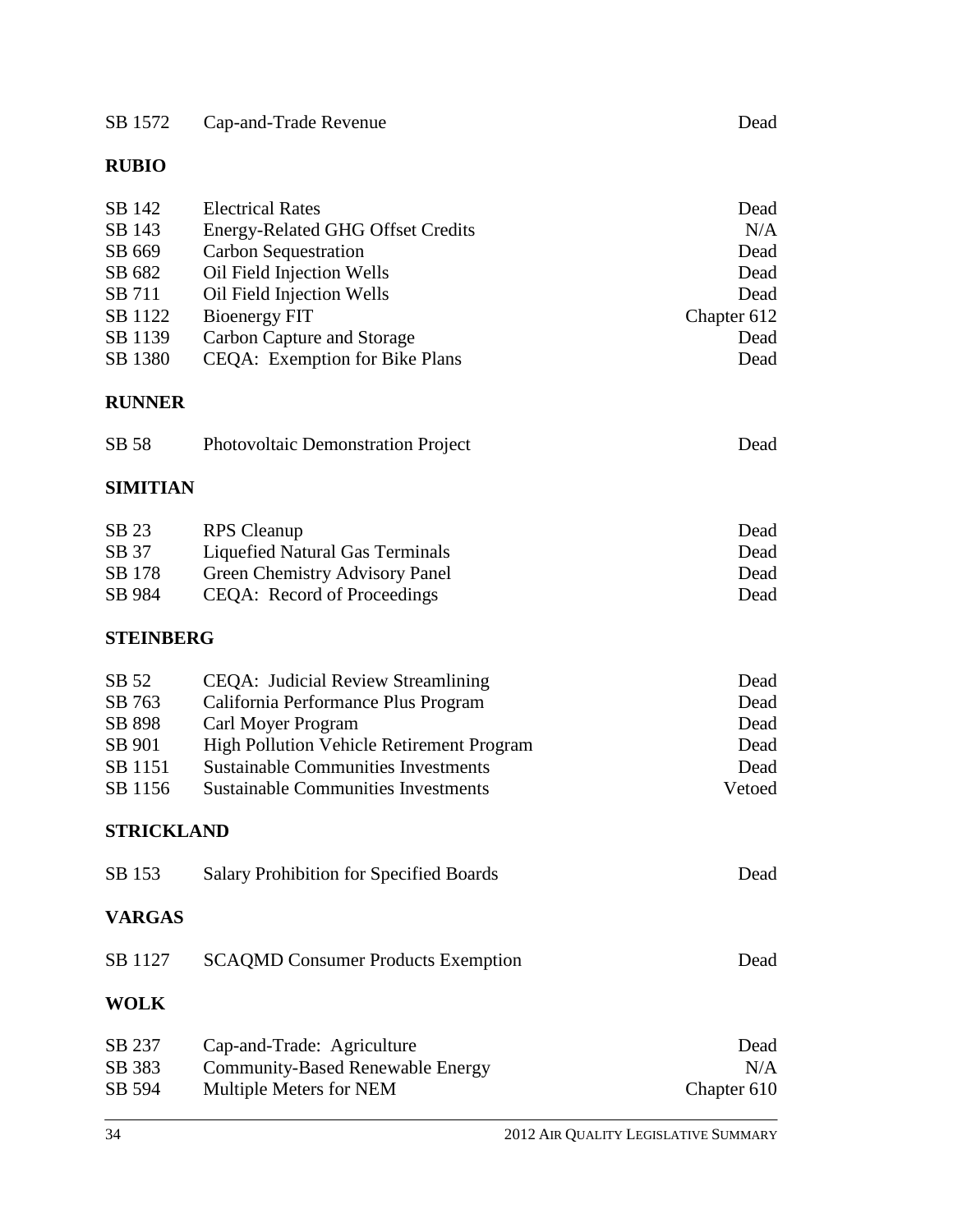| | | |
|---|---|---|
| SB 1572 | Cap-and-Trade Revenue | Dead |

**RUBIO**

| | | |
|---|---|---|
| SB 142 | Electrical Rates | Dead |
| SB 143 | Energy-Related GHG Offset Credits | N/A |
| SB 669 | Carbon Sequestration | Dead |
| SB 682 | Oil Field Injection Wells | Dead |
| SB 711 | Oil Field Injection Wells | Dead |
| SB 1122 | Bioenergy FIT | Chapter 612 |
| SB 1139 | Carbon Capture and Storage | Dead |
| SB 1380 | CEQA: Exemption for Bike Plans | Dead |

**RUNNER**

| | | |
|---|---|---|
| SB 58 | Photovoltaic Demonstration Project | Dead |

**SIMITIAN**

| | | |
|---|---|---|
| SB 23 | RPS Cleanup | Dead |
| SB 37 | Liquefied Natural Gas Terminals | Dead |
| SB 178 | Green Chemistry Advisory Panel | Dead |
| SB 984 | CEQA: Record of Proceedings | Dead |

**STEINBERG**

| | | |
|---|---|---|
| SB 52 | CEQA: Judicial Review Streamlining | Dead |
| SB 763 | California Performance Plus Program | Dead |
| SB 898 | Carl Moyer Program | Dead |
| SB 901 | High Pollution Vehicle Retirement Program | Dead |
| SB 1151 | Sustainable Communities Investments | Dead |
| SB 1156 | Sustainable Communities Investments | Vetoed |

**STRICKLAND**

| | | |
|---|---|---|
| SB 153 | Salary Prohibition for Specified Boards | Dead |

**VARGAS**

| | | |
|---|---|---|
| SB 1127 | SCAQMD Consumer Products Exemption | Dead |

**WOLK**

| | | |
|---|---|---|
| SB 237 | Cap-and-Trade: Agriculture | Dead |
| SB 383 | Community-Based Renewable Energy | N/A |
| SB 594 | Multiple Meters for NEM | Chapter 610 |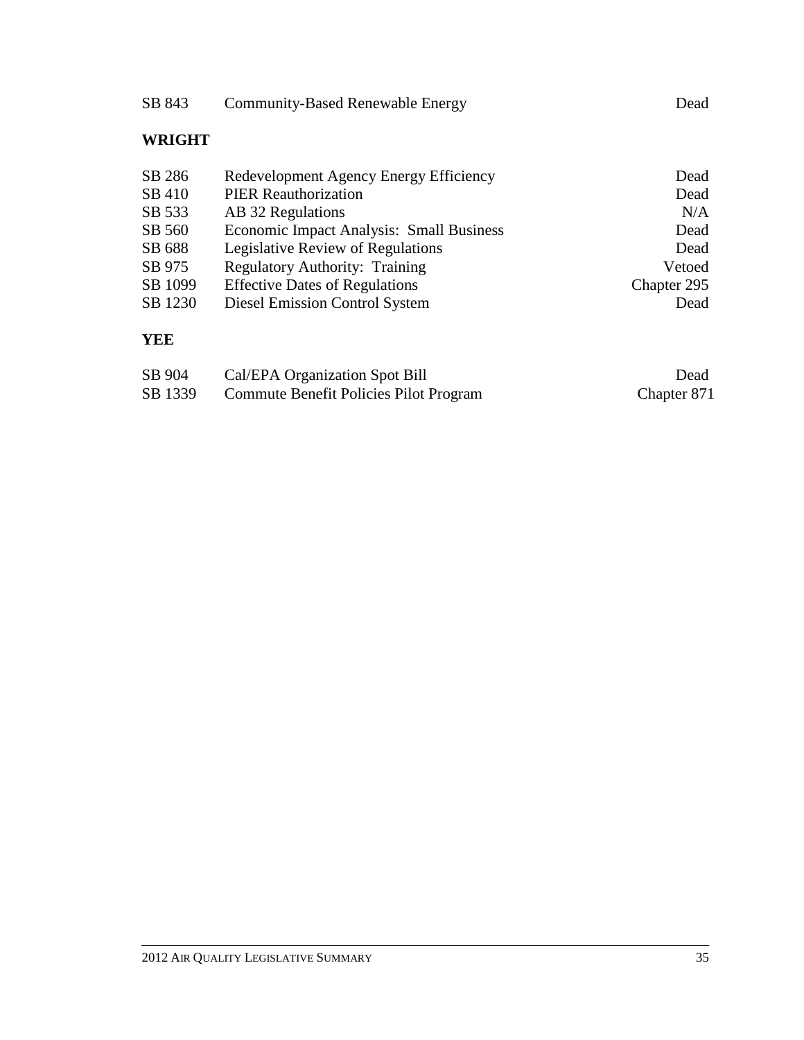| | | |
|---|---|---|
| SB 843 | Community-Based Renewable Energy | Dead |

**WRIGHT**

| | | |
|---|---|---|
| SB 286 | Redevelopment Agency Energy Efficiency | Dead |
| SB 410 | PIER Reauthorization | Dead |
| SB 533 | AB 32 Regulations | N/A |
| SB 560 | Economic Impact Analysis: Small Business | Dead |
| SB 688 | Legislative Review of Regulations | Dead |
| SB 975 | Regulatory Authority: Training | Vetoed |
| SB 1099 | Effective Dates of Regulations | Chapter 295 |
| SB 1230 | Diesel Emission Control System | Dead |

**YEE**

| | | |
|---|---|---|
| SB 904 | Cal/EPA Organization Spot Bill | Dead |
| SB 1339 | Commute Benefit Policies Pilot Program | Chapter 871 |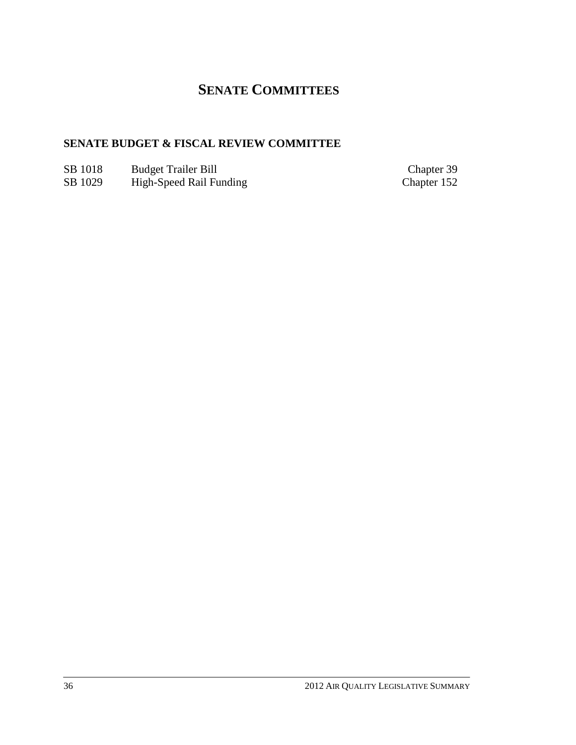# SENATE COMMITTEES

## SENATE BUDGET & FISCAL REVIEW COMMITTEE

| | | |
|---|---|---|
| SB 1018 | Budget Trailer Bill | Chapter 39 |
| SB 1029 | High-Speed Rail Funding | Chapter 152 |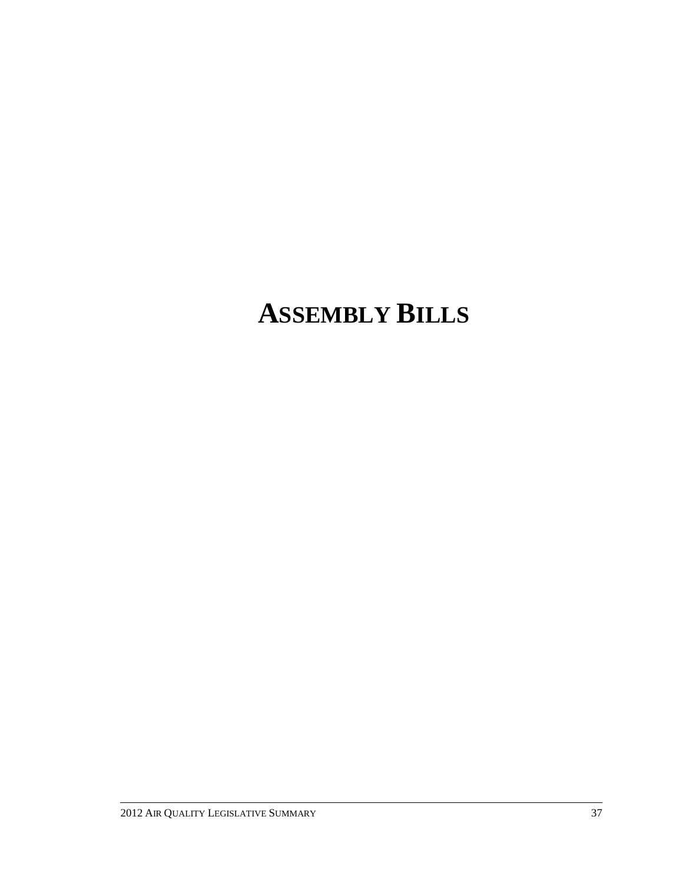# ASSEMBLY BILLS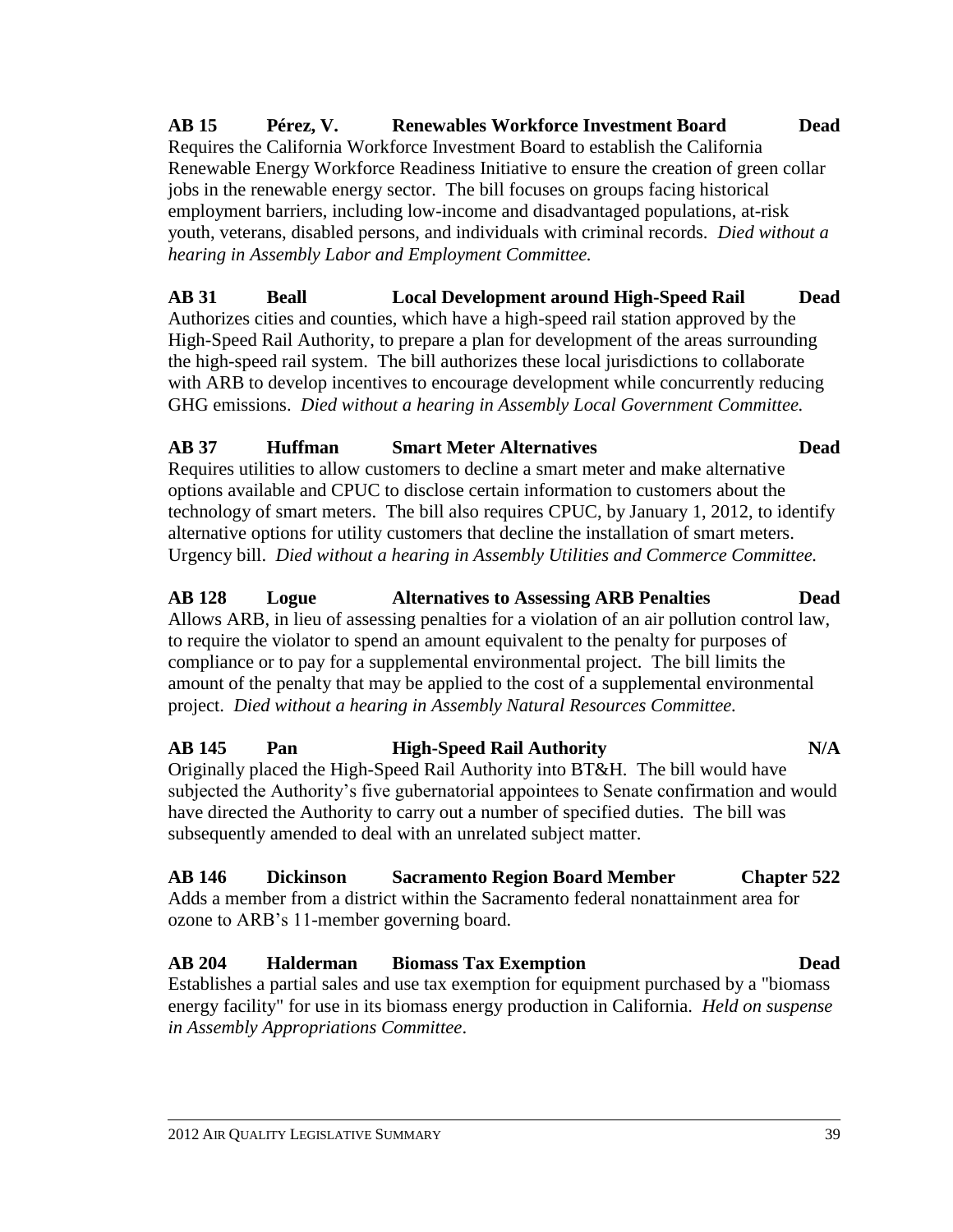**AB 15 Pérez, V. Renewables Workforce Investment Board Dead**

Requires the California Workforce Investment Board to establish the California Renewable Energy Workforce Readiness Initiative to ensure the creation of green collar jobs in the renewable energy sector. The bill focuses on groups facing historical employment barriers, including low-income and disadvantaged populations, at-risk youth, veterans, disabled persons, and individuals with criminal records. *Died without a hearing in Assembly Labor and Employment Committee.*

**AB 31 Beall Local Development around High-Speed Rail Dead**

Authorizes cities and counties, which have a high-speed rail station approved by the High-Speed Rail Authority, to prepare a plan for development of the areas surrounding the high-speed rail system. The bill authorizes these local jurisdictions to collaborate with ARB to develop incentives to encourage development while concurrently reducing GHG emissions. *Died without a hearing in Assembly Local Government Committee.*

**AB 37 Huffman Smart Meter Alternatives Dead**

Requires utilities to allow customers to decline a smart meter and make alternative options available and CPUC to disclose certain information to customers about the technology of smart meters. The bill also requires CPUC, by January 1, 2012, to identify alternative options for utility customers that decline the installation of smart meters. Urgency bill. *Died without a hearing in Assembly Utilities and Commerce Committee.*

**AB 128 Logue Alternatives to Assessing ARB Penalties Dead**

Allows ARB, in lieu of assessing penalties for a violation of an air pollution control law, to require the violator to spend an amount equivalent to the penalty for purposes of compliance or to pay for a supplemental environmental project. The bill limits the amount of the penalty that may be applied to the cost of a supplemental environmental project. *Died without a hearing in Assembly Natural Resources Committee.*

**AB 145 Pan High-Speed Rail Authority N/A**

Originally placed the High-Speed Rail Authority into BT&H. The bill would have subjected the Authority's five gubernatorial appointees to Senate confirmation and would have directed the Authority to carry out a number of specified duties. The bill was subsequently amended to deal with an unrelated subject matter.

**AB 146 Dickinson Sacramento Region Board Member Chapter 522**

Adds a member from a district within the Sacramento federal nonattainment area for ozone to ARB's 11-member governing board.

**AB 204 Halderman Biomass Tax Exemption Dead**

Establishes a partial sales and use tax exemption for equipment purchased by a "biomass energy facility" for use in its biomass energy production in California. *Held on suspense in Assembly Appropriations Committee*.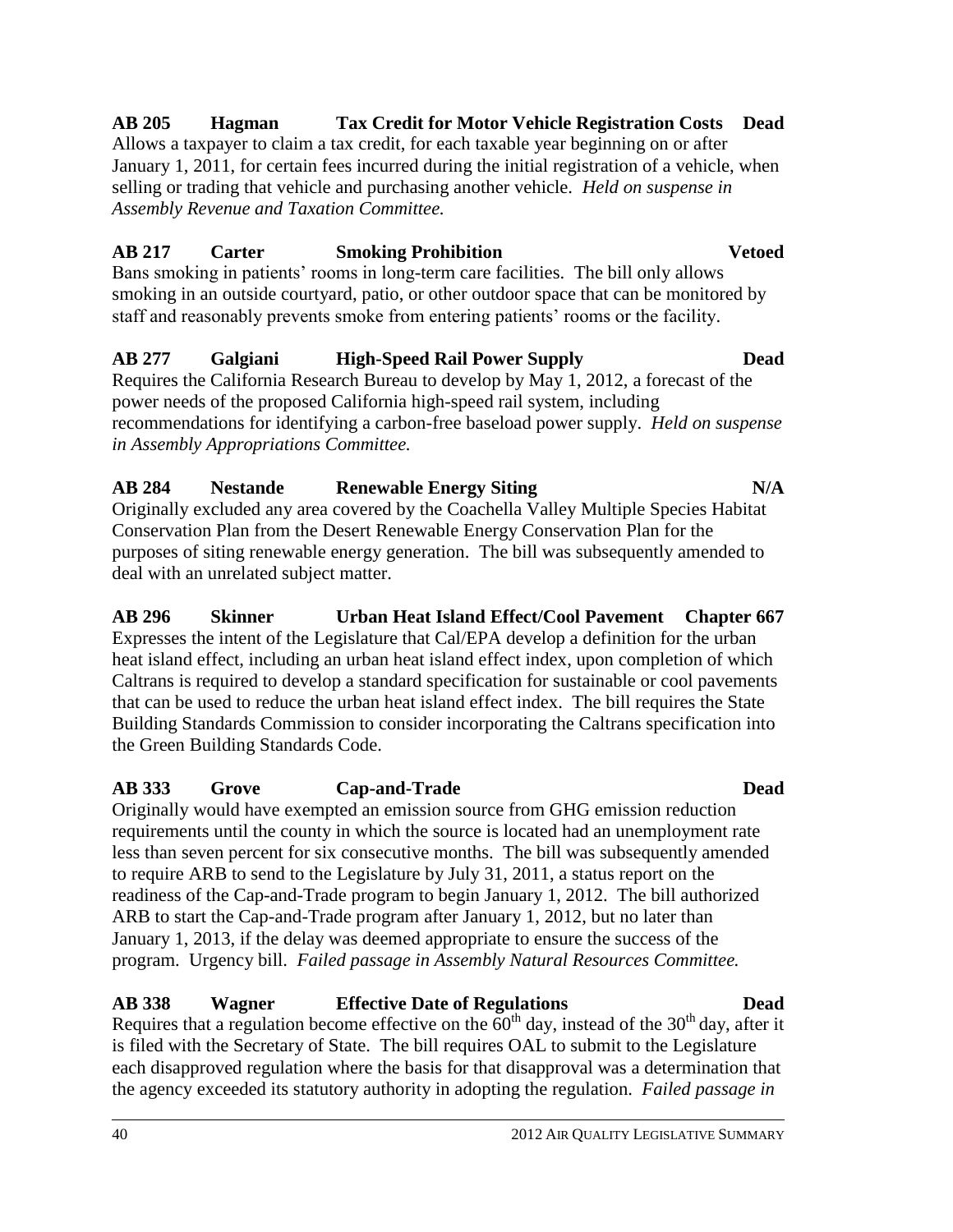**AB 205 Hagman Tax Credit for Motor Vehicle Registration Costs Dead**

Allows a taxpayer to claim a tax credit, for each taxable year beginning on or after January 1, 2011, for certain fees incurred during the initial registration of a vehicle, when selling or trading that vehicle and purchasing another vehicle. *Held on suspense in Assembly Revenue and Taxation Committee.*

**AB 217 Carter Smoking Prohibition Vetoed**

Bans smoking in patients' rooms in long-term care facilities. The bill only allows smoking in an outside courtyard, patio, or other outdoor space that can be monitored by staff and reasonably prevents smoke from entering patients' rooms or the facility.

**AB 277 Galgiani High-Speed Rail Power Supply Dead**

Requires the California Research Bureau to develop by May 1, 2012, a forecast of the power needs of the proposed California high-speed rail system, including recommendations for identifying a carbon-free baseload power supply. *Held on suspense in Assembly Appropriations Committee.*

**AB 284 Nestande Renewable Energy Siting N/A**

Originally excluded any area covered by the Coachella Valley Multiple Species Habitat Conservation Plan from the Desert Renewable Energy Conservation Plan for the purposes of siting renewable energy generation. The bill was subsequently amended to deal with an unrelated subject matter.

**AB 296 Skinner Urban Heat Island Effect/Cool Pavement Chapter 667**

Expresses the intent of the Legislature that Cal/EPA develop a definition for the urban heat island effect, including an urban heat island effect index, upon completion of which Caltrans is required to develop a standard specification for sustainable or cool pavements that can be used to reduce the urban heat island effect index. The bill requires the State Building Standards Commission to consider incorporating the Caltrans specification into the Green Building Standards Code.

**AB 333 Grove Cap-and-Trade Dead**

Originally would have exempted an emission source from GHG emission reduction requirements until the county in which the source is located had an unemployment rate less than seven percent for six consecutive months. The bill was subsequently amended to require ARB to send to the Legislature by July 31, 2011, a status report on the readiness of the Cap-and-Trade program to begin January 1, 2012. The bill authorized ARB to start the Cap-and-Trade program after January 1, 2012, but no later than January 1, 2013, if the delay was deemed appropriate to ensure the success of the program. Urgency bill. *Failed passage in Assembly Natural Resources Committee.*

**AB 338 Wagner Effective Date of Regulations Dead**

Requires that a regulation become effective on the 60th day, instead of the 30th day, after it is filed with the Secretary of State. The bill requires OAL to submit to the Legislature each disapproved regulation where the basis for that disapproval was a determination that the agency exceeded its statutory authority in adopting the regulation. *Failed passage in*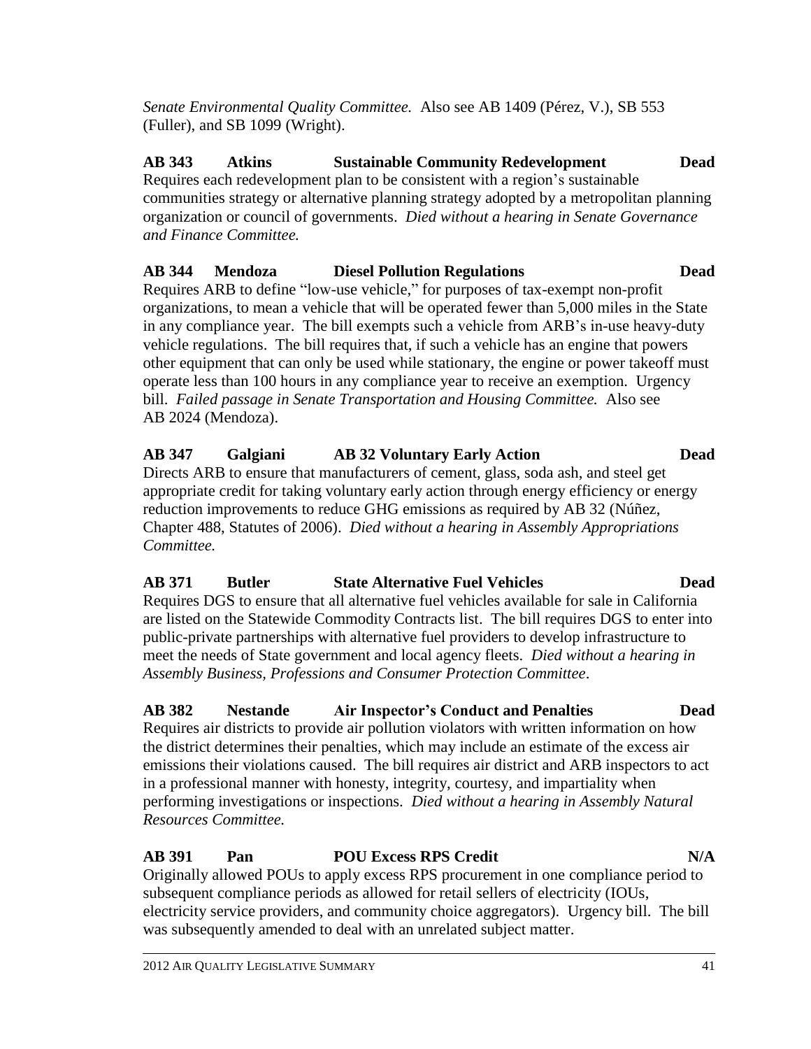*Senate Environmental Quality Committee.* Also see AB 1409 (Pérez, V.), SB 553 (Fuller), and SB 1099 (Wright).

**AB 343 Atkins Sustainable Community Redevelopment Dead**

Requires each redevelopment plan to be consistent with a region's sustainable communities strategy or alternative planning strategy adopted by a metropolitan planning organization or council of governments. *Died without a hearing in Senate Governance and Finance Committee.*

**AB 344 Mendoza Diesel Pollution Regulations Dead**

Requires ARB to define "low-use vehicle," for purposes of tax-exempt non-profit organizations, to mean a vehicle that will be operated fewer than 5,000 miles in the State in any compliance year. The bill exempts such a vehicle from ARB's in-use heavy-duty vehicle regulations. The bill requires that, if such a vehicle has an engine that powers other equipment that can only be used while stationary, the engine or power takeoff must operate less than 100 hours in any compliance year to receive an exemption. Urgency bill. *Failed passage in Senate Transportation and Housing Committee.* Also see AB 2024 (Mendoza).

**AB 347 Galgiani AB 32 Voluntary Early Action Dead**

Directs ARB to ensure that manufacturers of cement, glass, soda ash, and steel get appropriate credit for taking voluntary early action through energy efficiency or energy reduction improvements to reduce GHG emissions as required by AB 32 (Núñez, Chapter 488, Statutes of 2006). *Died without a hearing in Assembly Appropriations Committee.*

**AB 371 Butler State Alternative Fuel Vehicles Dead**

Requires DGS to ensure that all alternative fuel vehicles available for sale in California are listed on the Statewide Commodity Contracts list. The bill requires DGS to enter into public-private partnerships with alternative fuel providers to develop infrastructure to meet the needs of State government and local agency fleets. *Died without a hearing in Assembly Business, Professions and Consumer Protection Committee*.

**AB 382 Nestande Air Inspector's Conduct and Penalties Dead**

Requires air districts to provide air pollution violators with written information on how the district determines their penalties, which may include an estimate of the excess air emissions their violations caused. The bill requires air district and ARB inspectors to act in a professional manner with honesty, integrity, courtesy, and impartiality when performing investigations or inspections. *Died without a hearing in Assembly Natural Resources Committee.*

**AB 391 Pan POU Excess RPS Credit N/A**

Originally allowed POUs to apply excess RPS procurement in one compliance period to subsequent compliance periods as allowed for retail sellers of electricity (IOUs, electricity service providers, and community choice aggregators). Urgency bill. The bill was subsequently amended to deal with an unrelated subject matter.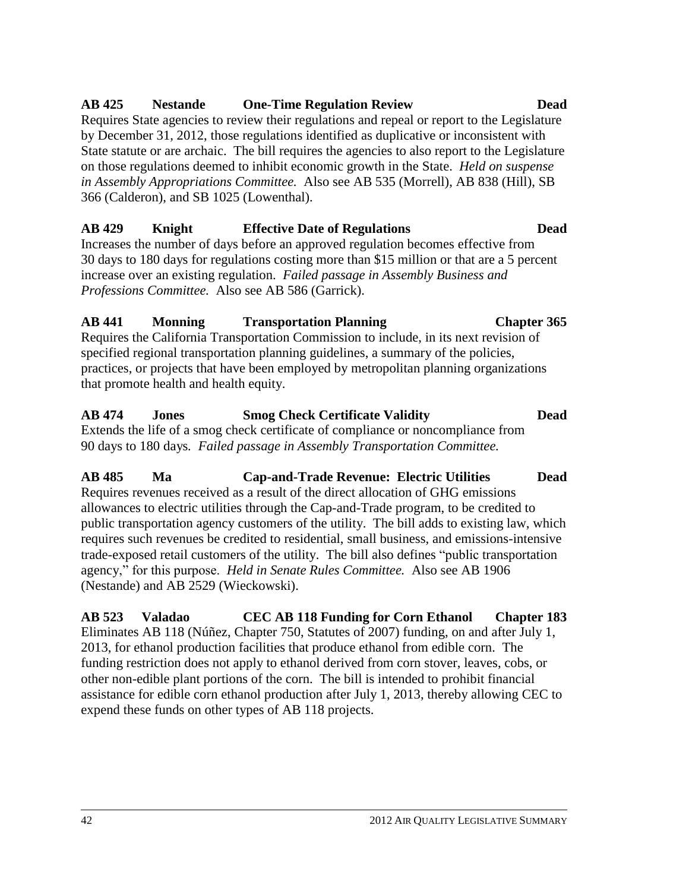**AB 425 Nestande One-Time Regulation Review Dead**

Requires State agencies to review their regulations and repeal or report to the Legislature by December 31, 2012, those regulations identified as duplicative or inconsistent with State statute or are archaic. The bill requires the agencies to also report to the Legislature on those regulations deemed to inhibit economic growth in the State. *Held on suspense in Assembly Appropriations Committee.* Also see AB 535 (Morrell), AB 838 (Hill), SB 366 (Calderon), and SB 1025 (Lowenthal).

**AB 429 Knight Effective Date of Regulations Dead**

Increases the number of days before an approved regulation becomes effective from 30 days to 180 days for regulations costing more than $15 million or that are a 5 percent increase over an existing regulation. *Failed passage in Assembly Business and Professions Committee.* Also see AB 586 (Garrick).

**AB 441 Monning Transportation Planning Chapter 365**

Requires the California Transportation Commission to include, in its next revision of specified regional transportation planning guidelines, a summary of the policies, practices, or projects that have been employed by metropolitan planning organizations that promote health and health equity.

**AB 474 Jones Smog Check Certificate Validity Dead**

Extends the life of a smog check certificate of compliance or noncompliance from 90 days to 180 days. *Failed passage in Assembly Transportation Committee.*

**AB 485 Ma Cap-and-Trade Revenue: Electric Utilities Dead**

Requires revenues received as a result of the direct allocation of GHG emissions allowances to electric utilities through the Cap-and-Trade program, to be credited to public transportation agency customers of the utility. The bill adds to existing law, which requires such revenues be credited to residential, small business, and emissions-intensive trade-exposed retail customers of the utility. The bill also defines "public transportation agency," for this purpose. *Held in Senate Rules Committee.* Also see AB 1906 (Nestande) and AB 2529 (Wieckowski).

**AB 523 Valadao CEC AB 118 Funding for Corn Ethanol Chapter 183**

Eliminates AB 118 (Núñez, Chapter 750, Statutes of 2007) funding, on and after July 1, 2013, for ethanol production facilities that produce ethanol from edible corn. The funding restriction does not apply to ethanol derived from corn stover, leaves, cobs, or other non-edible plant portions of the corn. The bill is intended to prohibit financial assistance for edible corn ethanol production after July 1, 2013, thereby allowing CEC to expend these funds on other types of AB 118 projects.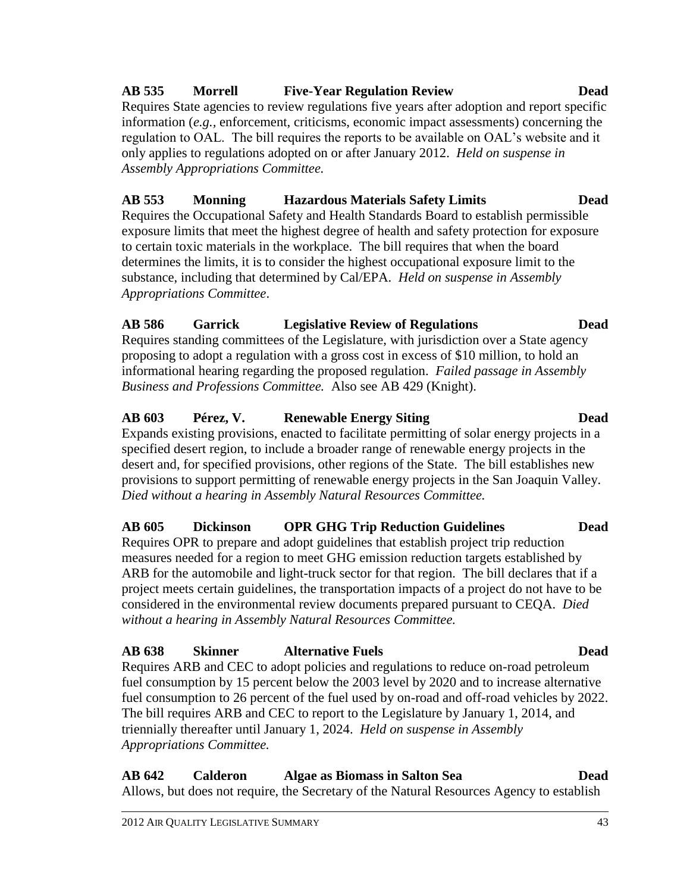**AB 535 Morrell Five-Year Regulation Review Dead**

Requires State agencies to review regulations five years after adoption and report specific information (*e.g.*, enforcement, criticisms, economic impact assessments) concerning the regulation to OAL. The bill requires the reports to be available on OAL's website and it only applies to regulations adopted on or after January 2012. *Held on suspense in Assembly Appropriations Committee.*

**AB 553 Monning Hazardous Materials Safety Limits Dead**

Requires the Occupational Safety and Health Standards Board to establish permissible exposure limits that meet the highest degree of health and safety protection for exposure to certain toxic materials in the workplace. The bill requires that when the board determines the limits, it is to consider the highest occupational exposure limit to the substance, including that determined by Cal/EPA. *Held on suspense in Assembly Appropriations Committee*.

**AB 586 Garrick Legislative Review of Regulations Dead**

Requires standing committees of the Legislature, with jurisdiction over a State agency proposing to adopt a regulation with a gross cost in excess of $10 million, to hold an informational hearing regarding the proposed regulation. *Failed passage in Assembly Business and Professions Committee.* Also see AB 429 (Knight).

**AB 603 Pérez, V. Renewable Energy Siting Dead**

Expands existing provisions, enacted to facilitate permitting of solar energy projects in a specified desert region, to include a broader range of renewable energy projects in the desert and, for specified provisions, other regions of the State. The bill establishes new provisions to support permitting of renewable energy projects in the San Joaquin Valley. *Died without a hearing in Assembly Natural Resources Committee.*

**AB 605 Dickinson OPR GHG Trip Reduction Guidelines Dead**

Requires OPR to prepare and adopt guidelines that establish project trip reduction measures needed for a region to meet GHG emission reduction targets established by ARB for the automobile and light-truck sector for that region. The bill declares that if a project meets certain guidelines, the transportation impacts of a project do not have to be considered in the environmental review documents prepared pursuant to CEQA. *Died without a hearing in Assembly Natural Resources Committee.*

**AB 638 Skinner Alternative Fuels Dead**

Requires ARB and CEC to adopt policies and regulations to reduce on-road petroleum fuel consumption by 15 percent below the 2003 level by 2020 and to increase alternative fuel consumption to 26 percent of the fuel used by on-road and off-road vehicles by 2022. The bill requires ARB and CEC to report to the Legislature by January 1, 2014, and triennially thereafter until January 1, 2024. *Held on suspense in Assembly Appropriations Committee.*

**AB 642 Calderon Algae as Biomass in Salton Sea Dead**

Allows, but does not require, the Secretary of the Natural Resources Agency to establish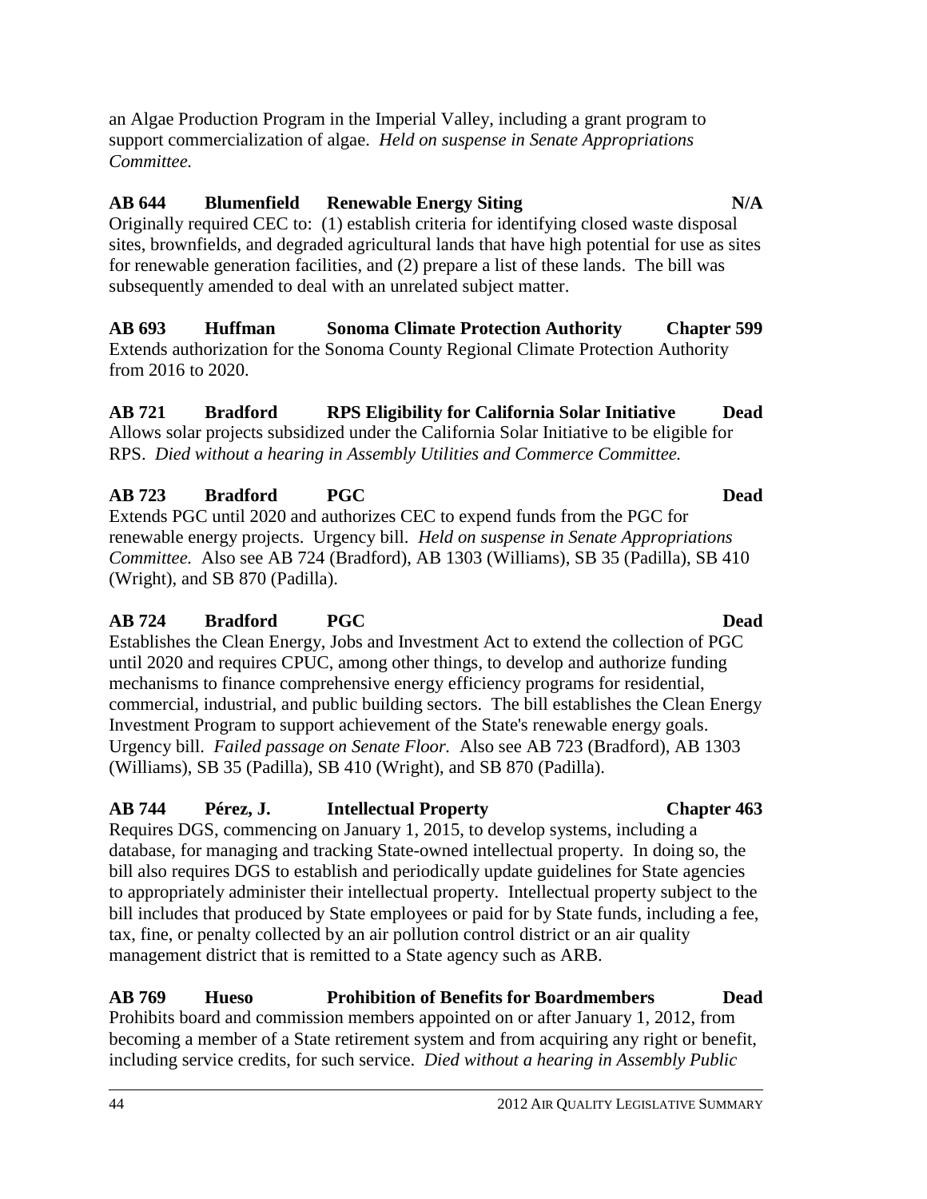an Algae Production Program in the Imperial Valley, including a grant program to support commercialization of algae. *Held on suspense in Senate Appropriations Committee.*

**AB 644 Blumenfield Renewable Energy Siting N/A**

Originally required CEC to: (1) establish criteria for identifying closed waste disposal sites, brownfields, and degraded agricultural lands that have high potential for use as sites for renewable generation facilities, and (2) prepare a list of these lands. The bill was subsequently amended to deal with an unrelated subject matter.

**AB 693 Huffman Sonoma Climate Protection Authority Chapter 599**

Extends authorization for the Sonoma County Regional Climate Protection Authority from 2016 to 2020.

**AB 721 Bradford RPS Eligibility for California Solar Initiative Dead**

Allows solar projects subsidized under the California Solar Initiative to be eligible for RPS. *Died without a hearing in Assembly Utilities and Commerce Committee.*

**AB 723 Bradford PGC Dead**

Extends PGC until 2020 and authorizes CEC to expend funds from the PGC for renewable energy projects. Urgency bill. *Held on suspense in Senate Appropriations Committee.* Also see AB 724 (Bradford), AB 1303 (Williams), SB 35 (Padilla), SB 410 (Wright), and SB 870 (Padilla).

**AB 724 Bradford PGC Dead**

Establishes the Clean Energy, Jobs and Investment Act to extend the collection of PGC until 2020 and requires CPUC, among other things, to develop and authorize funding mechanisms to finance comprehensive energy efficiency programs for residential, commercial, industrial, and public building sectors. The bill establishes the Clean Energy Investment Program to support achievement of the State's renewable energy goals. Urgency bill. *Failed passage on Senate Floor.* Also see AB 723 (Bradford), AB 1303 (Williams), SB 35 (Padilla), SB 410 (Wright), and SB 870 (Padilla).

**AB 744 Pérez, J. Intellectual Property Chapter 463**

Requires DGS, commencing on January 1, 2015, to develop systems, including a database, for managing and tracking State-owned intellectual property. In doing so, the bill also requires DGS to establish and periodically update guidelines for State agencies to appropriately administer their intellectual property. Intellectual property subject to the bill includes that produced by State employees or paid for by State funds, including a fee, tax, fine, or penalty collected by an air pollution control district or an air quality management district that is remitted to a State agency such as ARB.

**AB 769 Hueso Prohibition of Benefits for Boardmembers Dead**

Prohibits board and commission members appointed on or after January 1, 2012, from becoming a member of a State retirement system and from acquiring any right or benefit, including service credits, for such service. *Died without a hearing in Assembly Public*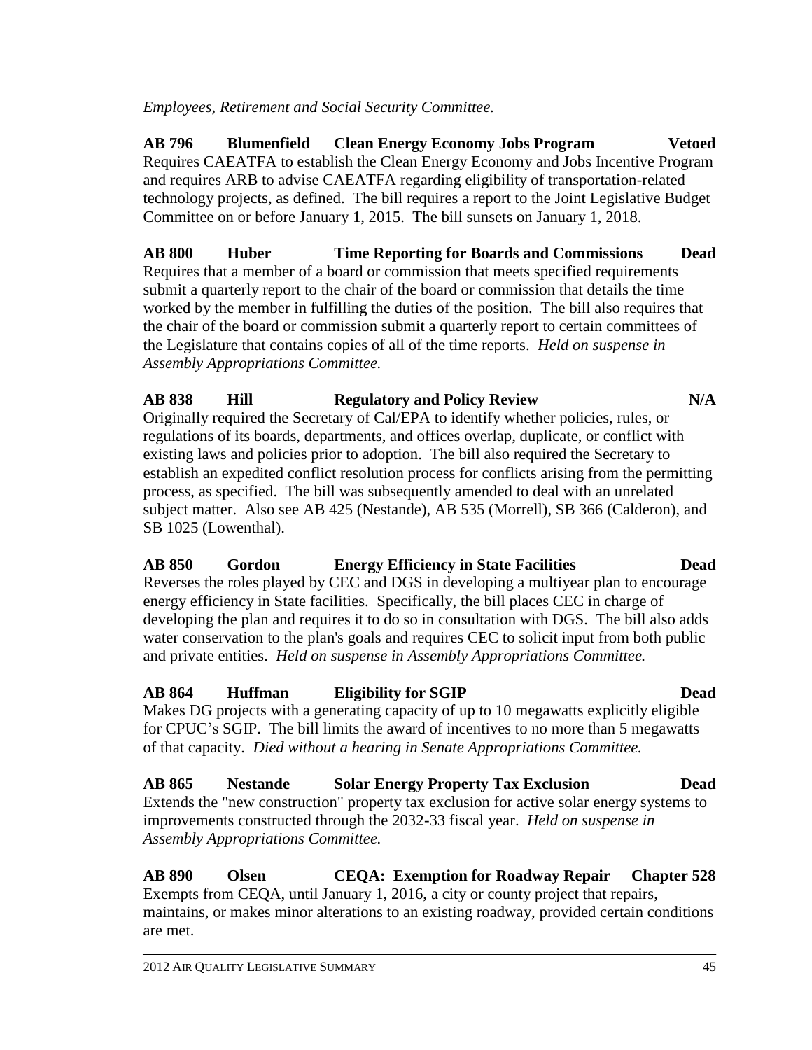*Employees, Retirement and Social Security Committee.*

**AB 796 Blumenfield Clean Energy Economy Jobs Program Vetoed**
Requires CAEATFA to establish the Clean Energy Economy and Jobs Incentive Program and requires ARB to advise CAEATFA regarding eligibility of transportation-related technology projects, as defined. The bill requires a report to the Joint Legislative Budget Committee on or before January 1, 2015. The bill sunsets on January 1, 2018.

**AB 800 Huber Time Reporting for Boards and Commissions Dead**
Requires that a member of a board or commission that meets specified requirements submit a quarterly report to the chair of the board or commission that details the time worked by the member in fulfilling the duties of the position. The bill also requires that the chair of the board or commission submit a quarterly report to certain committees of the Legislature that contains copies of all of the time reports. *Held on suspense in Assembly Appropriations Committee.*

**AB 838 Hill Regulatory and Policy Review N/A**
Originally required the Secretary of Cal/EPA to identify whether policies, rules, or regulations of its boards, departments, and offices overlap, duplicate, or conflict with existing laws and policies prior to adoption. The bill also required the Secretary to establish an expedited conflict resolution process for conflicts arising from the permitting process, as specified. The bill was subsequently amended to deal with an unrelated subject matter. Also see AB 425 (Nestande), AB 535 (Morrell), SB 366 (Calderon), and SB 1025 (Lowenthal).

**AB 850 Gordon Energy Efficiency in State Facilities Dead**
Reverses the roles played by CEC and DGS in developing a multiyear plan to encourage energy efficiency in State facilities. Specifically, the bill places CEC in charge of developing the plan and requires it to do so in consultation with DGS. The bill also adds water conservation to the plan's goals and requires CEC to solicit input from both public and private entities. *Held on suspense in Assembly Appropriations Committee.*

**AB 864 Huffman Eligibility for SGIP Dead**
Makes DG projects with a generating capacity of up to 10 megawatts explicitly eligible for CPUC's SGIP. The bill limits the award of incentives to no more than 5 megawatts of that capacity. *Died without a hearing in Senate Appropriations Committee.*

**AB 865 Nestande Solar Energy Property Tax Exclusion Dead**
Extends the "new construction" property tax exclusion for active solar energy systems to improvements constructed through the 2032-33 fiscal year. *Held on suspense in Assembly Appropriations Committee.*

**AB 890 Olsen CEQA: Exemption for Roadway Repair Chapter 528**
Exempts from CEQA, until January 1, 2016, a city or county project that repairs, maintains, or makes minor alterations to an existing roadway, provided certain conditions are met.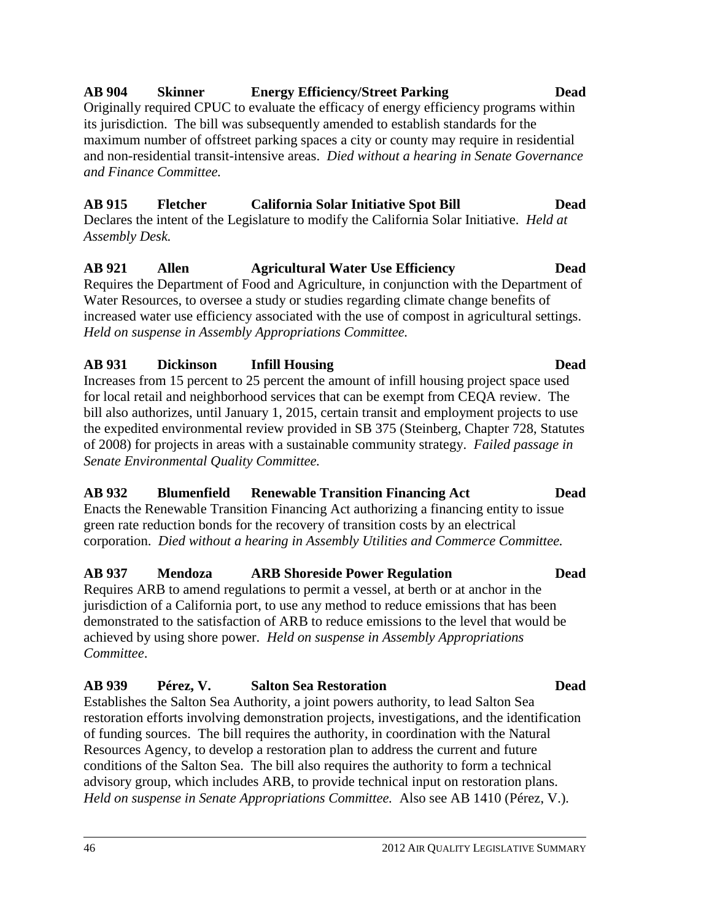**AB 904 Skinner Energy Efficiency/Street Parking Dead**

Originally required CPUC to evaluate the efficacy of energy efficiency programs within its jurisdiction. The bill was subsequently amended to establish standards for the maximum number of offstreet parking spaces a city or county may require in residential and non-residential transit-intensive areas. *Died without a hearing in Senate Governance and Finance Committee.*

**AB 915 Fletcher California Solar Initiative Spot Bill Dead**

Declares the intent of the Legislature to modify the California Solar Initiative. *Held at Assembly Desk.*

**AB 921 Allen Agricultural Water Use Efficiency Dead**

Requires the Department of Food and Agriculture, in conjunction with the Department of Water Resources, to oversee a study or studies regarding climate change benefits of increased water use efficiency associated with the use of compost in agricultural settings. *Held on suspense in Assembly Appropriations Committee.*

**AB 931 Dickinson Infill Housing Dead**

Increases from 15 percent to 25 percent the amount of infill housing project space used for local retail and neighborhood services that can be exempt from CEQA review. The bill also authorizes, until January 1, 2015, certain transit and employment projects to use the expedited environmental review provided in SB 375 (Steinberg, Chapter 728, Statutes of 2008) for projects in areas with a sustainable community strategy. *Failed passage in Senate Environmental Quality Committee.*

**AB 932 Blumenfield Renewable Transition Financing Act Dead**

Enacts the Renewable Transition Financing Act authorizing a financing entity to issue green rate reduction bonds for the recovery of transition costs by an electrical corporation. *Died without a hearing in Assembly Utilities and Commerce Committee.*

**AB 937 Mendoza ARB Shoreside Power Regulation Dead**

Requires ARB to amend regulations to permit a vessel, at berth or at anchor in the jurisdiction of a California port, to use any method to reduce emissions that has been demonstrated to the satisfaction of ARB to reduce emissions to the level that would be achieved by using shore power. *Held on suspense in Assembly Appropriations Committee*.

**AB 939 Pérez, V. Salton Sea Restoration Dead**

Establishes the Salton Sea Authority, a joint powers authority, to lead Salton Sea restoration efforts involving demonstration projects, investigations, and the identification of funding sources. The bill requires the authority, in coordination with the Natural Resources Agency, to develop a restoration plan to address the current and future conditions of the Salton Sea. The bill also requires the authority to form a technical advisory group, which includes ARB, to provide technical input on restoration plans. *Held on suspense in Senate Appropriations Committee.* Also see AB 1410 (Pérez, V.).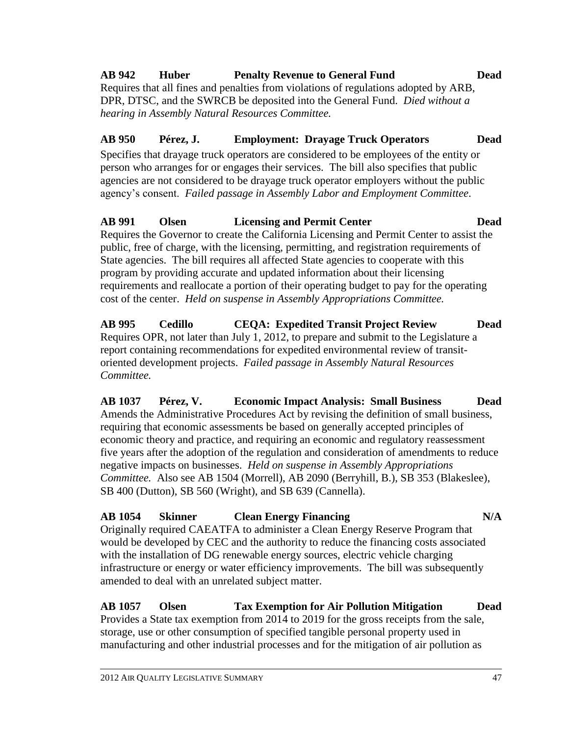**AB 942 Huber Penalty Revenue to General Fund Dead**

Requires that all fines and penalties from violations of regulations adopted by ARB, DPR, DTSC, and the SWRCB be deposited into the General Fund. *Died without a hearing in Assembly Natural Resources Committee.*

**AB 950 Pérez, J. Employment: Drayage Truck Operators Dead**

Specifies that drayage truck operators are considered to be employees of the entity or person who arranges for or engages their services. The bill also specifies that public agencies are not considered to be drayage truck operator employers without the public agency's consent. *Failed passage in Assembly Labor and Employment Committee.*

**AB 991 Olsen Licensing and Permit Center Dead**

Requires the Governor to create the California Licensing and Permit Center to assist the public, free of charge, with the licensing, permitting, and registration requirements of State agencies. The bill requires all affected State agencies to cooperate with this program by providing accurate and updated information about their licensing requirements and reallocate a portion of their operating budget to pay for the operating cost of the center. *Held on suspense in Assembly Appropriations Committee.*

**AB 995 Cedillo CEQA: Expedited Transit Project Review Dead**

Requires OPR, not later than July 1, 2012, to prepare and submit to the Legislature a report containing recommendations for expedited environmental review of transit-oriented development projects. *Failed passage in Assembly Natural Resources Committee.*

**AB 1037 Pérez, V. Economic Impact Analysis: Small Business Dead**

Amends the Administrative Procedures Act by revising the definition of small business, requiring that economic assessments be based on generally accepted principles of economic theory and practice, and requiring an economic and regulatory reassessment five years after the adoption of the regulation and consideration of amendments to reduce negative impacts on businesses. *Held on suspense in Assembly Appropriations Committee.* Also see AB 1504 (Morrell), AB 2090 (Berryhill, B.), SB 353 (Blakeslee), SB 400 (Dutton), SB 560 (Wright), and SB 639 (Cannella).

**AB 1054 Skinner Clean Energy Financing N/A**

Originally required CAEATFA to administer a Clean Energy Reserve Program that would be developed by CEC and the authority to reduce the financing costs associated with the installation of DG renewable energy sources, electric vehicle charging infrastructure or energy or water efficiency improvements. The bill was subsequently amended to deal with an unrelated subject matter.

**AB 1057 Olsen Tax Exemption for Air Pollution Mitigation Dead**

Provides a State tax exemption from 2014 to 2019 for the gross receipts from the sale, storage, use or other consumption of specified tangible personal property used in manufacturing and other industrial processes and for the mitigation of air pollution as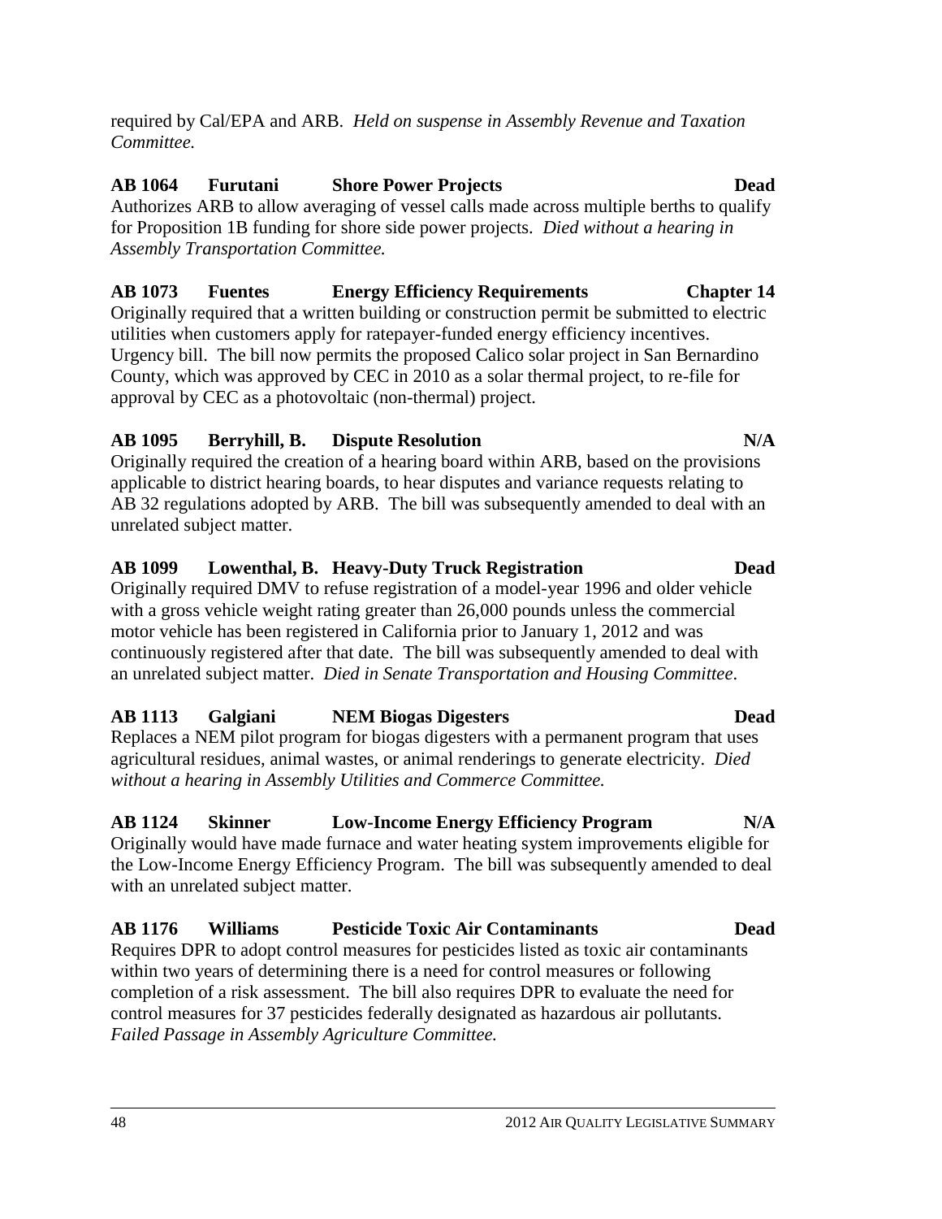required by Cal/EPA and ARB. *Held on suspense in Assembly Revenue and Taxation Committee.*

**AB 1064 Furutani Shore Power Projects Dead**
Authorizes ARB to allow averaging of vessel calls made across multiple berths to qualify for Proposition 1B funding for shore side power projects. *Died without a hearing in Assembly Transportation Committee.*

**AB 1073 Fuentes Energy Efficiency Requirements Chapter 14**
Originally required that a written building or construction permit be submitted to electric utilities when customers apply for ratepayer-funded energy efficiency incentives. Urgency bill. The bill now permits the proposed Calico solar project in San Bernardino County, which was approved by CEC in 2010 as a solar thermal project, to re-file for approval by CEC as a photovoltaic (non-thermal) project.

**AB 1095 Berryhill, B. Dispute Resolution N/A**
Originally required the creation of a hearing board within ARB, based on the provisions applicable to district hearing boards, to hear disputes and variance requests relating to AB 32 regulations adopted by ARB. The bill was subsequently amended to deal with an unrelated subject matter.

**AB 1099 Lowenthal, B. Heavy-Duty Truck Registration Dead**
Originally required DMV to refuse registration of a model-year 1996 and older vehicle with a gross vehicle weight rating greater than 26,000 pounds unless the commercial motor vehicle has been registered in California prior to January 1, 2012 and was continuously registered after that date. The bill was subsequently amended to deal with an unrelated subject matter. *Died in Senate Transportation and Housing Committee*.

**AB 1113 Galgiani NEM Biogas Digesters Dead**
Replaces a NEM pilot program for biogas digesters with a permanent program that uses agricultural residues, animal wastes, or animal renderings to generate electricity. *Died without a hearing in Assembly Utilities and Commerce Committee.*

**AB 1124 Skinner Low-Income Energy Efficiency Program N/A**
Originally would have made furnace and water heating system improvements eligible for the Low-Income Energy Efficiency Program. The bill was subsequently amended to deal with an unrelated subject matter.

**AB 1176 Williams Pesticide Toxic Air Contaminants Dead**
Requires DPR to adopt control measures for pesticides listed as toxic air contaminants within two years of determining there is a need for control measures or following completion of a risk assessment. The bill also requires DPR to evaluate the need for control measures for 37 pesticides federally designated as hazardous air pollutants. *Failed Passage in Assembly Agriculture Committee.*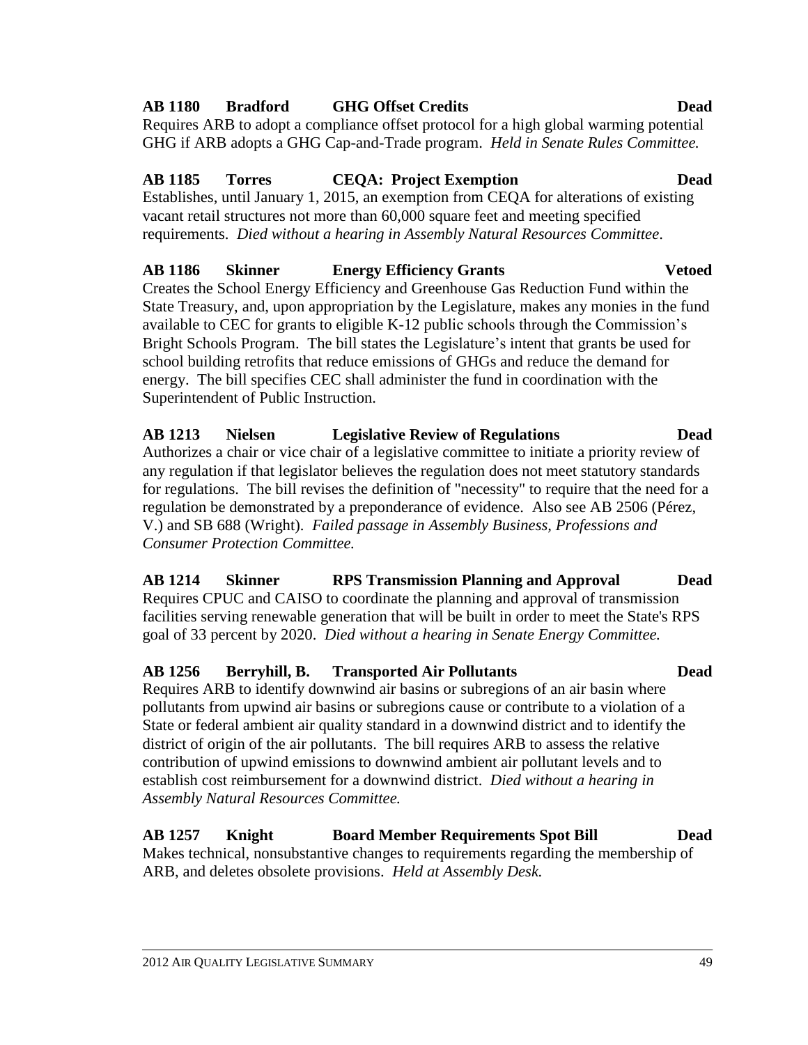**AB 1180 Bradford GHG Offset Credits Dead**

Requires ARB to adopt a compliance offset protocol for a high global warming potential GHG if ARB adopts a GHG Cap-and-Trade program. *Held in Senate Rules Committee.*

**AB 1185 Torres CEQA: Project Exemption Dead**

Establishes, until January 1, 2015, an exemption from CEQA for alterations of existing vacant retail structures not more than 60,000 square feet and meeting specified requirements. *Died without a hearing in Assembly Natural Resources Committee*.

**AB 1186 Skinner Energy Efficiency Grants Vetoed**

Creates the School Energy Efficiency and Greenhouse Gas Reduction Fund within the State Treasury, and, upon appropriation by the Legislature, makes any monies in the fund available to CEC for grants to eligible K-12 public schools through the Commission's Bright Schools Program. The bill states the Legislature's intent that grants be used for school building retrofits that reduce emissions of GHGs and reduce the demand for energy. The bill specifies CEC shall administer the fund in coordination with the Superintendent of Public Instruction.

**AB 1213 Nielsen Legislative Review of Regulations Dead**

Authorizes a chair or vice chair of a legislative committee to initiate a priority review of any regulation if that legislator believes the regulation does not meet statutory standards for regulations. The bill revises the definition of "necessity" to require that the need for a regulation be demonstrated by a preponderance of evidence. Also see AB 2506 (Pérez, V.) and SB 688 (Wright). *Failed passage in Assembly Business, Professions and Consumer Protection Committee.*

**AB 1214 Skinner RPS Transmission Planning and Approval Dead**

Requires CPUC and CAISO to coordinate the planning and approval of transmission facilities serving renewable generation that will be built in order to meet the State's RPS goal of 33 percent by 2020. *Died without a hearing in Senate Energy Committee.*

**AB 1256 Berryhill, B. Transported Air Pollutants Dead**

Requires ARB to identify downwind air basins or subregions of an air basin where pollutants from upwind air basins or subregions cause or contribute to a violation of a State or federal ambient air quality standard in a downwind district and to identify the district of origin of the air pollutants. The bill requires ARB to assess the relative contribution of upwind emissions to downwind ambient air pollutant levels and to establish cost reimbursement for a downwind district. *Died without a hearing in Assembly Natural Resources Committee.*

**AB 1257 Knight Board Member Requirements Spot Bill Dead**

Makes technical, nonsubstantive changes to requirements regarding the membership of ARB, and deletes obsolete provisions. *Held at Assembly Desk.*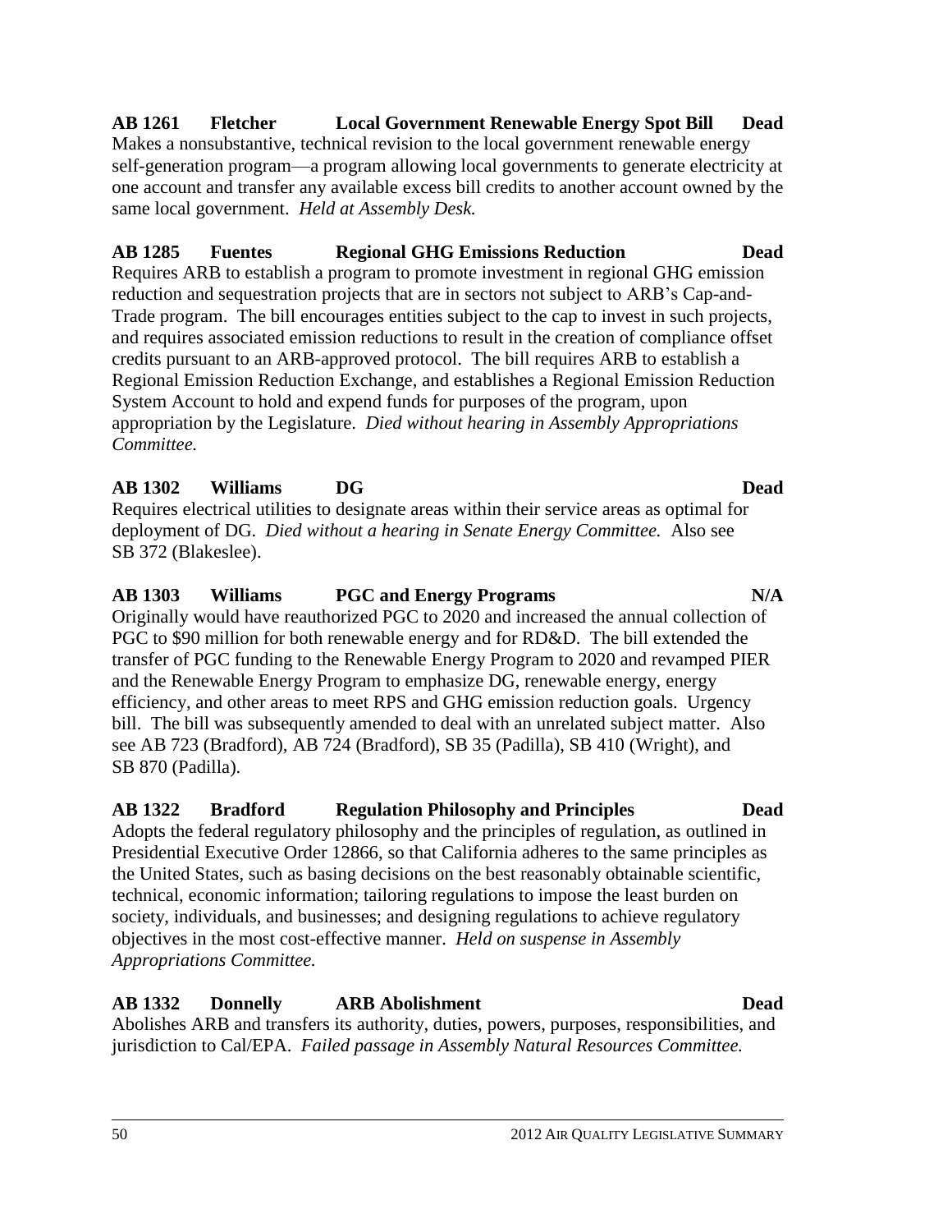**AB 1261 Fletcher Local Government Renewable Energy Spot Bill Dead**
Makes a nonsubstantive, technical revision to the local government renewable energy self-generation program—a program allowing local governments to generate electricity at one account and transfer any available excess bill credits to another account owned by the same local government. *Held at Assembly Desk.*

**AB 1285 Fuentes Regional GHG Emissions Reduction Dead**
Requires ARB to establish a program to promote investment in regional GHG emission reduction and sequestration projects that are in sectors not subject to ARB's Cap-and-Trade program. The bill encourages entities subject to the cap to invest in such projects, and requires associated emission reductions to result in the creation of compliance offset credits pursuant to an ARB-approved protocol. The bill requires ARB to establish a Regional Emission Reduction Exchange, and establishes a Regional Emission Reduction System Account to hold and expend funds for purposes of the program, upon appropriation by the Legislature. *Died without hearing in Assembly Appropriations Committee.*

**AB 1302 Williams DG Dead**
Requires electrical utilities to designate areas within their service areas as optimal for deployment of DG. *Died without a hearing in Senate Energy Committee.* Also see SB 372 (Blakeslee).

**AB 1303 Williams PGC and Energy Programs N/A**
Originally would have reauthorized PGC to 2020 and increased the annual collection of PGC to $90 million for both renewable energy and for RD&D. The bill extended the transfer of PGC funding to the Renewable Energy Program to 2020 and revamped PIER and the Renewable Energy Program to emphasize DG, renewable energy, energy efficiency, and other areas to meet RPS and GHG emission reduction goals. Urgency bill. The bill was subsequently amended to deal with an unrelated subject matter. Also see AB 723 (Bradford), AB 724 (Bradford), SB 35 (Padilla), SB 410 (Wright), and SB 870 (Padilla).

**AB 1322 Bradford Regulation Philosophy and Principles Dead**
Adopts the federal regulatory philosophy and the principles of regulation, as outlined in Presidential Executive Order 12866, so that California adheres to the same principles as the United States, such as basing decisions on the best reasonably obtainable scientific, technical, economic information; tailoring regulations to impose the least burden on society, individuals, and businesses; and designing regulations to achieve regulatory objectives in the most cost-effective manner. *Held on suspense in Assembly Appropriations Committee.*

**AB 1332 Donnelly ARB Abolishment Dead**
Abolishes ARB and transfers its authority, duties, powers, purposes, responsibilities, and jurisdiction to Cal/EPA. *Failed passage in Assembly Natural Resources Committee.*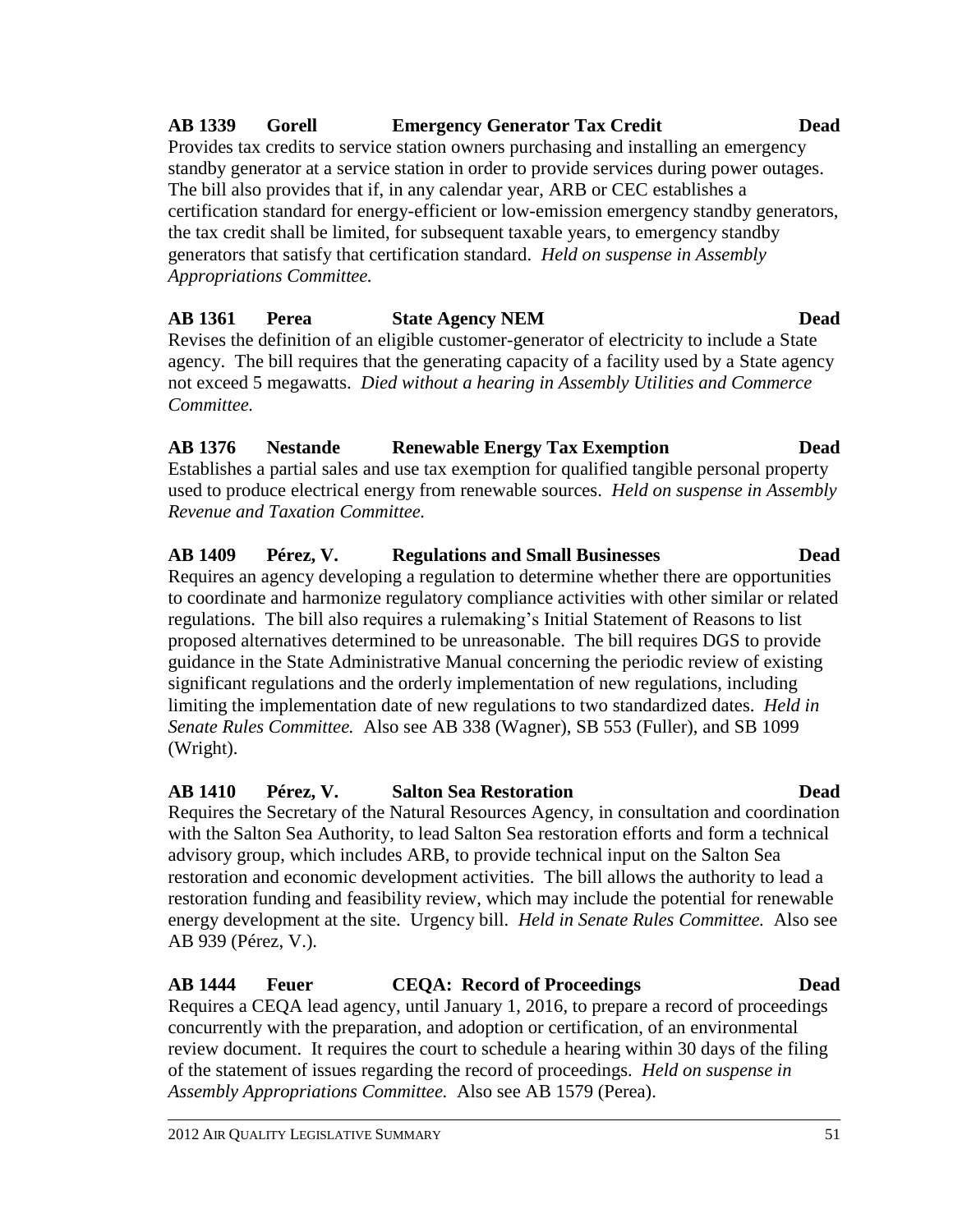**AB 1339 Gorell Emergency Generator Tax Credit Dead**

Provides tax credits to service station owners purchasing and installing an emergency standby generator at a service station in order to provide services during power outages. The bill also provides that if, in any calendar year, ARB or CEC establishes a certification standard for energy-efficient or low-emission emergency standby generators, the tax credit shall be limited, for subsequent taxable years, to emergency standby generators that satisfy that certification standard. *Held on suspense in Assembly Appropriations Committee.*

**AB 1361 Perea State Agency NEM Dead**

Revises the definition of an eligible customer-generator of electricity to include a State agency. The bill requires that the generating capacity of a facility used by a State agency not exceed 5 megawatts. *Died without a hearing in Assembly Utilities and Commerce Committee.*

**AB 1376 Nestande Renewable Energy Tax Exemption Dead**

Establishes a partial sales and use tax exemption for qualified tangible personal property used to produce electrical energy from renewable sources. *Held on suspense in Assembly Revenue and Taxation Committee.*

**AB 1409 Pérez, V. Regulations and Small Businesses Dead**

Requires an agency developing a regulation to determine whether there are opportunities to coordinate and harmonize regulatory compliance activities with other similar or related regulations. The bill also requires a rulemaking's Initial Statement of Reasons to list proposed alternatives determined to be unreasonable. The bill requires DGS to provide guidance in the State Administrative Manual concerning the periodic review of existing significant regulations and the orderly implementation of new regulations, including limiting the implementation date of new regulations to two standardized dates. *Held in Senate Rules Committee.* Also see AB 338 (Wagner), SB 553 (Fuller), and SB 1099 (Wright).

**AB 1410 Pérez, V. Salton Sea Restoration Dead**

Requires the Secretary of the Natural Resources Agency, in consultation and coordination with the Salton Sea Authority, to lead Salton Sea restoration efforts and form a technical advisory group, which includes ARB, to provide technical input on the Salton Sea restoration and economic development activities. The bill allows the authority to lead a restoration funding and feasibility review, which may include the potential for renewable energy development at the site. Urgency bill. *Held in Senate Rules Committee.* Also see AB 939 (Pérez, V.).

**AB 1444 Feuer CEQA: Record of Proceedings Dead**

Requires a CEQA lead agency, until January 1, 2016, to prepare a record of proceedings concurrently with the preparation, and adoption or certification, of an environmental review document. It requires the court to schedule a hearing within 30 days of the filing of the statement of issues regarding the record of proceedings. *Held on suspense in Assembly Appropriations Committee.* Also see AB 1579 (Perea).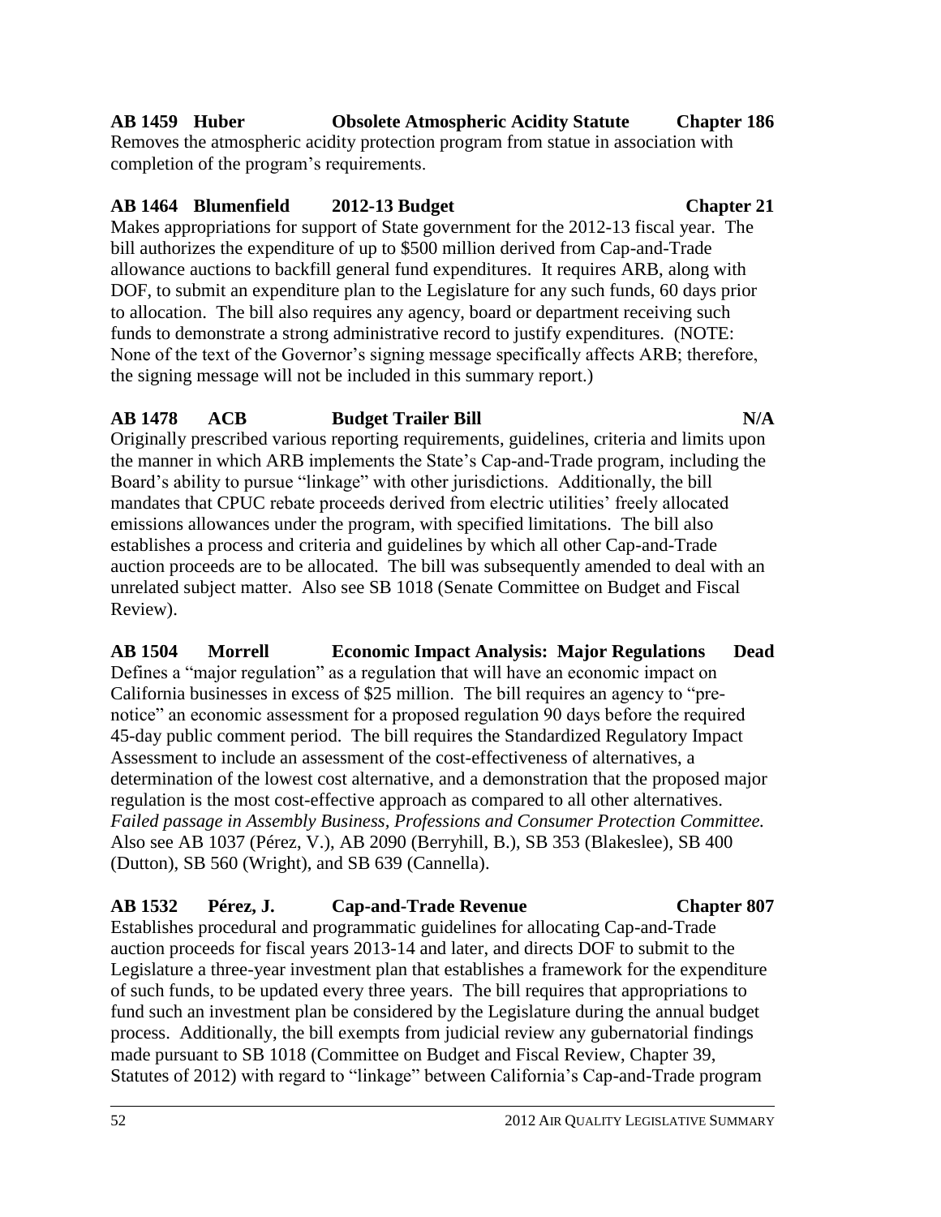**AB 1459 Huber Obsolete Atmospheric Acidity Statute Chapter 186**

Removes the atmospheric acidity protection program from statue in association with completion of the program's requirements.

**AB 1464 Blumenfield 2012-13 Budget Chapter 21**

Makes appropriations for support of State government for the 2012-13 fiscal year. The bill authorizes the expenditure of up to $500 million derived from Cap-and-Trade allowance auctions to backfill general fund expenditures. It requires ARB, along with DOF, to submit an expenditure plan to the Legislature for any such funds, 60 days prior to allocation. The bill also requires any agency, board or department receiving such funds to demonstrate a strong administrative record to justify expenditures. (NOTE: None of the text of the Governor's signing message specifically affects ARB; therefore, the signing message will not be included in this summary report.)

**AB 1478 ACB Budget Trailer Bill N/A**

Originally prescribed various reporting requirements, guidelines, criteria and limits upon the manner in which ARB implements the State's Cap-and-Trade program, including the Board's ability to pursue "linkage" with other jurisdictions. Additionally, the bill mandates that CPUC rebate proceeds derived from electric utilities' freely allocated emissions allowances under the program, with specified limitations. The bill also establishes a process and criteria and guidelines by which all other Cap-and-Trade auction proceeds are to be allocated. The bill was subsequently amended to deal with an unrelated subject matter. Also see SB 1018 (Senate Committee on Budget and Fiscal Review).

**AB 1504 Morrell Economic Impact Analysis: Major Regulations Dead**

Defines a "major regulation" as a regulation that will have an economic impact on California businesses in excess of $25 million. The bill requires an agency to "pre-notice" an economic assessment for a proposed regulation 90 days before the required 45-day public comment period. The bill requires the Standardized Regulatory Impact Assessment to include an assessment of the cost-effectiveness of alternatives, a determination of the lowest cost alternative, and a demonstration that the proposed major regulation is the most cost-effective approach as compared to all other alternatives. *Failed passage in Assembly Business, Professions and Consumer Protection Committee.* Also see AB 1037 (Pérez, V.), AB 2090 (Berryhill, B.), SB 353 (Blakeslee), SB 400 (Dutton), SB 560 (Wright), and SB 639 (Cannella).

**AB 1532 Pérez, J. Cap-and-Trade Revenue Chapter 807**

Establishes procedural and programmatic guidelines for allocating Cap-and-Trade auction proceeds for fiscal years 2013-14 and later, and directs DOF to submit to the Legislature a three-year investment plan that establishes a framework for the expenditure of such funds, to be updated every three years. The bill requires that appropriations to fund such an investment plan be considered by the Legislature during the annual budget process. Additionally, the bill exempts from judicial review any gubernatorial findings made pursuant to SB 1018 (Committee on Budget and Fiscal Review, Chapter 39, Statutes of 2012) with regard to "linkage" between California's Cap-and-Trade program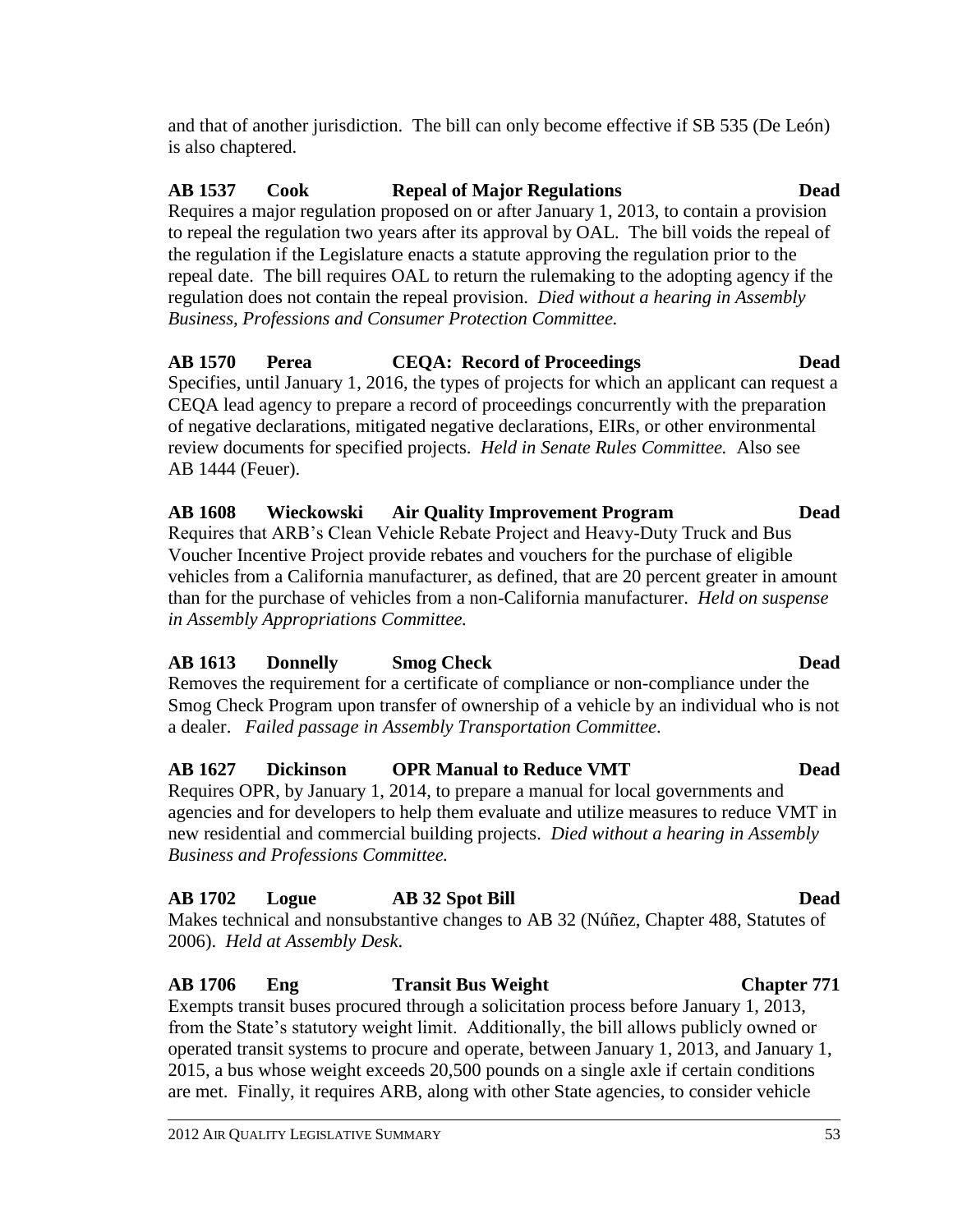and that of another jurisdiction. The bill can only become effective if SB 535 (De León) is also chaptered.

**AB 1537 Cook Repeal of Major Regulations Dead**

Requires a major regulation proposed on or after January 1, 2013, to contain a provision to repeal the regulation two years after its approval by OAL. The bill voids the repeal of the regulation if the Legislature enacts a statute approving the regulation prior to the repeal date. The bill requires OAL to return the rulemaking to the adopting agency if the regulation does not contain the repeal provision. *Died without a hearing in Assembly Business, Professions and Consumer Protection Committee.*

**AB 1570 Perea CEQA: Record of Proceedings Dead**

Specifies, until January 1, 2016, the types of projects for which an applicant can request a CEQA lead agency to prepare a record of proceedings concurrently with the preparation of negative declarations, mitigated negative declarations, EIRs, or other environmental review documents for specified projects. *Held in Senate Rules Committee.* Also see AB 1444 (Feuer).

**AB 1608 Wieckowski Air Quality Improvement Program Dead**

Requires that ARB's Clean Vehicle Rebate Project and Heavy-Duty Truck and Bus Voucher Incentive Project provide rebates and vouchers for the purchase of eligible vehicles from a California manufacturer, as defined, that are 20 percent greater in amount than for the purchase of vehicles from a non-California manufacturer. *Held on suspense in Assembly Appropriations Committee.*

**AB 1613 Donnelly Smog Check Dead**

Removes the requirement for a certificate of compliance or non-compliance under the Smog Check Program upon transfer of ownership of a vehicle by an individual who is not a dealer. *Failed passage in Assembly Transportation Committee*.

**AB 1627 Dickinson OPR Manual to Reduce VMT Dead**

Requires OPR, by January 1, 2014, to prepare a manual for local governments and agencies and for developers to help them evaluate and utilize measures to reduce VMT in new residential and commercial building projects. *Died without a hearing in Assembly Business and Professions Committee.*

**AB 1702 Logue AB 32 Spot Bill Dead**

Makes technical and nonsubstantive changes to AB 32 (Núñez, Chapter 488, Statutes of 2006). *Held at Assembly Desk*.

**AB 1706 Eng Transit Bus Weight Chapter 771**

Exempts transit buses procured through a solicitation process before January 1, 2013, from the State's statutory weight limit. Additionally, the bill allows publicly owned or operated transit systems to procure and operate, between January 1, 2013, and January 1, 2015, a bus whose weight exceeds 20,500 pounds on a single axle if certain conditions are met. Finally, it requires ARB, along with other State agencies, to consider vehicle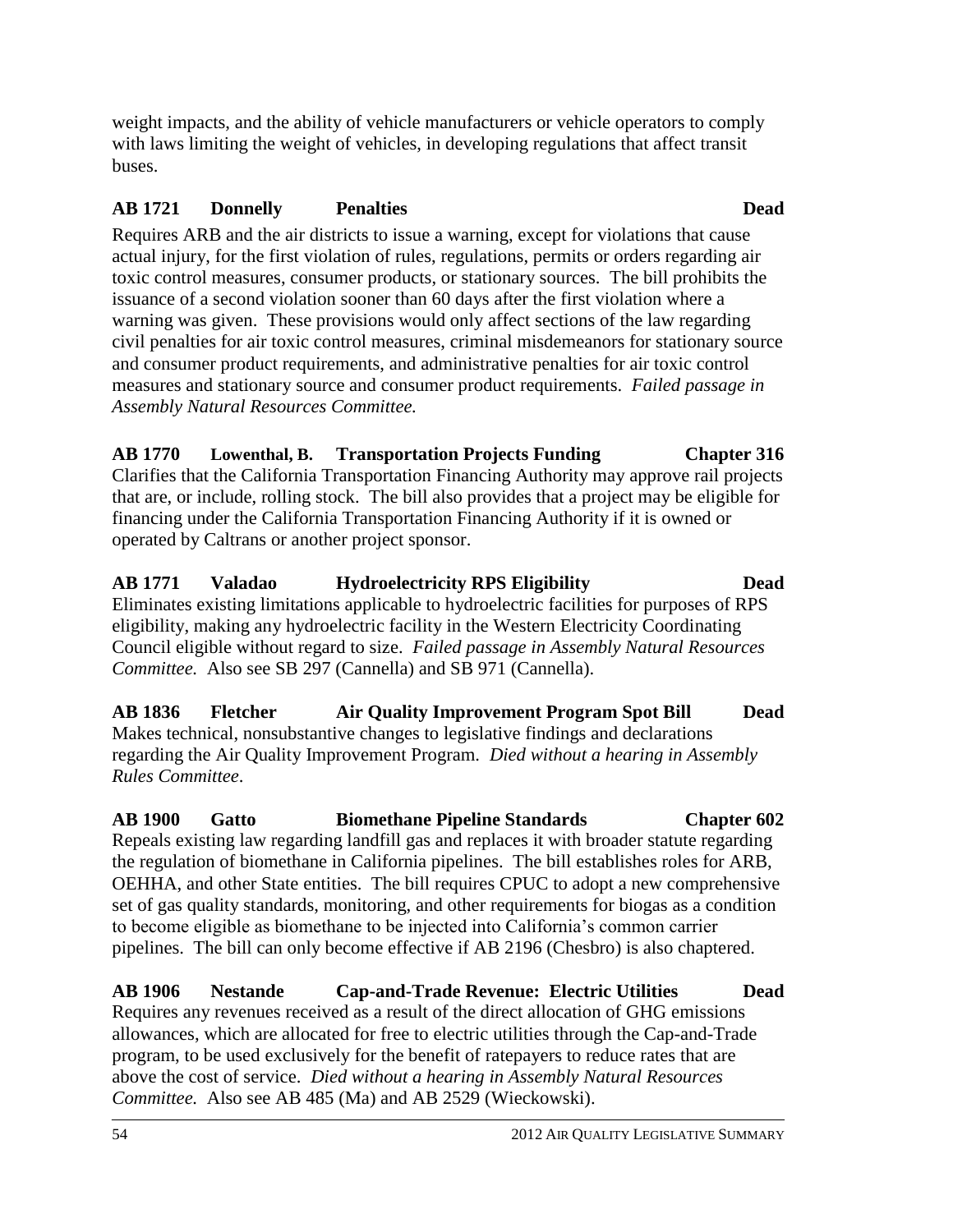weight impacts, and the ability of vehicle manufacturers or vehicle operators to comply with laws limiting the weight of vehicles, in developing regulations that affect transit buses.

**AB 1721 Donnelly Penalties Dead**

Requires ARB and the air districts to issue a warning, except for violations that cause actual injury, for the first violation of rules, regulations, permits or orders regarding air toxic control measures, consumer products, or stationary sources. The bill prohibits the issuance of a second violation sooner than 60 days after the first violation where a warning was given. These provisions would only affect sections of the law regarding civil penalties for air toxic control measures, criminal misdemeanors for stationary source and consumer product requirements, and administrative penalties for air toxic control measures and stationary source and consumer product requirements. *Failed passage in Assembly Natural Resources Committee.*

**AB 1770 Lowenthal, B. Transportation Projects Funding Chapter 316**

Clarifies that the California Transportation Financing Authority may approve rail projects that are, or include, rolling stock. The bill also provides that a project may be eligible for financing under the California Transportation Financing Authority if it is owned or operated by Caltrans or another project sponsor.

**AB 1771 Valadao Hydroelectricity RPS Eligibility Dead**

Eliminates existing limitations applicable to hydroelectric facilities for purposes of RPS eligibility, making any hydroelectric facility in the Western Electricity Coordinating Council eligible without regard to size. *Failed passage in Assembly Natural Resources Committee.* Also see SB 297 (Cannella) and SB 971 (Cannella).

**AB 1836 Fletcher Air Quality Improvement Program Spot Bill Dead**

Makes technical, nonsubstantive changes to legislative findings and declarations regarding the Air Quality Improvement Program. *Died without a hearing in Assembly Rules Committee*.

**AB 1900 Gatto Biomethane Pipeline Standards Chapter 602**

Repeals existing law regarding landfill gas and replaces it with broader statute regarding the regulation of biomethane in California pipelines. The bill establishes roles for ARB, OEHHA, and other State entities. The bill requires CPUC to adopt a new comprehensive set of gas quality standards, monitoring, and other requirements for biogas as a condition to become eligible as biomethane to be injected into California's common carrier pipelines. The bill can only become effective if AB 2196 (Chesbro) is also chaptered.

**AB 1906 Nestande Cap-and-Trade Revenue: Electric Utilities Dead**

Requires any revenues received as a result of the direct allocation of GHG emissions allowances, which are allocated for free to electric utilities through the Cap-and-Trade program, to be used exclusively for the benefit of ratepayers to reduce rates that are above the cost of service. *Died without a hearing in Assembly Natural Resources Committee.* Also see AB 485 (Ma) and AB 2529 (Wieckowski).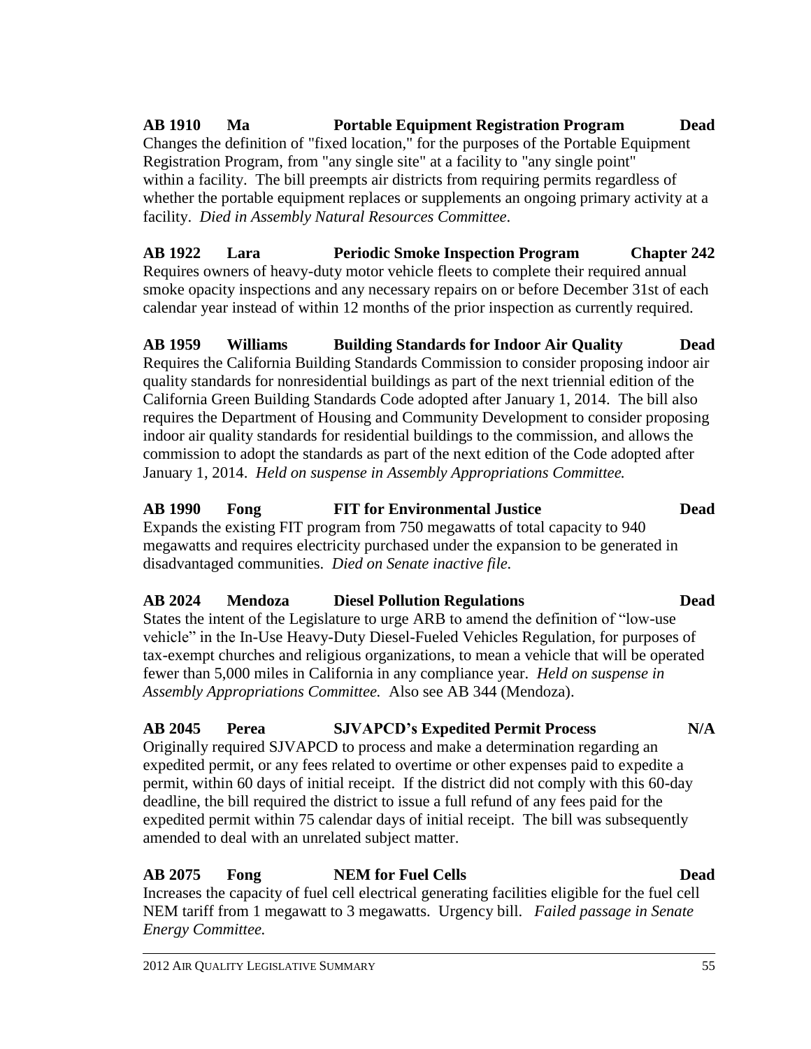**AB 1910 Ma Portable Equipment Registration Program Dead**

Changes the definition of "fixed location," for the purposes of the Portable Equipment Registration Program, from "any single site" at a facility to "any single point" within a facility. The bill preempts air districts from requiring permits regardless of whether the portable equipment replaces or supplements an ongoing primary activity at a facility. *Died in Assembly Natural Resources Committee*.

**AB 1922 Lara Periodic Smoke Inspection Program Chapter 242**

Requires owners of heavy-duty motor vehicle fleets to complete their required annual smoke opacity inspections and any necessary repairs on or before December 31st of each calendar year instead of within 12 months of the prior inspection as currently required.

**AB 1959 Williams Building Standards for Indoor Air Quality Dead**

Requires the California Building Standards Commission to consider proposing indoor air quality standards for nonresidential buildings as part of the next triennial edition of the California Green Building Standards Code adopted after January 1, 2014. The bill also requires the Department of Housing and Community Development to consider proposing indoor air quality standards for residential buildings to the commission, and allows the commission to adopt the standards as part of the next edition of the Code adopted after January 1, 2014. *Held on suspense in Assembly Appropriations Committee.*

**AB 1990 Fong FIT for Environmental Justice Dead**

Expands the existing FIT program from 750 megawatts of total capacity to 940 megawatts and requires electricity purchased under the expansion to be generated in disadvantaged communities. *Died on Senate inactive file.*

**AB 2024 Mendoza Diesel Pollution Regulations Dead**

States the intent of the Legislature to urge ARB to amend the definition of "low-use vehicle" in the In-Use Heavy-Duty Diesel-Fueled Vehicles Regulation, for purposes of tax-exempt churches and religious organizations, to mean a vehicle that will be operated fewer than 5,000 miles in California in any compliance year. *Held on suspense in Assembly Appropriations Committee.* Also see AB 344 (Mendoza).

**AB 2045 Perea SJVAPCD's Expedited Permit Process N/A**

Originally required SJVAPCD to process and make a determination regarding an expedited permit, or any fees related to overtime or other expenses paid to expedite a permit, within 60 days of initial receipt. If the district did not comply with this 60-day deadline, the bill required the district to issue a full refund of any fees paid for the expedited permit within 75 calendar days of initial receipt. The bill was subsequently amended to deal with an unrelated subject matter.

**AB 2075 Fong NEM for Fuel Cells Dead**

Increases the capacity of fuel cell electrical generating facilities eligible for the fuel cell NEM tariff from 1 megawatt to 3 megawatts. Urgency bill. *Failed passage in Senate Energy Committee.*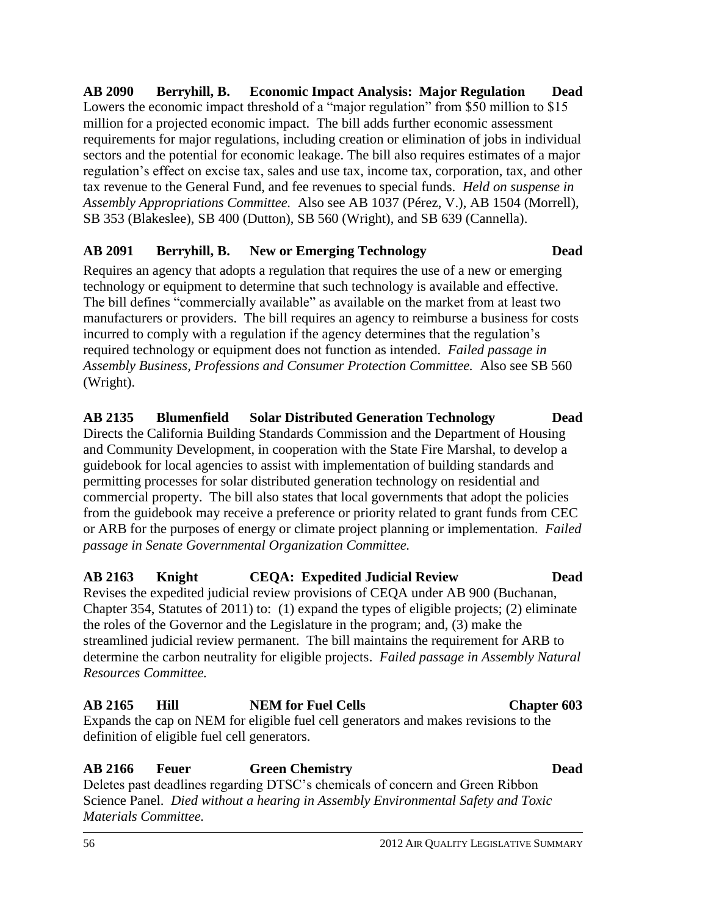**AB 2090 Berryhill, B. Economic Impact Analysis: Major Regulation Dead**

Lowers the economic impact threshold of a "major regulation" from $50 million to $15 million for a projected economic impact. The bill adds further economic assessment requirements for major regulations, including creation or elimination of jobs in individual sectors and the potential for economic leakage. The bill also requires estimates of a major regulation's effect on excise tax, sales and use tax, income tax, corporation, tax, and other tax revenue to the General Fund, and fee revenues to special funds. *Held on suspense in Assembly Appropriations Committee.* Also see AB 1037 (Pérez, V.), AB 1504 (Morrell), SB 353 (Blakeslee), SB 400 (Dutton), SB 560 (Wright), and SB 639 (Cannella).

**AB 2091 Berryhill, B. New or Emerging Technology Dead**

Requires an agency that adopts a regulation that requires the use of a new or emerging technology or equipment to determine that such technology is available and effective. The bill defines "commercially available" as available on the market from at least two manufacturers or providers. The bill requires an agency to reimburse a business for costs incurred to comply with a regulation if the agency determines that the regulation's required technology or equipment does not function as intended. *Failed passage in Assembly Business, Professions and Consumer Protection Committee.* Also see SB 560 (Wright).

**AB 2135 Blumenfield Solar Distributed Generation Technology Dead**

Directs the California Building Standards Commission and the Department of Housing and Community Development, in cooperation with the State Fire Marshal, to develop a guidebook for local agencies to assist with implementation of building standards and permitting processes for solar distributed generation technology on residential and commercial property. The bill also states that local governments that adopt the policies from the guidebook may receive a preference or priority related to grant funds from CEC or ARB for the purposes of energy or climate project planning or implementation. *Failed passage in Senate Governmental Organization Committee.*

**AB 2163 Knight CEQA: Expedited Judicial Review Dead**

Revises the expedited judicial review provisions of CEQA under AB 900 (Buchanan, Chapter 354, Statutes of 2011) to: (1) expand the types of eligible projects; (2) eliminate the roles of the Governor and the Legislature in the program; and, (3) make the streamlined judicial review permanent. The bill maintains the requirement for ARB to determine the carbon neutrality for eligible projects. *Failed passage in Assembly Natural Resources Committee.*

**AB 2165 Hill NEM for Fuel Cells Chapter 603**

Expands the cap on NEM for eligible fuel cell generators and makes revisions to the definition of eligible fuel cell generators.

**AB 2166 Feuer Green Chemistry Dead**

Deletes past deadlines regarding DTSC's chemicals of concern and Green Ribbon Science Panel. *Died without a hearing in Assembly Environmental Safety and Toxic Materials Committee.*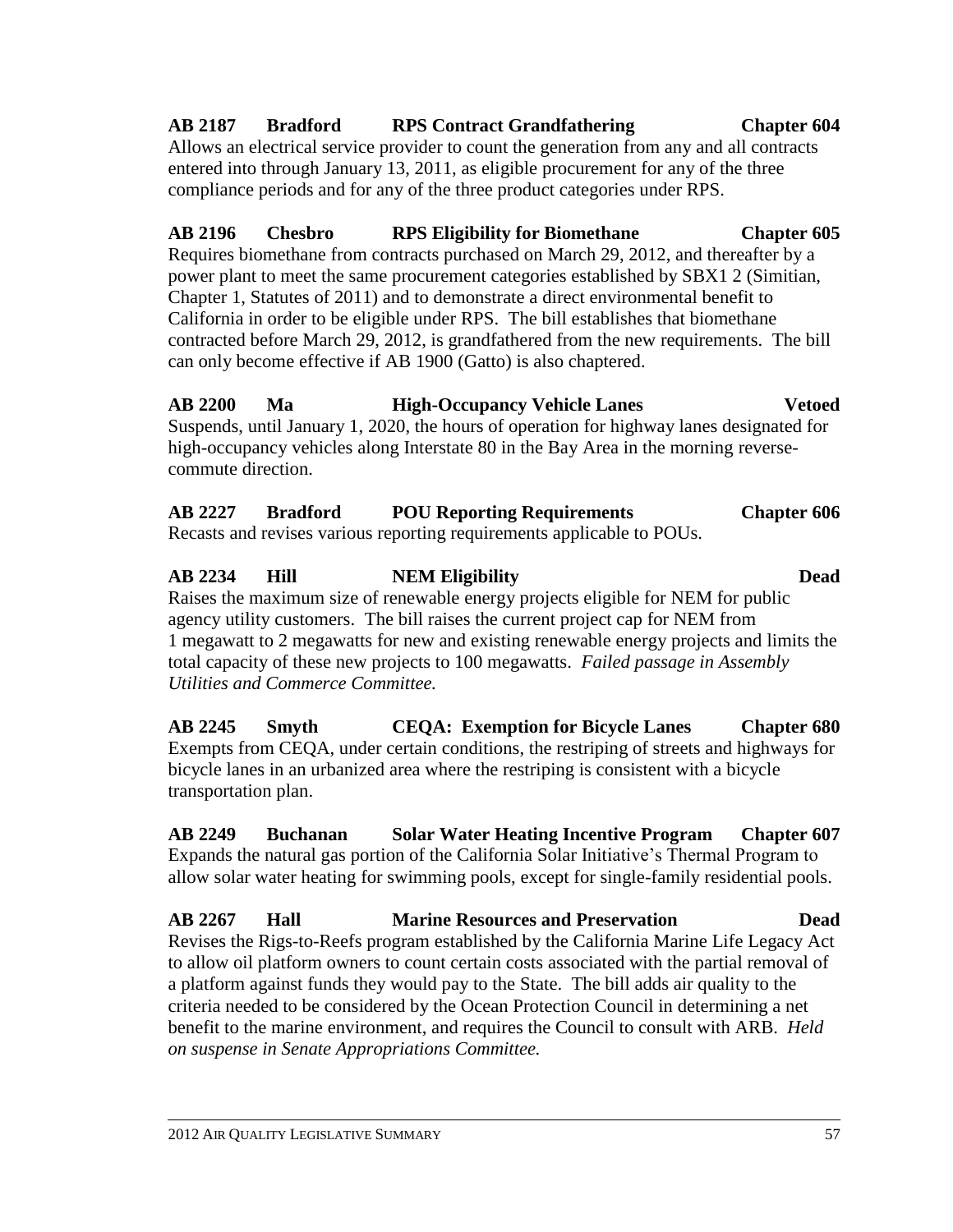**AB 2187 Bradford RPS Contract Grandfathering Chapter 604**

Allows an electrical service provider to count the generation from any and all contracts entered into through January 13, 2011, as eligible procurement for any of the three compliance periods and for any of the three product categories under RPS.

**AB 2196 Chesbro RPS Eligibility for Biomethane Chapter 605**

Requires biomethane from contracts purchased on March 29, 2012, and thereafter by a power plant to meet the same procurement categories established by SBX1 2 (Simitian, Chapter 1, Statutes of 2011) and to demonstrate a direct environmental benefit to California in order to be eligible under RPS. The bill establishes that biomethane contracted before March 29, 2012, is grandfathered from the new requirements. The bill can only become effective if AB 1900 (Gatto) is also chaptered.

**AB 2200 Ma High-Occupancy Vehicle Lanes Vetoed**

Suspends, until January 1, 2020, the hours of operation for highway lanes designated for high-occupancy vehicles along Interstate 80 in the Bay Area in the morning reverse-commute direction.

**AB 2227 Bradford POU Reporting Requirements Chapter 606**

Recasts and revises various reporting requirements applicable to POUs.

**AB 2234 Hill NEM Eligibility Dead**

Raises the maximum size of renewable energy projects eligible for NEM for public agency utility customers. The bill raises the current project cap for NEM from 1 megawatt to 2 megawatts for new and existing renewable energy projects and limits the total capacity of these new projects to 100 megawatts. *Failed passage in Assembly Utilities and Commerce Committee.*

**AB 2245 Smyth CEQA: Exemption for Bicycle Lanes Chapter 680**

Exempts from CEQA, under certain conditions, the restriping of streets and highways for bicycle lanes in an urbanized area where the restriping is consistent with a bicycle transportation plan.

**AB 2249 Buchanan Solar Water Heating Incentive Program Chapter 607**

Expands the natural gas portion of the California Solar Initiative's Thermal Program to allow solar water heating for swimming pools, except for single-family residential pools.

**AB 2267 Hall Marine Resources and Preservation Dead**

Revises the Rigs-to-Reefs program established by the California Marine Life Legacy Act to allow oil platform owners to count certain costs associated with the partial removal of a platform against funds they would pay to the State. The bill adds air quality to the criteria needed to be considered by the Ocean Protection Council in determining a net benefit to the marine environment, and requires the Council to consult with ARB. *Held on suspense in Senate Appropriations Committee.*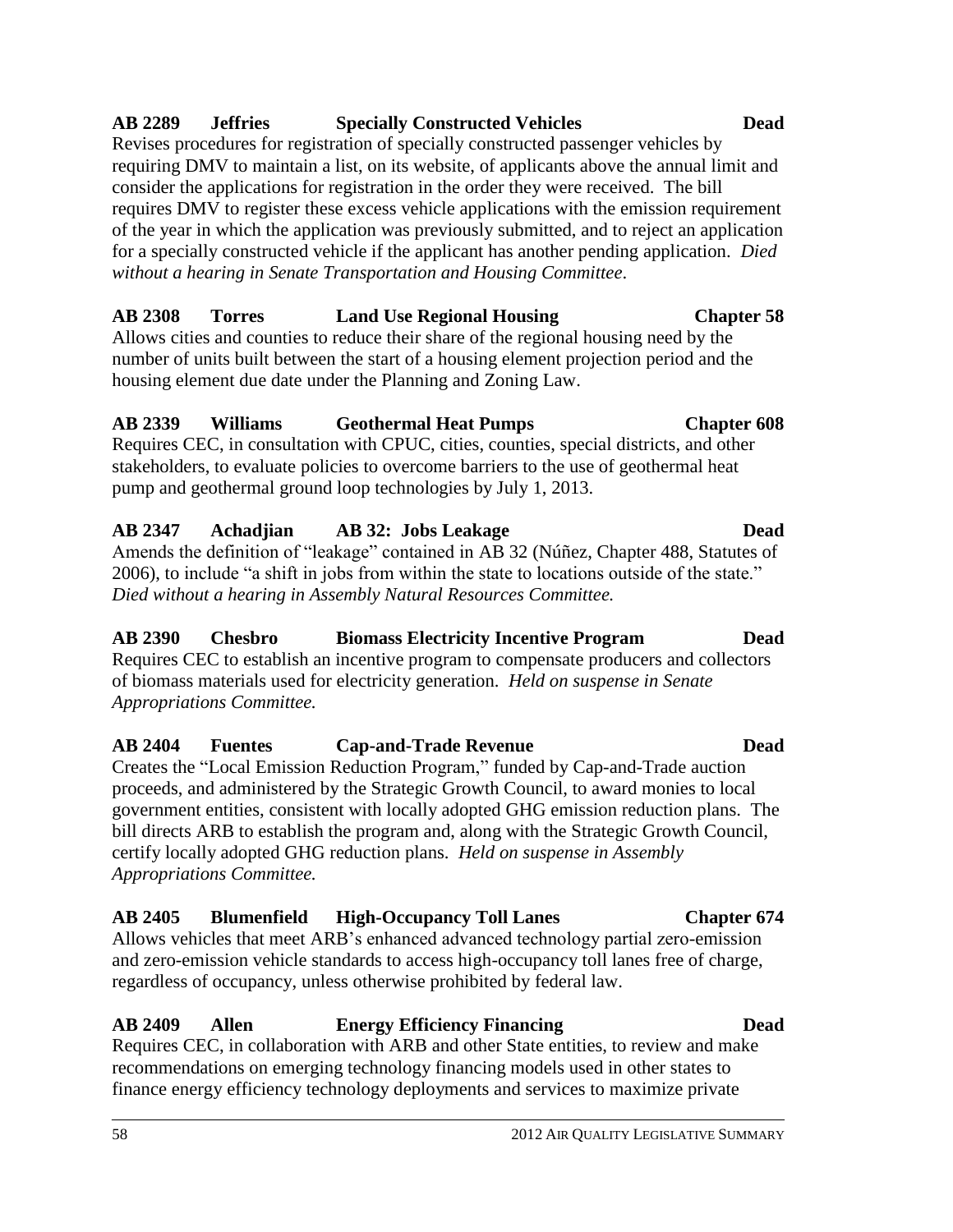**AB 2289 Jeffries Specially Constructed Vehicles Dead**

Revises procedures for registration of specially constructed passenger vehicles by requiring DMV to maintain a list, on its website, of applicants above the annual limit and consider the applications for registration in the order they were received. The bill requires DMV to register these excess vehicle applications with the emission requirement of the year in which the application was previously submitted, and to reject an application for a specially constructed vehicle if the applicant has another pending application. *Died without a hearing in Senate Transportation and Housing Committee*.

**AB 2308 Torres Land Use Regional Housing Chapter 58**

Allows cities and counties to reduce their share of the regional housing need by the number of units built between the start of a housing element projection period and the housing element due date under the Planning and Zoning Law.

**AB 2339 Williams Geothermal Heat Pumps Chapter 608**

Requires CEC, in consultation with CPUC, cities, counties, special districts, and other stakeholders, to evaluate policies to overcome barriers to the use of geothermal heat pump and geothermal ground loop technologies by July 1, 2013.

**AB 2347 Achadjian AB 32: Jobs Leakage Dead**

Amends the definition of "leakage" contained in AB 32 (Núñez, Chapter 488, Statutes of 2006), to include "a shift in jobs from within the state to locations outside of the state." *Died without a hearing in Assembly Natural Resources Committee.*

**AB 2390 Chesbro Biomass Electricity Incentive Program Dead**

Requires CEC to establish an incentive program to compensate producers and collectors of biomass materials used for electricity generation. *Held on suspense in Senate Appropriations Committee.*

**AB 2404 Fuentes Cap-and-Trade Revenue Dead**

Creates the "Local Emission Reduction Program," funded by Cap-and-Trade auction proceeds, and administered by the Strategic Growth Council, to award monies to local government entities, consistent with locally adopted GHG emission reduction plans. The bill directs ARB to establish the program and, along with the Strategic Growth Council, certify locally adopted GHG reduction plans. *Held on suspense in Assembly Appropriations Committee.*

**AB 2405 Blumenfield High-Occupancy Toll Lanes Chapter 674**

Allows vehicles that meet ARB's enhanced advanced technology partial zero-emission and zero-emission vehicle standards to access high-occupancy toll lanes free of charge, regardless of occupancy, unless otherwise prohibited by federal law.

**AB 2409 Allen Energy Efficiency Financing Dead**

Requires CEC, in collaboration with ARB and other State entities, to review and make recommendations on emerging technology financing models used in other states to finance energy efficiency technology deployments and services to maximize private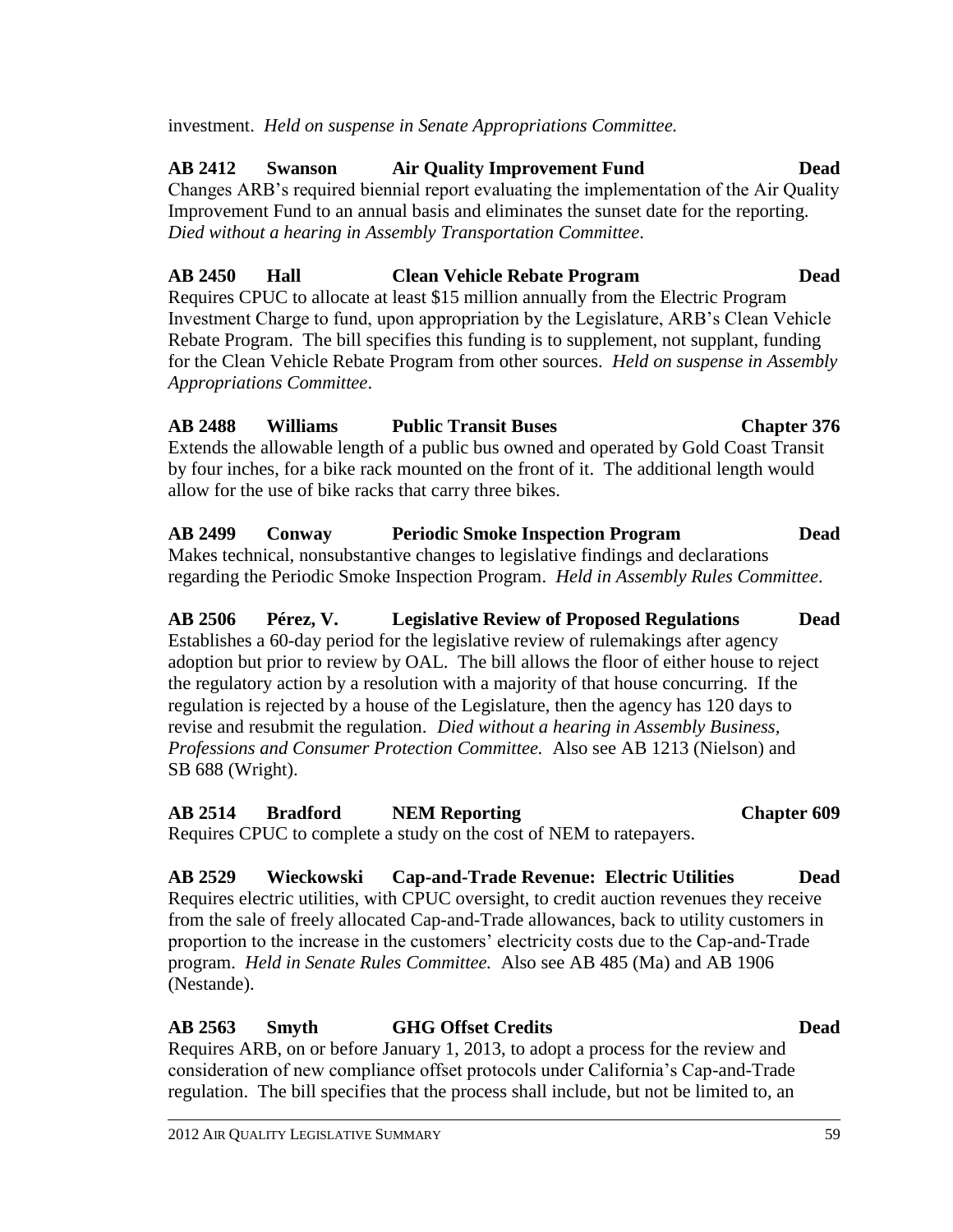investment. *Held on suspense in Senate Appropriations Committee.*

**AB 2412 Swanson Air Quality Improvement Fund Dead**
Changes ARB's required biennial report evaluating the implementation of the Air Quality Improvement Fund to an annual basis and eliminates the sunset date for the reporting. *Died without a hearing in Assembly Transportation Committee.*

**AB 2450 Hall Clean Vehicle Rebate Program Dead**
Requires CPUC to allocate at least $15 million annually from the Electric Program Investment Charge to fund, upon appropriation by the Legislature, ARB's Clean Vehicle Rebate Program. The bill specifies this funding is to supplement, not supplant, funding for the Clean Vehicle Rebate Program from other sources. *Held on suspense in Assembly Appropriations Committee.*

**AB 2488 Williams Public Transit Buses Chapter 376**
Extends the allowable length of a public bus owned and operated by Gold Coast Transit by four inches, for a bike rack mounted on the front of it. The additional length would allow for the use of bike racks that carry three bikes.

**AB 2499 Conway Periodic Smoke Inspection Program Dead**
Makes technical, nonsubstantive changes to legislative findings and declarations regarding the Periodic Smoke Inspection Program. *Held in Assembly Rules Committee.*

**AB 2506 Pérez, V. Legislative Review of Proposed Regulations Dead**
Establishes a 60-day period for the legislative review of rulemakings after agency adoption but prior to review by OAL. The bill allows the floor of either house to reject the regulatory action by a resolution with a majority of that house concurring. If the regulation is rejected by a house of the Legislature, then the agency has 120 days to revise and resubmit the regulation. *Died without a hearing in Assembly Business, Professions and Consumer Protection Committee.* Also see AB 1213 (Nielson) and SB 688 (Wright).

**AB 2514 Bradford NEM Reporting Chapter 609**
Requires CPUC to complete a study on the cost of NEM to ratepayers.

**AB 2529 Wieckowski Cap-and-Trade Revenue: Electric Utilities Dead**
Requires electric utilities, with CPUC oversight, to credit auction revenues they receive from the sale of freely allocated Cap-and-Trade allowances, back to utility customers in proportion to the increase in the customers' electricity costs due to the Cap-and-Trade program. *Held in Senate Rules Committee.* Also see AB 485 (Ma) and AB 1906 (Nestande).

**AB 2563 Smyth GHG Offset Credits Dead**
Requires ARB, on or before January 1, 2013, to adopt a process for the review and consideration of new compliance offset protocols under California's Cap-and-Trade regulation. The bill specifies that the process shall include, but not be limited to, an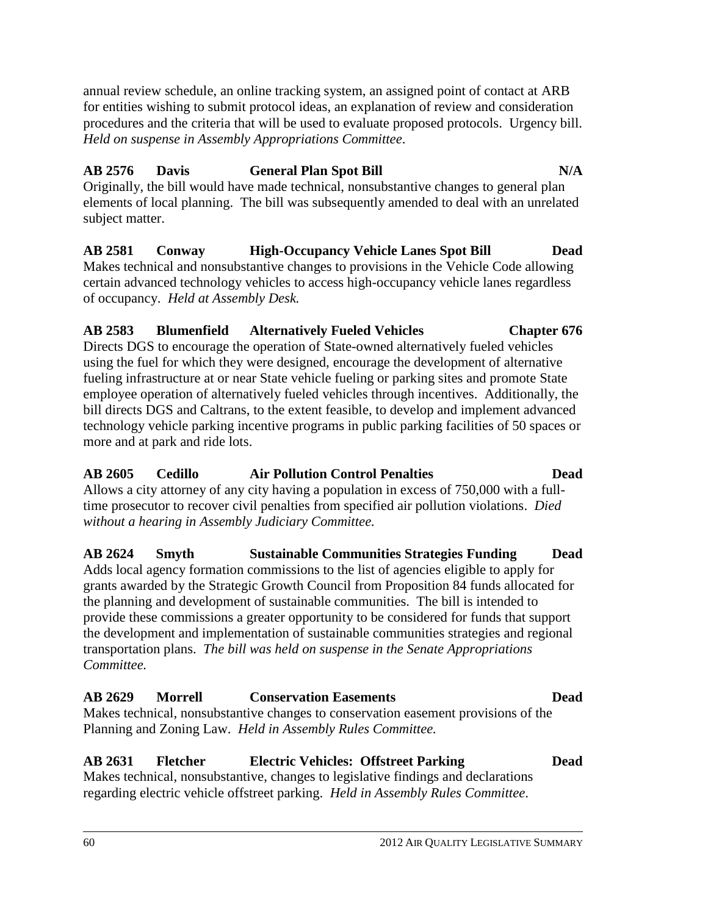annual review schedule, an online tracking system, an assigned point of contact at ARB for entities wishing to submit protocol ideas, an explanation of review and consideration procedures and the criteria that will be used to evaluate proposed protocols. Urgency bill. *Held on suspense in Assembly Appropriations Committee*.

**AB 2576 Davis General Plan Spot Bill N/A**

Originally, the bill would have made technical, nonsubstantive changes to general plan elements of local planning. The bill was subsequently amended to deal with an unrelated subject matter.

**AB 2581 Conway High-Occupancy Vehicle Lanes Spot Bill Dead**

Makes technical and nonsubstantive changes to provisions in the Vehicle Code allowing certain advanced technology vehicles to access high-occupancy vehicle lanes regardless of occupancy. *Held at Assembly Desk.*

**AB 2583 Blumenfield Alternatively Fueled Vehicles Chapter 676**

Directs DGS to encourage the operation of State-owned alternatively fueled vehicles using the fuel for which they were designed, encourage the development of alternative fueling infrastructure at or near State vehicle fueling or parking sites and promote State employee operation of alternatively fueled vehicles through incentives. Additionally, the bill directs DGS and Caltrans, to the extent feasible, to develop and implement advanced technology vehicle parking incentive programs in public parking facilities of 50 spaces or more and at park and ride lots.

**AB 2605 Cedillo Air Pollution Control Penalties Dead**

Allows a city attorney of any city having a population in excess of 750,000 with a full-time prosecutor to recover civil penalties from specified air pollution violations. *Died without a hearing in Assembly Judiciary Committee.*

**AB 2624 Smyth Sustainable Communities Strategies Funding Dead**

Adds local agency formation commissions to the list of agencies eligible to apply for grants awarded by the Strategic Growth Council from Proposition 84 funds allocated for the planning and development of sustainable communities. The bill is intended to provide these commissions a greater opportunity to be considered for funds that support the development and implementation of sustainable communities strategies and regional transportation plans. *The bill was held on suspense in the Senate Appropriations Committee.*

**AB 2629 Morrell Conservation Easements Dead**

Makes technical, nonsubstantive changes to conservation easement provisions of the Planning and Zoning Law. *Held in Assembly Rules Committee.*

**AB 2631 Fletcher Electric Vehicles: Offstreet Parking Dead**

Makes technical, nonsubstantive, changes to legislative findings and declarations regarding electric vehicle offstreet parking. *Held in Assembly Rules Committee*.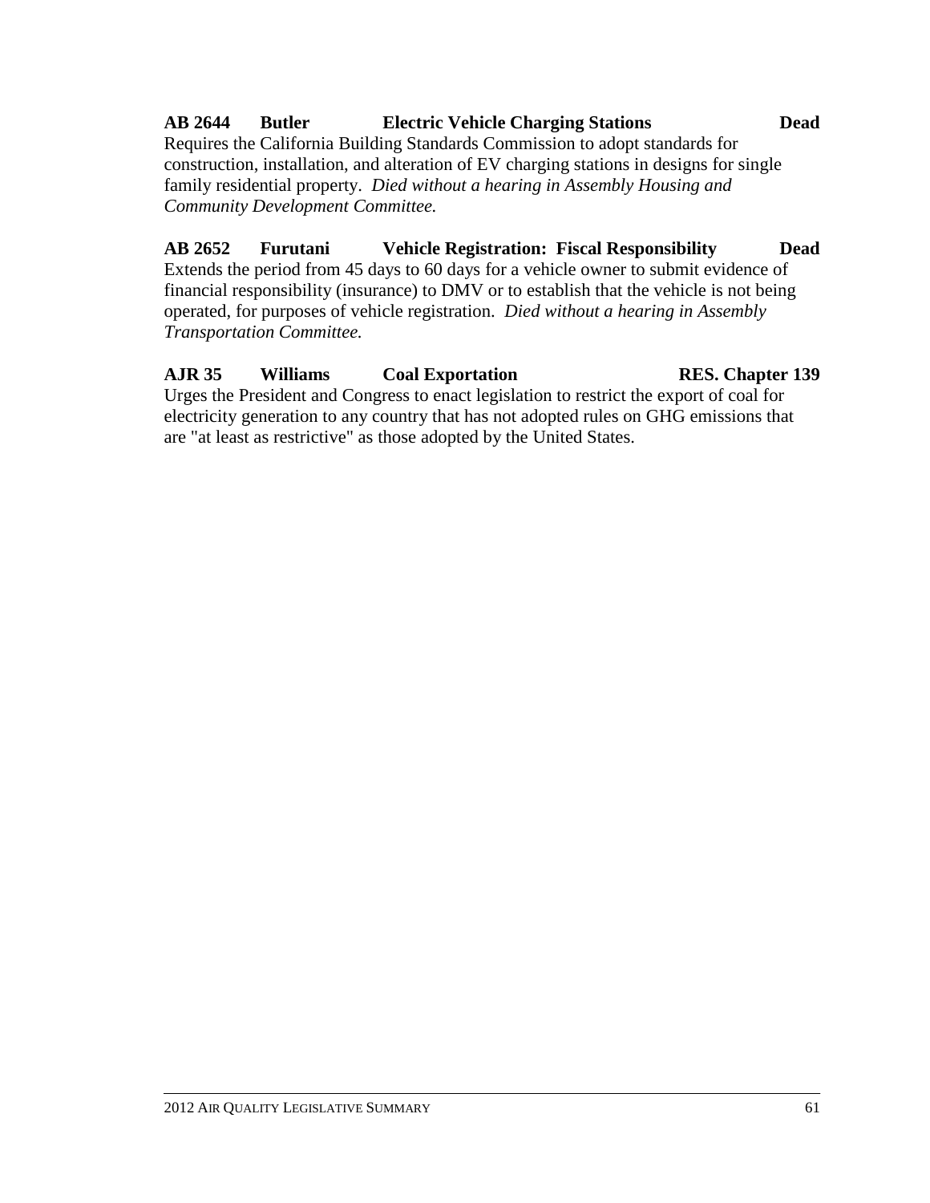**AB 2644 Butler Electric Vehicle Charging Stations Dead**

Requires the California Building Standards Commission to adopt standards for construction, installation, and alteration of EV charging stations in designs for single family residential property. *Died without a hearing in Assembly Housing and Community Development Committee.*

**AB 2652 Furutani Vehicle Registration: Fiscal Responsibility Dead**

Extends the period from 45 days to 60 days for a vehicle owner to submit evidence of financial responsibility (insurance) to DMV or to establish that the vehicle is not being operated, for purposes of vehicle registration. *Died without a hearing in Assembly Transportation Committee.*

**AJR 35 Williams Coal Exportation RES. Chapter 139**

Urges the President and Congress to enact legislation to restrict the export of coal for electricity generation to any country that has not adopted rules on GHG emissions that are "at least as restrictive" as those adopted by the United States.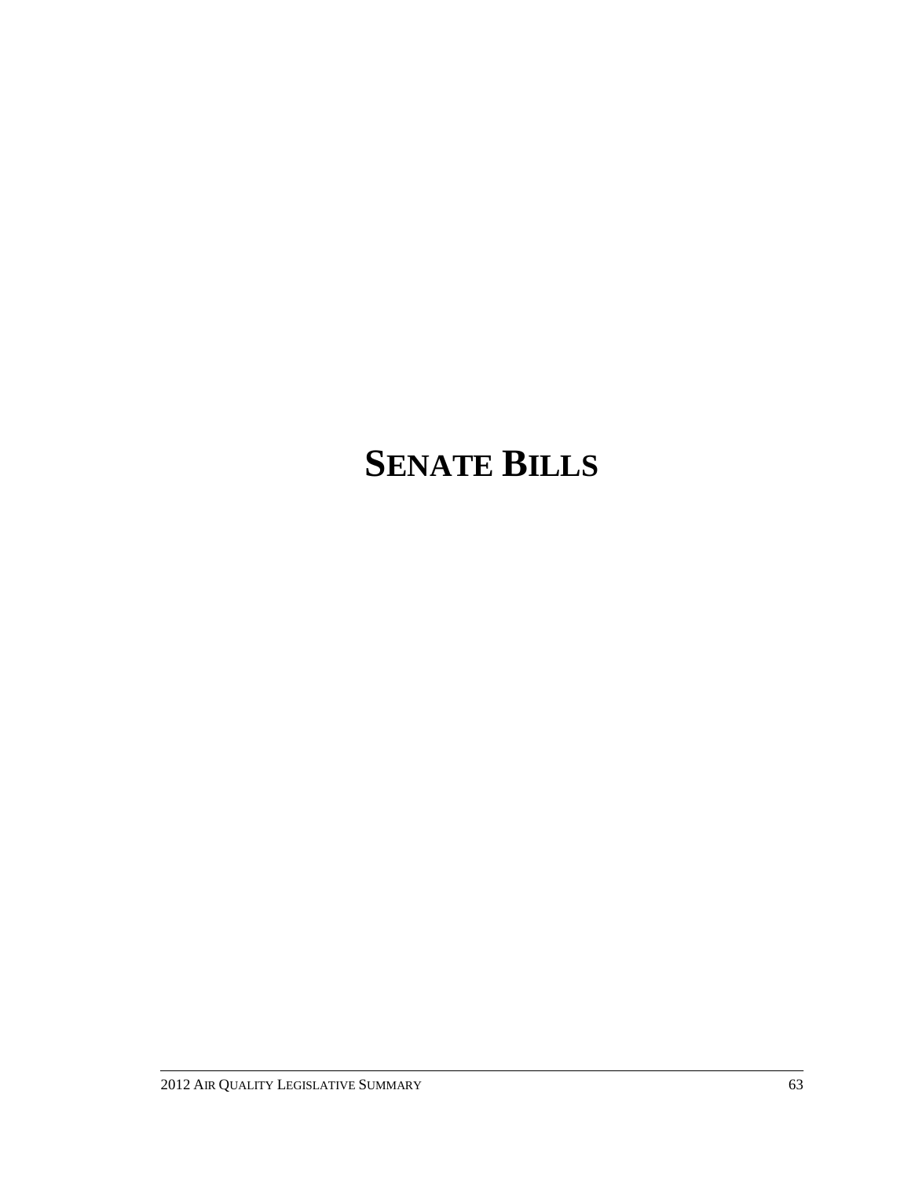# SENATE BILLS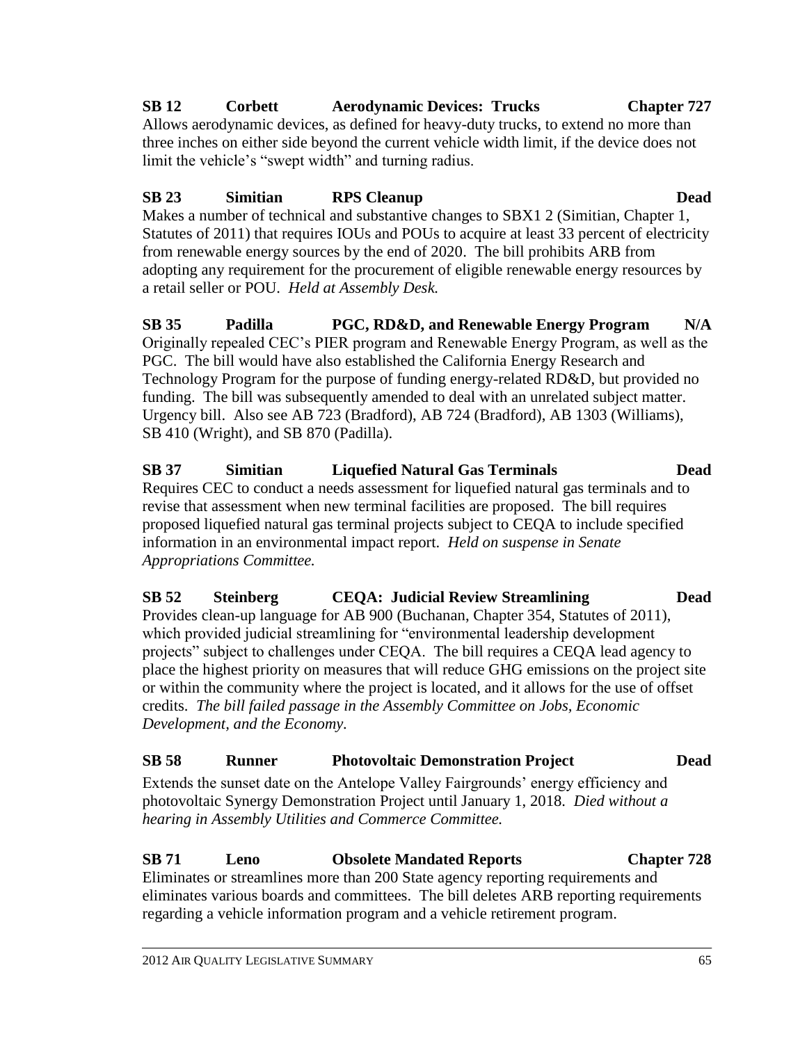**SB 12 Corbett Aerodynamic Devices: Trucks Chapter 727**

Allows aerodynamic devices, as defined for heavy-duty trucks, to extend no more than three inches on either side beyond the current vehicle width limit, if the device does not limit the vehicle's "swept width" and turning radius.

**SB 23 Simitian RPS Cleanup Dead**

Makes a number of technical and substantive changes to SBX1 2 (Simitian, Chapter 1, Statutes of 2011) that requires IOUs and POUs to acquire at least 33 percent of electricity from renewable energy sources by the end of 2020. The bill prohibits ARB from adopting any requirement for the procurement of eligible renewable energy resources by a retail seller or POU. *Held at Assembly Desk.*

**SB 35 Padilla PGC, RD&D, and Renewable Energy Program N/A**

Originally repealed CEC's PIER program and Renewable Energy Program, as well as the PGC. The bill would have also established the California Energy Research and Technology Program for the purpose of funding energy-related RD&D, but provided no funding. The bill was subsequently amended to deal with an unrelated subject matter. Urgency bill. Also see AB 723 (Bradford), AB 724 (Bradford), AB 1303 (Williams), SB 410 (Wright), and SB 870 (Padilla).

**SB 37 Simitian Liquefied Natural Gas Terminals Dead**

Requires CEC to conduct a needs assessment for liquefied natural gas terminals and to revise that assessment when new terminal facilities are proposed. The bill requires proposed liquefied natural gas terminal projects subject to CEQA to include specified information in an environmental impact report. *Held on suspense in Senate Appropriations Committee.*

**SB 52 Steinberg CEQA: Judicial Review Streamlining Dead**

Provides clean-up language for AB 900 (Buchanan, Chapter 354, Statutes of 2011), which provided judicial streamlining for "environmental leadership development projects" subject to challenges under CEQA. The bill requires a CEQA lead agency to place the highest priority on measures that will reduce GHG emissions on the project site or within the community where the project is located, and it allows for the use of offset credits. *The bill failed passage in the Assembly Committee on Jobs, Economic Development, and the Economy.*

**SB 58 Runner Photovoltaic Demonstration Project Dead**

Extends the sunset date on the Antelope Valley Fairgrounds' energy efficiency and photovoltaic Synergy Demonstration Project until January 1, 2018. *Died without a hearing in Assembly Utilities and Commerce Committee.*

**SB 71 Leno Obsolete Mandated Reports Chapter 728**

Eliminates or streamlines more than 200 State agency reporting requirements and eliminates various boards and committees. The bill deletes ARB reporting requirements regarding a vehicle information program and a vehicle retirement program.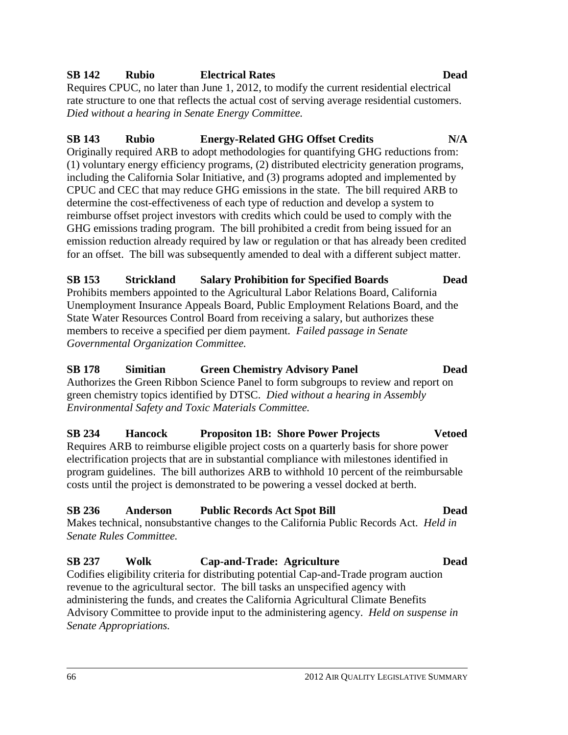**SB 142 Rubio Electrical Rates Dead**

Requires CPUC, no later than June 1, 2012, to modify the current residential electrical rate structure to one that reflects the actual cost of serving average residential customers. *Died without a hearing in Senate Energy Committee.*

**SB 143 Rubio Energy-Related GHG Offset Credits N/A**

Originally required ARB to adopt methodologies for quantifying GHG reductions from: (1) voluntary energy efficiency programs, (2) distributed electricity generation programs, including the California Solar Initiative, and (3) programs adopted and implemented by CPUC and CEC that may reduce GHG emissions in the state. The bill required ARB to determine the cost-effectiveness of each type of reduction and develop a system to reimburse offset project investors with credits which could be used to comply with the GHG emissions trading program. The bill prohibited a credit from being issued for an emission reduction already required by law or regulation or that has already been credited for an offset. The bill was subsequently amended to deal with a different subject matter.

**SB 153 Strickland Salary Prohibition for Specified Boards Dead**

Prohibits members appointed to the Agricultural Labor Relations Board, California Unemployment Insurance Appeals Board, Public Employment Relations Board, and the State Water Resources Control Board from receiving a salary, but authorizes these members to receive a specified per diem payment. *Failed passage in Senate Governmental Organization Committee.*

**SB 178 Simitian Green Chemistry Advisory Panel Dead**

Authorizes the Green Ribbon Science Panel to form subgroups to review and report on green chemistry topics identified by DTSC. *Died without a hearing in Assembly Environmental Safety and Toxic Materials Committee.*

**SB 234 Hancock Propositon 1B: Shore Power Projects Vetoed**

Requires ARB to reimburse eligible project costs on a quarterly basis for shore power electrification projects that are in substantial compliance with milestones identified in program guidelines. The bill authorizes ARB to withhold 10 percent of the reimbursable costs until the project is demonstrated to be powering a vessel docked at berth.

**SB 236 Anderson Public Records Act Spot Bill Dead**

Makes technical, nonsubstantive changes to the California Public Records Act. *Held in Senate Rules Committee.*

**SB 237 Wolk Cap-and-Trade: Agriculture Dead**

Codifies eligibility criteria for distributing potential Cap-and-Trade program auction revenue to the agricultural sector. The bill tasks an unspecified agency with administering the funds, and creates the California Agricultural Climate Benefits Advisory Committee to provide input to the administering agency. *Held on suspense in Senate Appropriations.*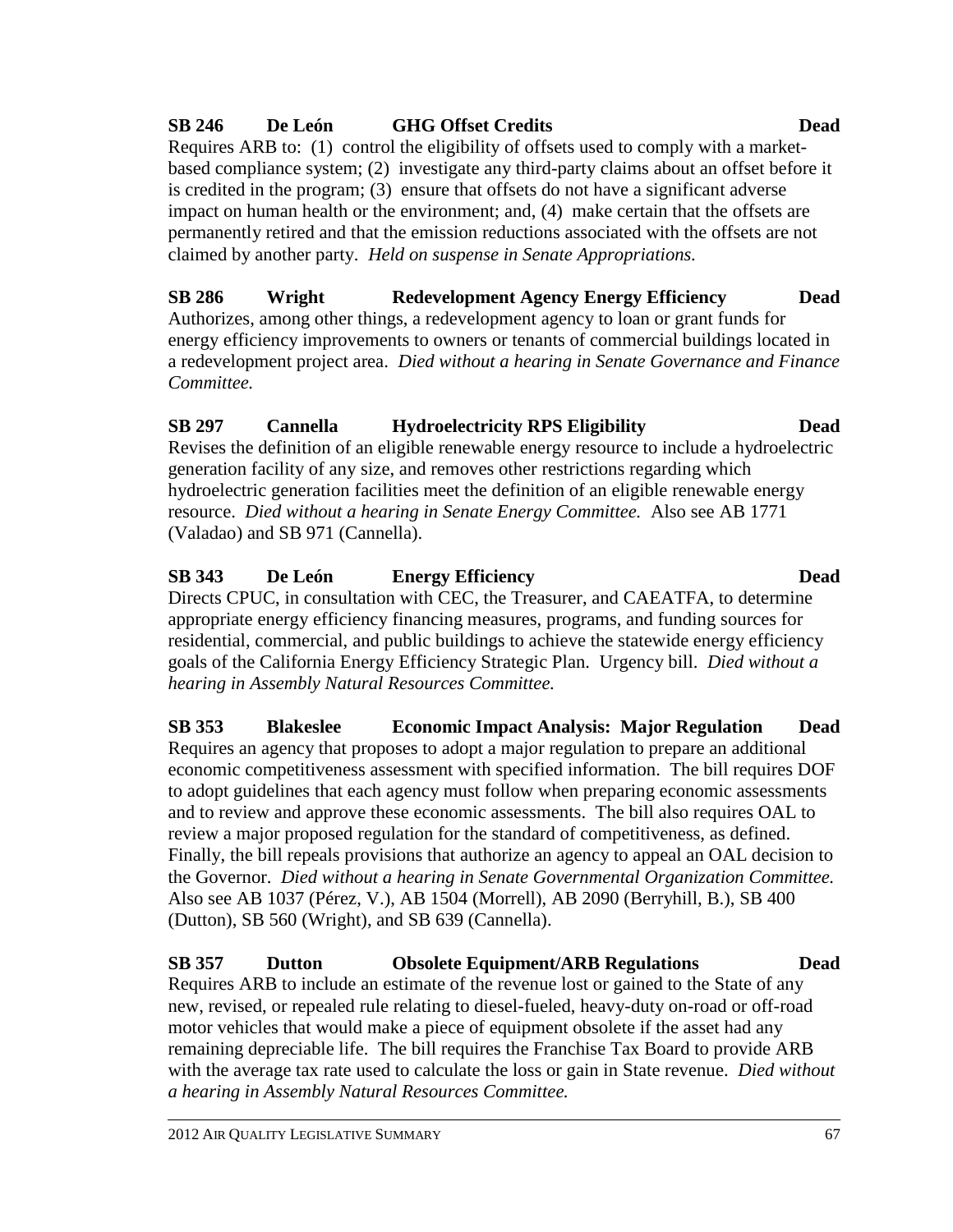**SB 246 De León GHG Offset Credits Dead**

Requires ARB to: (1) control the eligibility of offsets used to comply with a market-based compliance system; (2) investigate any third-party claims about an offset before it is credited in the program; (3) ensure that offsets do not have a significant adverse impact on human health or the environment; and, (4) make certain that the offsets are permanently retired and that the emission reductions associated with the offsets are not claimed by another party. *Held on suspense in Senate Appropriations.*

**SB 286 Wright Redevelopment Agency Energy Efficiency Dead**

Authorizes, among other things, a redevelopment agency to loan or grant funds for energy efficiency improvements to owners or tenants of commercial buildings located in a redevelopment project area. *Died without a hearing in Senate Governance and Finance Committee.*

**SB 297 Cannella Hydroelectricity RPS Eligibility Dead**

Revises the definition of an eligible renewable energy resource to include a hydroelectric generation facility of any size, and removes other restrictions regarding which hydroelectric generation facilities meet the definition of an eligible renewable energy resource. *Died without a hearing in Senate Energy Committee.* Also see AB 1771 (Valadao) and SB 971 (Cannella).

**SB 343 De León Energy Efficiency Dead**

Directs CPUC, in consultation with CEC, the Treasurer, and CAEATFA, to determine appropriate energy efficiency financing measures, programs, and funding sources for residential, commercial, and public buildings to achieve the statewide energy efficiency goals of the California Energy Efficiency Strategic Plan. Urgency bill. *Died without a hearing in Assembly Natural Resources Committee.*

**SB 353 Blakeslee Economic Impact Analysis: Major Regulation Dead**

Requires an agency that proposes to adopt a major regulation to prepare an additional economic competitiveness assessment with specified information. The bill requires DOF to adopt guidelines that each agency must follow when preparing economic assessments and to review and approve these economic assessments. The bill also requires OAL to review a major proposed regulation for the standard of competitiveness, as defined. Finally, the bill repeals provisions that authorize an agency to appeal an OAL decision to the Governor. *Died without a hearing in Senate Governmental Organization Committee.* Also see AB 1037 (Pérez, V.), AB 1504 (Morrell), AB 2090 (Berryhill, B.), SB 400 (Dutton), SB 560 (Wright), and SB 639 (Cannella).

**SB 357 Dutton Obsolete Equipment/ARB Regulations Dead**

Requires ARB to include an estimate of the revenue lost or gained to the State of any new, revised, or repealed rule relating to diesel-fueled, heavy-duty on-road or off-road motor vehicles that would make a piece of equipment obsolete if the asset had any remaining depreciable life. The bill requires the Franchise Tax Board to provide ARB with the average tax rate used to calculate the loss or gain in State revenue. *Died without a hearing in Assembly Natural Resources Committee.*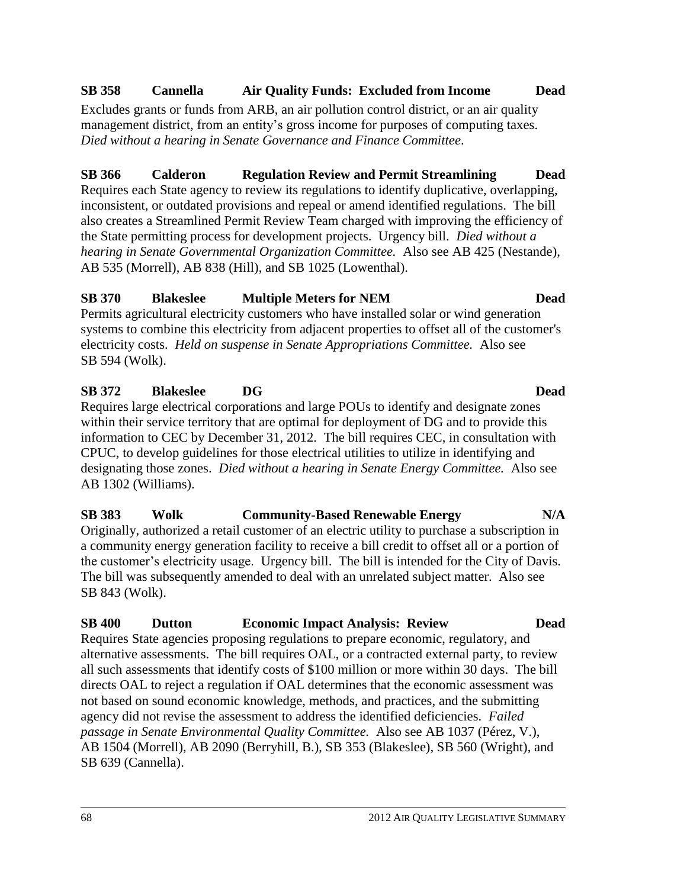**SB 358 Cannella Air Quality Funds: Excluded from Income Dead**

Excludes grants or funds from ARB, an air pollution control district, or an air quality management district, from an entity's gross income for purposes of computing taxes. *Died without a hearing in Senate Governance and Finance Committee*.

**SB 366 Calderon Regulation Review and Permit Streamlining Dead**

Requires each State agency to review its regulations to identify duplicative, overlapping, inconsistent, or outdated provisions and repeal or amend identified regulations. The bill also creates a Streamlined Permit Review Team charged with improving the efficiency of the State permitting process for development projects. Urgency bill. *Died without a hearing in Senate Governmental Organization Committee.* Also see AB 425 (Nestande), AB 535 (Morrell), AB 838 (Hill), and SB 1025 (Lowenthal).

**SB 370 Blakeslee Multiple Meters for NEM Dead**

Permits agricultural electricity customers who have installed solar or wind generation systems to combine this electricity from adjacent properties to offset all of the customer's electricity costs. *Held on suspense in Senate Appropriations Committee.* Also see SB 594 (Wolk).

**SB 372 Blakeslee DG Dead**

Requires large electrical corporations and large POUs to identify and designate zones within their service territory that are optimal for deployment of DG and to provide this information to CEC by December 31, 2012. The bill requires CEC, in consultation with CPUC, to develop guidelines for those electrical utilities to utilize in identifying and designating those zones. *Died without a hearing in Senate Energy Committee.* Also see AB 1302 (Williams).

**SB 383 Wolk Community-Based Renewable Energy N/A**

Originally, authorized a retail customer of an electric utility to purchase a subscription in a community energy generation facility to receive a bill credit to offset all or a portion of the customer's electricity usage. Urgency bill. The bill is intended for the City of Davis. The bill was subsequently amended to deal with an unrelated subject matter. Also see SB 843 (Wolk).

**SB 400 Dutton Economic Impact Analysis: Review Dead**

Requires State agencies proposing regulations to prepare economic, regulatory, and alternative assessments. The bill requires OAL, or a contracted external party, to review all such assessments that identify costs of $100 million or more within 30 days. The bill directs OAL to reject a regulation if OAL determines that the economic assessment was not based on sound economic knowledge, methods, and practices, and the submitting agency did not revise the assessment to address the identified deficiencies. *Failed passage in Senate Environmental Quality Committee.* Also see AB 1037 (Pérez, V.), AB 1504 (Morrell), AB 2090 (Berryhill, B.), SB 353 (Blakeslee), SB 560 (Wright), and SB 639 (Cannella).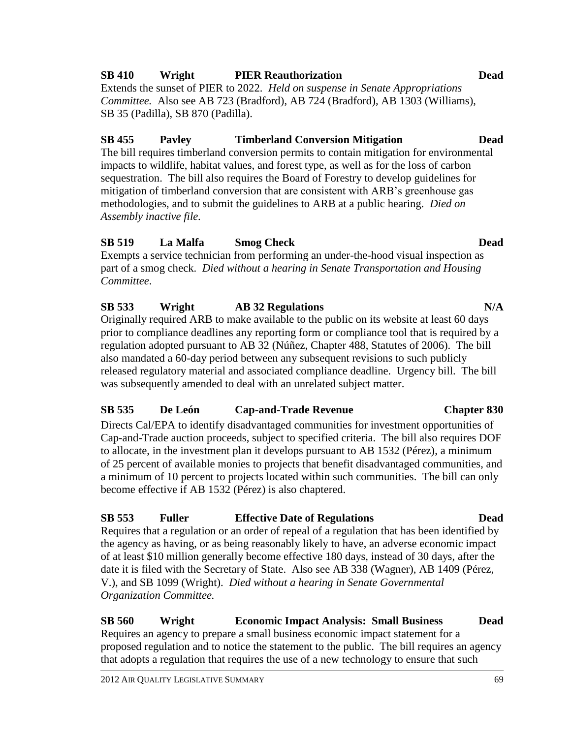**SB 410 Wright PIER Reauthorization Dead**

Extends the sunset of PIER to 2022. *Held on suspense in Senate Appropriations Committee.* Also see AB 723 (Bradford), AB 724 (Bradford), AB 1303 (Williams), SB 35 (Padilla), SB 870 (Padilla).

**SB 455 Pavley Timberland Conversion Mitigation Dead**

The bill requires timberland conversion permits to contain mitigation for environmental impacts to wildlife, habitat values, and forest type, as well as for the loss of carbon sequestration. The bill also requires the Board of Forestry to develop guidelines for mitigation of timberland conversion that are consistent with ARB's greenhouse gas methodologies, and to submit the guidelines to ARB at a public hearing. *Died on Assembly inactive file.*

**SB 519 La Malfa Smog Check Dead**

Exempts a service technician from performing an under-the-hood visual inspection as part of a smog check. *Died without a hearing in Senate Transportation and Housing Committee*.

**SB 533 Wright AB 32 Regulations N/A**

Originally required ARB to make available to the public on its website at least 60 days prior to compliance deadlines any reporting form or compliance tool that is required by a regulation adopted pursuant to AB 32 (Núñez, Chapter 488, Statutes of 2006). The bill also mandated a 60-day period between any subsequent revisions to such publicly released regulatory material and associated compliance deadline. Urgency bill. The bill was subsequently amended to deal with an unrelated subject matter.

**SB 535 De León Cap-and-Trade Revenue Chapter 830**

Directs Cal/EPA to identify disadvantaged communities for investment opportunities of Cap-and-Trade auction proceeds, subject to specified criteria. The bill also requires DOF to allocate, in the investment plan it develops pursuant to AB 1532 (Pérez), a minimum of 25 percent of available monies to projects that benefit disadvantaged communities, and a minimum of 10 percent to projects located within such communities. The bill can only become effective if AB 1532 (Pérez) is also chaptered.

**SB 553 Fuller Effective Date of Regulations Dead**

Requires that a regulation or an order of repeal of a regulation that has been identified by the agency as having, or as being reasonably likely to have, an adverse economic impact of at least $10 million generally become effective 180 days, instead of 30 days, after the date it is filed with the Secretary of State. Also see AB 338 (Wagner), AB 1409 (Pérez, V.), and SB 1099 (Wright). *Died without a hearing in Senate Governmental Organization Committee.*

**SB 560 Wright Economic Impact Analysis: Small Business Dead**

Requires an agency to prepare a small business economic impact statement for a proposed regulation and to notice the statement to the public. The bill requires an agency that adopts a regulation that requires the use of a new technology to ensure that such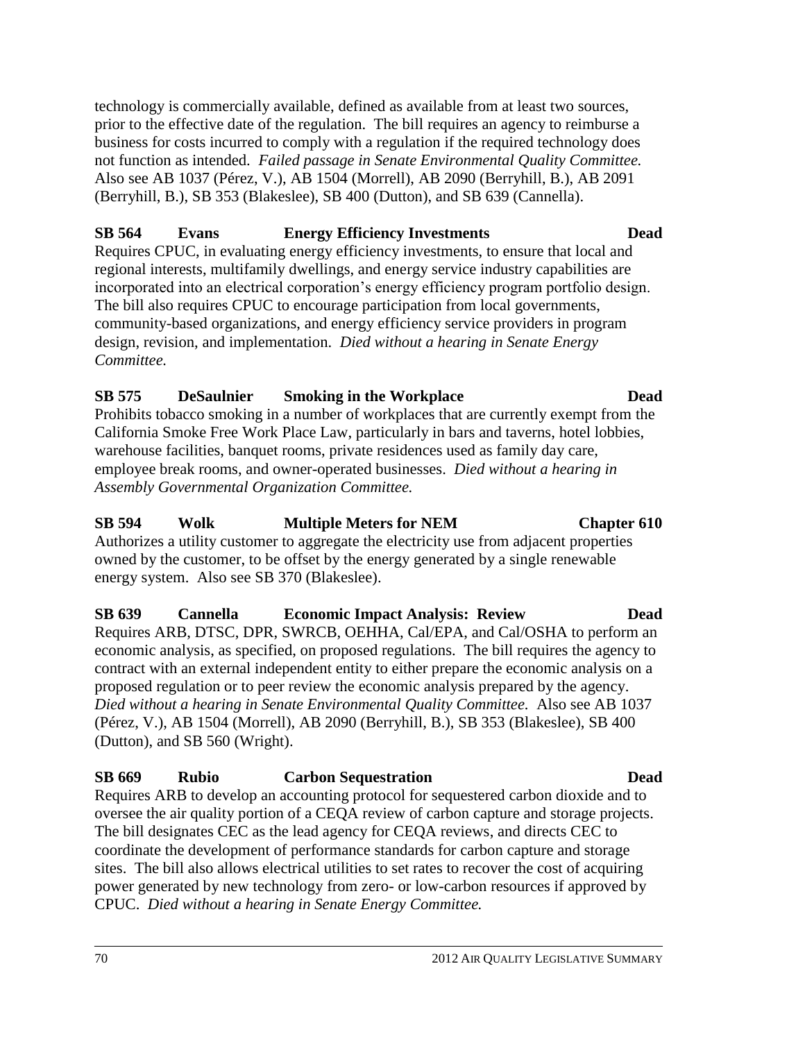technology is commercially available, defined as available from at least two sources, prior to the effective date of the regulation. The bill requires an agency to reimburse a business for costs incurred to comply with a regulation if the required technology does not function as intended. *Failed passage in Senate Environmental Quality Committee.* Also see AB 1037 (Pérez, V.), AB 1504 (Morrell), AB 2090 (Berryhill, B.), AB 2091 (Berryhill, B.), SB 353 (Blakeslee), SB 400 (Dutton), and SB 639 (Cannella).

**SB 564 Evans Energy Efficiency Investments Dead**

Requires CPUC, in evaluating energy efficiency investments, to ensure that local and regional interests, multifamily dwellings, and energy service industry capabilities are incorporated into an electrical corporation's energy efficiency program portfolio design. The bill also requires CPUC to encourage participation from local governments, community-based organizations, and energy efficiency service providers in program design, revision, and implementation. *Died without a hearing in Senate Energy Committee.*

**SB 575 DeSaulnier Smoking in the Workplace Dead**

Prohibits tobacco smoking in a number of workplaces that are currently exempt from the California Smoke Free Work Place Law, particularly in bars and taverns, hotel lobbies, warehouse facilities, banquet rooms, private residences used as family day care, employee break rooms, and owner-operated businesses. *Died without a hearing in Assembly Governmental Organization Committee.*

**SB 594 Wolk Multiple Meters for NEM Chapter 610**

Authorizes a utility customer to aggregate the electricity use from adjacent properties owned by the customer, to be offset by the energy generated by a single renewable energy system. Also see SB 370 (Blakeslee).

**SB 639 Cannella Economic Impact Analysis: Review Dead**

Requires ARB, DTSC, DPR, SWRCB, OEHHA, Cal/EPA, and Cal/OSHA to perform an economic analysis, as specified, on proposed regulations. The bill requires the agency to contract with an external independent entity to either prepare the economic analysis on a proposed regulation or to peer review the economic analysis prepared by the agency. *Died without a hearing in Senate Environmental Quality Committee.* Also see AB 1037 (Pérez, V.), AB 1504 (Morrell), AB 2090 (Berryhill, B.), SB 353 (Blakeslee), SB 400 (Dutton), and SB 560 (Wright).

**SB 669 Rubio Carbon Sequestration Dead**

Requires ARB to develop an accounting protocol for sequestered carbon dioxide and to oversee the air quality portion of a CEQA review of carbon capture and storage projects. The bill designates CEC as the lead agency for CEQA reviews, and directs CEC to coordinate the development of performance standards for carbon capture and storage sites. The bill also allows electrical utilities to set rates to recover the cost of acquiring power generated by new technology from zero- or low-carbon resources if approved by CPUC. *Died without a hearing in Senate Energy Committee.*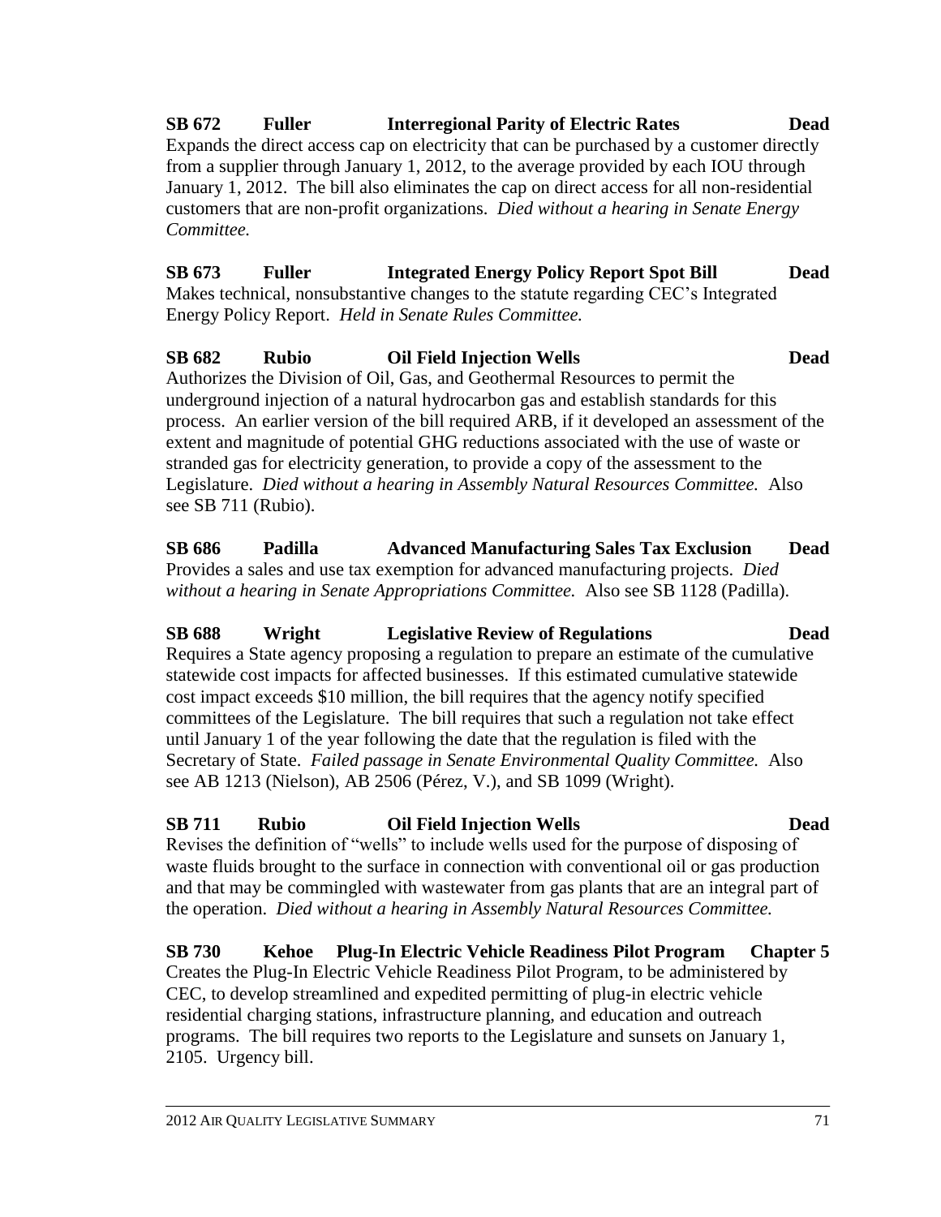**SB 672 Fuller Interregional Parity of Electric Rates Dead**

Expands the direct access cap on electricity that can be purchased by a customer directly from a supplier through January 1, 2012, to the average provided by each IOU through January 1, 2012. The bill also eliminates the cap on direct access for all non-residential customers that are non-profit organizations. *Died without a hearing in Senate Energy Committee.*

**SB 673 Fuller Integrated Energy Policy Report Spot Bill Dead**

Makes technical, nonsubstantive changes to the statute regarding CEC's Integrated Energy Policy Report. *Held in Senate Rules Committee.*

**SB 682 Rubio Oil Field Injection Wells Dead**

Authorizes the Division of Oil, Gas, and Geothermal Resources to permit the underground injection of a natural hydrocarbon gas and establish standards for this process. An earlier version of the bill required ARB, if it developed an assessment of the extent and magnitude of potential GHG reductions associated with the use of waste or stranded gas for electricity generation, to provide a copy of the assessment to the Legislature. *Died without a hearing in Assembly Natural Resources Committee.* Also see SB 711 (Rubio).

**SB 686 Padilla Advanced Manufacturing Sales Tax Exclusion Dead**

Provides a sales and use tax exemption for advanced manufacturing projects. *Died without a hearing in Senate Appropriations Committee.* Also see SB 1128 (Padilla).

**SB 688 Wright Legislative Review of Regulations Dead**

Requires a State agency proposing a regulation to prepare an estimate of the cumulative statewide cost impacts for affected businesses. If this estimated cumulative statewide cost impact exceeds $10 million, the bill requires that the agency notify specified committees of the Legislature. The bill requires that such a regulation not take effect until January 1 of the year following the date that the regulation is filed with the Secretary of State. *Failed passage in Senate Environmental Quality Committee.* Also see AB 1213 (Nielson), AB 2506 (Pérez, V.), and SB 1099 (Wright).

**SB 711 Rubio Oil Field Injection Wells Dead**

Revises the definition of "wells" to include wells used for the purpose of disposing of waste fluids brought to the surface in connection with conventional oil or gas production and that may be commingled with wastewater from gas plants that are an integral part of the operation. *Died without a hearing in Assembly Natural Resources Committee.*

**SB 730 Kehoe Plug-In Electric Vehicle Readiness Pilot Program Chapter 5**

Creates the Plug-In Electric Vehicle Readiness Pilot Program, to be administered by CEC, to develop streamlined and expedited permitting of plug-in electric vehicle residential charging stations, infrastructure planning, and education and outreach programs. The bill requires two reports to the Legislature and sunsets on January 1, 2105. Urgency bill.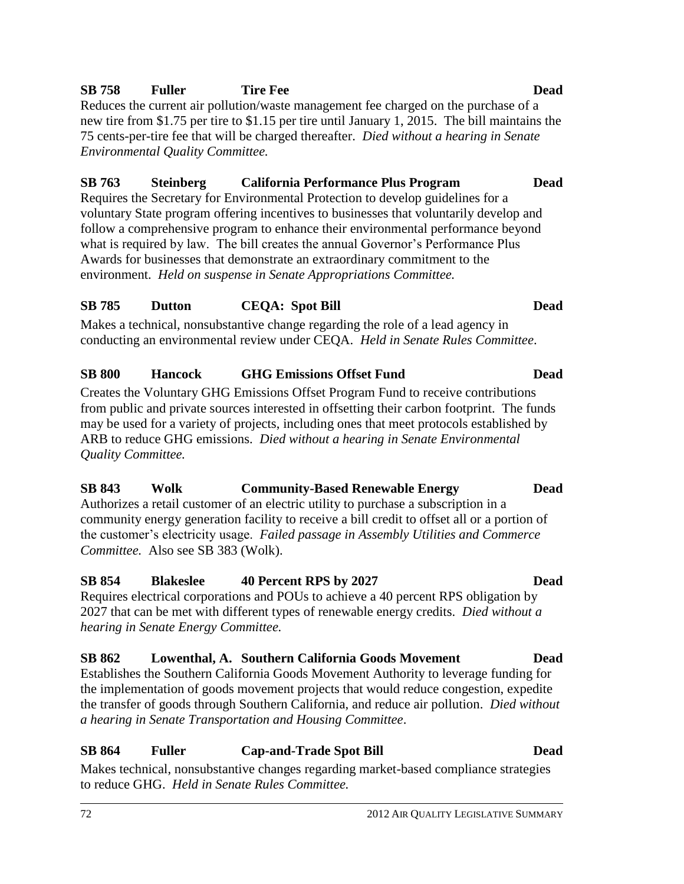**SB 758 Fuller Tire Fee Dead**

Reduces the current air pollution/waste management fee charged on the purchase of a new tire from $1.75 per tire to $1.15 per tire until January 1, 2015. The bill maintains the 75 cents-per-tire fee that will be charged thereafter. *Died without a hearing in Senate Environmental Quality Committee.*

**SB 763 Steinberg California Performance Plus Program Dead**

Requires the Secretary for Environmental Protection to develop guidelines for a voluntary State program offering incentives to businesses that voluntarily develop and follow a comprehensive program to enhance their environmental performance beyond what is required by law. The bill creates the annual Governor's Performance Plus Awards for businesses that demonstrate an extraordinary commitment to the environment. *Held on suspense in Senate Appropriations Committee.*

**SB 785 Dutton CEQA: Spot Bill Dead**

Makes a technical, nonsubstantive change regarding the role of a lead agency in conducting an environmental review under CEQA. *Held in Senate Rules Committee*.

**SB 800 Hancock GHG Emissions Offset Fund Dead**

Creates the Voluntary GHG Emissions Offset Program Fund to receive contributions from public and private sources interested in offsetting their carbon footprint. The funds may be used for a variety of projects, including ones that meet protocols established by ARB to reduce GHG emissions. *Died without a hearing in Senate Environmental Quality Committee.*

**SB 843 Wolk Community-Based Renewable Energy Dead**

Authorizes a retail customer of an electric utility to purchase a subscription in a community energy generation facility to receive a bill credit to offset all or a portion of the customer's electricity usage. *Failed passage in Assembly Utilities and Commerce Committee.* Also see SB 383 (Wolk).

**SB 854 Blakeslee 40 Percent RPS by 2027 Dead**

Requires electrical corporations and POUs to achieve a 40 percent RPS obligation by 2027 that can be met with different types of renewable energy credits. *Died without a hearing in Senate Energy Committee.*

**SB 862 Lowenthal, A. Southern California Goods Movement Dead**

Establishes the Southern California Goods Movement Authority to leverage funding for the implementation of goods movement projects that would reduce congestion, expedite the transfer of goods through Southern California, and reduce air pollution. *Died without a hearing in Senate Transportation and Housing Committee*.

**SB 864 Fuller Cap-and-Trade Spot Bill Dead**

Makes technical, nonsubstantive changes regarding market-based compliance strategies to reduce GHG. *Held in Senate Rules Committee.*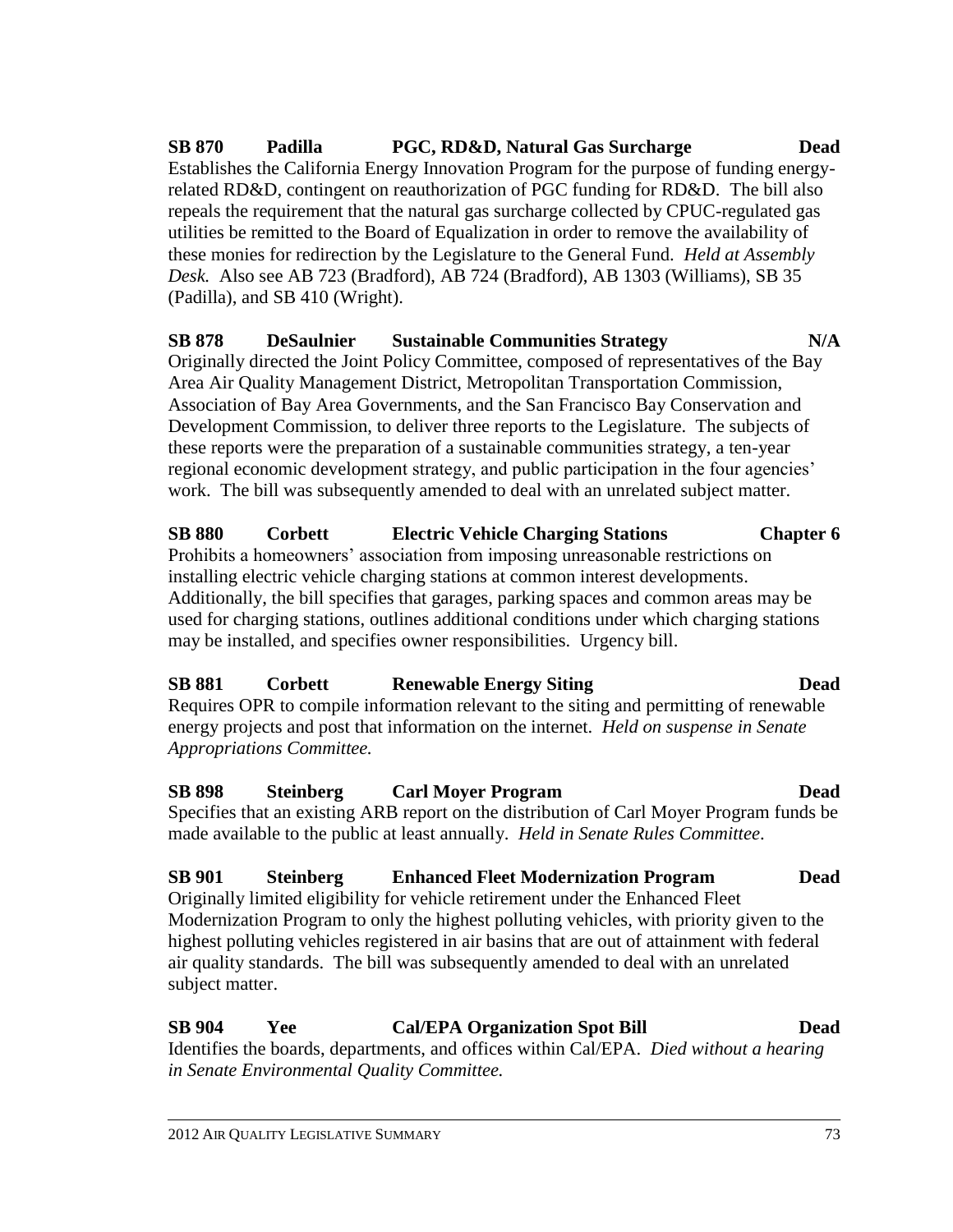**SB 870 Padilla PGC, RD&D, Natural Gas Surcharge Dead**
Establishes the California Energy Innovation Program for the purpose of funding energy-related RD&D, contingent on reauthorization of PGC funding for RD&D. The bill also repeals the requirement that the natural gas surcharge collected by CPUC-regulated gas utilities be remitted to the Board of Equalization in order to remove the availability of these monies for redirection by the Legislature to the General Fund. *Held at Assembly Desk.* Also see AB 723 (Bradford), AB 724 (Bradford), AB 1303 (Williams), SB 35 (Padilla), and SB 410 (Wright).

**SB 878 DeSaulnier Sustainable Communities Strategy N/A**
Originally directed the Joint Policy Committee, composed of representatives of the Bay Area Air Quality Management District, Metropolitan Transportation Commission, Association of Bay Area Governments, and the San Francisco Bay Conservation and Development Commission, to deliver three reports to the Legislature. The subjects of these reports were the preparation of a sustainable communities strategy, a ten-year regional economic development strategy, and public participation in the four agencies' work. The bill was subsequently amended to deal with an unrelated subject matter.

**SB 880 Corbett Electric Vehicle Charging Stations Chapter 6**
Prohibits a homeowners' association from imposing unreasonable restrictions on installing electric vehicle charging stations at common interest developments. Additionally, the bill specifies that garages, parking spaces and common areas may be used for charging stations, outlines additional conditions under which charging stations may be installed, and specifies owner responsibilities. Urgency bill.

**SB 881 Corbett Renewable Energy Siting Dead**
Requires OPR to compile information relevant to the siting and permitting of renewable energy projects and post that information on the internet. *Held on suspense in Senate Appropriations Committee.*

**SB 898 Steinberg Carl Moyer Program Dead**
Specifies that an existing ARB report on the distribution of Carl Moyer Program funds be made available to the public at least annually. *Held in Senate Rules Committee.*

**SB 901 Steinberg Enhanced Fleet Modernization Program Dead**
Originally limited eligibility for vehicle retirement under the Enhanced Fleet Modernization Program to only the highest polluting vehicles, with priority given to the highest polluting vehicles registered in air basins that are out of attainment with federal air quality standards. The bill was subsequently amended to deal with an unrelated subject matter.

**SB 904 Yee Cal/EPA Organization Spot Bill Dead**
Identifies the boards, departments, and offices within Cal/EPA. *Died without a hearing in Senate Environmental Quality Committee.*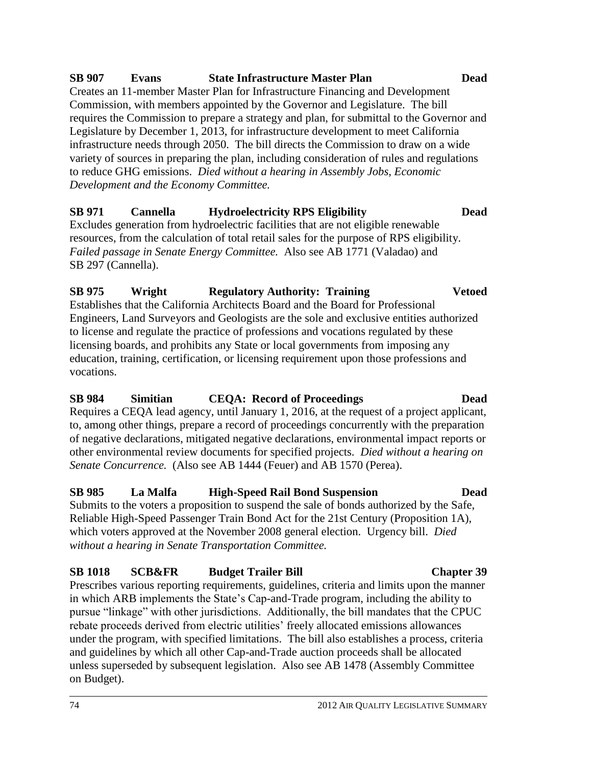**SB 907 Evans State Infrastructure Master Plan Dead**

Creates an 11-member Master Plan for Infrastructure Financing and Development Commission, with members appointed by the Governor and Legislature. The bill requires the Commission to prepare a strategy and plan, for submittal to the Governor and Legislature by December 1, 2013, for infrastructure development to meet California infrastructure needs through 2050. The bill directs the Commission to draw on a wide variety of sources in preparing the plan, including consideration of rules and regulations to reduce GHG emissions. *Died without a hearing in Assembly Jobs, Economic Development and the Economy Committee.*

**SB 971 Cannella Hydroelectricity RPS Eligibility Dead**

Excludes generation from hydroelectric facilities that are not eligible renewable resources, from the calculation of total retail sales for the purpose of RPS eligibility. *Failed passage in Senate Energy Committee.* Also see AB 1771 (Valadao) and SB 297 (Cannella).

**SB 975 Wright Regulatory Authority: Training Vetoed**

Establishes that the California Architects Board and the Board for Professional Engineers, Land Surveyors and Geologists are the sole and exclusive entities authorized to license and regulate the practice of professions and vocations regulated by these licensing boards, and prohibits any State or local governments from imposing any education, training, certification, or licensing requirement upon those professions and vocations.

**SB 984 Simitian CEQA: Record of Proceedings Dead**

Requires a CEQA lead agency, until January 1, 2016, at the request of a project applicant, to, among other things, prepare a record of proceedings concurrently with the preparation of negative declarations, mitigated negative declarations, environmental impact reports or other environmental review documents for specified projects. *Died without a hearing on Senate Concurrence.* (Also see AB 1444 (Feuer) and AB 1570 (Perea).

**SB 985 La Malfa High-Speed Rail Bond Suspension Dead**

Submits to the voters a proposition to suspend the sale of bonds authorized by the Safe, Reliable High-Speed Passenger Train Bond Act for the 21st Century (Proposition 1A), which voters approved at the November 2008 general election. Urgency bill. *Died without a hearing in Senate Transportation Committee.*

**SB 1018 SCB&FR Budget Trailer Bill Chapter 39**

Prescribes various reporting requirements, guidelines, criteria and limits upon the manner in which ARB implements the State's Cap-and-Trade program, including the ability to pursue "linkage" with other jurisdictions. Additionally, the bill mandates that the CPUC rebate proceeds derived from electric utilities' freely allocated emissions allowances under the program, with specified limitations. The bill also establishes a process, criteria and guidelines by which all other Cap-and-Trade auction proceeds shall be allocated unless superseded by subsequent legislation. Also see AB 1478 (Assembly Committee on Budget).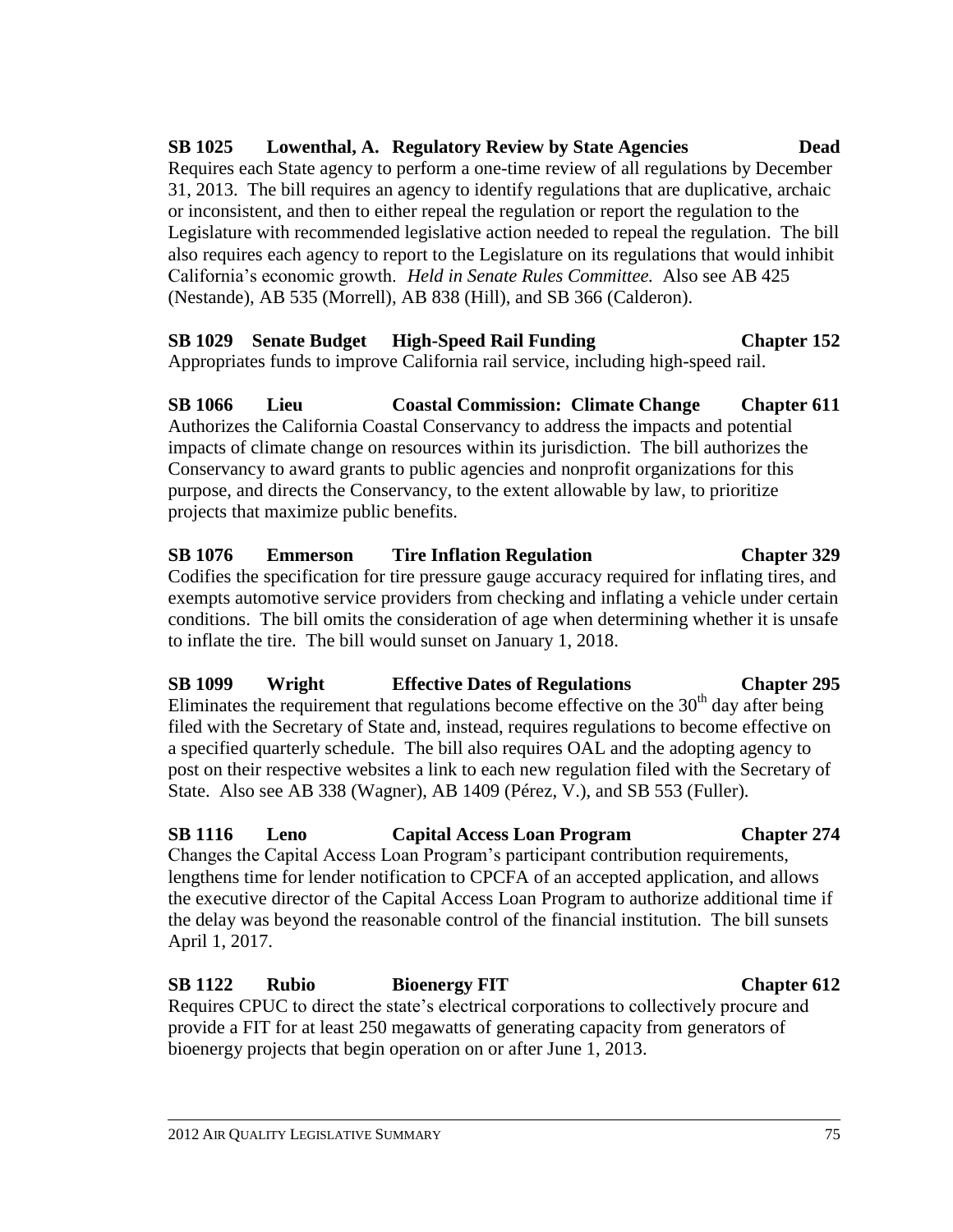**SB 1025 Lowenthal, A. Regulatory Review by State Agencies Dead**

Requires each State agency to perform a one-time review of all regulations by December 31, 2013. The bill requires an agency to identify regulations that are duplicative, archaic or inconsistent, and then to either repeal the regulation or report the regulation to the Legislature with recommended legislative action needed to repeal the regulation. The bill also requires each agency to report to the Legislature on its regulations that would inhibit California's economic growth. *Held in Senate Rules Committee.* Also see AB 425 (Nestande), AB 535 (Morrell), AB 838 (Hill), and SB 366 (Calderon).

**SB 1029 Senate Budget High-Speed Rail Funding Chapter 152**

Appropriates funds to improve California rail service, including high-speed rail.

**SB 1066 Lieu Coastal Commission: Climate Change Chapter 611**

Authorizes the California Coastal Conservancy to address the impacts and potential impacts of climate change on resources within its jurisdiction. The bill authorizes the Conservancy to award grants to public agencies and nonprofit organizations for this purpose, and directs the Conservancy, to the extent allowable by law, to prioritize projects that maximize public benefits.

**SB 1076 Emmerson Tire Inflation Regulation Chapter 329**

Codifies the specification for tire pressure gauge accuracy required for inflating tires, and exempts automotive service providers from checking and inflating a vehicle under certain conditions. The bill omits the consideration of age when determining whether it is unsafe to inflate the tire. The bill would sunset on January 1, 2018.

**SB 1099 Wright Effective Dates of Regulations Chapter 295**

Eliminates the requirement that regulations become effective on the 30th day after being filed with the Secretary of State and, instead, requires regulations to become effective on a specified quarterly schedule. The bill also requires OAL and the adopting agency to post on their respective websites a link to each new regulation filed with the Secretary of State. Also see AB 338 (Wagner), AB 1409 (Pérez, V.), and SB 553 (Fuller).

**SB 1116 Leno Capital Access Loan Program Chapter 274**

Changes the Capital Access Loan Program's participant contribution requirements, lengthens time for lender notification to CPCFA of an accepted application, and allows the executive director of the Capital Access Loan Program to authorize additional time if the delay was beyond the reasonable control of the financial institution. The bill sunsets April 1, 2017.

**SB 1122 Rubio Bioenergy FIT Chapter 612**

Requires CPUC to direct the state's electrical corporations to collectively procure and provide a FIT for at least 250 megawatts of generating capacity from generators of bioenergy projects that begin operation on or after June 1, 2013.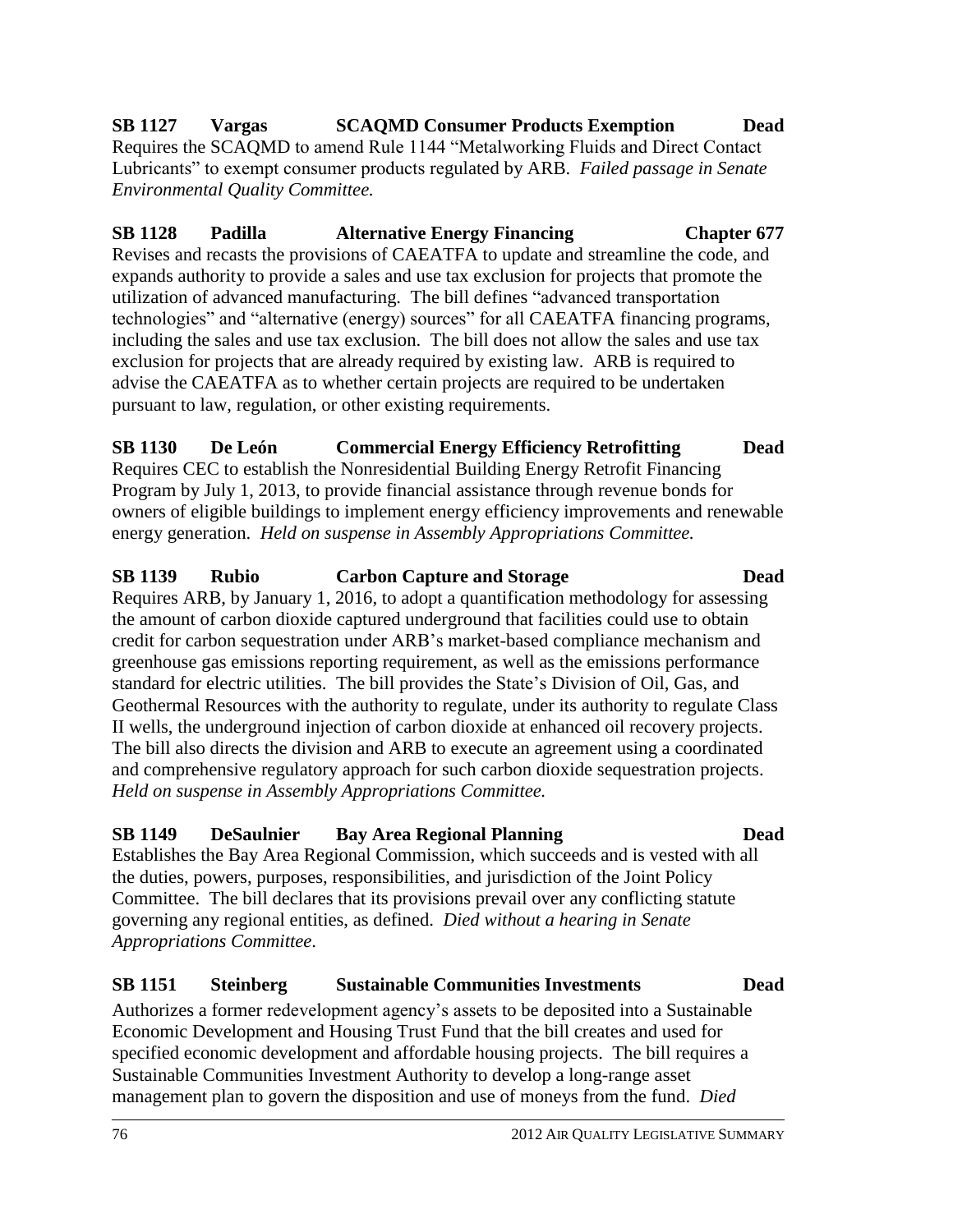**SB 1127 Vargas SCAQMD Consumer Products Exemption Dead**

Requires the SCAQMD to amend Rule 1144 "Metalworking Fluids and Direct Contact Lubricants" to exempt consumer products regulated by ARB. *Failed passage in Senate Environmental Quality Committee.*

**SB 1128 Padilla Alternative Energy Financing Chapter 677**

Revises and recasts the provisions of CAEATFA to update and streamline the code, and expands authority to provide a sales and use tax exclusion for projects that promote the utilization of advanced manufacturing. The bill defines "advanced transportation technologies" and "alternative (energy) sources" for all CAEATFA financing programs, including the sales and use tax exclusion. The bill does not allow the sales and use tax exclusion for projects that are already required by existing law. ARB is required to advise the CAEATFA as to whether certain projects are required to be undertaken pursuant to law, regulation, or other existing requirements.

**SB 1130 De León Commercial Energy Efficiency Retrofitting Dead**

Requires CEC to establish the Nonresidential Building Energy Retrofit Financing Program by July 1, 2013, to provide financial assistance through revenue bonds for owners of eligible buildings to implement energy efficiency improvements and renewable energy generation. *Held on suspense in Assembly Appropriations Committee.*

**SB 1139 Rubio Carbon Capture and Storage Dead**

Requires ARB, by January 1, 2016, to adopt a quantification methodology for assessing the amount of carbon dioxide captured underground that facilities could use to obtain credit for carbon sequestration under ARB's market-based compliance mechanism and greenhouse gas emissions reporting requirement, as well as the emissions performance standard for electric utilities. The bill provides the State's Division of Oil, Gas, and Geothermal Resources with the authority to regulate, under its authority to regulate Class II wells, the underground injection of carbon dioxide at enhanced oil recovery projects. The bill also directs the division and ARB to execute an agreement using a coordinated and comprehensive regulatory approach for such carbon dioxide sequestration projects. *Held on suspense in Assembly Appropriations Committee.*

**SB 1149 DeSaulnier Bay Area Regional Planning Dead**

Establishes the Bay Area Regional Commission, which succeeds and is vested with all the duties, powers, purposes, responsibilities, and jurisdiction of the Joint Policy Committee. The bill declares that its provisions prevail over any conflicting statute governing any regional entities, as defined. *Died without a hearing in Senate Appropriations Committee.*

**SB 1151 Steinberg Sustainable Communities Investments Dead**

Authorizes a former redevelopment agency's assets to be deposited into a Sustainable Economic Development and Housing Trust Fund that the bill creates and used for specified economic development and affordable housing projects. The bill requires a Sustainable Communities Investment Authority to develop a long-range asset management plan to govern the disposition and use of moneys from the fund. *Died*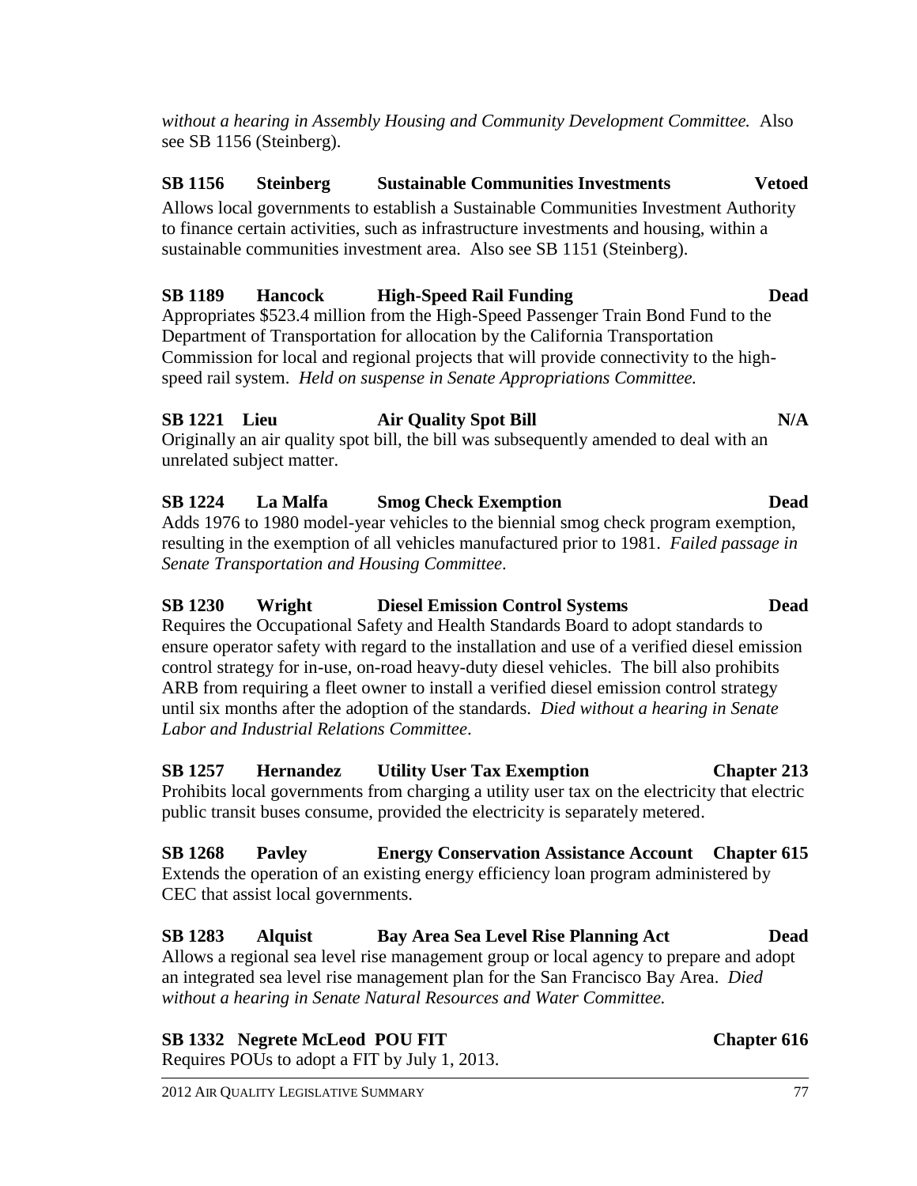*without a hearing in Assembly Housing and Community Development Committee.* Also see SB 1156 (Steinberg).

**SB 1156 Steinberg Sustainable Communities Investments Vetoed**

Allows local governments to establish a Sustainable Communities Investment Authority to finance certain activities, such as infrastructure investments and housing, within a sustainable communities investment area. Also see SB 1151 (Steinberg).

**SB 1189 Hancock High-Speed Rail Funding Dead**

Appropriates $523.4 million from the High-Speed Passenger Train Bond Fund to the Department of Transportation for allocation by the California Transportation Commission for local and regional projects that will provide connectivity to the high-speed rail system. *Held on suspense in Senate Appropriations Committee.*

**SB 1221 Lieu Air Quality Spot Bill N/A**

Originally an air quality spot bill, the bill was subsequently amended to deal with an unrelated subject matter.

**SB 1224 La Malfa Smog Check Exemption Dead**

Adds 1976 to 1980 model-year vehicles to the biennial smog check program exemption, resulting in the exemption of all vehicles manufactured prior to 1981. *Failed passage in Senate Transportation and Housing Committee*.

**SB 1230 Wright Diesel Emission Control Systems Dead**

Requires the Occupational Safety and Health Standards Board to adopt standards to ensure operator safety with regard to the installation and use of a verified diesel emission control strategy for in-use, on-road heavy-duty diesel vehicles. The bill also prohibits ARB from requiring a fleet owner to install a verified diesel emission control strategy until six months after the adoption of the standards. *Died without a hearing in Senate Labor and Industrial Relations Committee*.

**SB 1257 Hernandez Utility User Tax Exemption Chapter 213**

Prohibits local governments from charging a utility user tax on the electricity that electric public transit buses consume, provided the electricity is separately metered.

**SB 1268 Pavley Energy Conservation Assistance Account Chapter 615**

Extends the operation of an existing energy efficiency loan program administered by CEC that assist local governments.

**SB 1283 Alquist Bay Area Sea Level Rise Planning Act Dead**

Allows a regional sea level rise management group or local agency to prepare and adopt an integrated sea level rise management plan for the San Francisco Bay Area. *Died without a hearing in Senate Natural Resources and Water Committee.*

**SB 1332 Negrete McLeod POU FIT Chapter 616**

Requires POUs to adopt a FIT by July 1, 2013.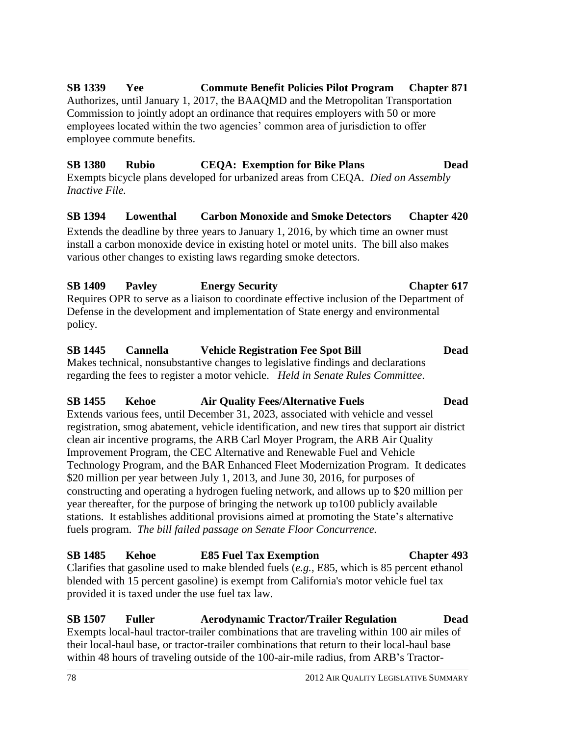**SB 1339 Yee Commute Benefit Policies Pilot Program Chapter 871**

Authorizes, until January 1, 2017, the BAAQMD and the Metropolitan Transportation Commission to jointly adopt an ordinance that requires employers with 50 or more employees located within the two agencies' common area of jurisdiction to offer employee commute benefits.

**SB 1380 Rubio CEQA: Exemption for Bike Plans Dead**

Exempts bicycle plans developed for urbanized areas from CEQA. *Died on Assembly Inactive File.*

**SB 1394 Lowenthal Carbon Monoxide and Smoke Detectors Chapter 420**

Extends the deadline by three years to January 1, 2016, by which time an owner must install a carbon monoxide device in existing hotel or motel units. The bill also makes various other changes to existing laws regarding smoke detectors.

**SB 1409 Pavley Energy Security Chapter 617**

Requires OPR to serve as a liaison to coordinate effective inclusion of the Department of Defense in the development and implementation of State energy and environmental policy.

**SB 1445 Cannella Vehicle Registration Fee Spot Bill Dead**

Makes technical, nonsubstantive changes to legislative findings and declarations regarding the fees to register a motor vehicle. *Held in Senate Rules Committee.*

**SB 1455 Kehoe Air Quality Fees/Alternative Fuels Dead**

Extends various fees, until December 31, 2023, associated with vehicle and vessel registration, smog abatement, vehicle identification, and new tires that support air district clean air incentive programs, the ARB Carl Moyer Program, the ARB Air Quality Improvement Program, the CEC Alternative and Renewable Fuel and Vehicle Technology Program, and the BAR Enhanced Fleet Modernization Program. It dedicates $20 million per year between July 1, 2013, and June 30, 2016, for purposes of constructing and operating a hydrogen fueling network, and allows up to $20 million per year thereafter, for the purpose of bringing the network up to100 publicly available stations. It establishes additional provisions aimed at promoting the State's alternative fuels program. *The bill failed passage on Senate Floor Concurrence.*

**SB 1485 Kehoe E85 Fuel Tax Exemption Chapter 493**

Clarifies that gasoline used to make blended fuels (*e.g.,* E85, which is 85 percent ethanol blended with 15 percent gasoline) is exempt from California's motor vehicle fuel tax provided it is taxed under the use fuel tax law.

**SB 1507 Fuller Aerodynamic Tractor/Trailer Regulation Dead**

Exempts local-haul tractor-trailer combinations that are traveling within 100 air miles of their local-haul base, or tractor-trailer combinations that return to their local-haul base within 48 hours of traveling outside of the 100-air-mile radius, from ARB's Tractor-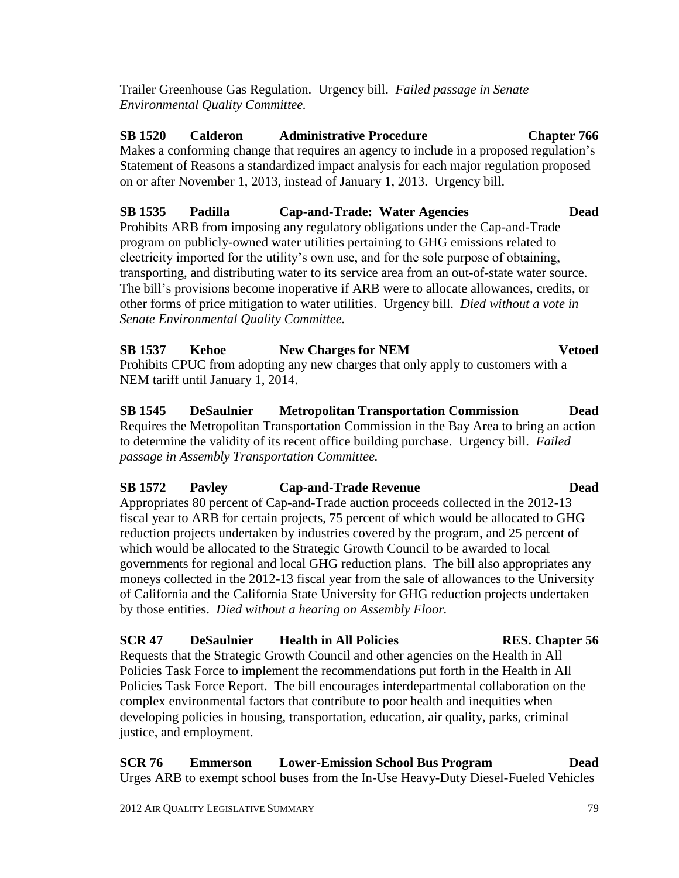Trailer Greenhouse Gas Regulation. Urgency bill. *Failed passage in Senate Environmental Quality Committee.*

**SB 1520 Calderon Administrative Procedure Chapter 766**
Makes a conforming change that requires an agency to include in a proposed regulation's Statement of Reasons a standardized impact analysis for each major regulation proposed on or after November 1, 2013, instead of January 1, 2013. Urgency bill.

**SB 1535 Padilla Cap-and-Trade: Water Agencies Dead**
Prohibits ARB from imposing any regulatory obligations under the Cap-and-Trade program on publicly-owned water utilities pertaining to GHG emissions related to electricity imported for the utility's own use, and for the sole purpose of obtaining, transporting, and distributing water to its service area from an out-of-state water source. The bill's provisions become inoperative if ARB were to allocate allowances, credits, or other forms of price mitigation to water utilities. Urgency bill. *Died without a vote in Senate Environmental Quality Committee.*

**SB 1537 Kehoe New Charges for NEM Vetoed**
Prohibits CPUC from adopting any new charges that only apply to customers with a NEM tariff until January 1, 2014.

**SB 1545 DeSaulnier Metropolitan Transportation Commission Dead**
Requires the Metropolitan Transportation Commission in the Bay Area to bring an action to determine the validity of its recent office building purchase. Urgency bill. *Failed passage in Assembly Transportation Committee.*

**SB 1572 Pavley Cap-and-Trade Revenue Dead**
Appropriates 80 percent of Cap-and-Trade auction proceeds collected in the 2012-13 fiscal year to ARB for certain projects, 75 percent of which would be allocated to GHG reduction projects undertaken by industries covered by the program, and 25 percent of which would be allocated to the Strategic Growth Council to be awarded to local governments for regional and local GHG reduction plans. The bill also appropriates any moneys collected in the 2012-13 fiscal year from the sale of allowances to the University of California and the California State University for GHG reduction projects undertaken by those entities. *Died without a hearing on Assembly Floor.*

**SCR 47 DeSaulnier Health in All Policies RES. Chapter 56**
Requests that the Strategic Growth Council and other agencies on the Health in All Policies Task Force to implement the recommendations put forth in the Health in All Policies Task Force Report. The bill encourages interdepartmental collaboration on the complex environmental factors that contribute to poor health and inequities when developing policies in housing, transportation, education, air quality, parks, criminal justice, and employment.

**SCR 76 Emmerson Lower-Emission School Bus Program Dead**
Urges ARB to exempt school buses from the In-Use Heavy-Duty Diesel-Fueled Vehicles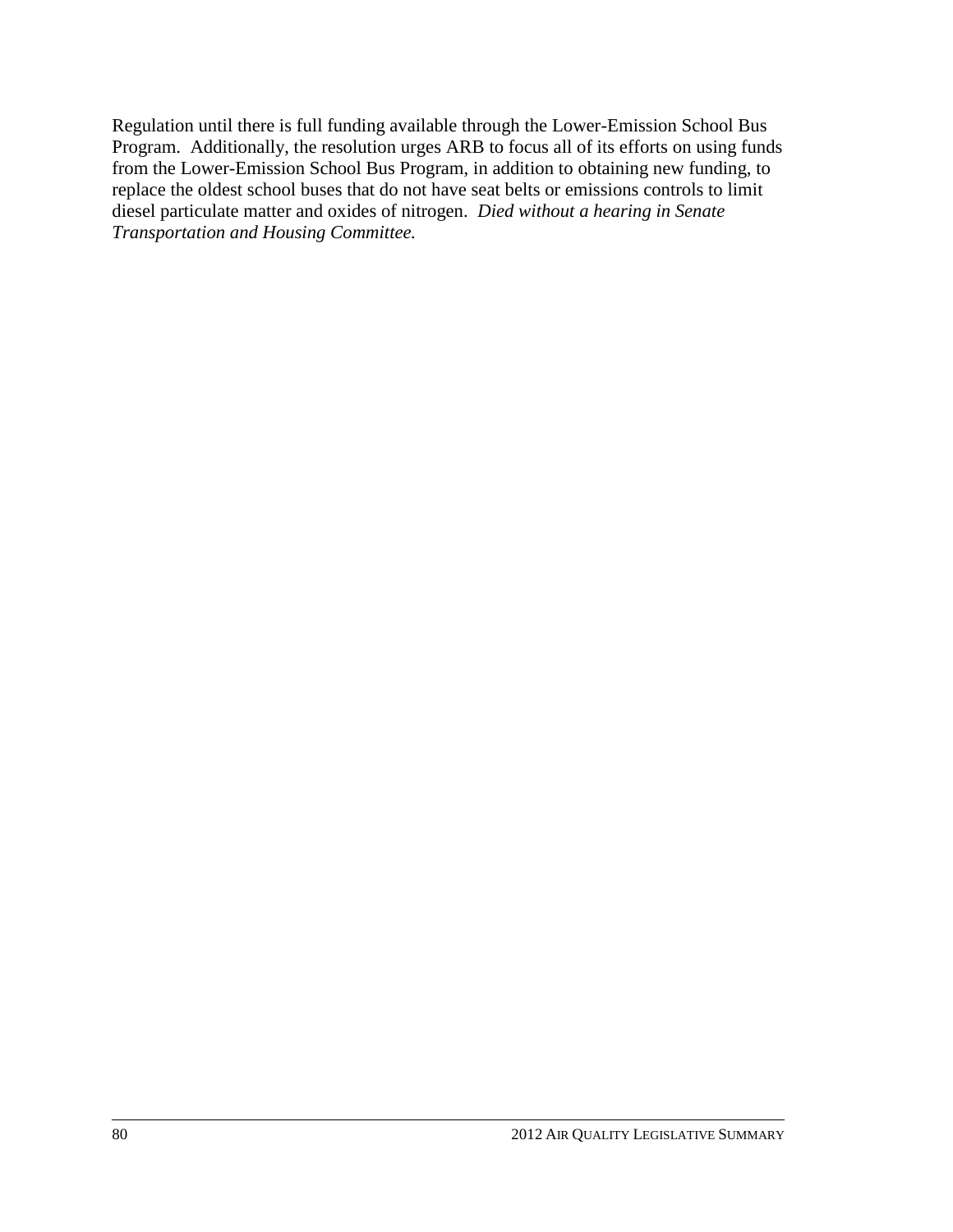Regulation until there is full funding available through the Lower-Emission School Bus Program. Additionally, the resolution urges ARB to focus all of its efforts on using funds from the Lower-Emission School Bus Program, in addition to obtaining new funding, to replace the oldest school buses that do not have seat belts or emissions controls to limit diesel particulate matter and oxides of nitrogen. *Died without a hearing in Senate Transportation and Housing Committee.*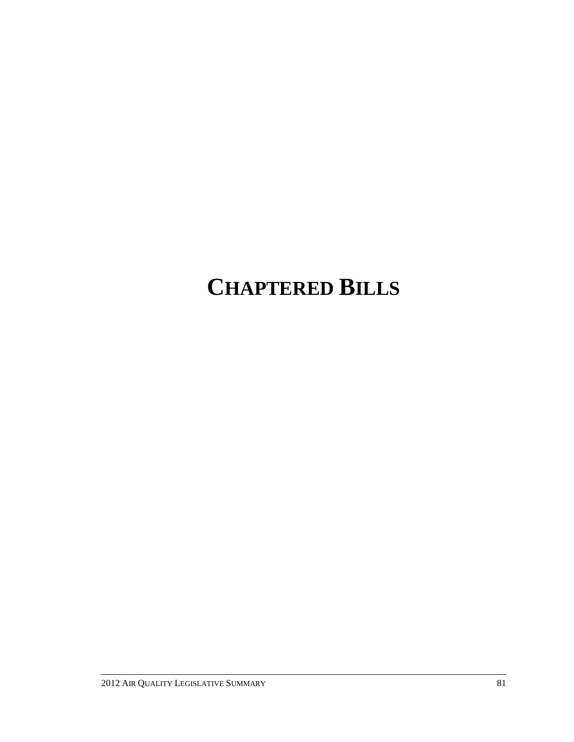# CHAPTERED BILLS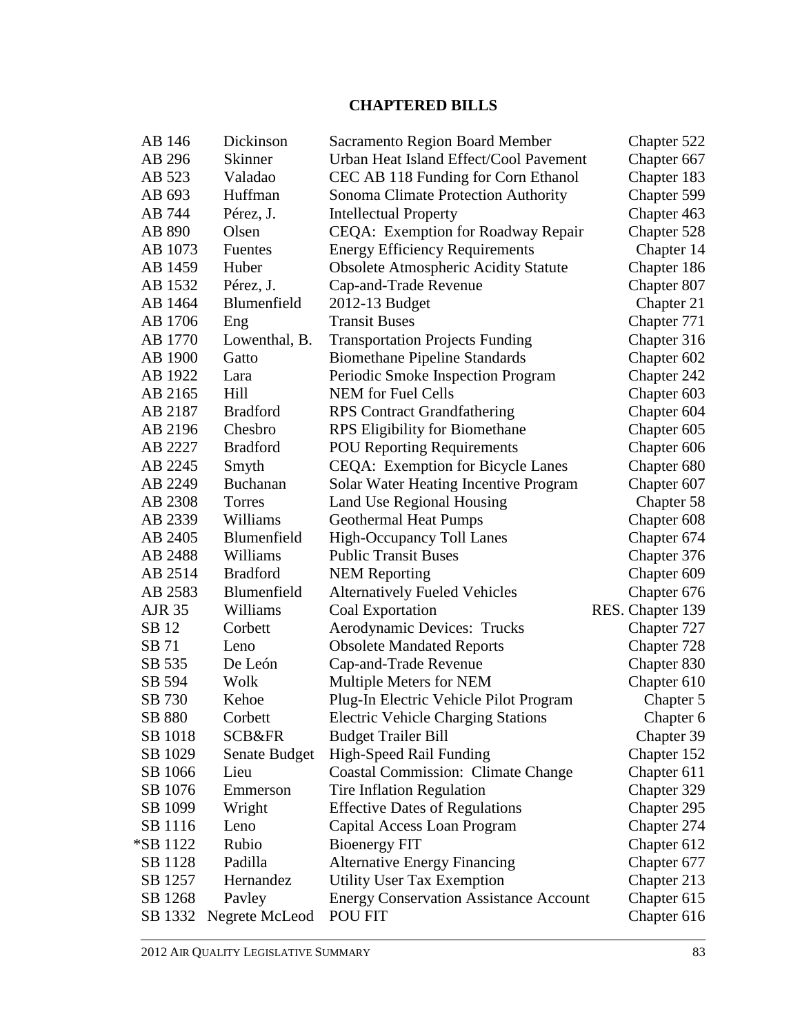# CHAPTERED BILLS

| | | | |
|---|---|---|---|
| AB 146 | Dickinson | Sacramento Region Board Member | Chapter 522 |
| AB 296 | Skinner | Urban Heat Island Effect/Cool Pavement | Chapter 667 |
| AB 523 | Valadao | CEC AB 118 Funding for Corn Ethanol | Chapter 183 |
| AB 693 | Huffman | Sonoma Climate Protection Authority | Chapter 599 |
| AB 744 | Pérez, J. | Intellectual Property | Chapter 463 |
| AB 890 | Olsen | CEQA: Exemption for Roadway Repair | Chapter 528 |
| AB 1073 | Fuentes | Energy Efficiency Requirements | Chapter 14 |
| AB 1459 | Huber | Obsolete Atmospheric Acidity Statute | Chapter 186 |
| AB 1532 | Pérez, J. | Cap-and-Trade Revenue | Chapter 807 |
| AB 1464 | Blumenfield | 2012-13 Budget | Chapter 21 |
| AB 1706 | Eng | Transit Buses | Chapter 771 |
| AB 1770 | Lowenthal, B. | Transportation Projects Funding | Chapter 316 |
| AB 1900 | Gatto | Biomethane Pipeline Standards | Chapter 602 |
| AB 1922 | Lara | Periodic Smoke Inspection Program | Chapter 242 |
| AB 2165 | Hill | NEM for Fuel Cells | Chapter 603 |
| AB 2187 | Bradford | RPS Contract Grandfathering | Chapter 604 |
| AB 2196 | Chesbro | RPS Eligibility for Biomethane | Chapter 605 |
| AB 2227 | Bradford | POU Reporting Requirements | Chapter 606 |
| AB 2245 | Smyth | CEQA: Exemption for Bicycle Lanes | Chapter 680 |
| AB 2249 | Buchanan | Solar Water Heating Incentive Program | Chapter 607 |
| AB 2308 | Torres | Land Use Regional Housing | Chapter 58 |
| AB 2339 | Williams | Geothermal Heat Pumps | Chapter 608 |
| AB 2405 | Blumenfield | High-Occupancy Toll Lanes | Chapter 674 |
| AB 2488 | Williams | Public Transit Buses | Chapter 376 |
| AB 2514 | Bradford | NEM Reporting | Chapter 609 |
| AB 2583 | Blumenfield | Alternatively Fueled Vehicles | Chapter 676 |
| AJR 35 | Williams | Coal Exportation | RES. Chapter 139 |
| SB 12 | Corbett | Aerodynamic Devices: Trucks | Chapter 727 |
| SB 71 | Leno | Obsolete Mandated Reports | Chapter 728 |
| SB 535 | De León | Cap-and-Trade Revenue | Chapter 830 |
| SB 594 | Wolk | Multiple Meters for NEM | Chapter 610 |
| SB 730 | Kehoe | Plug-In Electric Vehicle Pilot Program | Chapter 5 |
| SB 880 | Corbett | Electric Vehicle Charging Stations | Chapter 6 |
| SB 1018 | SCB&FR | Budget Trailer Bill | Chapter 39 |
| SB 1029 | Senate Budget | High-Speed Rail Funding | Chapter 152 |
| SB 1066 | Lieu | Coastal Commission: Climate Change | Chapter 611 |
| SB 1076 | Emmerson | Tire Inflation Regulation | Chapter 329 |
| SB 1099 | Wright | Effective Dates of Regulations | Chapter 295 |
| SB 1116 | Leno | Capital Access Loan Program | Chapter 274 |
| *SB 1122 | Rubio | Bioenergy FIT | Chapter 612 |
| SB 1128 | Padilla | Alternative Energy Financing | Chapter 677 |
| SB 1257 | Hernandez | Utility User Tax Exemption | Chapter 213 |
| SB 1268 | Pavley | Energy Conservation Assistance Account | Chapter 615 |
| SB 1332 | Negrete McLeod | POU FIT | Chapter 616 |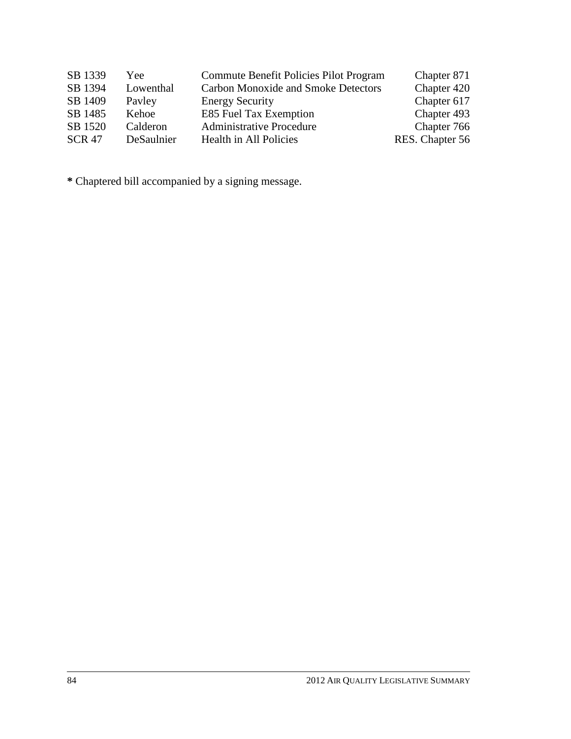| | | | |
|---|---|---|---|
| SB 1339 | Yee | Commute Benefit Policies Pilot Program | Chapter 871 |
| SB 1394 | Lowenthal | Carbon Monoxide and Smoke Detectors | Chapter 420 |
| SB 1409 | Pavley | Energy Security | Chapter 617 |
| SB 1485 | Kehoe | E85 Fuel Tax Exemption | Chapter 493 |
| SB 1520 | Calderon | Administrative Procedure | Chapter 766 |
| SCR 47 | DeSaulnier | Health in All Policies | RES. Chapter 56 |

**\*** Chaptered bill accompanied by a signing message.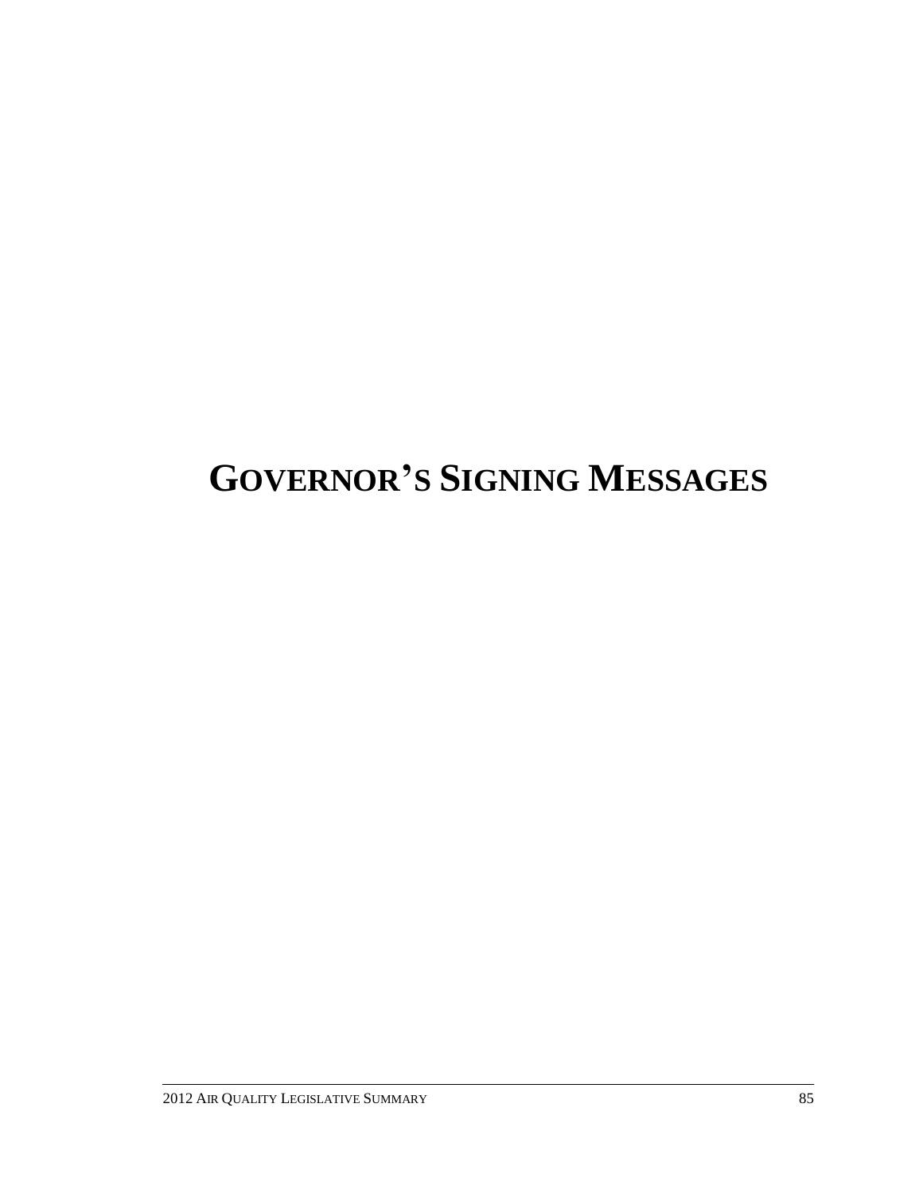# GOVERNOR'S SIGNING MESSAGES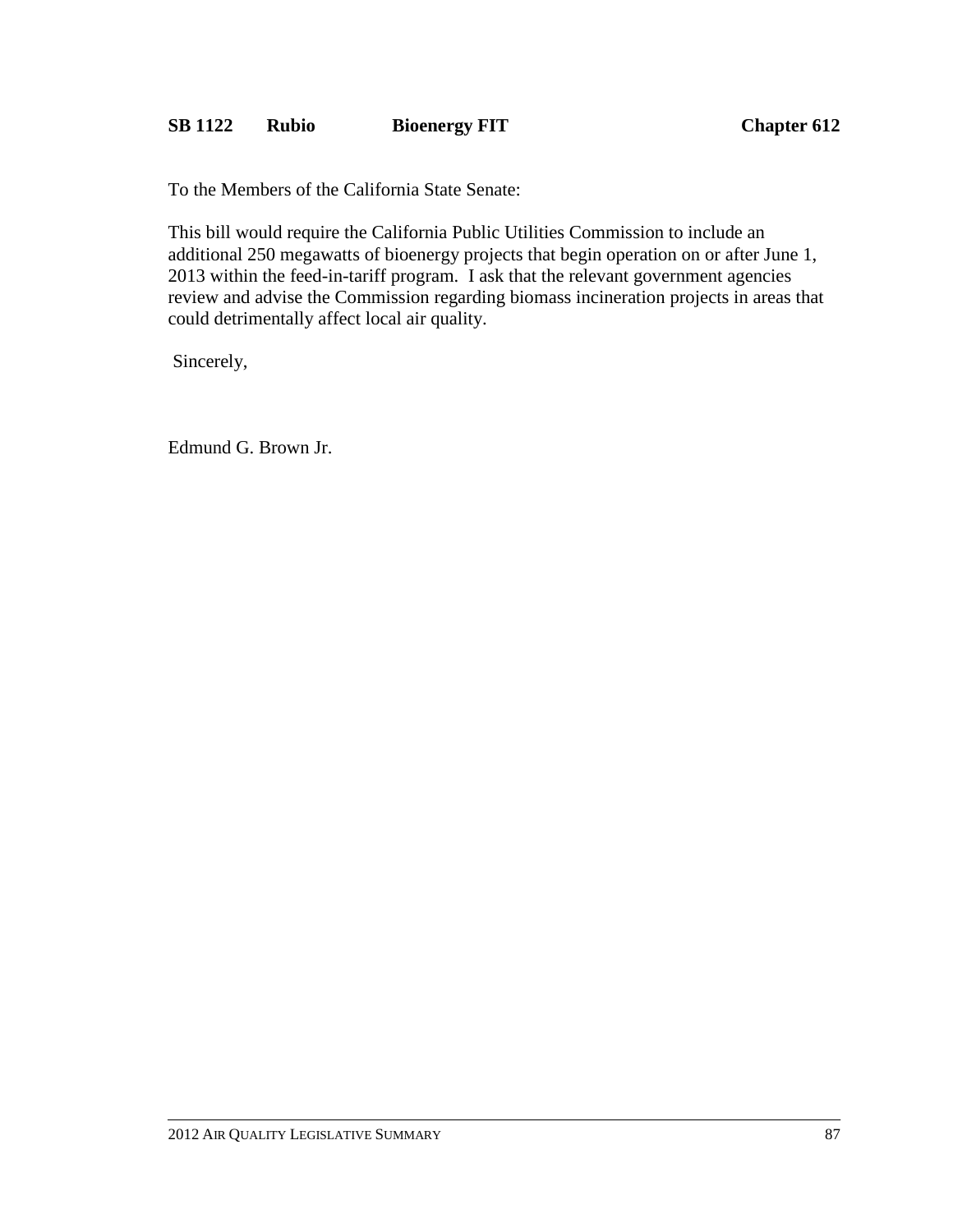**SB 1122 Rubio Bioenergy FIT Chapter 612**

To the Members of the California State Senate:

This bill would require the California Public Utilities Commission to include an additional 250 megawatts of bioenergy projects that begin operation on or after June 1, 2013 within the feed-in-tariff program. I ask that the relevant government agencies review and advise the Commission regarding biomass incineration projects in areas that could detrimentally affect local air quality.

Sincerely,

Edmund G. Brown Jr.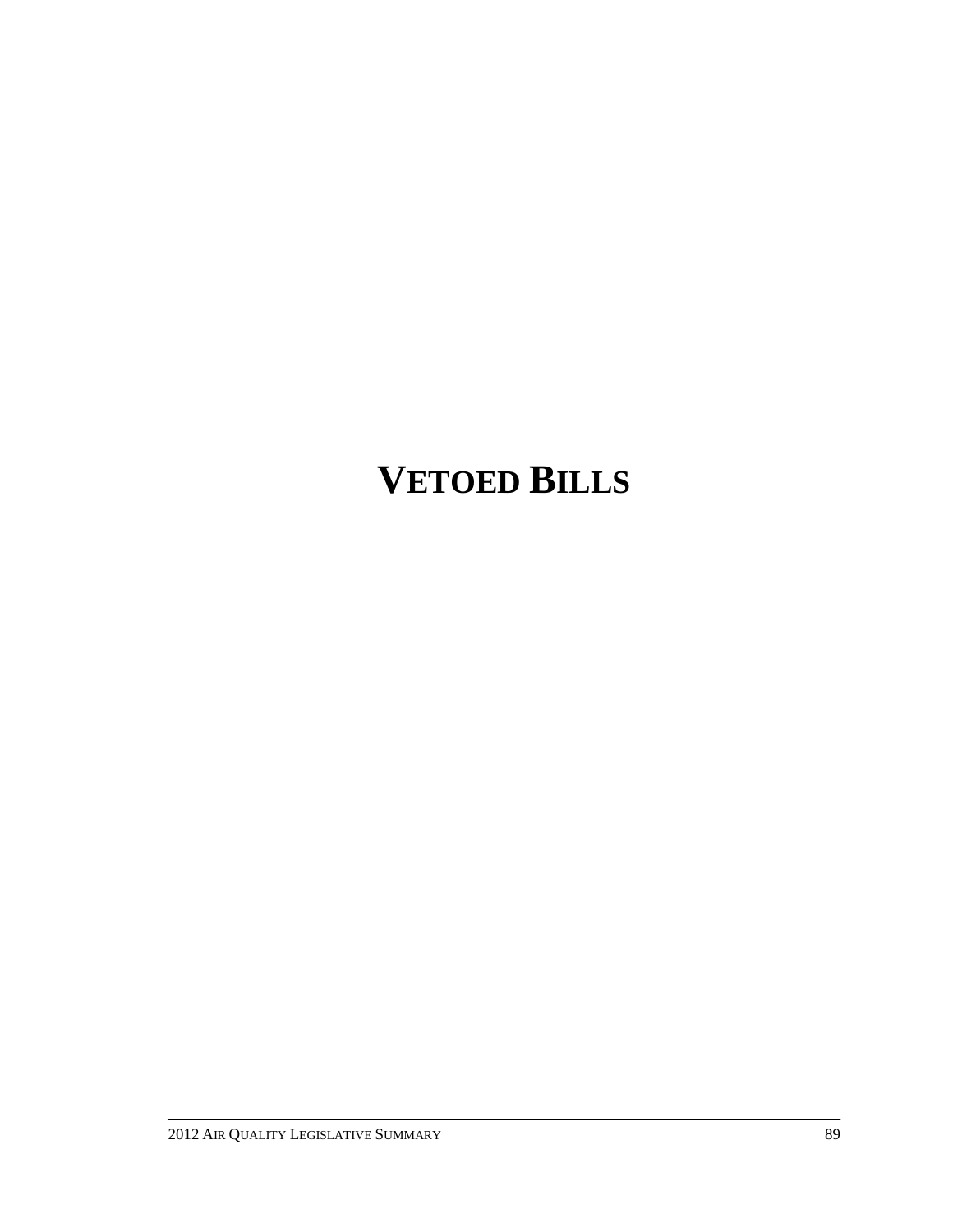# VETOED BILLS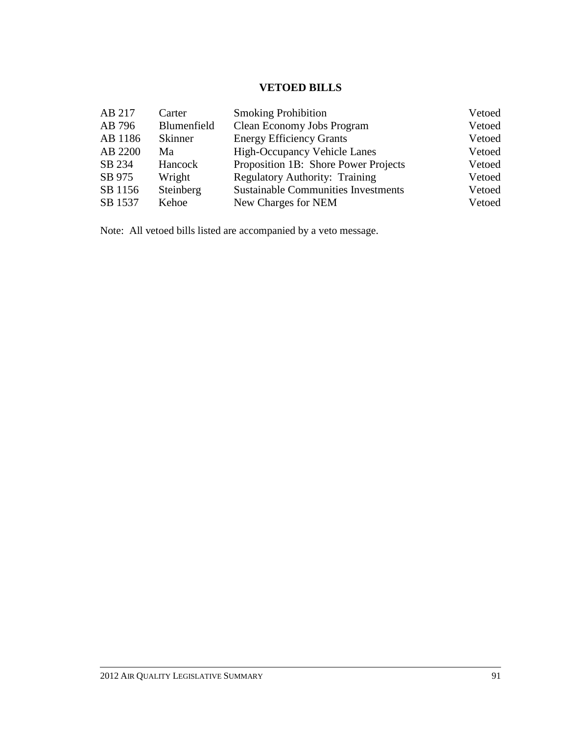## VETOED BILLS

| | | | |
|---|---|---|---|
| AB 217 | Carter | Smoking Prohibition | Vetoed |
| AB 796 | Blumenfield | Clean Economy Jobs Program | Vetoed |
| AB 1186 | Skinner | Energy Efficiency Grants | Vetoed |
| AB 2200 | Ma | High-Occupancy Vehicle Lanes | Vetoed |
| SB 234 | Hancock | Proposition 1B: Shore Power Projects | Vetoed |
| SB 975 | Wright | Regulatory Authority: Training | Vetoed |
| SB 1156 | Steinberg | Sustainable Communities Investments | Vetoed |
| SB 1537 | Kehoe | New Charges for NEM | Vetoed |

Note: All vetoed bills listed are accompanied by a veto message.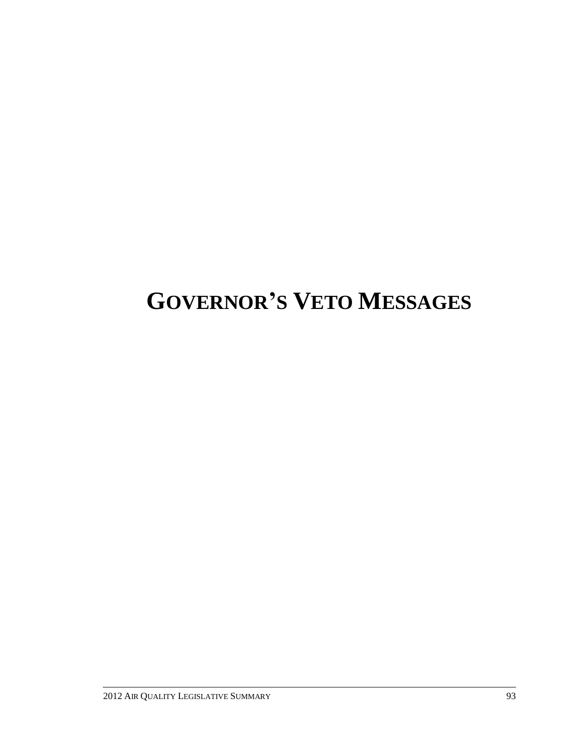# GOVERNOR'S VETO MESSAGES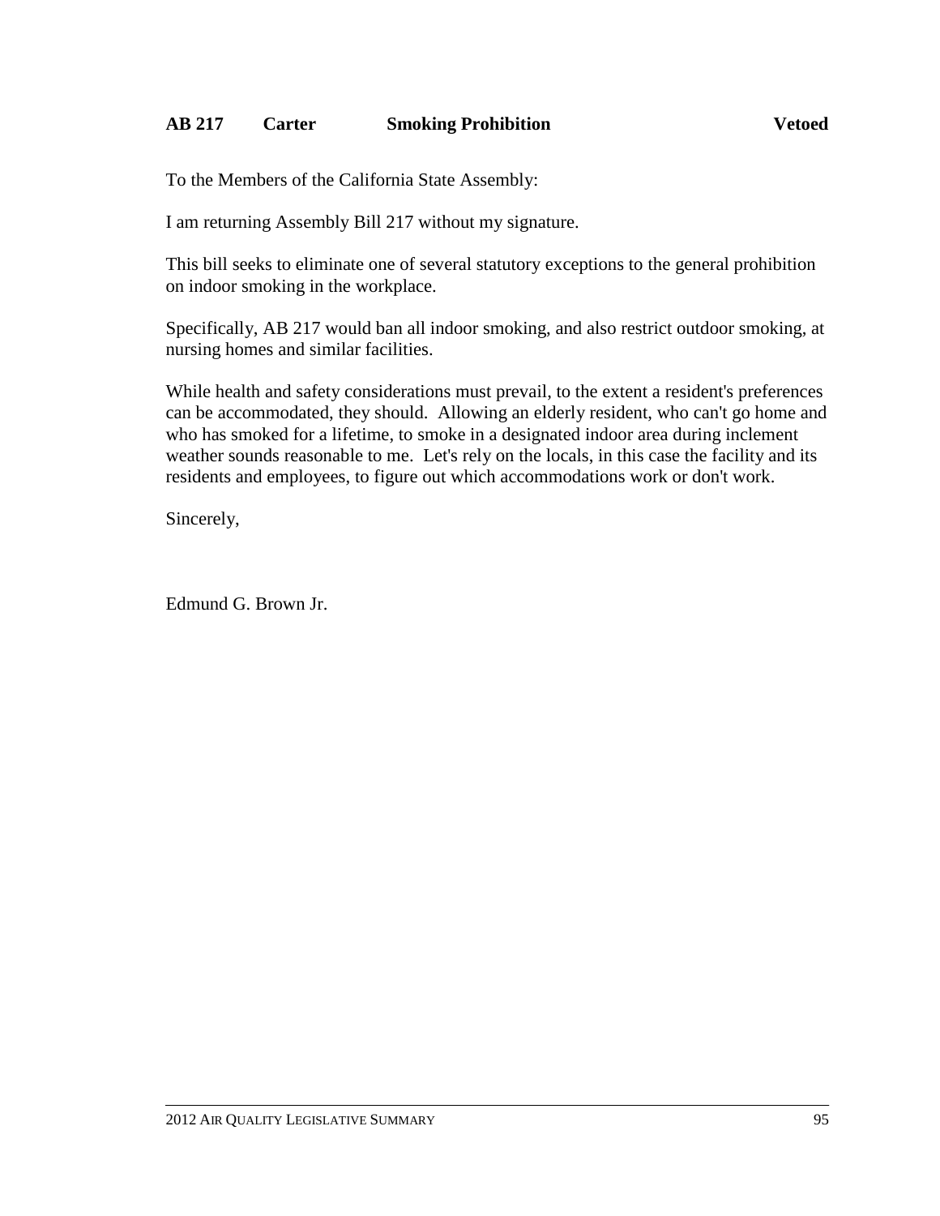**AB 217 Carter Smoking Prohibition Vetoed**

To the Members of the California State Assembly:

I am returning Assembly Bill 217 without my signature.

This bill seeks to eliminate one of several statutory exceptions to the general prohibition on indoor smoking in the workplace.

Specifically, AB 217 would ban all indoor smoking, and also restrict outdoor smoking, at nursing homes and similar facilities.

While health and safety considerations must prevail, to the extent a resident's preferences can be accommodated, they should. Allowing an elderly resident, who can't go home and who has smoked for a lifetime, to smoke in a designated indoor area during inclement weather sounds reasonable to me. Let's rely on the locals, in this case the facility and its residents and employees, to figure out which accommodations work or don't work.

Sincerely,

Edmund G. Brown Jr.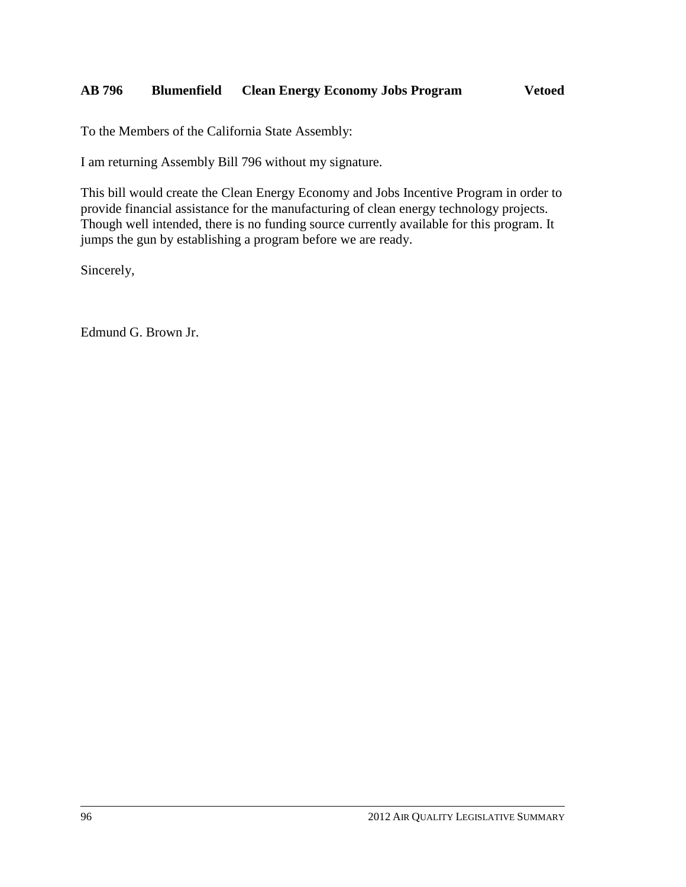**AB 796 Blumenfield Clean Energy Economy Jobs Program Vetoed**

To the Members of the California State Assembly:

I am returning Assembly Bill 796 without my signature.

This bill would create the Clean Energy Economy and Jobs Incentive Program in order to provide financial assistance for the manufacturing of clean energy technology projects. Though well intended, there is no funding source currently available for this program. It jumps the gun by establishing a program before we are ready.

Sincerely,

Edmund G. Brown Jr.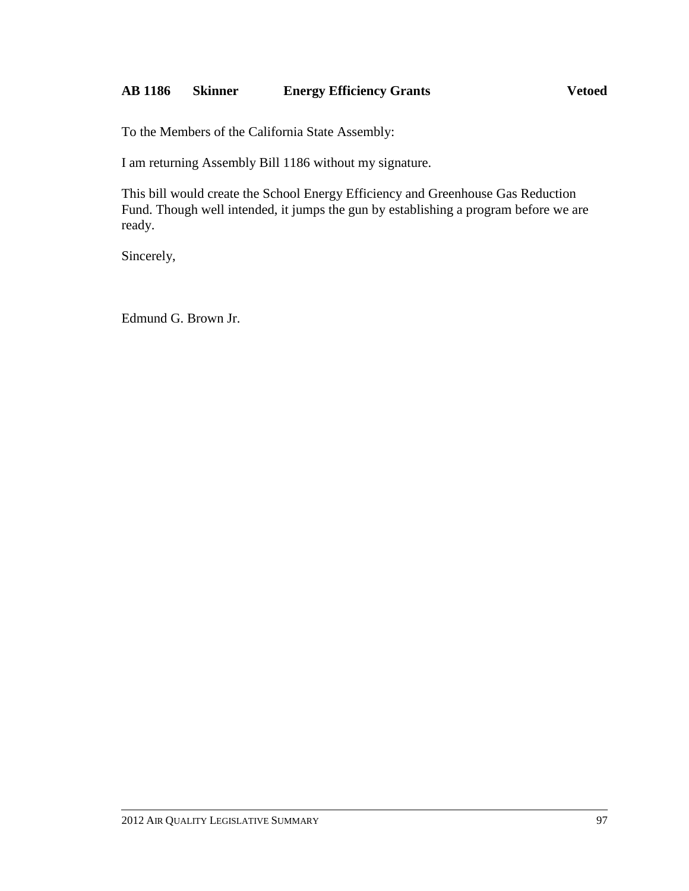**AB 1186 Skinner Energy Efficiency Grants Vetoed**

To the Members of the California State Assembly:

I am returning Assembly Bill 1186 without my signature.

This bill would create the School Energy Efficiency and Greenhouse Gas Reduction Fund. Though well intended, it jumps the gun by establishing a program before we are ready.

Sincerely,

Edmund G. Brown Jr.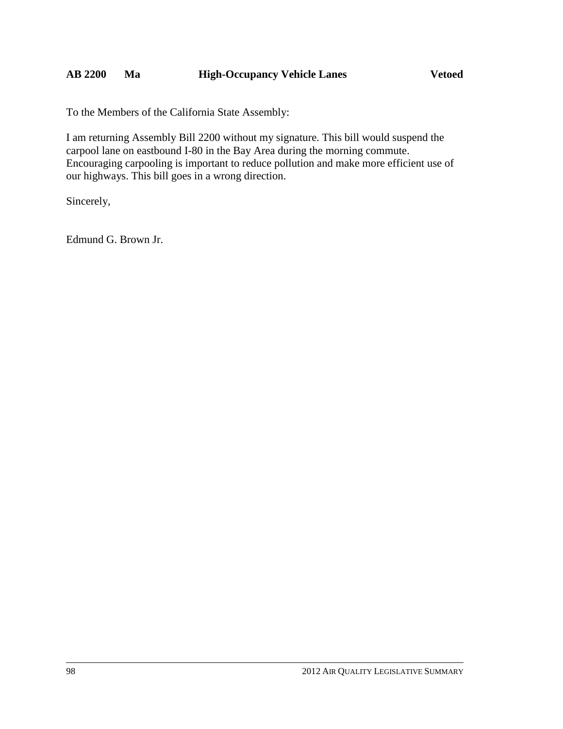**AB 2200 Ma High-Occupancy Vehicle Lanes Vetoed**

To the Members of the California State Assembly:

I am returning Assembly Bill 2200 without my signature. This bill would suspend the carpool lane on eastbound I-80 in the Bay Area during the morning commute. Encouraging carpooling is important to reduce pollution and make more efficient use of our highways. This bill goes in a wrong direction.

Sincerely,

Edmund G. Brown Jr.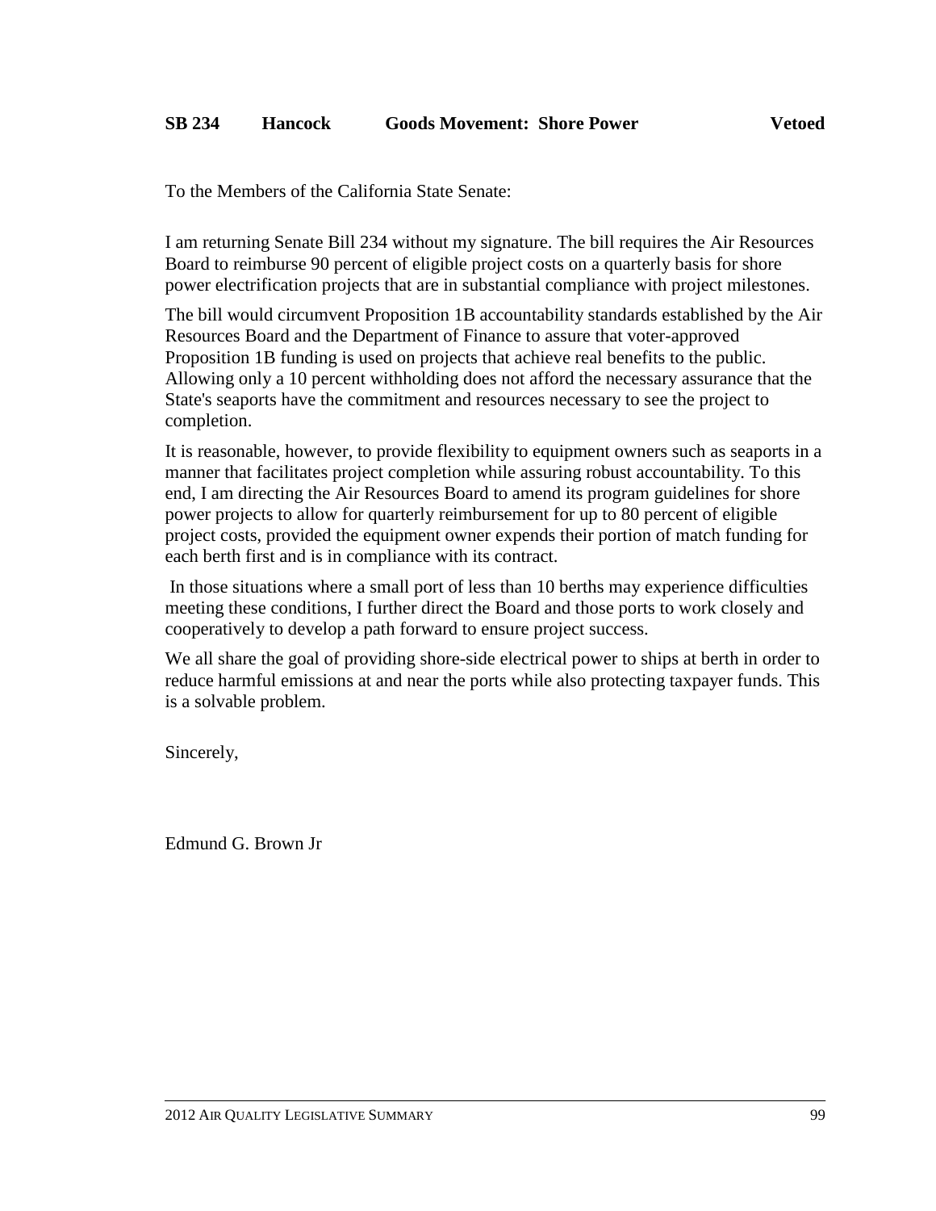**SB 234 Hancock Goods Movement: Shore Power Vetoed**

To the Members of the California State Senate:

I am returning Senate Bill 234 without my signature. The bill requires the Air Resources Board to reimburse 90 percent of eligible project costs on a quarterly basis for shore power electrification projects that are in substantial compliance with project milestones.

The bill would circumvent Proposition 1B accountability standards established by the Air Resources Board and the Department of Finance to assure that voter-approved Proposition 1B funding is used on projects that achieve real benefits to the public. Allowing only a 10 percent withholding does not afford the necessary assurance that the State's seaports have the commitment and resources necessary to see the project to completion.

It is reasonable, however, to provide flexibility to equipment owners such as seaports in a manner that facilitates project completion while assuring robust accountability. To this end, I am directing the Air Resources Board to amend its program guidelines for shore power projects to allow for quarterly reimbursement for up to 80 percent of eligible project costs, provided the equipment owner expends their portion of match funding for each berth first and is in compliance with its contract.

In those situations where a small port of less than 10 berths may experience difficulties meeting these conditions, I further direct the Board and those ports to work closely and cooperatively to develop a path forward to ensure project success.

We all share the goal of providing shore-side electrical power to ships at berth in order to reduce harmful emissions at and near the ports while also protecting taxpayer funds. This is a solvable problem.

Sincerely,

Edmund G. Brown Jr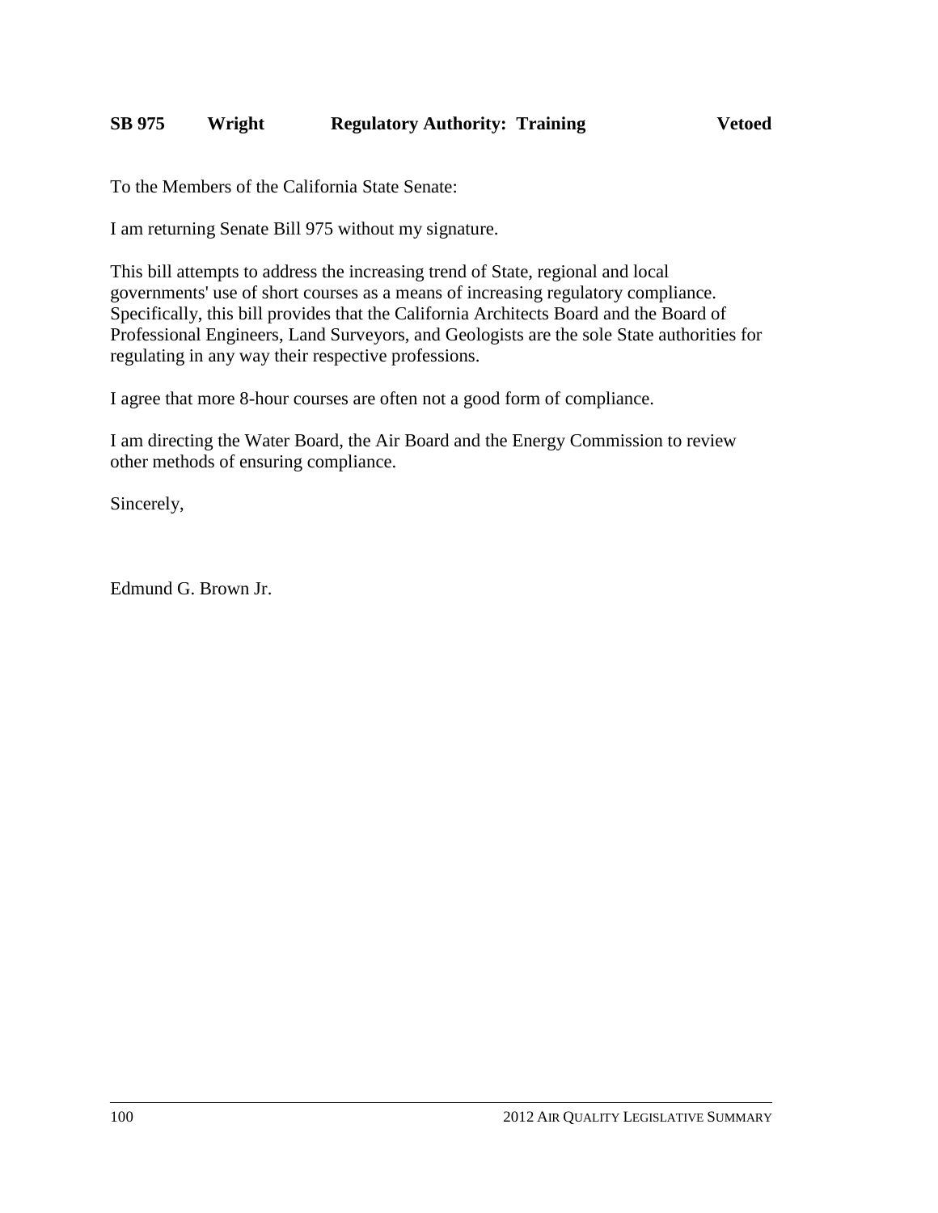**SB 975 Wright Regulatory Authority: Training Vetoed**

To the Members of the California State Senate:

I am returning Senate Bill 975 without my signature.

This bill attempts to address the increasing trend of State, regional and local governments' use of short courses as a means of increasing regulatory compliance. Specifically, this bill provides that the California Architects Board and the Board of Professional Engineers, Land Surveyors, and Geologists are the sole State authorities for regulating in any way their respective professions.

I agree that more 8-hour courses are often not a good form of compliance.

I am directing the Water Board, the Air Board and the Energy Commission to review other methods of ensuring compliance.

Sincerely,

Edmund G. Brown Jr.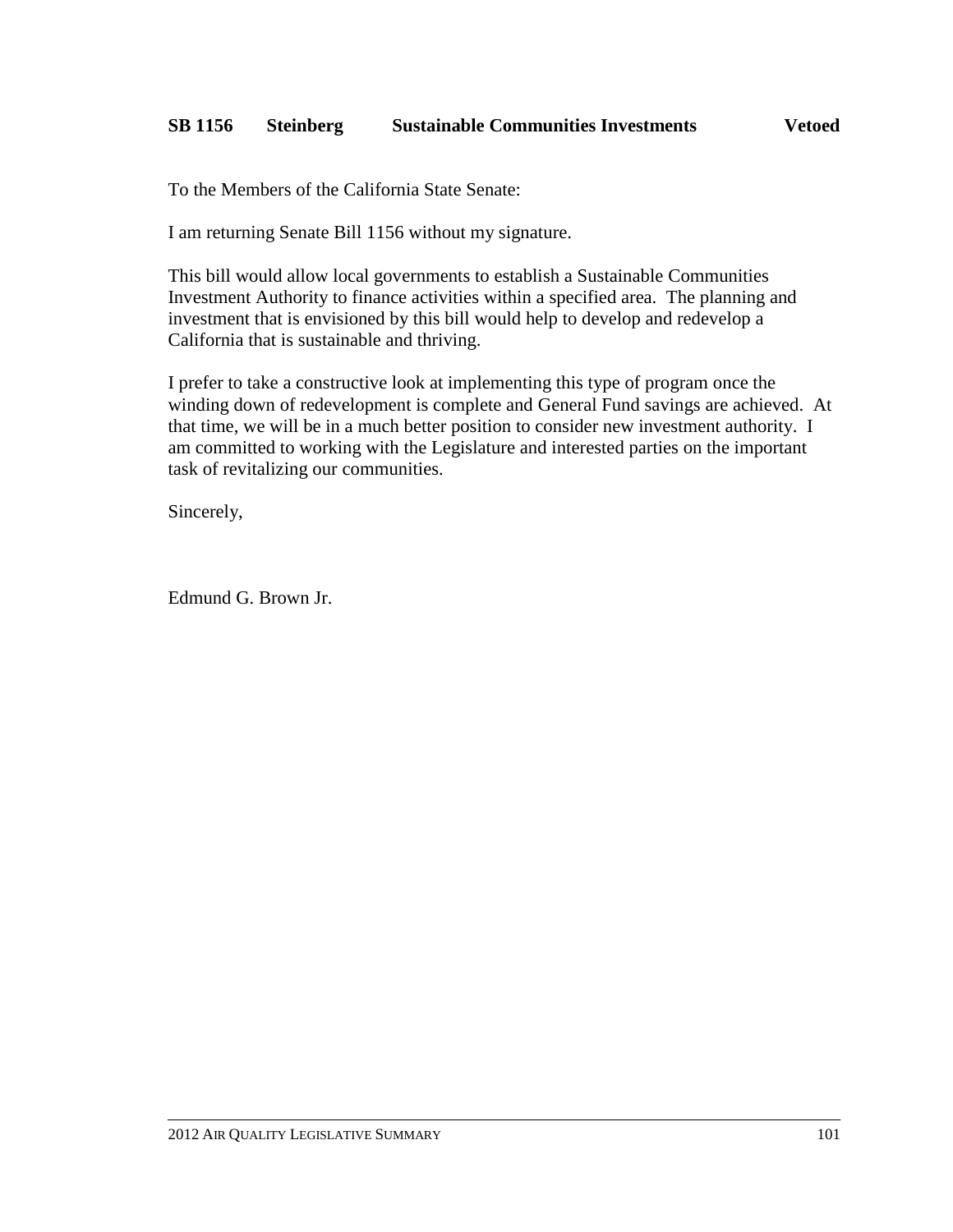**SB 1156 Steinberg Sustainable Communities Investments Vetoed**

To the Members of the California State Senate:

I am returning Senate Bill 1156 without my signature.

This bill would allow local governments to establish a Sustainable Communities Investment Authority to finance activities within a specified area. The planning and investment that is envisioned by this bill would help to develop and redevelop a California that is sustainable and thriving.

I prefer to take a constructive look at implementing this type of program once the winding down of redevelopment is complete and General Fund savings are achieved. At that time, we will be in a much better position to consider new investment authority. I am committed to working with the Legislature and interested parties on the important task of revitalizing our communities.

Sincerely,

Edmund G. Brown Jr.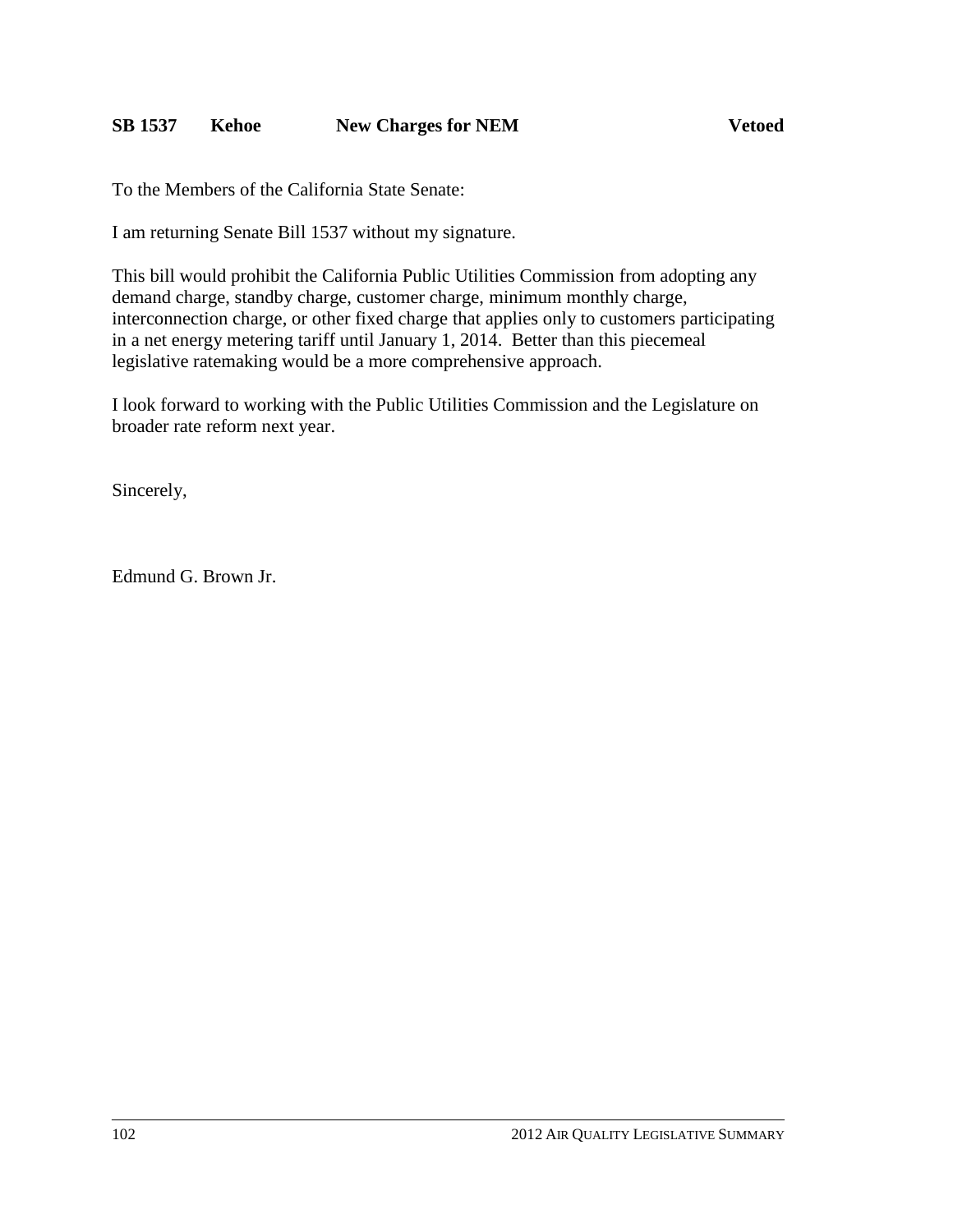**SB 1537 Kehoe New Charges for NEM Vetoed**

To the Members of the California State Senate:

I am returning Senate Bill 1537 without my signature.

This bill would prohibit the California Public Utilities Commission from adopting any demand charge, standby charge, customer charge, minimum monthly charge, interconnection charge, or other fixed charge that applies only to customers participating in a net energy metering tariff until January 1, 2014. Better than this piecemeal legislative ratemaking would be a more comprehensive approach.

I look forward to working with the Public Utilities Commission and the Legislature on broader rate reform next year.

Sincerely,

Edmund G. Brown Jr.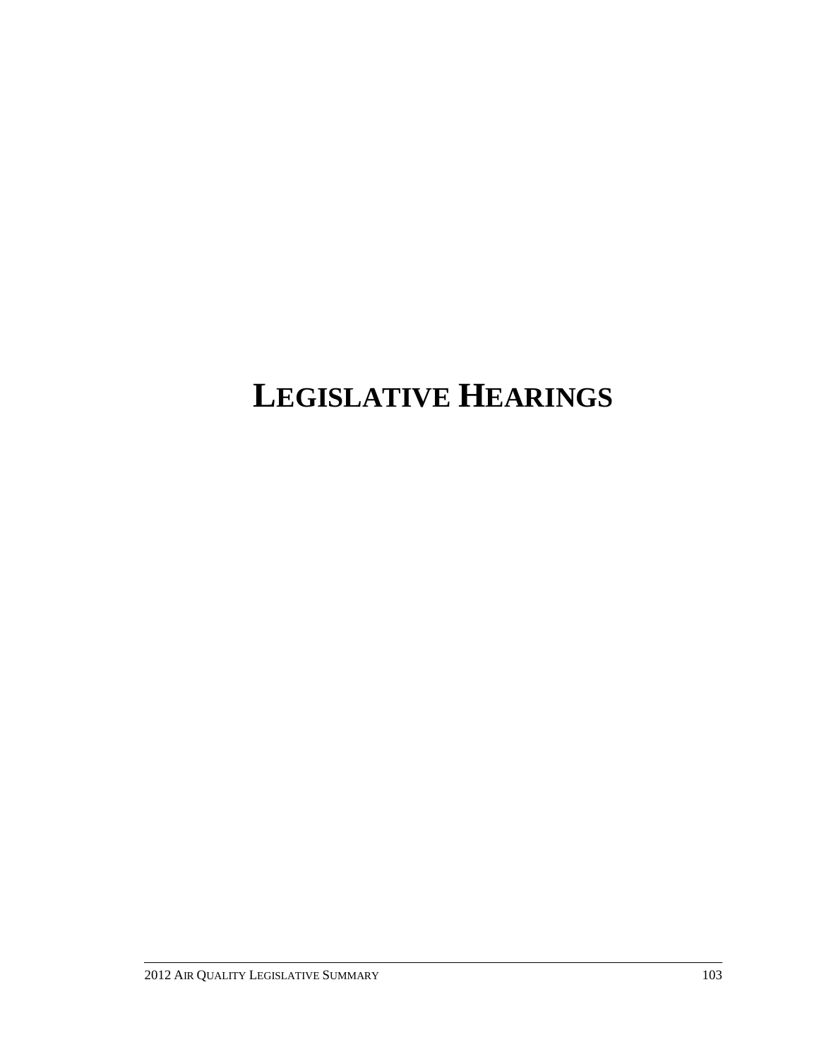# LEGISLATIVE HEARINGS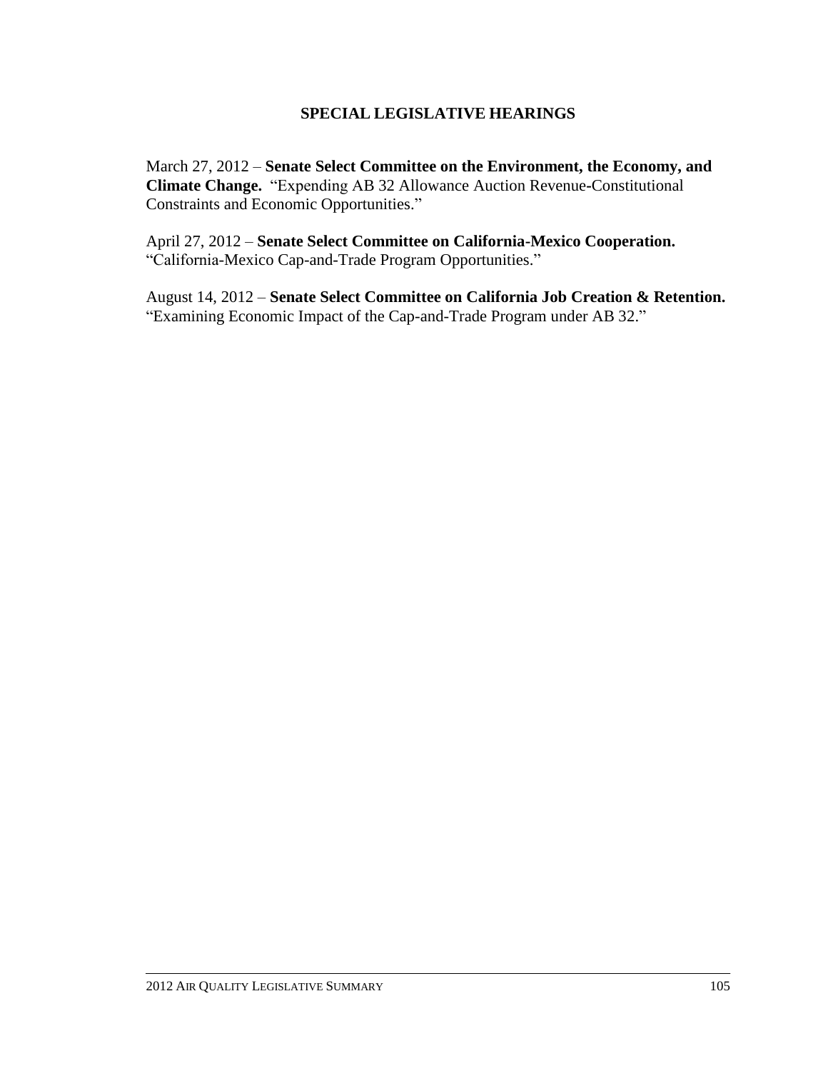## SPECIAL LEGISLATIVE HEARINGS

March 27, 2012 – **Senate Select Committee on the Environment, the Economy, and Climate Change.** "Expending AB 32 Allowance Auction Revenue-Constitutional Constraints and Economic Opportunities."

April 27, 2012 – **Senate Select Committee on California-Mexico Cooperation.** "California-Mexico Cap-and-Trade Program Opportunities."

August 14, 2012 – **Senate Select Committee on California Job Creation & Retention.** "Examining Economic Impact of the Cap-and-Trade Program under AB 32."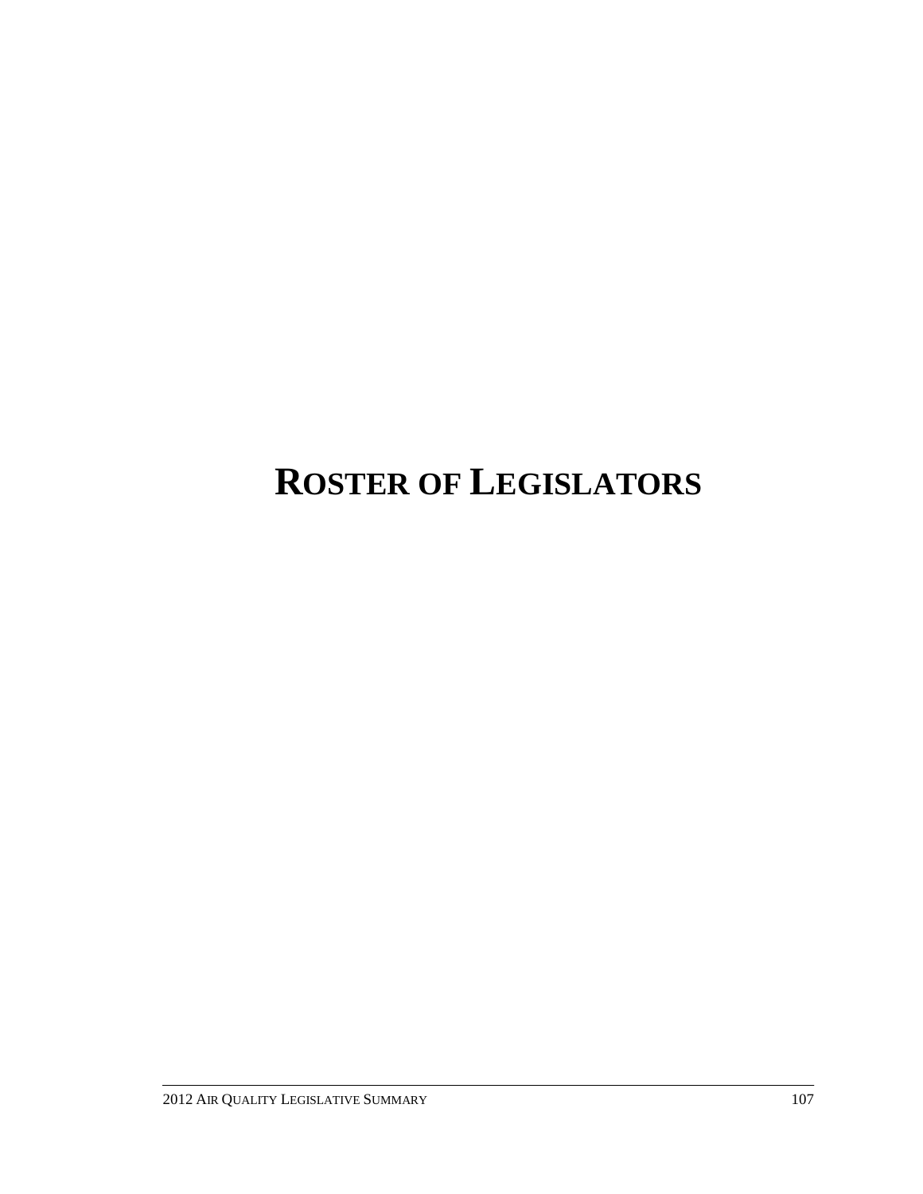# ROSTER OF LEGISLATORS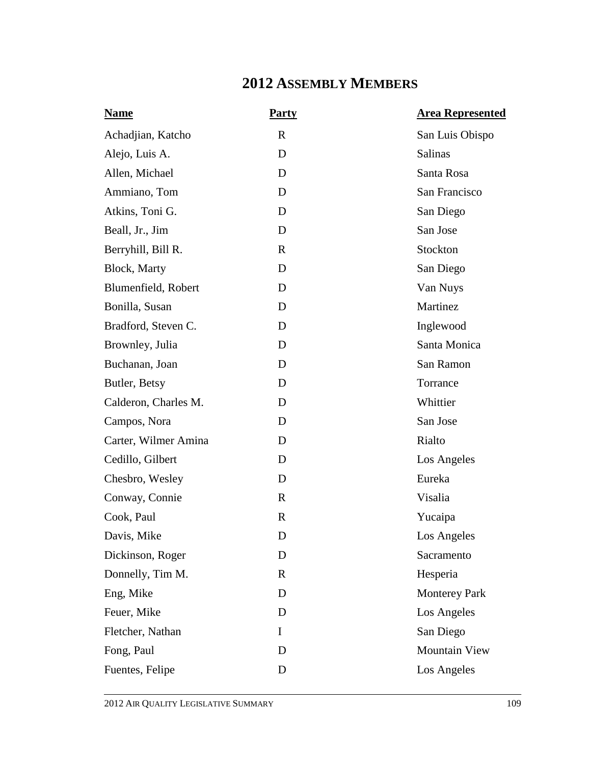# 2012 Assembly Members

| Name | Party | Area Represented |
|---|---|---|
| Achadjian, Katcho | R | San Luis Obispo |
| Alejo, Luis A. | D | Salinas |
| Allen, Michael | D | Santa Rosa |
| Ammiano, Tom | D | San Francisco |
| Atkins, Toni G. | D | San Diego |
| Beall, Jr., Jim | D | San Jose |
| Berryhill, Bill R. | R | Stockton |
| Block, Marty | D | San Diego |
| Blumenfield, Robert | D | Van Nuys |
| Bonilla, Susan | D | Martinez |
| Bradford, Steven C. | D | Inglewood |
| Brownley, Julia | D | Santa Monica |
| Buchanan, Joan | D | San Ramon |
| Butler, Betsy | D | Torrance |
| Calderon, Charles M. | D | Whittier |
| Campos, Nora | D | San Jose |
| Carter, Wilmer Amina | D | Rialto |
| Cedillo, Gilbert | D | Los Angeles |
| Chesbro, Wesley | D | Eureka |
| Conway, Connie | R | Visalia |
| Cook, Paul | R | Yucaipa |
| Davis, Mike | D | Los Angeles |
| Dickinson, Roger | D | Sacramento |
| Donnelly, Tim M. | R | Hesperia |
| Eng, Mike | D | Monterey Park |
| Feuer, Mike | D | Los Angeles |
| Fletcher, Nathan | I | San Diego |
| Fong, Paul | D | Mountain View |
| Fuentes, Felipe | D | Los Angeles |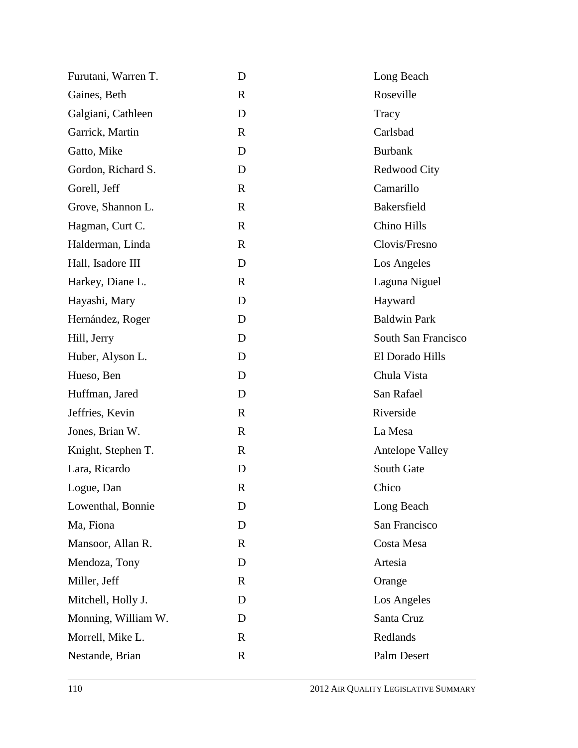| | | |
|---|---|---|
| Furutani, Warren T. | D | Long Beach |
| Gaines, Beth | R | Roseville |
| Galgiani, Cathleen | D | Tracy |
| Garrick, Martin | R | Carlsbad |
| Gatto, Mike | D | Burbank |
| Gordon, Richard S. | D | Redwood City |
| Gorell, Jeff | R | Camarillo |
| Grove, Shannon L. | R | Bakersfield |
| Hagman, Curt C. | R | Chino Hills |
| Halderman, Linda | R | Clovis/Fresno |
| Hall, Isadore III | D | Los Angeles |
| Harkey, Diane L. | R | Laguna Niguel |
| Hayashi, Mary | D | Hayward |
| Hernández, Roger | D | Baldwin Park |
| Hill, Jerry | D | South San Francisco |
| Huber, Alyson L. | D | El Dorado Hills |
| Hueso, Ben | D | Chula Vista |
| Huffman, Jared | D | San Rafael |
| Jeffries, Kevin | R | Riverside |
| Jones, Brian W. | R | La Mesa |
| Knight, Stephen T. | R | Antelope Valley |
| Lara, Ricardo | D | South Gate |
| Logue, Dan | R | Chico |
| Lowenthal, Bonnie | D | Long Beach |
| Ma, Fiona | D | San Francisco |
| Mansoor, Allan R. | R | Costa Mesa |
| Mendoza, Tony | D | Artesia |
| Miller, Jeff | R | Orange |
| Mitchell, Holly J. | D | Los Angeles |
| Monning, William W. | D | Santa Cruz |
| Morrell, Mike L. | R | Redlands |
| Nestande, Brian | R | Palm Desert |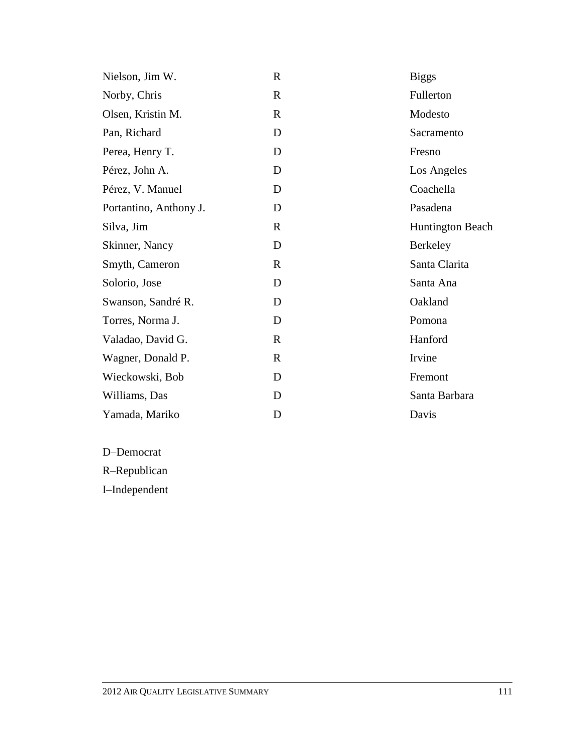| | | |
|---|---|---|
| Nielson, Jim W. | R | Biggs |
| Norby, Chris | R | Fullerton |
| Olsen, Kristin M. | R | Modesto |
| Pan, Richard | D | Sacramento |
| Perea, Henry T. | D | Fresno |
| Pérez, John A. | D | Los Angeles |
| Pérez, V. Manuel | D | Coachella |
| Portantino, Anthony J. | D | Pasadena |
| Silva, Jim | R | Huntington Beach |
| Skinner, Nancy | D | Berkeley |
| Smyth, Cameron | R | Santa Clarita |
| Solorio, Jose | D | Santa Ana |
| Swanson, Sandré R. | D | Oakland |
| Torres, Norma J. | D | Pomona |
| Valadao, David G. | R | Hanford |
| Wagner, Donald P. | R | Irvine |
| Wieckowski, Bob | D | Fremont |
| Williams, Das | D | Santa Barbara |
| Yamada, Mariko | D | Davis |

D–Democrat

R–Republican

I–Independent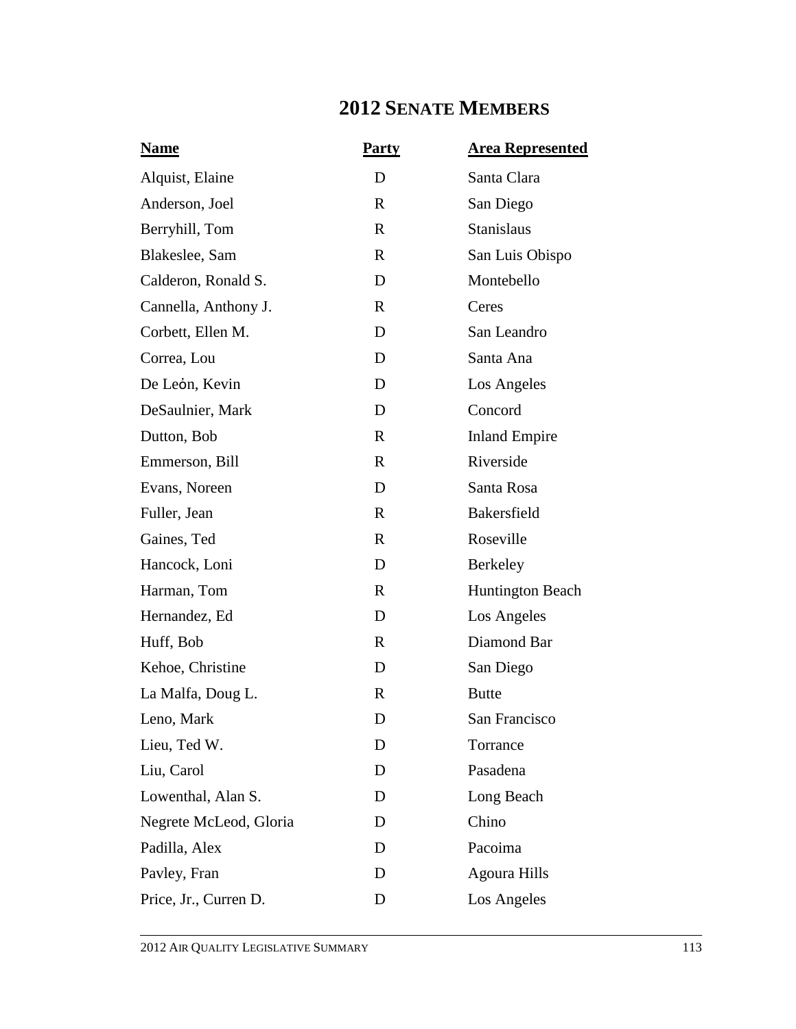# 2012 Senate Members

| Name | Party | Area Represented |
|---|---|---|
| Alquist, Elaine | D | Santa Clara |
| Anderson, Joel | R | San Diego |
| Berryhill, Tom | R | Stanislaus |
| Blakeslee, Sam | R | San Luis Obispo |
| Calderon, Ronald S. | D | Montebello |
| Cannella, Anthony J. | R | Ceres |
| Corbett, Ellen M. | D | San Leandro |
| Correa, Lou | D | Santa Ana |
| De Leȯn, Kevin | D | Los Angeles |
| DeSaulnier, Mark | D | Concord |
| Dutton, Bob | R | Inland Empire |
| Emmerson, Bill | R | Riverside |
| Evans, Noreen | D | Santa Rosa |
| Fuller, Jean | R | Bakersfield |
| Gaines, Ted | R | Roseville |
| Hancock, Loni | D | Berkeley |
| Harman, Tom | R | Huntington Beach |
| Hernandez, Ed | D | Los Angeles |
| Huff, Bob | R | Diamond Bar |
| Kehoe, Christine | D | San Diego |
| La Malfa, Doug L. | R | Butte |
| Leno, Mark | D | San Francisco |
| Lieu, Ted W. | D | Torrance |
| Liu, Carol | D | Pasadena |
| Lowenthal, Alan S. | D | Long Beach |
| Negrete McLeod, Gloria | D | Chino |
| Padilla, Alex | D | Pacoima |
| Pavley, Fran | D | Agoura Hills |
| Price, Jr., Curren D. | D | Los Angeles |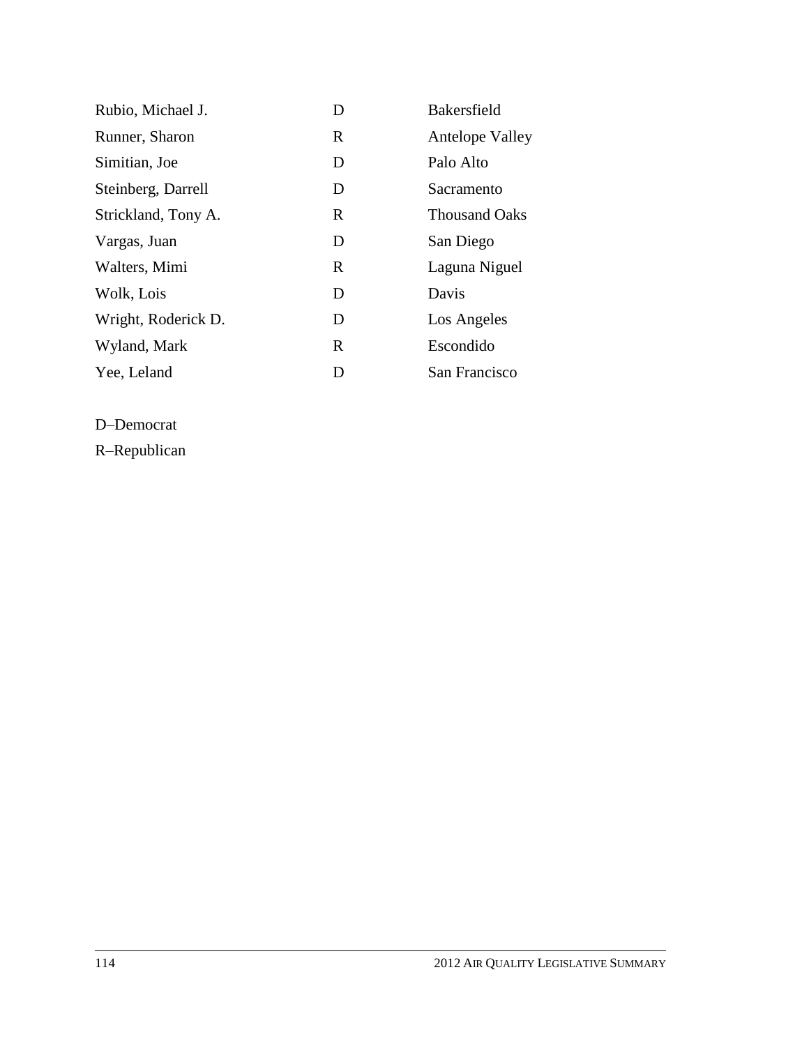| | | |
|---|---|---|
| Rubio, Michael J. | D | Bakersfield |
| Runner, Sharon | R | Antelope Valley |
| Simitian, Joe | D | Palo Alto |
| Steinberg, Darrell | D | Sacramento |
| Strickland, Tony A. | R | Thousand Oaks |
| Vargas, Juan | D | San Diego |
| Walters, Mimi | R | Laguna Niguel |
| Wolk, Lois | D | Davis |
| Wright, Roderick D. | D | Los Angeles |
| Wyland, Mark | R | Escondido |
| Yee, Leland | D | San Francisco |

D–Democrat

R–Republican